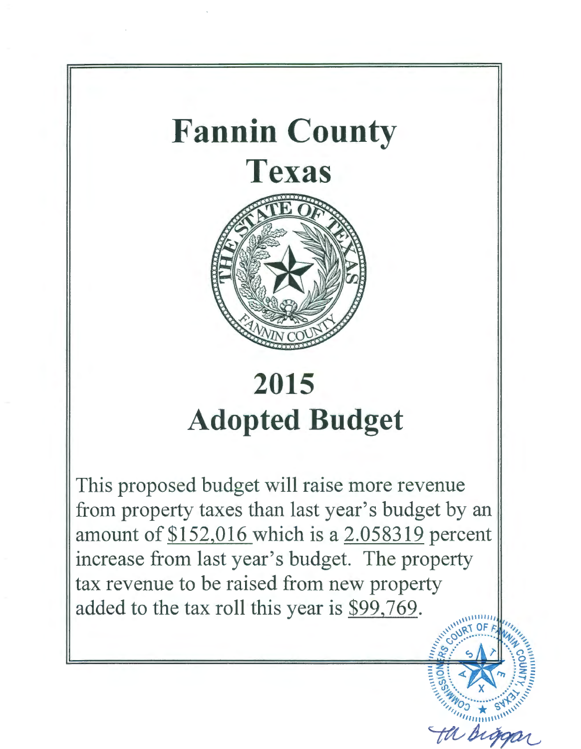# Fannin County

# Texas

# 2015

# Adopted Budget

This proposed budget will raise more revenue from property taxes than last year's budget by an amount of $152,016 which is a 2.058319 percent increase from last year's budget. The property tax revenue to be raised from new property added to the tax roll this year is $99,769.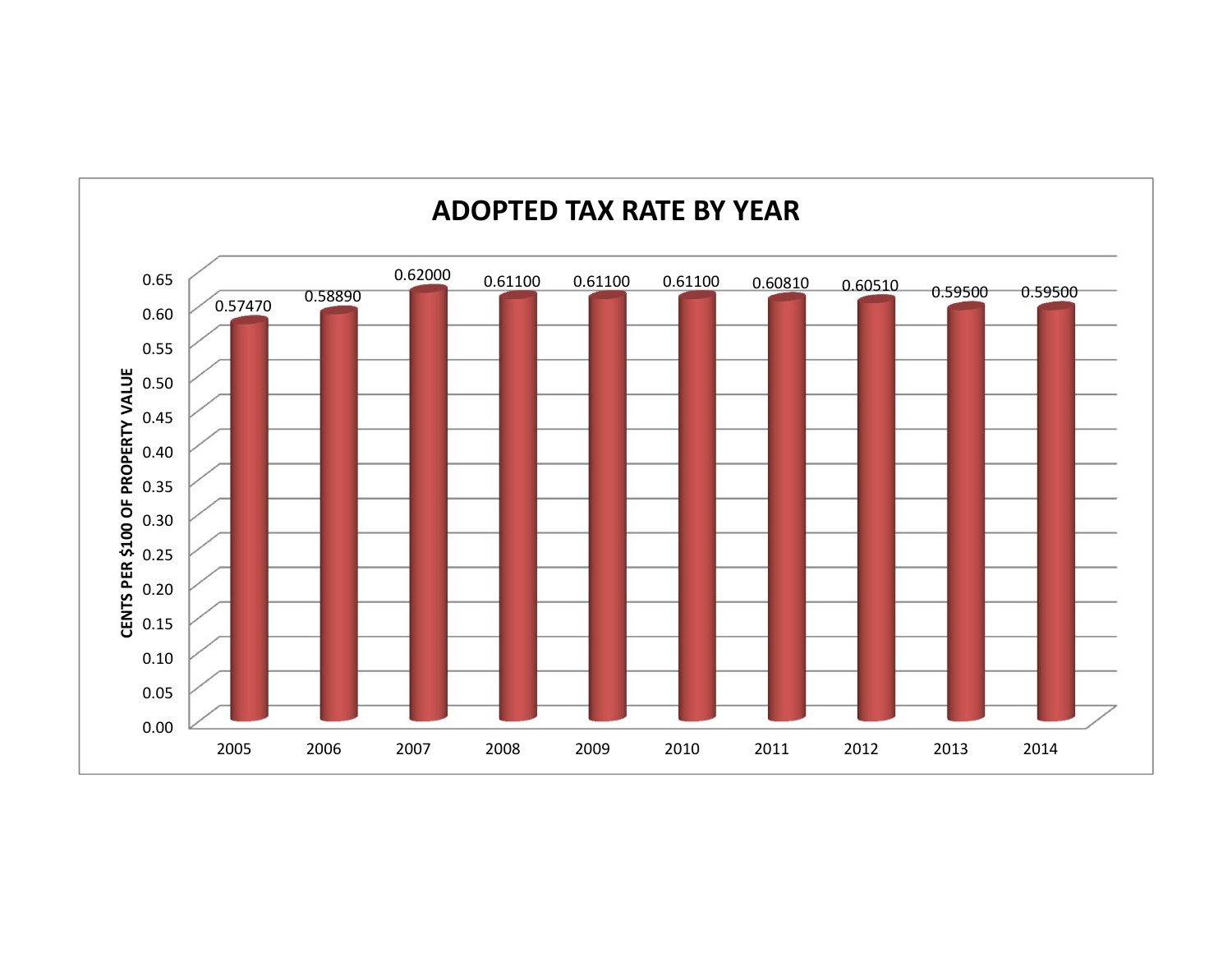# ADOPTED TAX RATE BY YEAR

CENTS PER $100 OF PROPERTY VALUE

0.65
0.60
0.55
0.50
0.45
0.40
0.35
0.30
0.25
0.20
0.15
0.10
0.05
0.00

0.57470
0.58890
0.62000
0.61100
0.61100
0.61100
0.60810
0.60510
0.59500
0.59500

2005
2006
2007
2008
2009
2010
2011
2012
2013
2014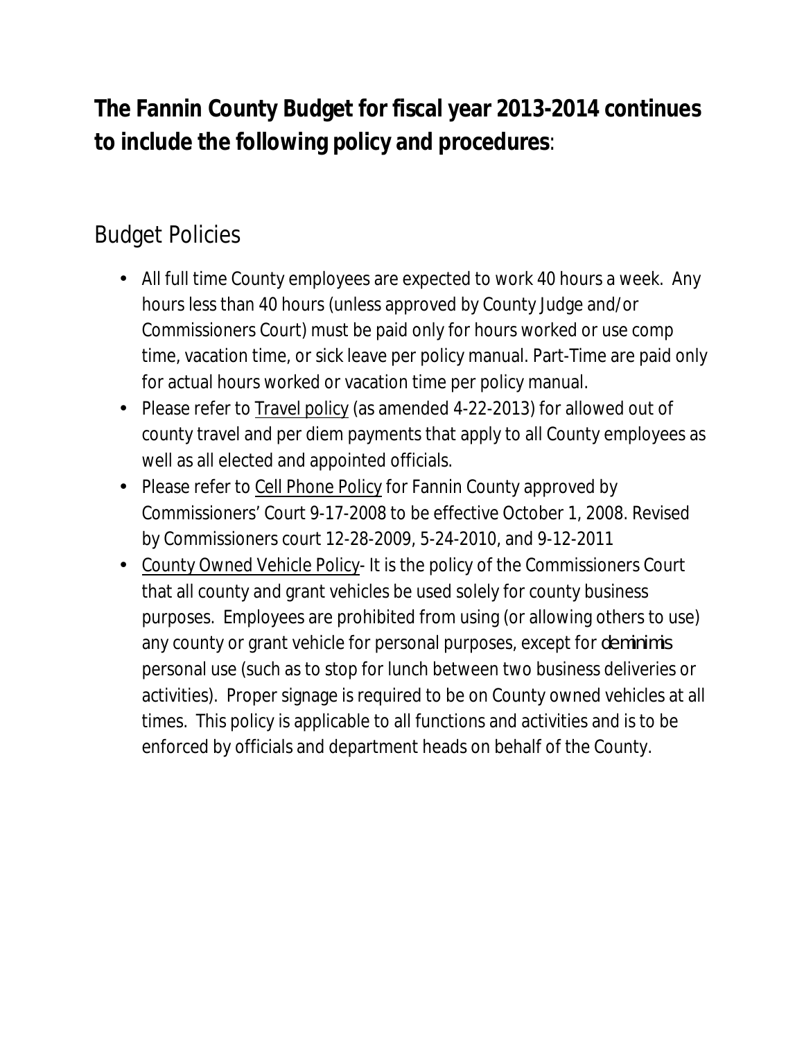**The Fannin County Budget for fiscal year 2013-2014 continues to include the following policy and procedures**:

## Budget Policies

- All full time County employees are expected to work 40 hours a week. Any hours less than 40 hours (unless approved by County Judge and/or Commissioners Court) must be paid only for hours worked or use comp time, vacation time, or sick leave per policy manual. Part-Time are paid only for actual hours worked or vacation time per policy manual.
- Please refer to Travel policy (as amended 4-22-2013) for allowed out of county travel and per diem payments that apply to all County employees as well as all elected and appointed officials.
- Please refer to Cell Phone Policy for Fannin County approved by Commissioners' Court 9-17-2008 to be effective October 1, 2008. Revised by Commissioners court 12-28-2009, 5-24-2010, and 9-12-2011
- County Owned Vehicle Policy- It is the policy of the Commissioners Court that all county and grant vehicles be used solely for county business purposes. Employees are prohibited from using (or allowing others to use) any county or grant vehicle for personal purposes, except for *de minimis* personal use (such as to stop for lunch between two business deliveries or activities). Proper signage is required to be on County owned vehicles at all times. This policy is applicable to all functions and activities and is to be enforced by officials and department heads on behalf of the County.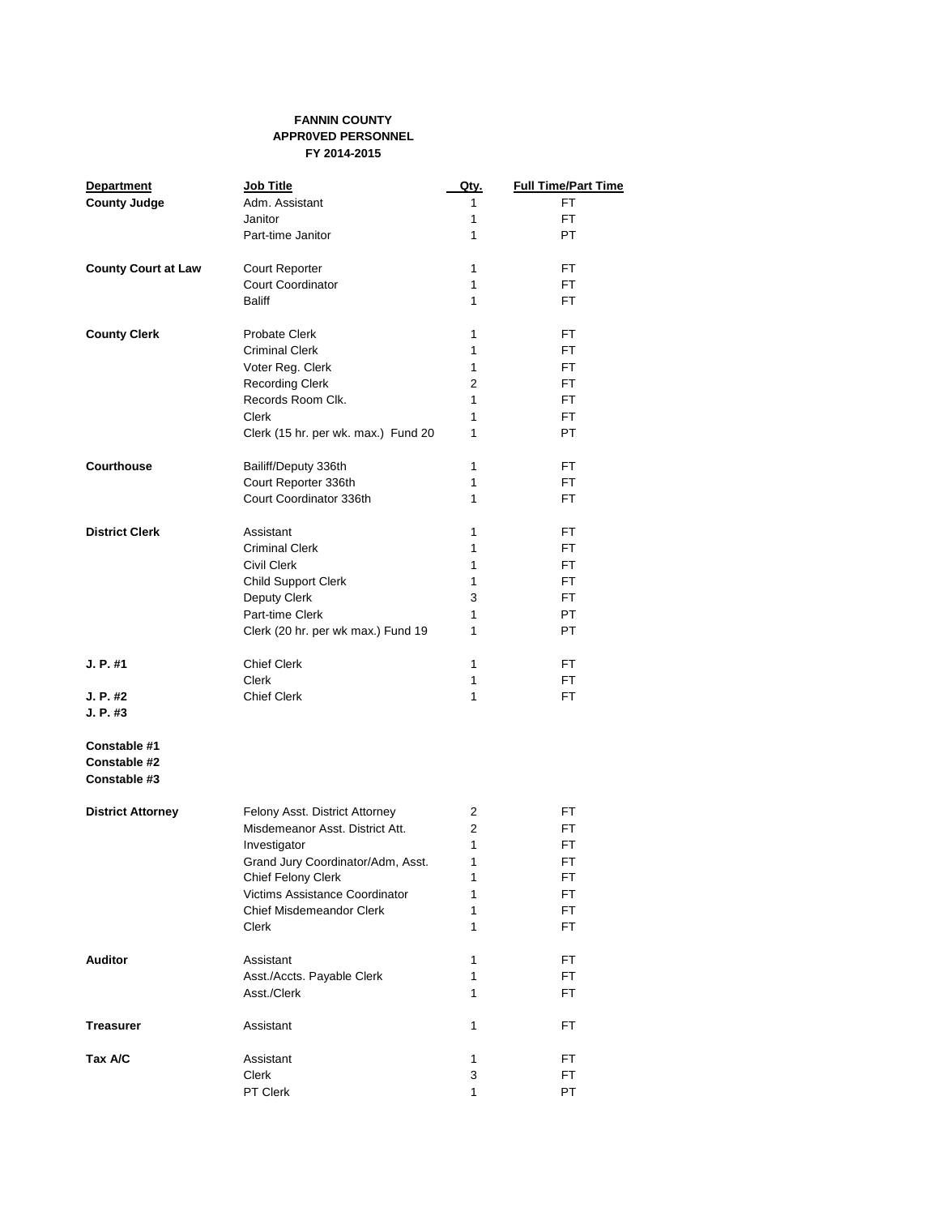**FANNIN COUNTY**
**APPR0VED PERSONNEL**
**FY 2014-2015**

| Department | Job Title | Qty. | Full Time/Part Time |
|---|---|---|---|
| **County Judge** | Adm. Assistant | 1 | FT |
| | Janitor | 1 | FT |
| | Part-time Janitor | 1 | PT |
| | | | |
| **County Court at Law** | Court Reporter | 1 | FT |
| | Court Coordinator | 1 | FT |
| | Baliff | 1 | FT |
| | | | |
| **County Clerk** | Probate Clerk | 1 | FT |
| | Criminal Clerk | 1 | FT |
| | Voter Reg. Clerk | 1 | FT |
| | Recording Clerk | 2 | FT |
| | Records Room Clk. | 1 | FT |
| | Clerk | 1 | FT |
| | Clerk (15 hr. per wk. max.) Fund 20 | 1 | PT |
| | | | |
| **Courthouse** | Bailiff/Deputy 336th | 1 | FT |
| | Court Reporter 336th | 1 | FT |
| | Court Coordinator 336th | 1 | FT |
| | | | |
| **District Clerk** | Assistant | 1 | FT |
| | Criminal Clerk | 1 | FT |
| | Civil Clerk | 1 | FT |
| | Child Support Clerk | 1 | FT |
| | Deputy Clerk | 3 | FT |
| | Part-time Clerk | 1 | PT |
| | Clerk (20 hr. per wk max.) Fund 19 | 1 | PT |
| | | | |
| **J. P. #1** | Chief Clerk | 1 | FT |
| | Clerk | 1 | FT |
| **J. P. #2** | Chief Clerk | 1 | FT |
| **J. P. #3** | | | |
| | | | |
| **Constable #1** | | | |
| **Constable #2** | | | |
| **Constable #3** | | | |
| | | | |
| **District Attorney** | Felony Asst. District Attorney | 2 | FT |
| | Misdemeanor Asst. District Att. | 2 | FT |
| | Investigator | 1 | FT |
| | Grand Jury Coordinator/Adm, Asst. | 1 | FT |
| | Chief Felony Clerk | 1 | FT |
| | Victims Assistance Coordinator | 1 | FT |
| | Chief Misdemeandor Clerk | 1 | FT |
| | Clerk | 1 | FT |
| | | | |
| **Auditor** | Assistant | 1 | FT |
| | Asst./Accts. Payable Clerk | 1 | FT |
| | Asst./Clerk | 1 | FT |
| | | | |
| **Treasurer** | Assistant | 1 | FT |
| | | | |
| **Tax A/C** | Assistant | 1 | FT |
| | Clerk | 3 | FT |
| | PT Clerk | 1 | PT |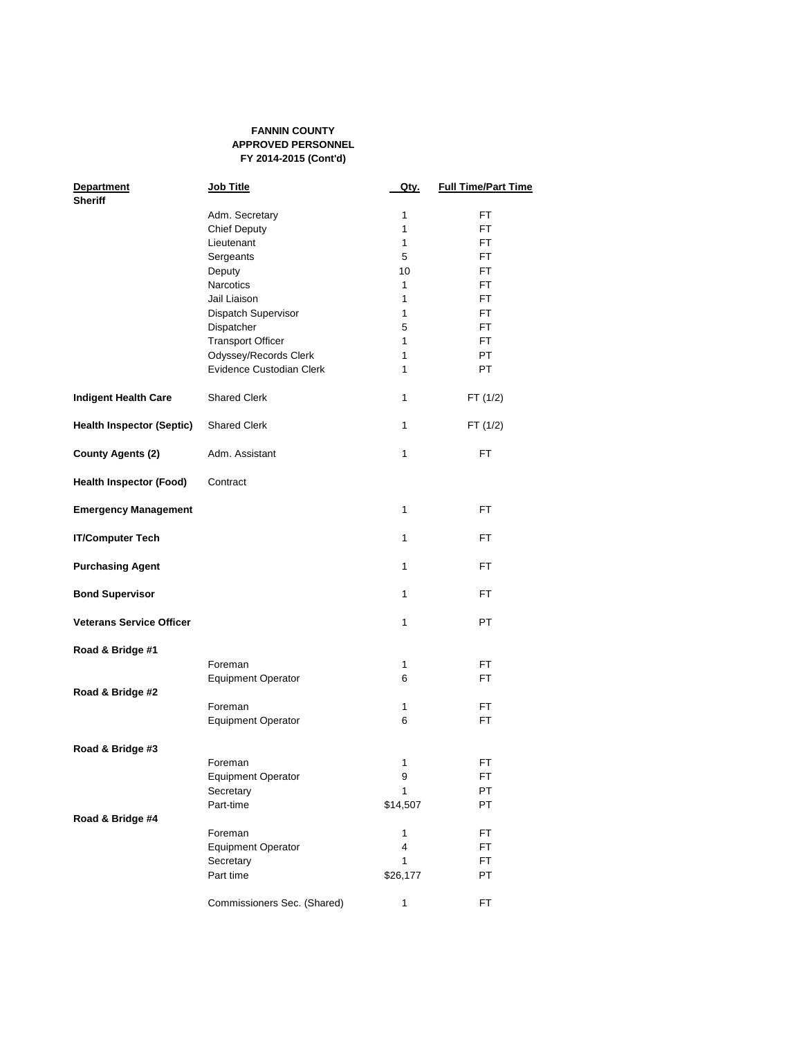**FANNIN COUNTY**
**APPROVED PERSONNEL**
**FY 2014-2015 (Cont'd)**

| Department | Job Title | Qty. | Full Time/Part Time |
|---|---|---|---|
| **Sheriff** | | | |
| | Adm. Secretary | 1 | FT |
| | Chief Deputy | 1 | FT |
| | Lieutenant | 1 | FT |
| | Sergeants | 5 | FT |
| | Deputy | 10 | FT |
| | Narcotics | 1 | FT |
| | Jail Liaison | 1 | FT |
| | Dispatch Supervisor | 1 | FT |
| | Dispatcher | 5 | FT |
| | Transport Officer | 1 | FT |
| | Odyssey/Records Clerk | 1 | PT |
| | Evidence Custodian Clerk | 1 | PT |
| **Indigent Health Care** | Shared Clerk | 1 | FT (1/2) |
| **Health Inspector (Septic)** | Shared Clerk | 1 | FT (1/2) |
| **County Agents (2)** | Adm. Assistant | 1 | FT |
| **Health Inspector (Food)** | Contract | | |
| **Emergency Management** | | 1 | FT |
| **IT/Computer Tech** | | 1 | FT |
| **Purchasing Agent** | | 1 | FT |
| **Bond Supervisor** | | 1 | FT |
| **Veterans Service Officer** | | 1 | PT |
| **Road & Bridge #1** | | | |
| | Foreman | 1 | FT |
| | Equipment Operator | 6 | FT |
| **Road & Bridge #2** | | | |
| | Foreman | 1 | FT |
| | Equipment Operator | 6 | FT |
| **Road & Bridge #3** | | | |
| | Foreman | 1 | FT |
| | Equipment Operator | 9 | FT |
| | Secretary | 1 | PT |
| | Part-time | $14,507 | PT |
| **Road & Bridge #4** | | | |
| | Foreman | 1 | FT |
| | Equipment Operator | 4 | FT |
| | Secretary | 1 | FT |
| | Part time | $26,177 | PT |
| | Commissioners Sec. (Shared) | 1 | FT |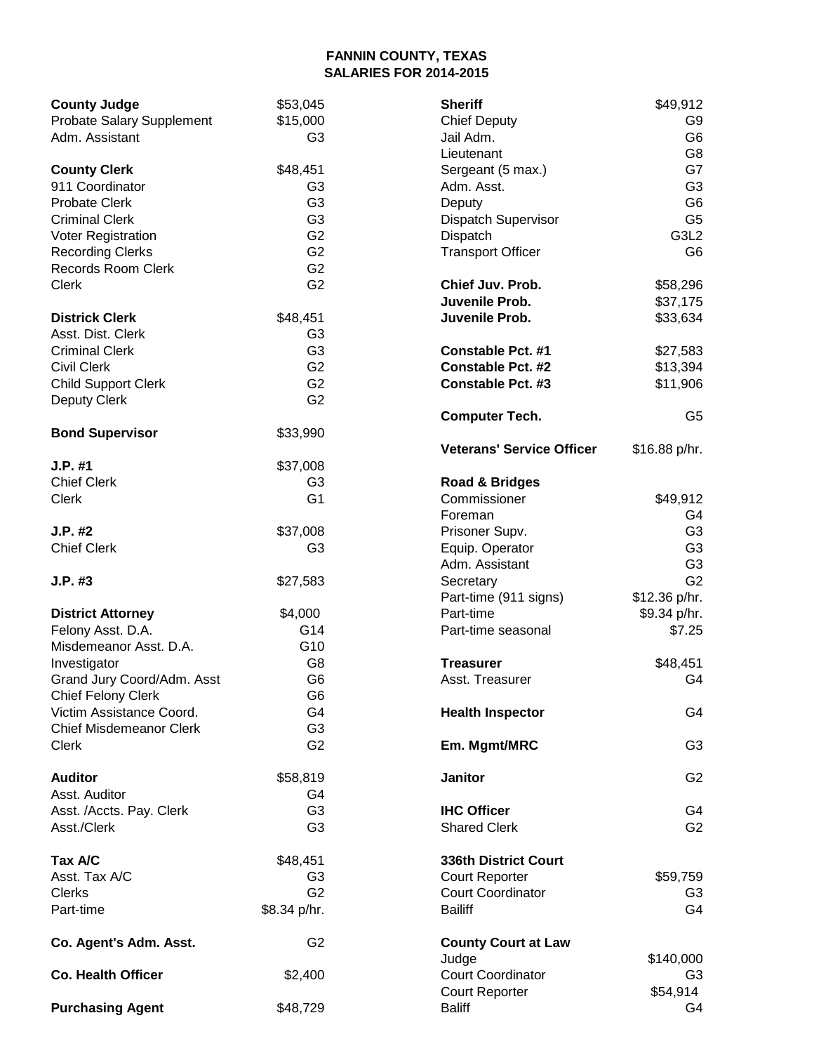# FANNIN COUNTY, TEXAS
## SALARIES FOR 2014-2015

| | |
|---|---|
| **County Judge** | $53,045 |
| Probate Salary Supplement | $15,000 |
| Adm. Assistant | G3 |
| | |
| **County Clerk** | $48,451 |
| 911 Coordinator | G3 |
| Probate Clerk | G3 |
| Criminal Clerk | G3 |
| Voter Registration | G2 |
| Recording Clerks | G2 |
| Records Room Clerk | G2 |
| Clerk | G2 |
| | |
| **Districk Clerk** | $48,451 |
| Asst. Dist. Clerk | G3 |
| Criminal Clerk | G3 |
| Civil Clerk | G2 |
| Child Support Clerk | G2 |
| Deputy Clerk | G2 |
| | |
| **Bond Supervisor** | $33,990 |
| | |
| **J.P. #1** | $37,008 |
| Chief Clerk | G3 |
| Clerk | G1 |
| | |
| **J.P. #2** | $37,008 |
| Chief Clerk | G3 |
| | |
| **J.P. #3** | $27,583 |
| | |
| **District Attorney** | $4,000 |
| Felony Asst. D.A. | G14 |
| Misdemeanor Asst. D.A. | G10 |
| Investigator | G8 |
| Grand Jury Coord/Adm. Asst | G6 |
| Chief Felony Clerk | G6 |
| Victim Assistance Coord. | G4 |
| Chief Misdemeanor Clerk | G3 |
| Clerk | G2 |
| | |
| **Auditor** | $58,819 |
| Asst. Auditor | G4 |
| Asst. /Accts. Pay. Clerk | G3 |
| Asst./Clerk | G3 |
| | |
| **Tax A/C** | $48,451 |
| Asst. Tax A/C | G3 |
| Clerks | G2 |
| Part-time | $8.34 p/hr. |
| | |
| **Co. Agent's Adm. Asst.** | G2 |
| | |
| **Co. Health Officer** | $2,400 |
| | |
| **Purchasing Agent** | $48,729 |

| | |
|---|---|
| **Sheriff** | $49,912 |
| Chief Deputy | G9 |
| Jail Adm. | G6 |
| Lieutenant | G8 |
| Sergeant (5 max.) | G7 |
| Adm. Asst. | G3 |
| Deputy | G6 |
| Dispatch Supervisor | G5 |
| Dispatch | G3L2 |
| Transport Officer | G6 |
| | |
| **Chief Juv. Prob.** | $58,296 |
| **Juvenile Prob.** | $37,175 |
| **Juvenile Prob.** | $33,634 |
| | |
| **Constable Pct. #1** | $27,583 |
| **Constable Pct. #2** | $13,394 |
| **Constable Pct. #3** | $11,906 |
| | |
| **Computer Tech.** | G5 |
| | |
| **Veterans' Service Officer** | $16.88 p/hr. |
| | |
| **Road & Bridges** | |
| Commissioner | $49,912 |
| Foreman | G4 |
| Prisoner Supv. | G3 |
| Equip. Operator | G3 |
| Adm. Assistant | G3 |
| Secretary | G2 |
| Part-time (911 signs) | $12.36 p/hr. |
| Part-time | $9.34 p/hr. |
| Part-time seasonal | $7.25 |
| | |
| **Treasurer** | $48,451 |
| Asst. Treasurer | G4 |
| | |
| **Health Inspector** | G4 |
| | |
| **Em. Mgmt/MRC** | G3 |
| | |
| **Janitor** | G2 |
| | |
| **IHC Officer** | G4 |
| Shared Clerk | G2 |
| | |
| **336th District Court** | |
| Court Reporter | $59,759 |
| Court Coordinator | G3 |
| Bailiff | G4 |
| | |
| **County Court at Law** | |
| Judge | $140,000 |
| Court Coordinator | G3 |
| Court Reporter | $54,914 |
| Baliff | G4 |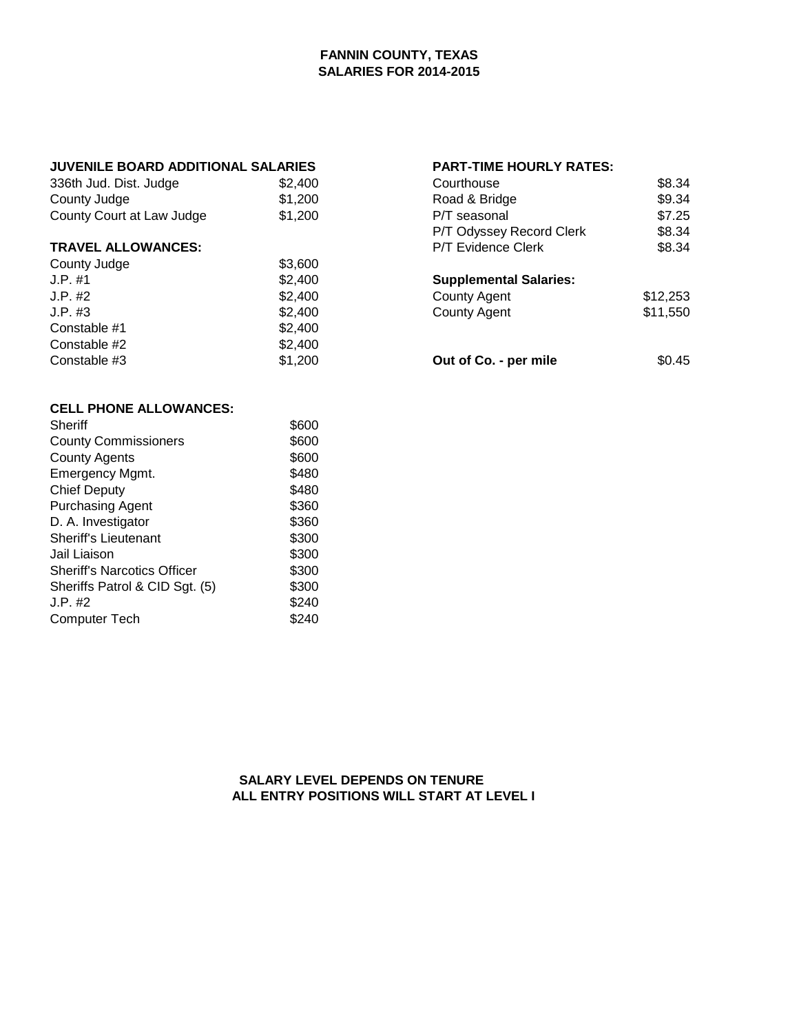# FANNIN COUNTY, TEXAS
## SALARIES FOR 2014-2015

**JUVENILE BOARD ADDITIONAL SALARIES**

| | |
|---|---|
| 336th Jud. Dist. Judge | $2,400 |
| County Judge | $1,200 |
| County Court at Law Judge | $1,200 |

**TRAVEL ALLOWANCES:**

| | |
|---|---|
| County Judge | $3,600 |
| J.P. #1 | $2,400 |
| J.P. #2 | $2,400 |
| J.P. #3 | $2,400 |
| Constable #1 | $2,400 |
| Constable #2 | $2,400 |
| Constable #3 | $1,200 |

**CELL PHONE ALLOWANCES:**

| | |
|---|---|
| Sheriff | $600 |
| County Commissioners | $600 |
| County Agents | $600 |
| Emergency Mgmt. | $480 |
| Chief Deputy | $480 |
| Purchasing Agent | $360 |
| D. A. Investigator | $360 |
| Sheriff's Lieutenant | $300 |
| Jail Liaison | $300 |
| Sheriff's Narcotics Officer | $300 |
| Sheriffs Patrol & CID Sgt. (5) | $300 |
| J.P. #2 | $240 |
| Computer Tech | $240 |

**PART-TIME HOURLY RATES:**

| | |
|---|---|
| Courthouse | $8.34 |
| Road & Bridge | $9.34 |
| P/T seasonal | $7.25 |
| P/T Odyssey Record Clerk | $8.34 |
| P/T Evidence Clerk | $8.34 |

**Supplemental Salaries:**

| | |
|---|---|
| County Agent | $12,253 |
| County Agent | $11,550 |

**Out of Co. - per mile** $0.45

**SALARY LEVEL DEPENDS ON TENURE**
**ALL ENTRY POSITIONS WILL START AT LEVEL I**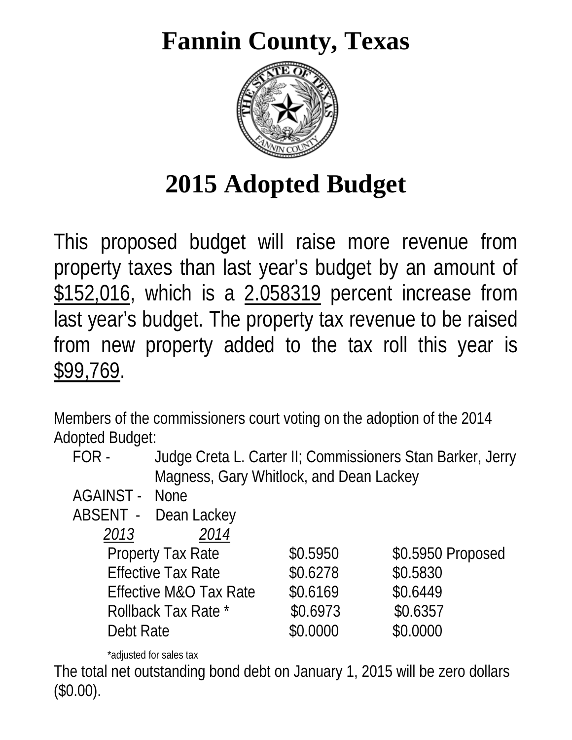# Fannin County, Texas

# 2015 Adopted Budget

This proposed budget will raise more revenue from property taxes than last year's budget by an amount of <u>$152,016</u>, which is a <u>2.058319</u> percent increase from last year's budget. The property tax revenue to be raised from new property added to the tax roll this year is <u>$99,769</u>.

Members of the commissioners court voting on the adoption of the 2014 Adopted Budget:

FOR - Judge Creta L. Carter II; Commissioners Stan Barker, Jerry Magness, Gary Whitlock, and Dean Lackey

AGAINST - None

ABSENT - Dean Lackey

| *2013* *2014* | | |
|---|---|---|
| Property Tax Rate | $0.5950 | $0.5950 Proposed |
| Effective Tax Rate | $0.6278 | $0.5830 |
| Effective M&O Tax Rate | $0.6169 | $0.6449 |
| Rollback Tax Rate * | $0.6973 | $0.6357 |
| Debt Rate | $0.0000 | $0.0000 |

*adjusted for sales tax

The total net outstanding bond debt on January 1, 2015 will be zero dollars ($0.00).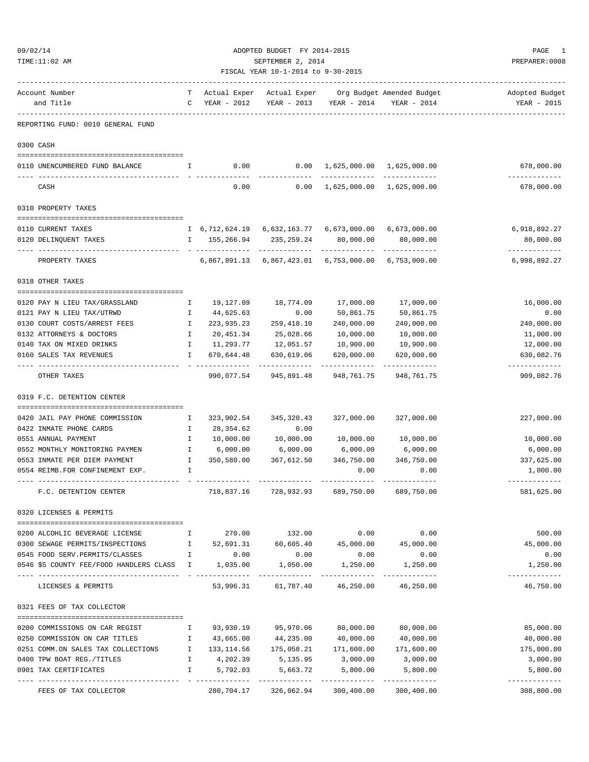ADOPTED BUDGET FY 2014-2015
SEPTEMBER 2, 2014
FISCAL YEAR 10-1-2014 to 9-30-2015

| Account Number and Title | TC | Actual Exper YEAR - 2012 | Actual Exper YEAR - 2013 | Org Budget YEAR - 2014 | Amended Budget YEAR - 2014 | Adopted Budget YEAR - 2015 |
|---|---|---|---|---|---|---|
| **REPORTING FUND: 0010 GENERAL FUND** | | | | | | |
| **0300 CASH** | | | | | | |
| 0110 UNENCUMBERED FUND BALANCE | I | 0.00 | 0.00 | 1,625,000.00 | 1,625,000.00 | 678,000.00 |
| CASH | | 0.00 | 0.00 | 1,625,000.00 | 1,625,000.00 | 678,000.00 |
| **0310 PROPERTY TAXES** | | | | | | |
| 0110 CURRENT TAXES | I | 6,712,624.19 | 6,632,163.77 | 6,673,000.00 | 6,673,000.00 | 6,918,892.27 |
| 0120 DELINQUENT TAXES | I | 155,266.94 | 235,259.24 | 80,000.00 | 80,000.00 | 80,000.00 |
| PROPERTY TAXES | | 6,867,891.13 | 6,867,423.01 | 6,753,000.00 | 6,753,000.00 | 6,998,892.27 |
| **0318 OTHER TAXES** | | | | | | |
| 0120 PAY N LIEU TAX/GRASSLAND | I | 19,127.09 | 18,774.09 | 17,000.00 | 17,000.00 | 16,000.00 |
| 0121 PAY N LIEU TAX/UTRWD | I | 44,625.63 | 0.00 | 50,861.75 | 50,861.75 | 0.00 |
| 0130 COURT COSTS/ARREST FEES | I | 223,935.23 | 259,418.10 | 240,000.00 | 240,000.00 | 240,000.00 |
| 0132 ATTORNEYS & DOCTORS | I | 20,451.34 | 25,028.66 | 10,000.00 | 10,000.00 | 11,000.00 |
| 0140 TAX ON MIXED DRINKS | I | 11,293.77 | 12,051.57 | 10,900.00 | 10,900.00 | 12,000.00 |
| 0160 SALES TAX REVENUES | I | 670,644.48 | 630,619.06 | 620,000.00 | 620,000.00 | 630,082.76 |
| OTHER TAXES | | 990,077.54 | 945,891.48 | 948,761.75 | 948,761.75 | 909,082.76 |
| **0319 F.C. DETENTION CENTER** | | | | | | |
| 0420 JAIL PAY PHONE COMMISSION | I | 323,902.54 | 345,320.43 | 327,000.00 | 327,000.00 | 227,000.00 |
| 0422 INMATE PHONE CARDS | I | 28,354.62 | 0.00 | | | |
| 0551 ANNUAL PAYMENT | I | 10,000.00 | 10,000.00 | 10,000.00 | 10,000.00 | 10,000.00 |
| 0552 MONTHLY MONITORING PAYMEN | I | 6,000.00 | 6,000.00 | 6,000.00 | 6,000.00 | 6,000.00 |
| 0553 INMATE PER DIEM PAYMENT | I | 350,580.00 | 367,612.50 | 346,750.00 | 346,750.00 | 337,625.00 |
| 0554 REIMB.FOR CONFINEMENT EXP. | I | | | 0.00 | 0.00 | 1,000.00 |
| F.C. DETENTION CENTER | | 718,837.16 | 728,932.93 | 689,750.00 | 689,750.00 | 581,625.00 |
| **0320 LICENSES & PERMITS** | | | | | | |
| 0200 ALCOHLIC BEVERAGE LICENSE | I | 270.00 | 132.00 | 0.00 | 0.00 | 500.00 |
| 0300 SEWAGE PERMITS/INSPECTIONS | I | 52,691.31 | 60,605.40 | 45,000.00 | 45,000.00 | 45,000.00 |
| 0545 FOOD SERV.PERMITS/CLASSES | I | 0.00 | 0.00 | 0.00 | 0.00 | 0.00 |
| 0546 $5 COUNTY FEE/FOOD HANDLERS CLASS | I | 1,035.00 | 1,050.00 | 1,250.00 | 1,250.00 | 1,250.00 |
| LICENSES & PERMITS | | 53,996.31 | 61,787.40 | 46,250.00 | 46,250.00 | 46,750.00 |
| **0321 FEES OF TAX COLLECTOR** | | | | | | |
| 0200 COMMISSIONS ON CAR REGIST | I | 93,930.19 | 95,970.06 | 80,000.00 | 80,000.00 | 85,000.00 |
| 0250 COMMISSION ON CAR TITLES | I | 43,665.00 | 44,235.00 | 40,000.00 | 40,000.00 | 40,000.00 |
| 0251 COMM.ON SALES TAX COLLECTIONS | I | 133,114.56 | 175,058.21 | 171,600.00 | 171,600.00 | 175,000.00 |
| 0400 TPW BOAT REG./TITLES | I | 4,202.39 | 5,135.95 | 3,000.00 | 3,000.00 | 3,000.00 |
| 0901 TAX CERTIFICATES | I | 5,792.03 | 5,663.72 | 5,800.00 | 5,800.00 | 5,800.00 |
| FEES OF TAX COLLECTOR | | 280,704.17 | 326,062.94 | 300,400.00 | 300,400.00 | 308,800.00 |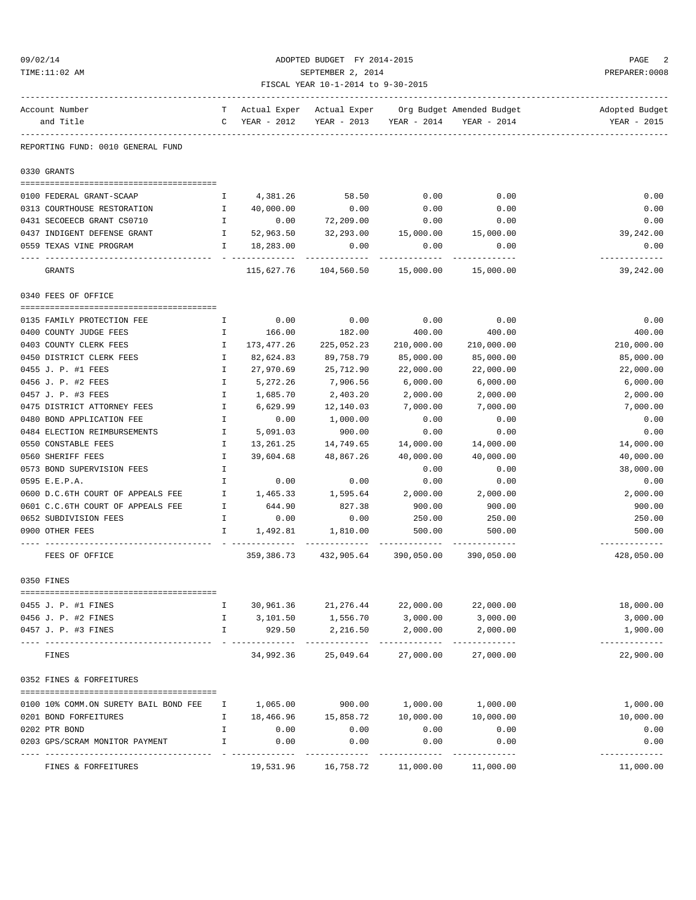ADOPTED BUDGET FY 2014-2015

SEPTEMBER 2, 2014

FISCAL YEAR 10-1-2014 to 9-30-2015

| Account Number and Title | T C | Actual Exper YEAR - 2012 | Actual Exper YEAR - 2013 | Org Budget YEAR - 2014 | Amended Budget YEAR - 2014 | Adopted Budget YEAR - 2015 |
|---|---|---|---|---|---|---|
| **REPORTING FUND: 0010 GENERAL FUND** | | | | | | |
| **0330 GRANTS** | | | | | | |
| 0100 FEDERAL GRANT-SCAAP | I | 4,381.26 | 58.50 | 0.00 | 0.00 | 0.00 |
| 0313 COURTHOUSE RESTORATION | I | 40,000.00 | 0.00 | 0.00 | 0.00 | 0.00 |
| 0431 SECOEECB GRANT CS0710 | I | 0.00 | 72,209.00 | 0.00 | 0.00 | 0.00 |
| 0437 INDIGENT DEFENSE GRANT | I | 52,963.50 | 32,293.00 | 15,000.00 | 15,000.00 | 39,242.00 |
| 0559 TEXAS VINE PROGRAM | I | 18,283.00 | 0.00 | 0.00 | 0.00 | 0.00 |
| GRANTS | | 115,627.76 | 104,560.50 | 15,000.00 | 15,000.00 | 39,242.00 |
| **0340 FEES OF OFFICE** | | | | | | |
| 0135 FAMILY PROTECTION FEE | I | 0.00 | 0.00 | 0.00 | 0.00 | 0.00 |
| 0400 COUNTY JUDGE FEES | I | 166.00 | 182.00 | 400.00 | 400.00 | 400.00 |
| 0403 COUNTY CLERK FEES | I | 173,477.26 | 225,052.23 | 210,000.00 | 210,000.00 | 210,000.00 |
| 0450 DISTRICT CLERK FEES | I | 82,624.83 | 89,758.79 | 85,000.00 | 85,000.00 | 85,000.00 |
| 0455 J. P. #1 FEES | I | 27,970.69 | 25,712.90 | 22,000.00 | 22,000.00 | 22,000.00 |
| 0456 J. P. #2 FEES | I | 5,272.26 | 7,906.56 | 6,000.00 | 6,000.00 | 6,000.00 |
| 0457 J. P. #3 FEES | I | 1,685.70 | 2,403.20 | 2,000.00 | 2,000.00 | 2,000.00 |
| 0475 DISTRICT ATTORNEY FEES | I | 6,629.99 | 12,140.03 | 7,000.00 | 7,000.00 | 7,000.00 |
| 0480 BOND APPLICATION FEE | I | 0.00 | 1,000.00 | 0.00 | 0.00 | 0.00 |
| 0484 ELECTION REIMBURSEMENTS | I | 5,091.03 | 900.00 | 0.00 | 0.00 | 0.00 |
| 0550 CONSTABLE FEES | I | 13,261.25 | 14,749.65 | 14,000.00 | 14,000.00 | 14,000.00 |
| 0560 SHERIFF FEES | I | 39,604.68 | 48,867.26 | 40,000.00 | 40,000.00 | 40,000.00 |
| 0573 BOND SUPERVISION FEES | I | | | 0.00 | 0.00 | 38,000.00 |
| 0595 E.E.P.A. | I | 0.00 | 0.00 | 0.00 | 0.00 | 0.00 |
| 0600 D.C.6TH COURT OF APPEALS FEE | I | 1,465.33 | 1,595.64 | 2,000.00 | 2,000.00 | 2,000.00 |
| 0601 C.C.6TH COURT OF APPEALS FEE | I | 644.90 | 827.38 | 900.00 | 900.00 | 900.00 |
| 0652 SUBDIVISION FEES | I | 0.00 | 0.00 | 250.00 | 250.00 | 250.00 |
| 0900 OTHER FEES | I | 1,492.81 | 1,810.00 | 500.00 | 500.00 | 500.00 |
| FEES OF OFFICE | | 359,386.73 | 432,905.64 | 390,050.00 | 390,050.00 | 428,050.00 |
| **0350 FINES** | | | | | | |
| 0455 J. P. #1 FINES | I | 30,961.36 | 21,276.44 | 22,000.00 | 22,000.00 | 18,000.00 |
| 0456 J. P. #2 FINES | I | 3,101.50 | 1,556.70 | 3,000.00 | 3,000.00 | 3,000.00 |
| 0457 J. P. #3 FINES | I | 929.50 | 2,216.50 | 2,000.00 | 2,000.00 | 1,900.00 |
| FINES | | 34,992.36 | 25,049.64 | 27,000.00 | 27,000.00 | 22,900.00 |
| **0352 FINES & FORFEITURES** | | | | | | |
| 0100 10% COMM.ON SURETY BAIL BOND FEE | I | 1,065.00 | 900.00 | 1,000.00 | 1,000.00 | 1,000.00 |
| 0201 BOND FORFEITURES | I | 18,466.96 | 15,858.72 | 10,000.00 | 10,000.00 | 10,000.00 |
| 0202 PTR BOND | I | 0.00 | 0.00 | 0.00 | 0.00 | 0.00 |
| 0203 GPS/SCRAM MONITOR PAYMENT | I | 0.00 | 0.00 | 0.00 | 0.00 | 0.00 |
| FINES & FORFEITURES | | 19,531.96 | 16,758.72 | 11,000.00 | 11,000.00 | 11,000.00 |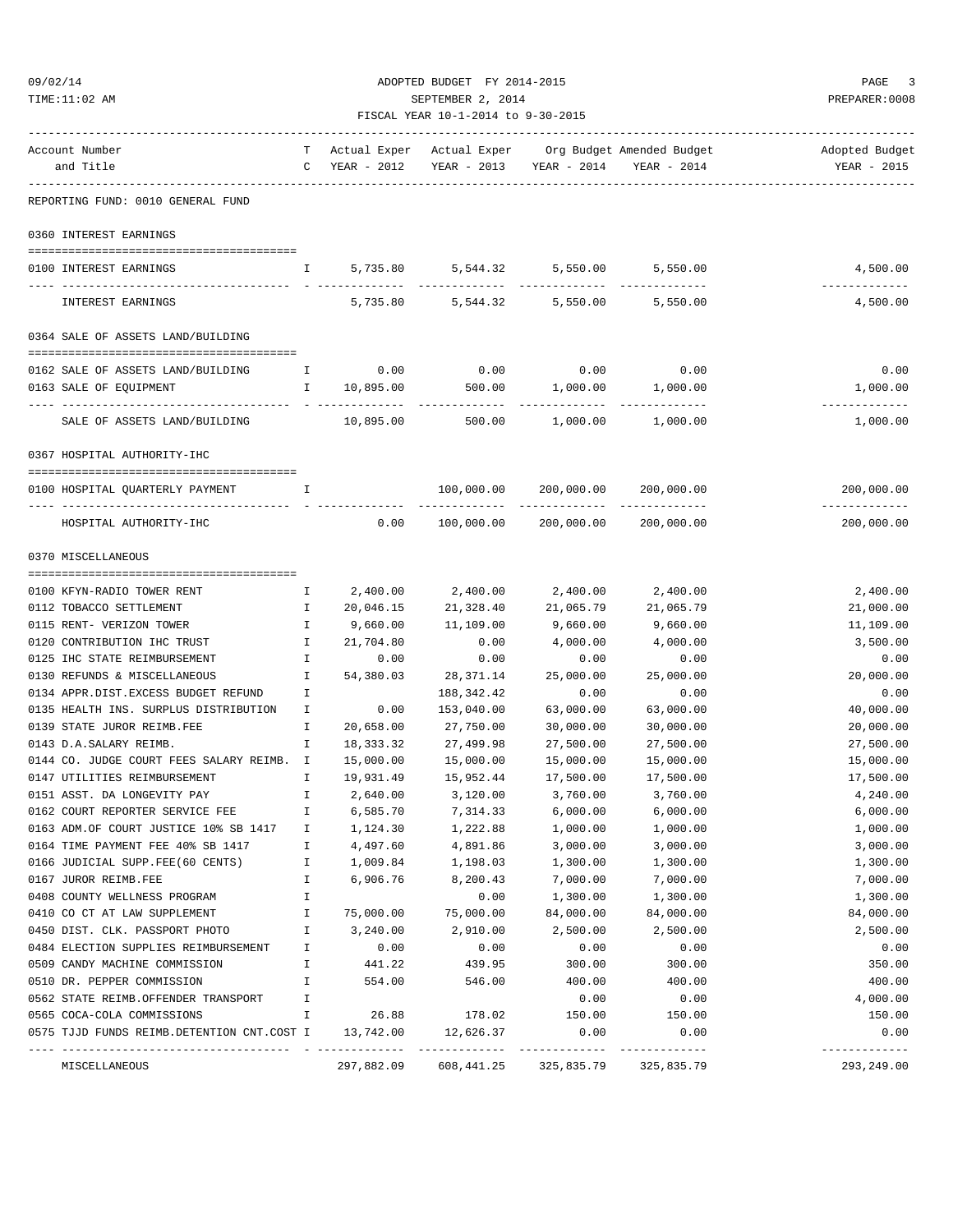ADOPTED BUDGET FY 2014-2015
SEPTEMBER 2, 2014
FISCAL YEAR 10-1-2014 to 9-30-2015

| Account Number and Title | TC | Actual Exper YEAR - 2012 | Actual Exper YEAR - 2013 | Org Budget YEAR - 2014 | Amended Budget YEAR - 2014 | Adopted Budget YEAR - 2015 |
|---|---|---|---|---|---|---|
| **REPORTING FUND: 0010 GENERAL FUND** | | | | | | |
| **0360 INTEREST EARNINGS** | | | | | | |
| 0100 INTEREST EARNINGS | I | 5,735.80 | 5,544.32 | 5,550.00 | 5,550.00 | 4,500.00 |
| INTEREST EARNINGS | | 5,735.80 | 5,544.32 | 5,550.00 | 5,550.00 | 4,500.00 |
| **0364 SALE OF ASSETS LAND/BUILDING** | | | | | | |
| 0162 SALE OF ASSETS LAND/BUILDING | I | 0.00 | 0.00 | 0.00 | 0.00 | 0.00 |
| 0163 SALE OF EQUIPMENT | I | 10,895.00 | 500.00 | 1,000.00 | 1,000.00 | 1,000.00 |
| SALE OF ASSETS LAND/BUILDING | | 10,895.00 | 500.00 | 1,000.00 | 1,000.00 | 1,000.00 |
| **0367 HOSPITAL AUTHORITY-IHC** | | | | | | |
| 0100 HOSPITAL QUARTERLY PAYMENT | I | | 100,000.00 | 200,000.00 | 200,000.00 | 200,000.00 |
| HOSPITAL AUTHORITY-IHC | | 0.00 | 100,000.00 | 200,000.00 | 200,000.00 | 200,000.00 |
| **0370 MISCELLANEOUS** | | | | | | |
| 0100 KFYN-RADIO TOWER RENT | I | 2,400.00 | 2,400.00 | 2,400.00 | 2,400.00 | 2,400.00 |
| 0112 TOBACCO SETTLEMENT | I | 20,046.15 | 21,328.40 | 21,065.79 | 21,065.79 | 21,000.00 |
| 0115 RENT- VERIZON TOWER | I | 9,660.00 | 11,109.00 | 9,660.00 | 9,660.00 | 11,109.00 |
| 0120 CONTRIBUTION IHC TRUST | I | 21,704.80 | 0.00 | 4,000.00 | 4,000.00 | 3,500.00 |
| 0125 IHC STATE REIMBURSEMENT | I | 0.00 | 0.00 | 0.00 | 0.00 | 0.00 |
| 0130 REFUNDS & MISCELLANEOUS | I | 54,380.03 | 28,371.14 | 25,000.00 | 25,000.00 | 20,000.00 |
| 0134 APPR.DIST.EXCESS BUDGET REFUND | I | | 188,342.42 | 0.00 | 0.00 | 0.00 |
| 0135 HEALTH INS. SURPLUS DISTRIBUTION | I | 0.00 | 153,040.00 | 63,000.00 | 63,000.00 | 40,000.00 |
| 0139 STATE JUROR REIMB.FEE | I | 20,658.00 | 27,750.00 | 30,000.00 | 30,000.00 | 20,000.00 |
| 0143 D.A.SALARY REIMB. | I | 18,333.32 | 27,499.98 | 27,500.00 | 27,500.00 | 27,500.00 |
| 0144 CO. JUDGE COURT FEES SALARY REIMB. | I | 15,000.00 | 15,000.00 | 15,000.00 | 15,000.00 | 15,000.00 |
| 0147 UTILITIES REIMBURSEMENT | I | 19,931.49 | 15,952.44 | 17,500.00 | 17,500.00 | 17,500.00 |
| 0151 ASST. DA LONGEVITY PAY | I | 2,640.00 | 3,120.00 | 3,760.00 | 3,760.00 | 4,240.00 |
| 0162 COURT REPORTER SERVICE FEE | I | 6,585.70 | 7,314.33 | 6,000.00 | 6,000.00 | 6,000.00 |
| 0163 ADM.OF COURT JUSTICE 10% SB 1417 | I | 1,124.30 | 1,222.88 | 1,000.00 | 1,000.00 | 1,000.00 |
| 0164 TIME PAYMENT FEE 40% SB 1417 | I | 4,497.60 | 4,891.86 | 3,000.00 | 3,000.00 | 3,000.00 |
| 0166 JUDICIAL SUPP.FEE(60 CENTS) | I | 1,009.84 | 1,198.03 | 1,300.00 | 1,300.00 | 1,300.00 |
| 0167 JUROR REIMB.FEE | I | 6,906.76 | 8,200.43 | 7,000.00 | 7,000.00 | 7,000.00 |
| 0408 COUNTY WELLNESS PROGRAM | I | | 0.00 | 1,300.00 | 1,300.00 | 1,300.00 |
| 0410 CO CT AT LAW SUPPLEMENT | I | 75,000.00 | 75,000.00 | 84,000.00 | 84,000.00 | 84,000.00 |
| 0450 DIST. CLK. PASSPORT PHOTO | I | 3,240.00 | 2,910.00 | 2,500.00 | 2,500.00 | 2,500.00 |
| 0484 ELECTION SUPPLIES REIMBURSEMENT | I | 0.00 | 0.00 | 0.00 | 0.00 | 0.00 |
| 0509 CANDY MACHINE COMMISSION | I | 441.22 | 439.95 | 300.00 | 300.00 | 350.00 |
| 0510 DR. PEPPER COMMISSION | I | 554.00 | 546.00 | 400.00 | 400.00 | 400.00 |
| 0562 STATE REIMB.OFFENDER TRANSPORT | I | | | 0.00 | 0.00 | 4,000.00 |
| 0565 COCA-COLA COMMISSIONS | I | 26.88 | 178.02 | 150.00 | 150.00 | 150.00 |
| 0575 TJJD FUNDS REIMB.DETENTION CNT.COST | I | 13,742.00 | 12,626.37 | 0.00 | 0.00 | 0.00 |
| MISCELLANEOUS | | 297,882.09 | 608,441.25 | 325,835.79 | 325,835.79 | 293,249.00 |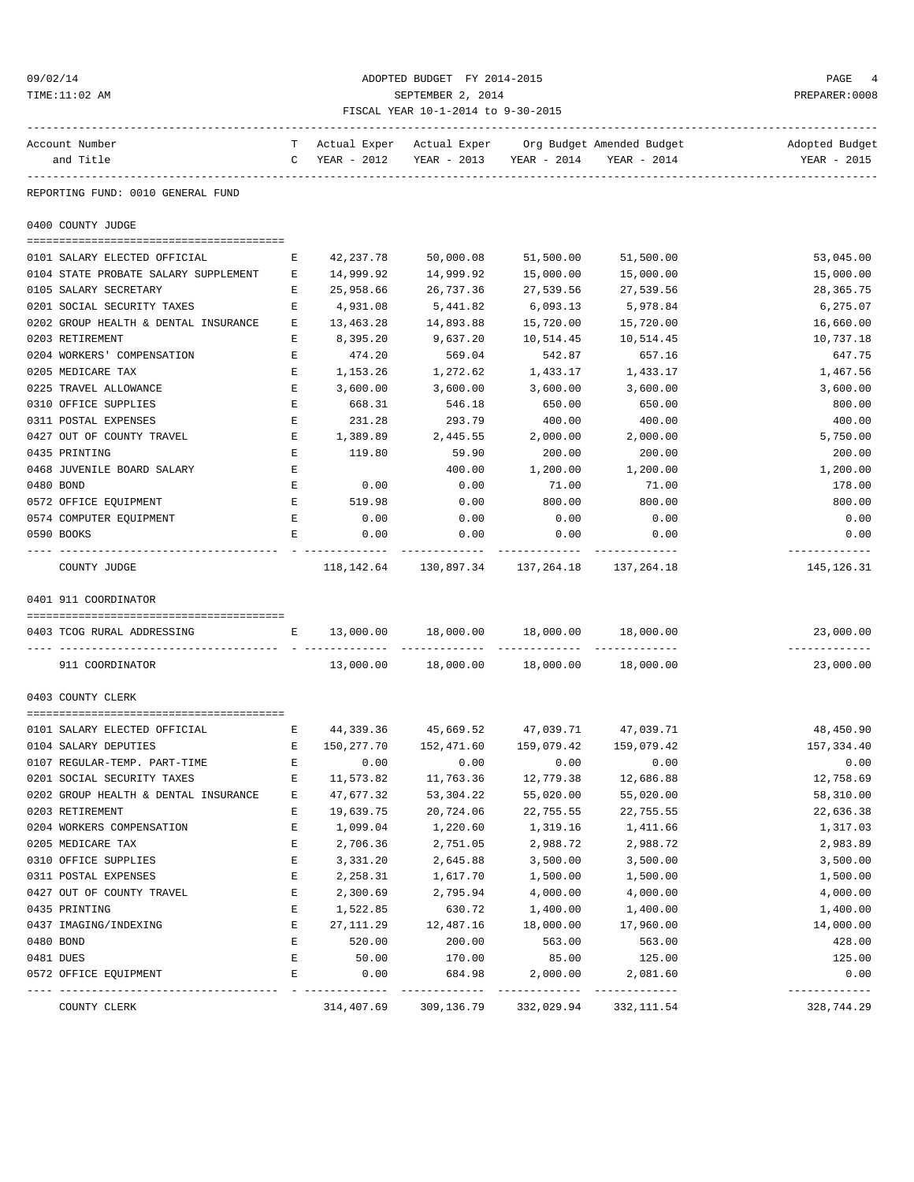ADOPTED BUDGET FY 2014-2015
SEPTEMBER 2, 2014
FISCAL YEAR 10-1-2014 to 9-30-2015

REPORTING FUND: 0010 GENERAL FUND

## 0400 COUNTY JUDGE

| Account Number and Title | TC | Actual Exper YEAR - 2012 | Actual Exper YEAR - 2013 | Org Budget YEAR - 2014 | Amended Budget YEAR - 2014 | Adopted Budget YEAR - 2015 |
|---|---|---|---|---|---|---|
| 0101 SALARY ELECTED OFFICIAL | E | 42,237.78 | 50,000.08 | 51,500.00 | 51,500.00 | 53,045.00 |
| 0104 STATE PROBATE SALARY SUPPLEMENT | E | 14,999.92 | 14,999.92 | 15,000.00 | 15,000.00 | 15,000.00 |
| 0105 SALARY SECRETARY | E | 25,958.66 | 26,737.36 | 27,539.56 | 27,539.56 | 28,365.75 |
| 0201 SOCIAL SECURITY TAXES | E | 4,931.08 | 5,441.82 | 6,093.13 | 5,978.84 | 6,275.07 |
| 0202 GROUP HEALTH & DENTAL INSURANCE | E | 13,463.28 | 14,893.88 | 15,720.00 | 15,720.00 | 16,660.00 |
| 0203 RETIREMENT | E | 8,395.20 | 9,637.20 | 10,514.45 | 10,514.45 | 10,737.18 |
| 0204 WORKERS' COMPENSATION | E | 474.20 | 569.04 | 542.87 | 657.16 | 647.75 |
| 0205 MEDICARE TAX | E | 1,153.26 | 1,272.62 | 1,433.17 | 1,433.17 | 1,467.56 |
| 0225 TRAVEL ALLOWANCE | E | 3,600.00 | 3,600.00 | 3,600.00 | 3,600.00 | 3,600.00 |
| 0310 OFFICE SUPPLIES | E | 668.31 | 546.18 | 650.00 | 650.00 | 800.00 |
| 0311 POSTAL EXPENSES | E | 231.28 | 293.79 | 400.00 | 400.00 | 400.00 |
| 0427 OUT OF COUNTY TRAVEL | E | 1,389.89 | 2,445.55 | 2,000.00 | 2,000.00 | 5,750.00 |
| 0435 PRINTING | E | 119.80 | 59.90 | 200.00 | 200.00 | 200.00 |
| 0468 JUVENILE BOARD SALARY | E | | 400.00 | 1,200.00 | 1,200.00 | 1,200.00 |
| 0480 BOND | E | 0.00 | 0.00 | 71.00 | 71.00 | 178.00 |
| 0572 OFFICE EQUIPMENT | E | 519.98 | 0.00 | 800.00 | 800.00 | 800.00 |
| 0574 COMPUTER EQUIPMENT | E | 0.00 | 0.00 | 0.00 | 0.00 | 0.00 |
| 0590 BOOKS | E | 0.00 | 0.00 | 0.00 | 0.00 | 0.00 |
| COUNTY JUDGE | | 118,142.64 | 130,897.34 | 137,264.18 | 137,264.18 | 145,126.31 |

## 0401 911 COORDINATOR

| Account Number and Title | TC | Actual Exper YEAR - 2012 | Actual Exper YEAR - 2013 | Org Budget YEAR - 2014 | Amended Budget YEAR - 2014 | Adopted Budget YEAR - 2015 |
|---|---|---|---|---|---|---|
| 0403 TCOG RURAL ADDRESSING | E | 13,000.00 | 18,000.00 | 18,000.00 | 18,000.00 | 23,000.00 |
| 911 COORDINATOR | | 13,000.00 | 18,000.00 | 18,000.00 | 18,000.00 | 23,000.00 |

## 0403 COUNTY CLERK

| Account Number and Title | TC | Actual Exper YEAR - 2012 | Actual Exper YEAR - 2013 | Org Budget YEAR - 2014 | Amended Budget YEAR - 2014 | Adopted Budget YEAR - 2015 |
|---|---|---|---|---|---|---|
| 0101 SALARY ELECTED OFFICIAL | E | 44,339.36 | 45,669.52 | 47,039.71 | 47,039.71 | 48,450.90 |
| 0104 SALARY DEPUTIES | E | 150,277.70 | 152,471.60 | 159,079.42 | 159,079.42 | 157,334.40 |
| 0107 REGULAR-TEMP. PART-TIME | E | 0.00 | 0.00 | 0.00 | 0.00 | 0.00 |
| 0201 SOCIAL SECURITY TAXES | E | 11,573.82 | 11,763.36 | 12,779.38 | 12,686.88 | 12,758.69 |
| 0202 GROUP HEALTH & DENTAL INSURANCE | E | 47,677.32 | 53,304.22 | 55,020.00 | 55,020.00 | 58,310.00 |
| 0203 RETIREMENT | E | 19,639.75 | 20,724.06 | 22,755.55 | 22,755.55 | 22,636.38 |
| 0204 WORKERS COMPENSATION | E | 1,099.04 | 1,220.60 | 1,319.16 | 1,411.66 | 1,317.03 |
| 0205 MEDICARE TAX | E | 2,706.36 | 2,751.05 | 2,988.72 | 2,988.72 | 2,983.89 |
| 0310 OFFICE SUPPLIES | E | 3,331.20 | 2,645.88 | 3,500.00 | 3,500.00 | 3,500.00 |
| 0311 POSTAL EXPENSES | E | 2,258.31 | 1,617.70 | 1,500.00 | 1,500.00 | 1,500.00 |
| 0427 OUT OF COUNTY TRAVEL | E | 2,300.69 | 2,795.94 | 4,000.00 | 4,000.00 | 4,000.00 |
| 0435 PRINTING | E | 1,522.85 | 630.72 | 1,400.00 | 1,400.00 | 1,400.00 |
| 0437 IMAGING/INDEXING | E | 27,111.29 | 12,487.16 | 18,000.00 | 17,960.00 | 14,000.00 |
| 0480 BOND | E | 520.00 | 200.00 | 563.00 | 563.00 | 428.00 |
| 0481 DUES | E | 50.00 | 170.00 | 85.00 | 125.00 | 125.00 |
| 0572 OFFICE EQUIPMENT | E | 0.00 | 684.98 | 2,000.00 | 2,081.60 | 0.00 |
| COUNTY CLERK | | 314,407.69 | 309,136.79 | 332,029.94 | 332,111.54 | 328,744.29 |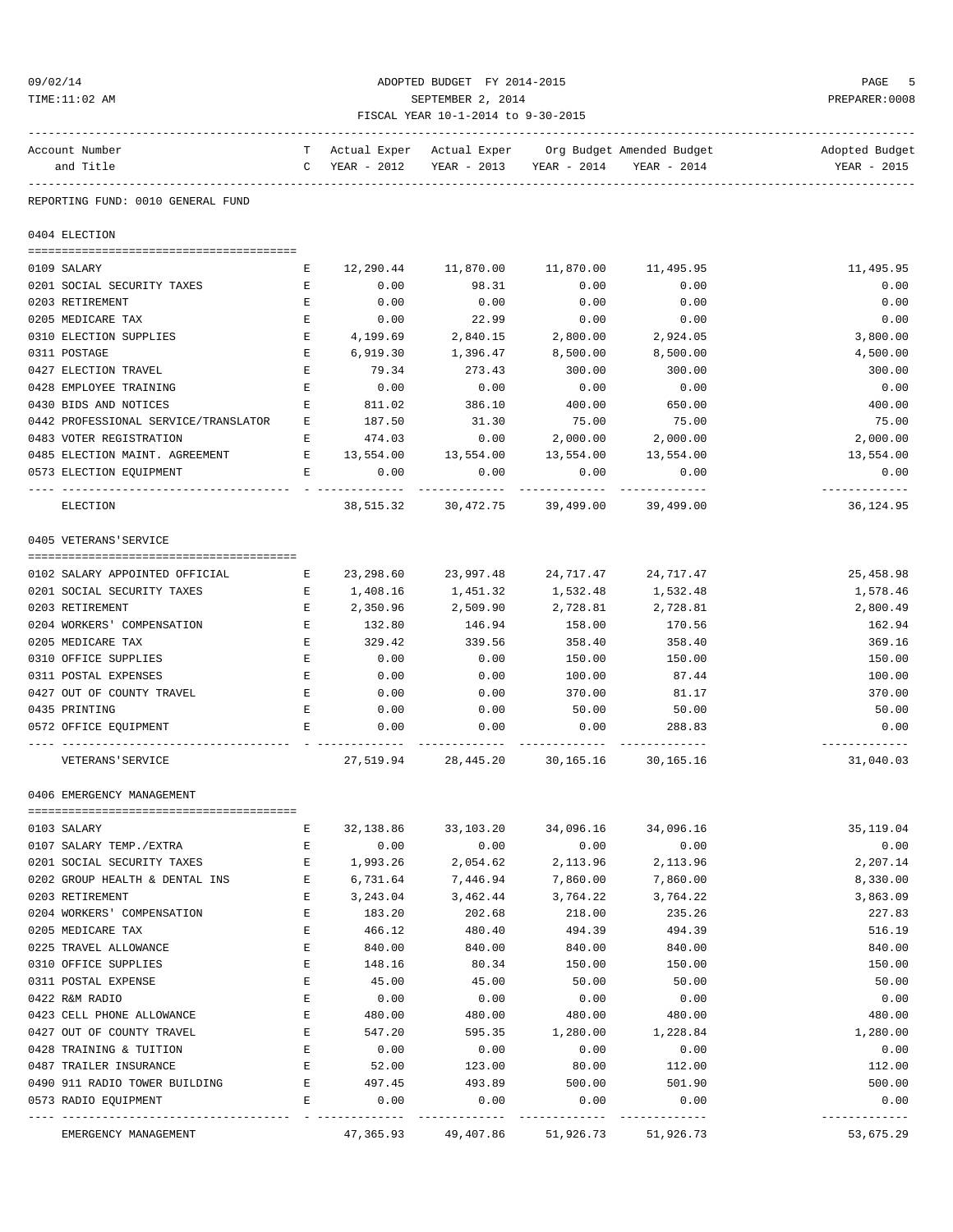ADOPTED BUDGET FY 2014-2015
SEPTEMBER 2, 2014
FISCAL YEAR 10-1-2014 to 9-30-2015

| Account Number and Title | TC | Actual Exper YEAR - 2012 | Actual Exper YEAR - 2013 | Org Budget YEAR - 2014 | Amended Budget YEAR - 2014 | Adopted Budget YEAR - 2015 |
|---|---|---|---|---|---|---|
| **REPORTING FUND: 0010 GENERAL FUND** | | | | | | |
| **0404 ELECTION** | | | | | | |
| 0109 SALARY | E | 12,290.44 | 11,870.00 | 11,870.00 | 11,495.95 | 11,495.95 |
| 0201 SOCIAL SECURITY TAXES | E | 0.00 | 98.31 | 0.00 | 0.00 | 0.00 |
| 0203 RETIREMENT | E | 0.00 | 0.00 | 0.00 | 0.00 | 0.00 |
| 0205 MEDICARE TAX | E | 0.00 | 22.99 | 0.00 | 0.00 | 0.00 |
| 0310 ELECTION SUPPLIES | E | 4,199.69 | 2,840.15 | 2,800.00 | 2,924.05 | 3,800.00 |
| 0311 POSTAGE | E | 6,919.30 | 1,396.47 | 8,500.00 | 8,500.00 | 4,500.00 |
| 0427 ELECTION TRAVEL | E | 79.34 | 273.43 | 300.00 | 300.00 | 300.00 |
| 0428 EMPLOYEE TRAINING | E | 0.00 | 0.00 | 0.00 | 0.00 | 0.00 |
| 0430 BIDS AND NOTICES | E | 811.02 | 386.10 | 400.00 | 650.00 | 400.00 |
| 0442 PROFESSIONAL SERVICE/TRANSLATOR | E | 187.50 | 31.30 | 75.00 | 75.00 | 75.00 |
| 0483 VOTER REGISTRATION | E | 474.03 | 0.00 | 2,000.00 | 2,000.00 | 2,000.00 |
| 0485 ELECTION MAINT. AGREEMENT | E | 13,554.00 | 13,554.00 | 13,554.00 | 13,554.00 | 13,554.00 |
| 0573 ELECTION EQUIPMENT | E | 0.00 | 0.00 | 0.00 | 0.00 | 0.00 |
| ELECTION | | 38,515.32 | 30,472.75 | 39,499.00 | 39,499.00 | 36,124.95 |
| **0405 VETERANS'SERVICE** | | | | | | |
| 0102 SALARY APPOINTED OFFICIAL | E | 23,298.60 | 23,997.48 | 24,717.47 | 24,717.47 | 25,458.98 |
| 0201 SOCIAL SECURITY TAXES | E | 1,408.16 | 1,451.32 | 1,532.48 | 1,532.48 | 1,578.46 |
| 0203 RETIREMENT | E | 2,350.96 | 2,509.90 | 2,728.81 | 2,728.81 | 2,800.49 |
| 0204 WORKERS' COMPENSATION | E | 132.80 | 146.94 | 158.00 | 170.56 | 162.94 |
| 0205 MEDICARE TAX | E | 329.42 | 339.56 | 358.40 | 358.40 | 369.16 |
| 0310 OFFICE SUPPLIES | E | 0.00 | 0.00 | 150.00 | 150.00 | 150.00 |
| 0311 POSTAL EXPENSES | E | 0.00 | 0.00 | 100.00 | 87.44 | 100.00 |
| 0427 OUT OF COUNTY TRAVEL | E | 0.00 | 0.00 | 370.00 | 81.17 | 370.00 |
| 0435 PRINTING | E | 0.00 | 0.00 | 50.00 | 50.00 | 50.00 |
| 0572 OFFICE EQUIPMENT | E | 0.00 | 0.00 | 0.00 | 288.83 | 0.00 |
| VETERANS'SERVICE | | 27,519.94 | 28,445.20 | 30,165.16 | 30,165.16 | 31,040.03 |
| **0406 EMERGENCY MANAGEMENT** | | | | | | |
| 0103 SALARY | E | 32,138.86 | 33,103.20 | 34,096.16 | 34,096.16 | 35,119.04 |
| 0107 SALARY TEMP./EXTRA | E | 0.00 | 0.00 | 0.00 | 0.00 | 0.00 |
| 0201 SOCIAL SECURITY TAXES | E | 1,993.26 | 2,054.62 | 2,113.96 | 2,113.96 | 2,207.14 |
| 0202 GROUP HEALTH & DENTAL INS | E | 6,731.64 | 7,446.94 | 7,860.00 | 7,860.00 | 8,330.00 |
| 0203 RETIREMENT | E | 3,243.04 | 3,462.44 | 3,764.22 | 3,764.22 | 3,863.09 |
| 0204 WORKERS' COMPENSATION | E | 183.20 | 202.68 | 218.00 | 235.26 | 227.83 |
| 0205 MEDICARE TAX | E | 466.12 | 480.40 | 494.39 | 494.39 | 516.19 |
| 0225 TRAVEL ALLOWANCE | E | 840.00 | 840.00 | 840.00 | 840.00 | 840.00 |
| 0310 OFFICE SUPPLIES | E | 148.16 | 80.34 | 150.00 | 150.00 | 150.00 |
| 0311 POSTAL EXPENSE | E | 45.00 | 45.00 | 50.00 | 50.00 | 50.00 |
| 0422 R&M RADIO | E | 0.00 | 0.00 | 0.00 | 0.00 | 0.00 |
| 0423 CELL PHONE ALLOWANCE | E | 480.00 | 480.00 | 480.00 | 480.00 | 480.00 |
| 0427 OUT OF COUNTY TRAVEL | E | 547.20 | 595.35 | 1,280.00 | 1,228.84 | 1,280.00 |
| 0428 TRAINING & TUITION | E | 0.00 | 0.00 | 0.00 | 0.00 | 0.00 |
| 0487 TRAILER INSURANCE | E | 52.00 | 123.00 | 80.00 | 112.00 | 112.00 |
| 0490 911 RADIO TOWER BUILDING | E | 497.45 | 493.89 | 500.00 | 501.90 | 500.00 |
| 0573 RADIO EQUIPMENT | E | 0.00 | 0.00 | 0.00 | 0.00 | 0.00 |
| EMERGENCY MANAGEMENT | | 47,365.93 | 49,407.86 | 51,926.73 | 51,926.73 | 53,675.29 |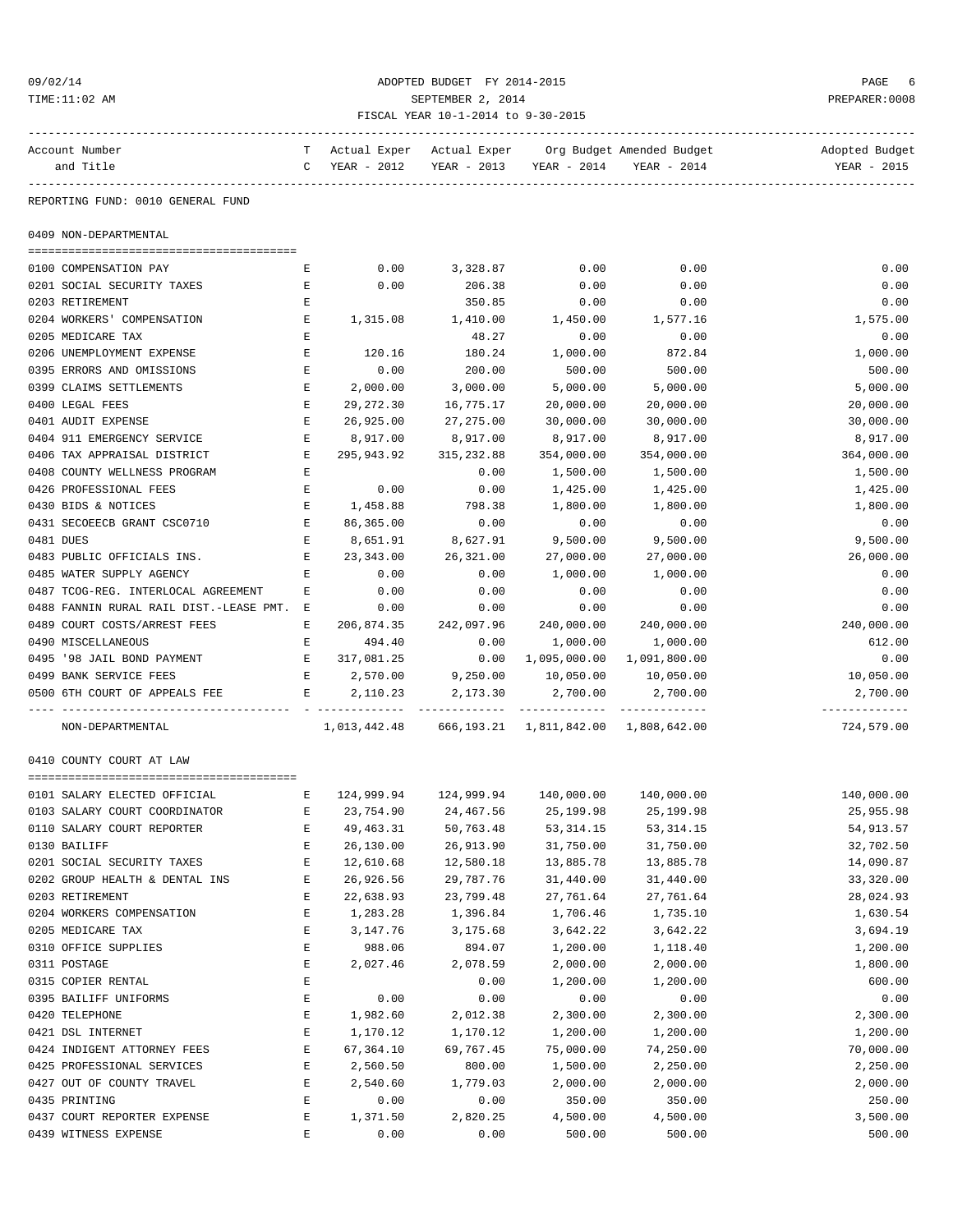REPORTING FUND: 0010 GENERAL FUND

## 0409 NON-DEPARTMENTAL

| Account Number and Title | TC | Actual Exper YEAR - 2012 | Actual Exper YEAR - 2013 | Org Budget YEAR - 2014 | Amended Budget YEAR - 2014 | Adopted Budget YEAR - 2015 |
|---|---|---|---|---|---|---|
| 0100 COMPENSATION PAY | E | 0.00 | 3,328.87 | 0.00 | 0.00 | 0.00 |
| 0201 SOCIAL SECURITY TAXES | E | 0.00 | 206.38 | 0.00 | 0.00 | 0.00 |
| 0203 RETIREMENT | E | | 350.85 | 0.00 | 0.00 | 0.00 |
| 0204 WORKERS' COMPENSATION | E | 1,315.08 | 1,410.00 | 1,450.00 | 1,577.16 | 1,575.00 |
| 0205 MEDICARE TAX | E | | 48.27 | 0.00 | 0.00 | 0.00 |
| 0206 UNEMPLOYMENT EXPENSE | E | 120.16 | 180.24 | 1,000.00 | 872.84 | 1,000.00 |
| 0395 ERRORS AND OMISSIONS | E | 0.00 | 200.00 | 500.00 | 500.00 | 500.00 |
| 0399 CLAIMS SETTLEMENTS | E | 2,000.00 | 3,000.00 | 5,000.00 | 5,000.00 | 5,000.00 |
| 0400 LEGAL FEES | E | 29,272.30 | 16,775.17 | 20,000.00 | 20,000.00 | 20,000.00 |
| 0401 AUDIT EXPENSE | E | 26,925.00 | 27,275.00 | 30,000.00 | 30,000.00 | 30,000.00 |
| 0404 911 EMERGENCY SERVICE | E | 8,917.00 | 8,917.00 | 8,917.00 | 8,917.00 | 8,917.00 |
| 0406 TAX APPRAISAL DISTRICT | E | 295,943.92 | 315,232.88 | 354,000.00 | 354,000.00 | 364,000.00 |
| 0408 COUNTY WELLNESS PROGRAM | E | | 0.00 | 1,500.00 | 1,500.00 | 1,500.00 |
| 0426 PROFESSIONAL FEES | E | 0.00 | 0.00 | 1,425.00 | 1,425.00 | 1,425.00 |
| 0430 BIDS & NOTICES | E | 1,458.88 | 798.38 | 1,800.00 | 1,800.00 | 1,800.00 |
| 0431 SECOEECB GRANT CSC0710 | E | 86,365.00 | 0.00 | 0.00 | 0.00 | 0.00 |
| 0481 DUES | E | 8,651.91 | 8,627.91 | 9,500.00 | 9,500.00 | 9,500.00 |
| 0483 PUBLIC OFFICIALS INS. | E | 23,343.00 | 26,321.00 | 27,000.00 | 27,000.00 | 26,000.00 |
| 0485 WATER SUPPLY AGENCY | E | 0.00 | 0.00 | 1,000.00 | 1,000.00 | 0.00 |
| 0487 TCOG-REG. INTERLOCAL AGREEMENT | E | 0.00 | 0.00 | 0.00 | 0.00 | 0.00 |
| 0488 FANNIN RURAL RAIL DIST.-LEASE PMT. | E | 0.00 | 0.00 | 0.00 | 0.00 | 0.00 |
| 0489 COURT COSTS/ARREST FEES | E | 206,874.35 | 242,097.96 | 240,000.00 | 240,000.00 | 240,000.00 |
| 0490 MISCELLANEOUS | E | 494.40 | 0.00 | 1,000.00 | 1,000.00 | 612.00 |
| 0495 '98 JAIL BOND PAYMENT | E | 317,081.25 | 0.00 | 1,095,000.00 | 1,091,800.00 | 0.00 |
| 0499 BANK SERVICE FEES | E | 2,570.00 | 9,250.00 | 10,050.00 | 10,050.00 | 10,050.00 |
| 0500 6TH COURT OF APPEALS FEE | E | 2,110.23 | 2,173.30 | 2,700.00 | 2,700.00 | 2,700.00 |
| NON-DEPARTMENTAL | | 1,013,442.48 | 666,193.21 | 1,811,842.00 | 1,808,642.00 | 724,579.00 |

## 0410 COUNTY COURT AT LAW

| Account Number and Title | TC | Actual Exper YEAR - 2012 | Actual Exper YEAR - 2013 | Org Budget YEAR - 2014 | Amended Budget YEAR - 2014 | Adopted Budget YEAR - 2015 |
|---|---|---|---|---|---|---|
| 0101 SALARY ELECTED OFFICIAL | E | 124,999.94 | 124,999.94 | 140,000.00 | 140,000.00 | 140,000.00 |
| 0103 SALARY COURT COORDINATOR | E | 23,754.90 | 24,467.56 | 25,199.98 | 25,199.98 | 25,955.98 |
| 0110 SALARY COURT REPORTER | E | 49,463.31 | 50,763.48 | 53,314.15 | 53,314.15 | 54,913.57 |
| 0130 BAILIFF | E | 26,130.00 | 26,913.90 | 31,750.00 | 31,750.00 | 32,702.50 |
| 0201 SOCIAL SECURITY TAXES | E | 12,610.68 | 12,580.18 | 13,885.78 | 13,885.78 | 14,090.87 |
| 0202 GROUP HEALTH & DENTAL INS | E | 26,926.56 | 29,787.76 | 31,440.00 | 31,440.00 | 33,320.00 |
| 0203 RETIREMENT | E | 22,638.93 | 23,799.48 | 27,761.64 | 27,761.64 | 28,024.93 |
| 0204 WORKERS COMPENSATION | E | 1,283.28 | 1,396.84 | 1,706.46 | 1,735.10 | 1,630.54 |
| 0205 MEDICARE TAX | E | 3,147.76 | 3,175.68 | 3,642.22 | 3,642.22 | 3,694.19 |
| 0310 OFFICE SUPPLIES | E | 988.06 | 894.07 | 1,200.00 | 1,118.40 | 1,200.00 |
| 0311 POSTAGE | E | 2,027.46 | 2,078.59 | 2,000.00 | 2,000.00 | 1,800.00 |
| 0315 COPIER RENTAL | E | | 0.00 | 1,200.00 | 1,200.00 | 600.00 |
| 0395 BAILIFF UNIFORMS | E | 0.00 | 0.00 | 0.00 | 0.00 | 0.00 |
| 0420 TELEPHONE | E | 1,982.60 | 2,012.38 | 2,300.00 | 2,300.00 | 2,300.00 |
| 0421 DSL INTERNET | E | 1,170.12 | 1,170.12 | 1,200.00 | 1,200.00 | 1,200.00 |
| 0424 INDIGENT ATTORNEY FEES | E | 67,364.10 | 69,767.45 | 75,000.00 | 74,250.00 | 70,000.00 |
| 0425 PROFESSIONAL SERVICES | E | 2,560.50 | 800.00 | 1,500.00 | 2,250.00 | 2,250.00 |
| 0427 OUT OF COUNTY TRAVEL | E | 2,540.60 | 1,779.03 | 2,000.00 | 2,000.00 | 2,000.00 |
| 0435 PRINTING | E | 0.00 | 0.00 | 350.00 | 350.00 | 250.00 |
| 0437 COURT REPORTER EXPENSE | E | 1,371.50 | 2,820.25 | 4,500.00 | 4,500.00 | 3,500.00 |
| 0439 WITNESS EXPENSE | E | 0.00 | 0.00 | 500.00 | 500.00 | 500.00 |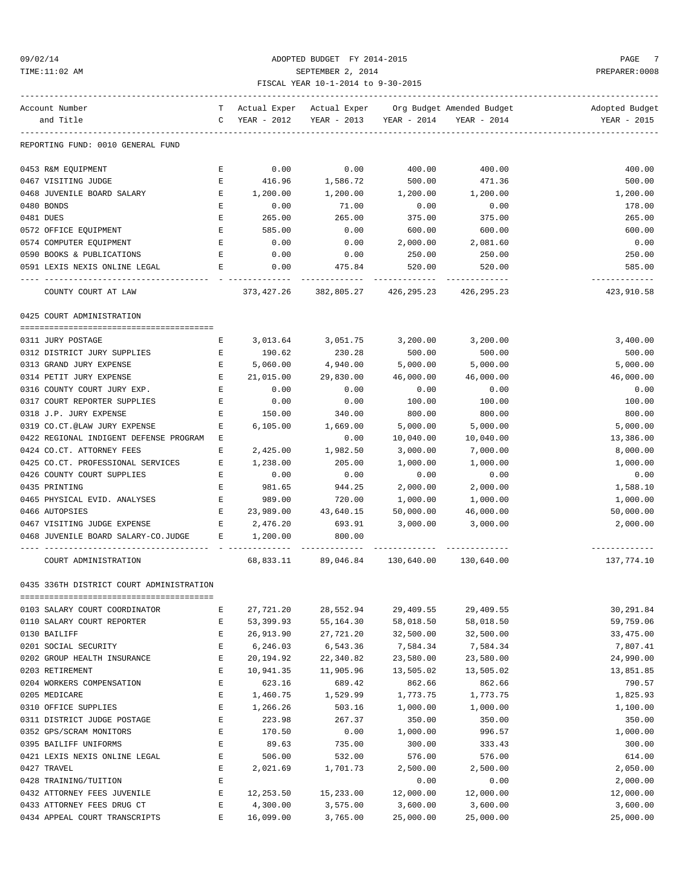ADOPTED BUDGET FY 2014-2015
SEPTEMBER 2, 2014
FISCAL YEAR 10-1-2014 to 9-30-2015

| Account Number and Title | T C | Actual Exper YEAR - 2012 | Actual Exper YEAR - 2013 | Org Budget YEAR - 2014 | Amended Budget YEAR - 2014 | Adopted Budget YEAR - 2015 |
|---|---|---|---|---|---|---|
| REPORTING FUND: 0010 GENERAL FUND | | | | | | |
| 0453 R&M EQUIPMENT | E | 0.00 | 0.00 | 400.00 | 400.00 | 400.00 |
| 0467 VISITING JUDGE | E | 416.96 | 1,586.72 | 500.00 | 471.36 | 500.00 |
| 0468 JUVENILE BOARD SALARY | E | 1,200.00 | 1,200.00 | 1,200.00 | 1,200.00 | 1,200.00 |
| 0480 BONDS | E | 0.00 | 71.00 | 0.00 | 0.00 | 178.00 |
| 0481 DUES | E | 265.00 | 265.00 | 375.00 | 375.00 | 265.00 |
| 0572 OFFICE EQUIPMENT | E | 585.00 | 0.00 | 600.00 | 600.00 | 600.00 |
| 0574 COMPUTER EQUIPMENT | E | 0.00 | 0.00 | 2,000.00 | 2,081.60 | 0.00 |
| 0590 BOOKS & PUBLICATIONS | E | 0.00 | 0.00 | 250.00 | 250.00 | 250.00 |
| 0591 LEXIS NEXIS ONLINE LEGAL | E | 0.00 | 475.84 | 520.00 | 520.00 | 585.00 |
| COUNTY COURT AT LAW | | 373,427.26 | 382,805.27 | 426,295.23 | 426,295.23 | 423,910.58 |
| **0425 COURT ADMINISTRATION** | | | | | | |
| 0311 JURY POSTAGE | E | 3,013.64 | 3,051.75 | 3,200.00 | 3,200.00 | 3,400.00 |
| 0312 DISTRICT JURY SUPPLIES | E | 190.62 | 230.28 | 500.00 | 500.00 | 500.00 |
| 0313 GRAND JURY EXPENSE | E | 5,060.00 | 4,940.00 | 5,000.00 | 5,000.00 | 5,000.00 |
| 0314 PETIT JURY EXPENSE | E | 21,015.00 | 29,830.00 | 46,000.00 | 46,000.00 | 46,000.00 |
| 0316 COUNTY COURT JURY EXP. | E | 0.00 | 0.00 | 0.00 | 0.00 | 0.00 |
| 0317 COURT REPORTER SUPPLIES | E | 0.00 | 0.00 | 100.00 | 100.00 | 100.00 |
| 0318 J.P. JURY EXPENSE | E | 150.00 | 340.00 | 800.00 | 800.00 | 800.00 |
| 0319 CO.CT.@LAW JURY EXPENSE | E | 6,105.00 | 1,669.00 | 5,000.00 | 5,000.00 | 5,000.00 |
| 0422 REGIONAL INDIGENT DEFENSE PROGRAM | E | | 0.00 | 10,040.00 | 10,040.00 | 13,386.00 |
| 0424 CO.CT. ATTORNEY FEES | E | 2,425.00 | 1,982.50 | 3,000.00 | 7,000.00 | 8,000.00 |
| 0425 CO.CT. PROFESSIONAL SERVICES | E | 1,238.00 | 205.00 | 1,000.00 | 1,000.00 | 1,000.00 |
| 0426 COUNTY COURT SUPPLIES | E | 0.00 | 0.00 | 0.00 | 0.00 | 0.00 |
| 0435 PRINTING | E | 981.65 | 944.25 | 2,000.00 | 2,000.00 | 1,588.10 |
| 0465 PHYSICAL EVID. ANALYSES | E | 989.00 | 720.00 | 1,000.00 | 1,000.00 | 1,000.00 |
| 0466 AUTOPSIES | E | 23,989.00 | 43,640.15 | 50,000.00 | 46,000.00 | 50,000.00 |
| 0467 VISITING JUDGE EXPENSE | E | 2,476.20 | 693.91 | 3,000.00 | 3,000.00 | 2,000.00 |
| 0468 JUVENILE BOARD SALARY-CO.JUDGE | E | 1,200.00 | 800.00 | | | |
| COURT ADMINISTRATION | | 68,833.11 | 89,046.84 | 130,640.00 | 130,640.00 | 137,774.10 |
| **0435 336TH DISTRICT COURT ADMINISTRATION** | | | | | | |
| 0103 SALARY COURT COORDINATOR | E | 27,721.20 | 28,552.94 | 29,409.55 | 29,409.55 | 30,291.84 |
| 0110 SALARY COURT REPORTER | E | 53,399.93 | 55,164.30 | 58,018.50 | 58,018.50 | 59,759.06 |
| 0130 BAILIFF | E | 26,913.90 | 27,721.20 | 32,500.00 | 32,500.00 | 33,475.00 |
| 0201 SOCIAL SECURITY | E | 6,246.03 | 6,543.36 | 7,584.34 | 7,584.34 | 7,807.41 |
| 0202 GROUP HEALTH INSURANCE | E | 20,194.92 | 22,340.82 | 23,580.00 | 23,580.00 | 24,990.00 |
| 0203 RETIREMENT | E | 10,941.35 | 11,905.96 | 13,505.02 | 13,505.02 | 13,851.85 |
| 0204 WORKERS COMPENSATION | E | 623.16 | 689.42 | 862.66 | 862.66 | 790.57 |
| 0205 MEDICARE | E | 1,460.75 | 1,529.99 | 1,773.75 | 1,773.75 | 1,825.93 |
| 0310 OFFICE SUPPLIES | E | 1,266.26 | 503.16 | 1,000.00 | 1,000.00 | 1,100.00 |
| 0311 DISTRICT JUDGE POSTAGE | E | 223.98 | 267.37 | 350.00 | 350.00 | 350.00 |
| 0352 GPS/SCRAM MONITORS | E | 170.50 | 0.00 | 1,000.00 | 996.57 | 1,000.00 |
| 0395 BAILIFF UNIFORMS | E | 89.63 | 735.00 | 300.00 | 333.43 | 300.00 |
| 0421 LEXIS NEXIS ONLINE LEGAL | E | 506.00 | 532.00 | 576.00 | 576.00 | 614.00 |
| 0427 TRAVEL | E | 2,021.69 | 1,701.73 | 2,500.00 | 2,500.00 | 2,050.00 |
| 0428 TRAINING/TUITION | E | | | 0.00 | 0.00 | 2,000.00 |
| 0432 ATTORNEY FEES JUVENILE | E | 12,253.50 | 15,233.00 | 12,000.00 | 12,000.00 | 12,000.00 |
| 0433 ATTORNEY FEES DRUG CT | E | 4,300.00 | 3,575.00 | 3,600.00 | 3,600.00 | 3,600.00 |
| 0434 APPEAL COURT TRANSCRIPTS | E | 16,099.00 | 3,765.00 | 25,000.00 | 25,000.00 | 25,000.00 |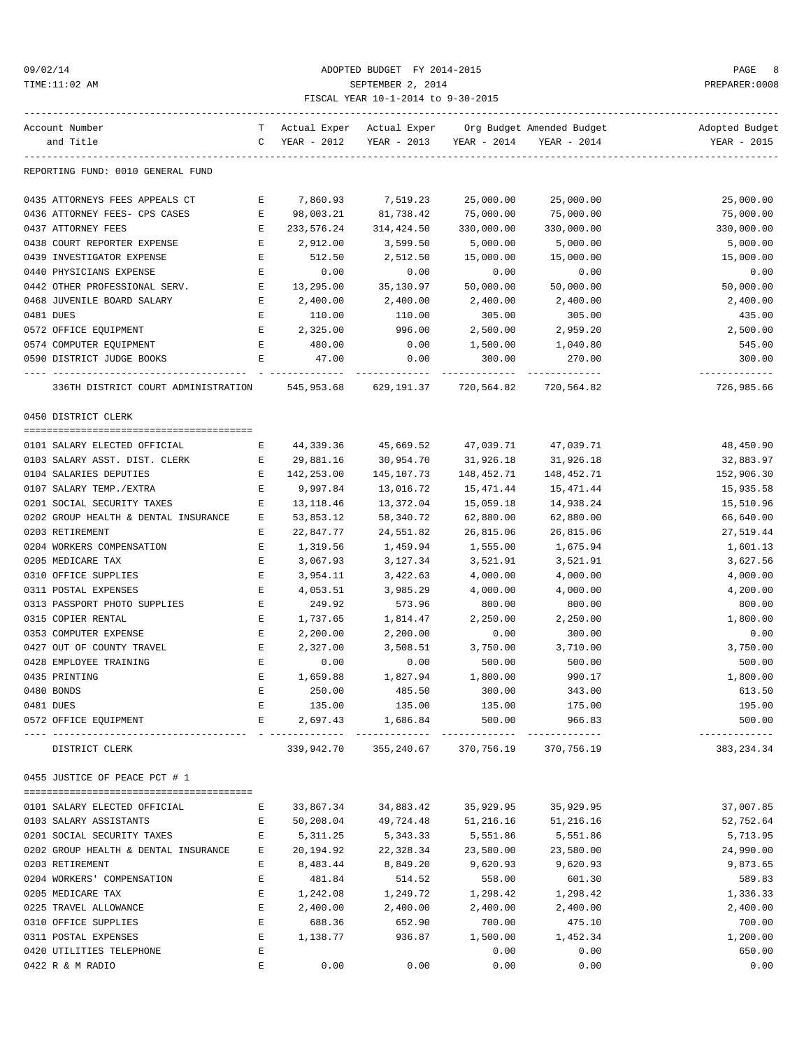ADOPTED BUDGET FY 2014-2015

SEPTEMBER 2, 2014

FISCAL YEAR 10-1-2014 to 9-30-2015

| Account Number and Title | T C | Actual Exper YEAR - 2012 | Actual Exper YEAR - 2013 | Org Budget YEAR - 2014 | Amended Budget YEAR - 2014 | Adopted Budget YEAR - 2015 |
|---|---|---|---|---|---|---|
| REPORTING FUND: 0010 GENERAL FUND | | | | | | |
| 0435 ATTORNEYS FEES APPEALS CT | E | 7,860.93 | 7,519.23 | 25,000.00 | 25,000.00 | 25,000.00 |
| 0436 ATTORNEY FEES- CPS CASES | E | 98,003.21 | 81,738.42 | 75,000.00 | 75,000.00 | 75,000.00 |
| 0437 ATTORNEY FEES | E | 233,576.24 | 314,424.50 | 330,000.00 | 330,000.00 | 330,000.00 |
| 0438 COURT REPORTER EXPENSE | E | 2,912.00 | 3,599.50 | 5,000.00 | 5,000.00 | 5,000.00 |
| 0439 INVESTIGATOR EXPENSE | E | 512.50 | 2,512.50 | 15,000.00 | 15,000.00 | 15,000.00 |
| 0440 PHYSICIANS EXPENSE | E | 0.00 | 0.00 | 0.00 | 0.00 | 0.00 |
| 0442 OTHER PROFESSIONAL SERV. | E | 13,295.00 | 35,130.97 | 50,000.00 | 50,000.00 | 50,000.00 |
| 0468 JUVENILE BOARD SALARY | E | 2,400.00 | 2,400.00 | 2,400.00 | 2,400.00 | 2,400.00 |
| 0481 DUES | E | 110.00 | 110.00 | 305.00 | 305.00 | 435.00 |
| 0572 OFFICE EQUIPMENT | E | 2,325.00 | 996.00 | 2,500.00 | 2,959.20 | 2,500.00 |
| 0574 COMPUTER EQUIPMENT | E | 480.00 | 0.00 | 1,500.00 | 1,040.80 | 545.00 |
| 0590 DISTRICT JUDGE BOOKS | E | 47.00 | 0.00 | 300.00 | 270.00 | 300.00 |
| 336TH DISTRICT COURT ADMINISTRATION | | 545,953.68 | 629,191.37 | 720,564.82 | 720,564.82 | 726,985.66 |
| **0450 DISTRICT CLERK** | | | | | | |
| 0101 SALARY ELECTED OFFICIAL | E | 44,339.36 | 45,669.52 | 47,039.71 | 47,039.71 | 48,450.90 |
| 0103 SALARY ASST. DIST. CLERK | E | 29,881.16 | 30,954.70 | 31,926.18 | 31,926.18 | 32,883.97 |
| 0104 SALARIES DEPUTIES | E | 142,253.00 | 145,107.73 | 148,452.71 | 148,452.71 | 152,906.30 |
| 0107 SALARY TEMP./EXTRA | E | 9,997.84 | 13,016.72 | 15,471.44 | 15,471.44 | 15,935.58 |
| 0201 SOCIAL SECURITY TAXES | E | 13,118.46 | 13,372.04 | 15,059.18 | 14,938.24 | 15,510.96 |
| 0202 GROUP HEALTH & DENTAL INSURANCE | E | 53,853.12 | 58,340.72 | 62,880.00 | 62,880.00 | 66,640.00 |
| 0203 RETIREMENT | E | 22,847.77 | 24,551.82 | 26,815.06 | 26,815.06 | 27,519.44 |
| 0204 WORKERS COMPENSATION | E | 1,319.56 | 1,459.94 | 1,555.00 | 1,675.94 | 1,601.13 |
| 0205 MEDICARE TAX | E | 3,067.93 | 3,127.34 | 3,521.91 | 3,521.91 | 3,627.56 |
| 0310 OFFICE SUPPLIES | E | 3,954.11 | 3,422.63 | 4,000.00 | 4,000.00 | 4,000.00 |
| 0311 POSTAL EXPENSES | E | 4,053.51 | 3,985.29 | 4,000.00 | 4,000.00 | 4,200.00 |
| 0313 PASSPORT PHOTO SUPPLIES | E | 249.92 | 573.96 | 800.00 | 800.00 | 800.00 |
| 0315 COPIER RENTAL | E | 1,737.65 | 1,814.47 | 2,250.00 | 2,250.00 | 1,800.00 |
| 0353 COMPUTER EXPENSE | E | 2,200.00 | 2,200.00 | 0.00 | 300.00 | 0.00 |
| 0427 OUT OF COUNTY TRAVEL | E | 2,327.00 | 3,508.51 | 3,750.00 | 3,710.00 | 3,750.00 |
| 0428 EMPLOYEE TRAINING | E | 0.00 | 0.00 | 500.00 | 500.00 | 500.00 |
| 0435 PRINTING | E | 1,659.88 | 1,827.94 | 1,800.00 | 990.17 | 1,800.00 |
| 0480 BONDS | E | 250.00 | 485.50 | 300.00 | 343.00 | 613.50 |
| 0481 DUES | E | 135.00 | 135.00 | 135.00 | 175.00 | 195.00 |
| 0572 OFFICE EQUIPMENT | E | 2,697.43 | 1,686.84 | 500.00 | 966.83 | 500.00 |
| DISTRICT CLERK | | 339,942.70 | 355,240.67 | 370,756.19 | 370,756.19 | 383,234.34 |
| **0455 JUSTICE OF PEACE PCT # 1** | | | | | | |
| 0101 SALARY ELECTED OFFICIAL | E | 33,867.34 | 34,883.42 | 35,929.95 | 35,929.95 | 37,007.85 |
| 0103 SALARY ASSISTANTS | E | 50,208.04 | 49,724.48 | 51,216.16 | 51,216.16 | 52,752.64 |
| 0201 SOCIAL SECURITY TAXES | E | 5,311.25 | 5,343.33 | 5,551.86 | 5,551.86 | 5,713.95 |
| 0202 GROUP HEALTH & DENTAL INSURANCE | E | 20,194.92 | 22,328.34 | 23,580.00 | 23,580.00 | 24,990.00 |
| 0203 RETIREMENT | E | 8,483.44 | 8,849.20 | 9,620.93 | 9,620.93 | 9,873.65 |
| 0204 WORKERS' COMPENSATION | E | 481.84 | 514.52 | 558.00 | 601.30 | 589.83 |
| 0205 MEDICARE TAX | E | 1,242.08 | 1,249.72 | 1,298.42 | 1,298.42 | 1,336.33 |
| 0225 TRAVEL ALLOWANCE | E | 2,400.00 | 2,400.00 | 2,400.00 | 2,400.00 | 2,400.00 |
| 0310 OFFICE SUPPLIES | E | 688.36 | 652.90 | 700.00 | 475.10 | 700.00 |
| 0311 POSTAL EXPENSES | E | 1,138.77 | 936.87 | 1,500.00 | 1,452.34 | 1,200.00 |
| 0420 UTILITIES TELEPHONE | E | | | 0.00 | 0.00 | 650.00 |
| 0422 R & M RADIO | E | 0.00 | 0.00 | 0.00 | 0.00 | 0.00 |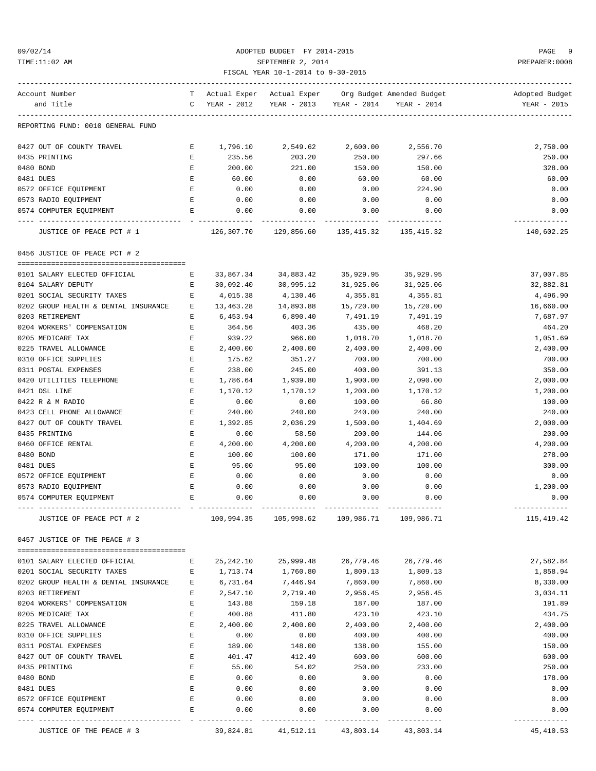REPORTING FUND: 0010 GENERAL FUND

| Account Number and Title | TC | Actual Exper YEAR - 2012 | Actual Exper YEAR - 2013 | Org Budget YEAR - 2014 | Amended Budget YEAR - 2014 | Adopted Budget YEAR - 2015 |
|---|---|---|---|---|---|---|
| 0427 OUT OF COUNTY TRAVEL | E | 1,796.10 | 2,549.62 | 2,600.00 | 2,556.70 | 2,750.00 |
| 0435 PRINTING | E | 235.56 | 203.20 | 250.00 | 297.66 | 250.00 |
| 0480 BOND | E | 200.00 | 221.00 | 150.00 | 150.00 | 328.00 |
| 0481 DUES | E | 60.00 | 0.00 | 60.00 | 60.00 | 60.00 |
| 0572 OFFICE EQUIPMENT | E | 0.00 | 0.00 | 0.00 | 224.90 | 0.00 |
| 0573 RADIO EQUIPMENT | E | 0.00 | 0.00 | 0.00 | 0.00 | 0.00 |
| 0574 COMPUTER EQUIPMENT | E | 0.00 | 0.00 | 0.00 | 0.00 | 0.00 |
| JUSTICE OF PEACE PCT # 1 | | 126,307.70 | 129,856.60 | 135,415.32 | 135,415.32 | 140,602.25 |

0456 JUSTICE OF PEACE PCT # 2

| Account Number and Title | TC | Actual Exper YEAR - 2012 | Actual Exper YEAR - 2013 | Org Budget YEAR - 2014 | Amended Budget YEAR - 2014 | Adopted Budget YEAR - 2015 |
|---|---|---|---|---|---|---|
| 0101 SALARY ELECTED OFFICIAL | E | 33,867.34 | 34,883.42 | 35,929.95 | 35,929.95 | 37,007.85 |
| 0104 SALARY DEPUTY | E | 30,092.40 | 30,995.12 | 31,925.06 | 31,925.06 | 32,882.81 |
| 0201 SOCIAL SECURITY TAXES | E | 4,015.38 | 4,130.46 | 4,355.81 | 4,355.81 | 4,496.90 |
| 0202 GROUP HEALTH & DENTAL INSURANCE | E | 13,463.28 | 14,893.88 | 15,720.00 | 15,720.00 | 16,660.00 |
| 0203 RETIREMENT | E | 6,453.94 | 6,890.40 | 7,491.19 | 7,491.19 | 7,687.97 |
| 0204 WORKERS' COMPENSATION | E | 364.56 | 403.36 | 435.00 | 468.20 | 464.20 |
| 0205 MEDICARE TAX | E | 939.22 | 966.00 | 1,018.70 | 1,018.70 | 1,051.69 |
| 0225 TRAVEL ALLOWANCE | E | 2,400.00 | 2,400.00 | 2,400.00 | 2,400.00 | 2,400.00 |
| 0310 OFFICE SUPPLIES | E | 175.62 | 351.27 | 700.00 | 700.00 | 700.00 |
| 0311 POSTAL EXPENSES | E | 238.00 | 245.00 | 400.00 | 391.13 | 350.00 |
| 0420 UTILITIES TELEPHONE | E | 1,786.64 | 1,939.80 | 1,900.00 | 2,090.00 | 2,000.00 |
| 0421 DSL LINE | E | 1,170.12 | 1,170.12 | 1,200.00 | 1,170.12 | 1,200.00 |
| 0422 R & M RADIO | E | 0.00 | 0.00 | 100.00 | 66.80 | 100.00 |
| 0423 CELL PHONE ALLOWANCE | E | 240.00 | 240.00 | 240.00 | 240.00 | 240.00 |
| 0427 OUT OF COUNTY TRAVEL | E | 1,392.85 | 2,036.29 | 1,500.00 | 1,404.69 | 2,000.00 |
| 0435 PRINTING | E | 0.00 | 58.50 | 200.00 | 144.06 | 200.00 |
| 0460 OFFICE RENTAL | E | 4,200.00 | 4,200.00 | 4,200.00 | 4,200.00 | 4,200.00 |
| 0480 BOND | E | 100.00 | 100.00 | 171.00 | 171.00 | 278.00 |
| 0481 DUES | E | 95.00 | 95.00 | 100.00 | 100.00 | 300.00 |
| 0572 OFFICE EQUIPMENT | E | 0.00 | 0.00 | 0.00 | 0.00 | 0.00 |
| 0573 RADIO EQUIPMENT | E | 0.00 | 0.00 | 0.00 | 0.00 | 1,200.00 |
| 0574 COMPUTER EQUIPMENT | E | 0.00 | 0.00 | 0.00 | 0.00 | 0.00 |
| JUSTICE OF PEACE PCT # 2 | | 100,994.35 | 105,998.62 | 109,986.71 | 109,986.71 | 115,419.42 |

0457 JUSTICE OF THE PEACE # 3

| Account Number and Title | TC | Actual Exper YEAR - 2012 | Actual Exper YEAR - 2013 | Org Budget YEAR - 2014 | Amended Budget YEAR - 2014 | Adopted Budget YEAR - 2015 |
|---|---|---|---|---|---|---|
| 0101 SALARY ELECTED OFFICIAL | E | 25,242.10 | 25,999.48 | 26,779.46 | 26,779.46 | 27,582.84 |
| 0201 SOCIAL SECURITY TAXES | E | 1,713.74 | 1,760.80 | 1,809.13 | 1,809.13 | 1,858.94 |
| 0202 GROUP HEALTH & DENTAL INSURANCE | E | 6,731.64 | 7,446.94 | 7,860.00 | 7,860.00 | 8,330.00 |
| 0203 RETIREMENT | E | 2,547.10 | 2,719.40 | 2,956.45 | 2,956.45 | 3,034.11 |
| 0204 WORKERS' COMPENSATION | E | 143.88 | 159.18 | 187.00 | 187.00 | 191.89 |
| 0205 MEDICARE TAX | E | 400.88 | 411.80 | 423.10 | 423.10 | 434.75 |
| 0225 TRAVEL ALLOWANCE | E | 2,400.00 | 2,400.00 | 2,400.00 | 2,400.00 | 2,400.00 |
| 0310 OFFICE SUPPLIES | E | 0.00 | 0.00 | 400.00 | 400.00 | 400.00 |
| 0311 POSTAL EXPENSES | E | 189.00 | 148.00 | 138.00 | 155.00 | 150.00 |
| 0427 OUT OF COUNTY TRAVEL | E | 401.47 | 412.49 | 600.00 | 600.00 | 600.00 |
| 0435 PRINTING | E | 55.00 | 54.02 | 250.00 | 233.00 | 250.00 |
| 0480 BOND | E | 0.00 | 0.00 | 0.00 | 0.00 | 178.00 |
| 0481 DUES | E | 0.00 | 0.00 | 0.00 | 0.00 | 0.00 |
| 0572 OFFICE EQUIPMENT | E | 0.00 | 0.00 | 0.00 | 0.00 | 0.00 |
| 0574 COMPUTER EQUIPMENT | E | 0.00 | 0.00 | 0.00 | 0.00 | 0.00 |
| JUSTICE OF THE PEACE # 3 | | 39,824.81 | 41,512.11 | 43,803.14 | 43,803.14 | 45,410.53 |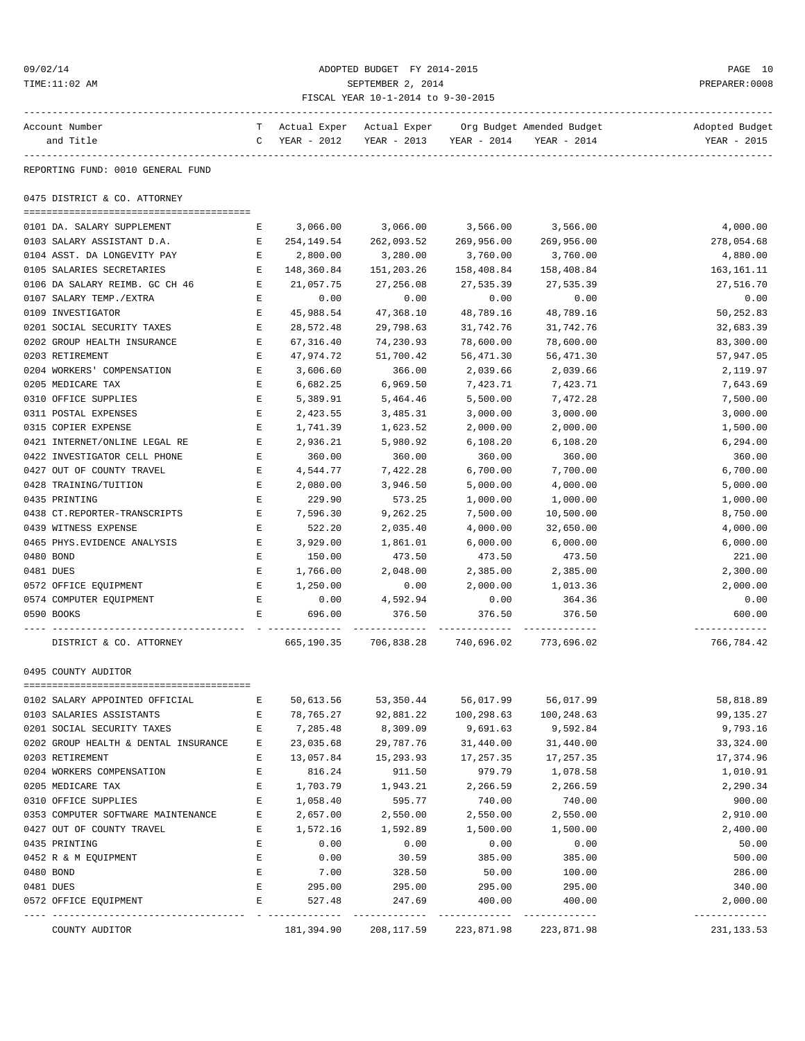REPORTING FUND: 0010 GENERAL FUND

## 0475 DISTRICT & CO. ATTORNEY

| Account Number and Title | TC | Actual Exper YEAR - 2012 | Actual Exper YEAR - 2013 | Org Budget YEAR - 2014 | Amended Budget YEAR - 2014 | Adopted Budget YEAR - 2015 |
|---|---|---|---|---|---|---|
| 0101 DA. SALARY SUPPLEMENT | E | 3,066.00 | 3,066.00 | 3,566.00 | 3,566.00 | 4,000.00 |
| 0103 SALARY ASSISTANT D.A. | E | 254,149.54 | 262,093.52 | 269,956.00 | 269,956.00 | 278,054.68 |
| 0104 ASST. DA LONGEVITY PAY | E | 2,800.00 | 3,280.00 | 3,760.00 | 3,760.00 | 4,880.00 |
| 0105 SALARIES SECRETARIES | E | 148,360.84 | 151,203.26 | 158,408.84 | 158,408.84 | 163,161.11 |
| 0106 DA SALARY REIMB. GC CH 46 | E | 21,057.75 | 27,256.08 | 27,535.39 | 27,535.39 | 27,516.70 |
| 0107 SALARY TEMP./EXTRA | E | 0.00 | 0.00 | 0.00 | 0.00 | 0.00 |
| 0109 INVESTIGATOR | E | 45,988.54 | 47,368.10 | 48,789.16 | 48,789.16 | 50,252.83 |
| 0201 SOCIAL SECURITY TAXES | E | 28,572.48 | 29,798.63 | 31,742.76 | 31,742.76 | 32,683.39 |
| 0202 GROUP HEALTH INSURANCE | E | 67,316.40 | 74,230.93 | 78,600.00 | 78,600.00 | 83,300.00 |
| 0203 RETIREMENT | E | 47,974.72 | 51,700.42 | 56,471.30 | 56,471.30 | 57,947.05 |
| 0204 WORKERS' COMPENSATION | E | 3,606.60 | 366.00 | 2,039.66 | 2,039.66 | 2,119.97 |
| 0205 MEDICARE TAX | E | 6,682.25 | 6,969.50 | 7,423.71 | 7,423.71 | 7,643.69 |
| 0310 OFFICE SUPPLIES | E | 5,389.91 | 5,464.46 | 5,500.00 | 7,472.28 | 7,500.00 |
| 0311 POSTAL EXPENSES | E | 2,423.55 | 3,485.31 | 3,000.00 | 3,000.00 | 3,000.00 |
| 0315 COPIER EXPENSE | E | 1,741.39 | 1,623.52 | 2,000.00 | 2,000.00 | 1,500.00 |
| 0421 INTERNET/ONLINE LEGAL RE | E | 2,936.21 | 5,980.92 | 6,108.20 | 6,108.20 | 6,294.00 |
| 0422 INVESTIGATOR CELL PHONE | E | 360.00 | 360.00 | 360.00 | 360.00 | 360.00 |
| 0427 OUT OF COUNTY TRAVEL | E | 4,544.77 | 7,422.28 | 6,700.00 | 7,700.00 | 6,700.00 |
| 0428 TRAINING/TUITION | E | 2,080.00 | 3,946.50 | 5,000.00 | 4,000.00 | 5,000.00 |
| 0435 PRINTING | E | 229.90 | 573.25 | 1,000.00 | 1,000.00 | 1,000.00 |
| 0438 CT.REPORTER-TRANSCRIPTS | E | 7,596.30 | 9,262.25 | 7,500.00 | 10,500.00 | 8,750.00 |
| 0439 WITNESS EXPENSE | E | 522.20 | 2,035.40 | 4,000.00 | 32,650.00 | 4,000.00 |
| 0465 PHYS.EVIDENCE ANALYSIS | E | 3,929.00 | 1,861.01 | 6,000.00 | 6,000.00 | 6,000.00 |
| 0480 BOND | E | 150.00 | 473.50 | 473.50 | 473.50 | 221.00 |
| 0481 DUES | E | 1,766.00 | 2,048.00 | 2,385.00 | 2,385.00 | 2,300.00 |
| 0572 OFFICE EQUIPMENT | E | 1,250.00 | 0.00 | 2,000.00 | 1,013.36 | 2,000.00 |
| 0574 COMPUTER EQUIPMENT | E | 0.00 | 4,592.94 | 0.00 | 364.36 | 0.00 |
| 0590 BOOKS | E | 696.00 | 376.50 | 376.50 | 376.50 | 600.00 |
| DISTRICT & CO. ATTORNEY | | 665,190.35 | 706,838.28 | 740,696.02 | 773,696.02 | 766,784.42 |

## 0495 COUNTY AUDITOR

| Account Number and Title | TC | Actual Exper YEAR - 2012 | Actual Exper YEAR - 2013 | Org Budget YEAR - 2014 | Amended Budget YEAR - 2014 | Adopted Budget YEAR - 2015 |
|---|---|---|---|---|---|---|
| 0102 SALARY APPOINTED OFFICIAL | E | 50,613.56 | 53,350.44 | 56,017.99 | 56,017.99 | 58,818.89 |
| 0103 SALARIES ASSISTANTS | E | 78,765.27 | 92,881.22 | 100,298.63 | 100,248.63 | 99,135.27 |
| 0201 SOCIAL SECURITY TAXES | E | 7,285.48 | 8,309.09 | 9,691.63 | 9,592.84 | 9,793.16 |
| 0202 GROUP HEALTH & DENTAL INSURANCE | E | 23,035.68 | 29,787.76 | 31,440.00 | 31,440.00 | 33,324.00 |
| 0203 RETIREMENT | E | 13,057.84 | 15,293.93 | 17,257.35 | 17,257.35 | 17,374.96 |
| 0204 WORKERS COMPENSATION | E | 816.24 | 911.50 | 979.79 | 1,078.58 | 1,010.91 |
| 0205 MEDICARE TAX | E | 1,703.79 | 1,943.21 | 2,266.59 | 2,266.59 | 2,290.34 |
| 0310 OFFICE SUPPLIES | E | 1,058.40 | 595.77 | 740.00 | 740.00 | 900.00 |
| 0353 COMPUTER SOFTWARE MAINTENANCE | E | 2,657.00 | 2,550.00 | 2,550.00 | 2,550.00 | 2,910.00 |
| 0427 OUT OF COUNTY TRAVEL | E | 1,572.16 | 1,592.89 | 1,500.00 | 1,500.00 | 2,400.00 |
| 0435 PRINTING | E | 0.00 | 0.00 | 0.00 | 0.00 | 50.00 |
| 0452 R & M EQUIPMENT | E | 0.00 | 30.59 | 385.00 | 385.00 | 500.00 |
| 0480 BOND | E | 7.00 | 328.50 | 50.00 | 100.00 | 286.00 |
| 0481 DUES | E | 295.00 | 295.00 | 295.00 | 295.00 | 340.00 |
| 0572 OFFICE EQUIPMENT | E | 527.48 | 247.69 | 400.00 | 400.00 | 2,000.00 |
| COUNTY AUDITOR | | 181,394.90 | 208,117.59 | 223,871.98 | 223,871.98 | 231,133.53 |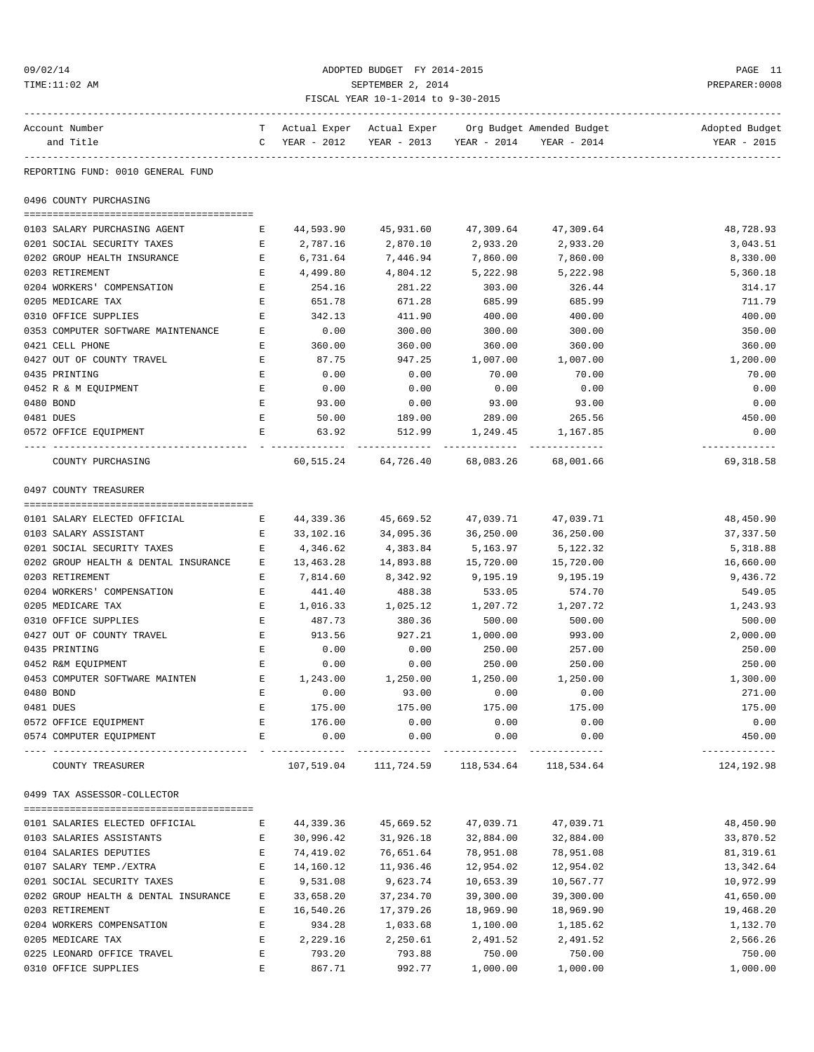ADOPTED BUDGET FY 2014-2015

SEPTEMBER 2, 2014

FISCAL YEAR 10-1-2014 to 9-30-2015

| Account Number and Title | T C | Actual Exper YEAR - 2012 | Actual Exper YEAR - 2013 | Org Budget YEAR - 2014 | Amended Budget YEAR - 2014 | Adopted Budget YEAR - 2015 |
|---|---|---|---|---|---|---|
| REPORTING FUND: 0010 GENERAL FUND | | | | | | |
| **0496 COUNTY PURCHASING** | | | | | | |
| 0103 SALARY PURCHASING AGENT | E | 44,593.90 | 45,931.60 | 47,309.64 | 47,309.64 | 48,728.93 |
| 0201 SOCIAL SECURITY TAXES | E | 2,787.16 | 2,870.10 | 2,933.20 | 2,933.20 | 3,043.51 |
| 0202 GROUP HEALTH INSURANCE | E | 6,731.64 | 7,446.94 | 7,860.00 | 7,860.00 | 8,330.00 |
| 0203 RETIREMENT | E | 4,499.80 | 4,804.12 | 5,222.98 | 5,222.98 | 5,360.18 |
| 0204 WORKERS' COMPENSATION | E | 254.16 | 281.22 | 303.00 | 326.44 | 314.17 |
| 0205 MEDICARE TAX | E | 651.78 | 671.28 | 685.99 | 685.99 | 711.79 |
| 0310 OFFICE SUPPLIES | E | 342.13 | 411.90 | 400.00 | 400.00 | 400.00 |
| 0353 COMPUTER SOFTWARE MAINTENANCE | E | 0.00 | 300.00 | 300.00 | 300.00 | 350.00 |
| 0421 CELL PHONE | E | 360.00 | 360.00 | 360.00 | 360.00 | 360.00 |
| 0427 OUT OF COUNTY TRAVEL | E | 87.75 | 947.25 | 1,007.00 | 1,007.00 | 1,200.00 |
| 0435 PRINTING | E | 0.00 | 0.00 | 70.00 | 70.00 | 70.00 |
| 0452 R & M EQUIPMENT | E | 0.00 | 0.00 | 0.00 | 0.00 | 0.00 |
| 0480 BOND | E | 93.00 | 0.00 | 93.00 | 93.00 | 0.00 |
| 0481 DUES | E | 50.00 | 189.00 | 289.00 | 265.56 | 450.00 |
| 0572 OFFICE EQUIPMENT | E | 63.92 | 512.99 | 1,249.45 | 1,167.85 | 0.00 |
| COUNTY PURCHASING | | 60,515.24 | 64,726.40 | 68,083.26 | 68,001.66 | 69,318.58 |
| **0497 COUNTY TREASURER** | | | | | | |
| 0101 SALARY ELECTED OFFICIAL | E | 44,339.36 | 45,669.52 | 47,039.71 | 47,039.71 | 48,450.90 |
| 0103 SALARY ASSISTANT | E | 33,102.16 | 34,095.36 | 36,250.00 | 36,250.00 | 37,337.50 |
| 0201 SOCIAL SECURITY TAXES | E | 4,346.62 | 4,383.84 | 5,163.97 | 5,122.32 | 5,318.88 |
| 0202 GROUP HEALTH & DENTAL INSURANCE | E | 13,463.28 | 14,893.88 | 15,720.00 | 15,720.00 | 16,660.00 |
| 0203 RETIREMENT | E | 7,814.60 | 8,342.92 | 9,195.19 | 9,195.19 | 9,436.72 |
| 0204 WORKERS' COMPENSATION | E | 441.40 | 488.38 | 533.05 | 574.70 | 549.05 |
| 0205 MEDICARE TAX | E | 1,016.33 | 1,025.12 | 1,207.72 | 1,207.72 | 1,243.93 |
| 0310 OFFICE SUPPLIES | E | 487.73 | 380.36 | 500.00 | 500.00 | 500.00 |
| 0427 OUT OF COUNTY TRAVEL | E | 913.56 | 927.21 | 1,000.00 | 993.00 | 2,000.00 |
| 0435 PRINTING | E | 0.00 | 0.00 | 250.00 | 257.00 | 250.00 |
| 0452 R&M EQUIPMENT | E | 0.00 | 0.00 | 250.00 | 250.00 | 250.00 |
| 0453 COMPUTER SOFTWARE MAINTEN | E | 1,243.00 | 1,250.00 | 1,250.00 | 1,250.00 | 1,300.00 |
| 0480 BOND | E | 0.00 | 93.00 | 0.00 | 0.00 | 271.00 |
| 0481 DUES | E | 175.00 | 175.00 | 175.00 | 175.00 | 175.00 |
| 0572 OFFICE EQUIPMENT | E | 176.00 | 0.00 | 0.00 | 0.00 | 0.00 |
| 0574 COMPUTER EQUIPMENT | E | 0.00 | 0.00 | 0.00 | 0.00 | 450.00 |
| COUNTY TREASURER | | 107,519.04 | 111,724.59 | 118,534.64 | 118,534.64 | 124,192.98 |
| **0499 TAX ASSESSOR-COLLECTOR** | | | | | | |
| 0101 SALARIES ELECTED OFFICIAL | E | 44,339.36 | 45,669.52 | 47,039.71 | 47,039.71 | 48,450.90 |
| 0103 SALARIES ASSISTANTS | E | 30,996.42 | 31,926.18 | 32,884.00 | 32,884.00 | 33,870.52 |
| 0104 SALARIES DEPUTIES | E | 74,419.02 | 76,651.64 | 78,951.08 | 78,951.08 | 81,319.61 |
| 0107 SALARY TEMP./EXTRA | E | 14,160.12 | 11,936.46 | 12,954.02 | 12,954.02 | 13,342.64 |
| 0201 SOCIAL SECURITY TAXES | E | 9,531.08 | 9,623.74 | 10,653.39 | 10,567.77 | 10,972.99 |
| 0202 GROUP HEALTH & DENTAL INSURANCE | E | 33,658.20 | 37,234.70 | 39,300.00 | 39,300.00 | 41,650.00 |
| 0203 RETIREMENT | E | 16,540.26 | 17,379.26 | 18,969.90 | 18,969.90 | 19,468.20 |
| 0204 WORKERS COMPENSATION | E | 934.28 | 1,033.68 | 1,100.00 | 1,185.62 | 1,132.70 |
| 0205 MEDICARE TAX | E | 2,229.16 | 2,250.61 | 2,491.52 | 2,491.52 | 2,566.26 |
| 0225 LEONARD OFFICE TRAVEL | E | 793.20 | 793.88 | 750.00 | 750.00 | 750.00 |
| 0310 OFFICE SUPPLIES | E | 867.71 | 992.77 | 1,000.00 | 1,000.00 | 1,000.00 |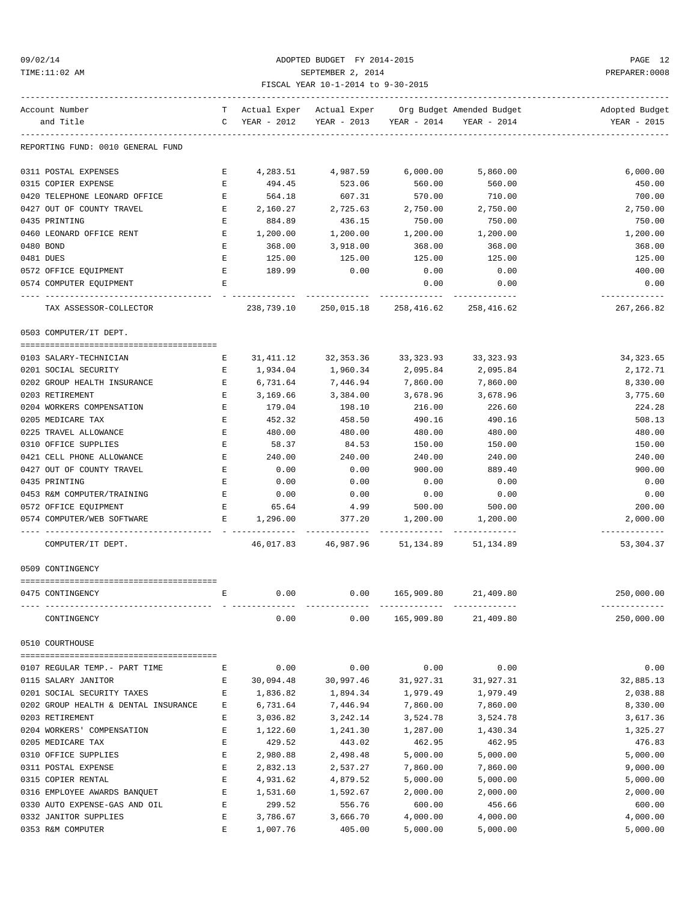ADOPTED BUDGET FY 2014-2015
SEPTEMBER 2, 2014
FISCAL YEAR 10-1-2014 to 9-30-2015

| Account Number and Title | TC | Actual Exper YEAR - 2012 | Actual Exper YEAR - 2013 | Org Budget YEAR - 2014 | Amended Budget YEAR - 2014 | Adopted Budget YEAR - 2015 |
|---|---|---|---|---|---|---|
| REPORTING FUND: 0010 GENERAL FUND | | | | | | |
| 0311 POSTAL EXPENSES | E | 4,283.51 | 4,987.59 | 6,000.00 | 5,860.00 | 6,000.00 |
| 0315 COPIER EXPENSE | E | 494.45 | 523.06 | 560.00 | 560.00 | 450.00 |
| 0420 TELEPHONE LEONARD OFFICE | E | 564.18 | 607.31 | 570.00 | 710.00 | 700.00 |
| 0427 OUT OF COUNTY TRAVEL | E | 2,160.27 | 2,725.63 | 2,750.00 | 2,750.00 | 2,750.00 |
| 0435 PRINTING | E | 884.89 | 436.15 | 750.00 | 750.00 | 750.00 |
| 0460 LEONARD OFFICE RENT | E | 1,200.00 | 1,200.00 | 1,200.00 | 1,200.00 | 1,200.00 |
| 0480 BOND | E | 368.00 | 3,918.00 | 368.00 | 368.00 | 368.00 |
| 0481 DUES | E | 125.00 | 125.00 | 125.00 | 125.00 | 125.00 |
| 0572 OFFICE EQUIPMENT | E | 189.99 | 0.00 | 0.00 | 0.00 | 400.00 |
| 0574 COMPUTER EQUIPMENT | E | | | 0.00 | 0.00 | 0.00 |
| TAX ASSESSOR-COLLECTOR | | 238,739.10 | 250,015.18 | 258,416.62 | 258,416.62 | 267,266.82 |
| **0503 COMPUTER/IT DEPT.** | | | | | | |
| 0103 SALARY-TECHNICIAN | E | 31,411.12 | 32,353.36 | 33,323.93 | 33,323.93 | 34,323.65 |
| 0201 SOCIAL SECURITY | E | 1,934.04 | 1,960.34 | 2,095.84 | 2,095.84 | 2,172.71 |
| 0202 GROUP HEALTH INSURANCE | E | 6,731.64 | 7,446.94 | 7,860.00 | 7,860.00 | 8,330.00 |
| 0203 RETIREMENT | E | 3,169.66 | 3,384.00 | 3,678.96 | 3,678.96 | 3,775.60 |
| 0204 WORKERS COMPENSATION | E | 179.04 | 198.10 | 216.00 | 226.60 | 224.28 |
| 0205 MEDICARE TAX | E | 452.32 | 458.50 | 490.16 | 490.16 | 508.13 |
| 0225 TRAVEL ALLOWANCE | E | 480.00 | 480.00 | 480.00 | 480.00 | 480.00 |
| 0310 OFFICE SUPPLIES | E | 58.37 | 84.53 | 150.00 | 150.00 | 150.00 |
| 0421 CELL PHONE ALLOWANCE | E | 240.00 | 240.00 | 240.00 | 240.00 | 240.00 |
| 0427 OUT OF COUNTY TRAVEL | E | 0.00 | 0.00 | 900.00 | 889.40 | 900.00 |
| 0435 PRINTING | E | 0.00 | 0.00 | 0.00 | 0.00 | 0.00 |
| 0453 R&M COMPUTER/TRAINING | E | 0.00 | 0.00 | 0.00 | 0.00 | 0.00 |
| 0572 OFFICE EQUIPMENT | E | 65.64 | 4.99 | 500.00 | 500.00 | 200.00 |
| 0574 COMPUTER/WEB SOFTWARE | E | 1,296.00 | 377.20 | 1,200.00 | 1,200.00 | 2,000.00 |
| COMPUTER/IT DEPT. | | 46,017.83 | 46,987.96 | 51,134.89 | 51,134.89 | 53,304.37 |
| **0509 CONTINGENCY** | | | | | | |
| 0475 CONTINGENCY | E | 0.00 | 0.00 | 165,909.80 | 21,409.80 | 250,000.00 |
| CONTINGENCY | | 0.00 | 0.00 | 165,909.80 | 21,409.80 | 250,000.00 |
| **0510 COURTHOUSE** | | | | | | |
| 0107 REGULAR TEMP.- PART TIME | E | 0.00 | 0.00 | 0.00 | 0.00 | 0.00 |
| 0115 SALARY JANITOR | E | 30,094.48 | 30,997.46 | 31,927.31 | 31,927.31 | 32,885.13 |
| 0201 SOCIAL SECURITY TAXES | E | 1,836.82 | 1,894.34 | 1,979.49 | 1,979.49 | 2,038.88 |
| 0202 GROUP HEALTH & DENTAL INSURANCE | E | 6,731.64 | 7,446.94 | 7,860.00 | 7,860.00 | 8,330.00 |
| 0203 RETIREMENT | E | 3,036.82 | 3,242.14 | 3,524.78 | 3,524.78 | 3,617.36 |
| 0204 WORKERS' COMPENSATION | E | 1,122.60 | 1,241.30 | 1,287.00 | 1,430.34 | 1,325.27 |
| 0205 MEDICARE TAX | E | 429.52 | 443.02 | 462.95 | 462.95 | 476.83 |
| 0310 OFFICE SUPPLIES | E | 2,980.88 | 2,498.48 | 5,000.00 | 5,000.00 | 5,000.00 |
| 0311 POSTAL EXPENSE | E | 2,832.13 | 2,537.27 | 7,860.00 | 7,860.00 | 9,000.00 |
| 0315 COPIER RENTAL | E | 4,931.62 | 4,879.52 | 5,000.00 | 5,000.00 | 5,000.00 |
| 0316 EMPLOYEE AWARDS BANQUET | E | 1,531.60 | 1,592.67 | 2,000.00 | 2,000.00 | 2,000.00 |
| 0330 AUTO EXPENSE-GAS AND OIL | E | 299.52 | 556.76 | 600.00 | 456.66 | 600.00 |
| 0332 JANITOR SUPPLIES | E | 3,786.67 | 3,666.70 | 4,000.00 | 4,000.00 | 4,000.00 |
| 0353 R&M COMPUTER | E | 1,007.76 | 405.00 | 5,000.00 | 5,000.00 | 5,000.00 |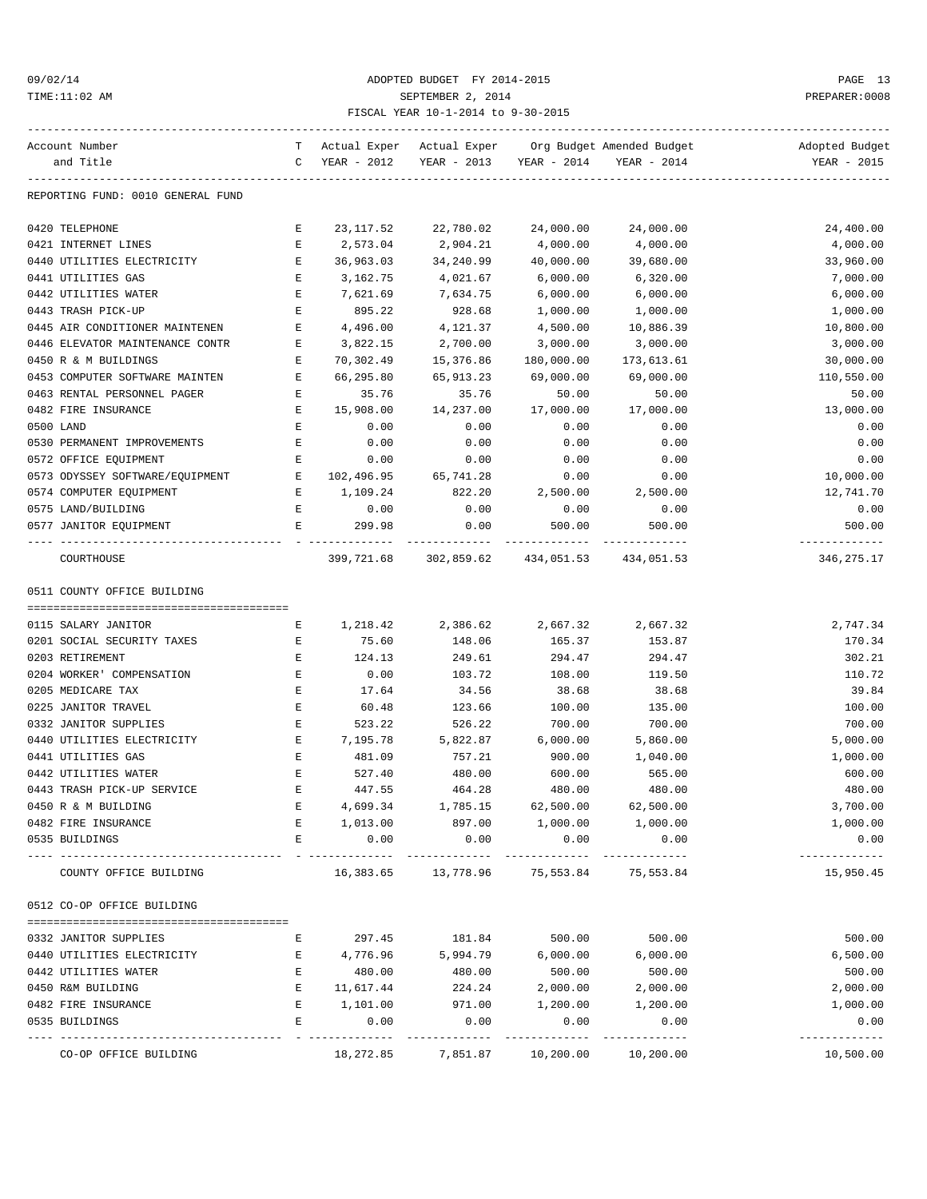ADOPTED BUDGET FY 2014-2015

SEPTEMBER 2, 2014

FISCAL YEAR 10-1-2014 to 9-30-2015

| Account Number and Title | T C | Actual Exper YEAR - 2012 | Actual Exper YEAR - 2013 | Org Budget YEAR - 2014 | Amended Budget YEAR - 2014 | Adopted Budget YEAR - 2015 |
|---|---|---|---|---|---|---|
| REPORTING FUND: 0010 GENERAL FUND | | | | | | |
| 0420 TELEPHONE | E | 23,117.52 | 22,780.02 | 24,000.00 | 24,000.00 | 24,400.00 |
| 0421 INTERNET LINES | E | 2,573.04 | 2,904.21 | 4,000.00 | 4,000.00 | 4,000.00 |
| 0440 UTILITIES ELECTRICITY | E | 36,963.03 | 34,240.99 | 40,000.00 | 39,680.00 | 33,960.00 |
| 0441 UTILITIES GAS | E | 3,162.75 | 4,021.67 | 6,000.00 | 6,320.00 | 7,000.00 |
| 0442 UTILITIES WATER | E | 7,621.69 | 7,634.75 | 6,000.00 | 6,000.00 | 6,000.00 |
| 0443 TRASH PICK-UP | E | 895.22 | 928.68 | 1,000.00 | 1,000.00 | 1,000.00 |
| 0445 AIR CONDITIONER MAINTENEN | E | 4,496.00 | 4,121.37 | 4,500.00 | 10,886.39 | 10,800.00 |
| 0446 ELEVATOR MAINTENANCE CONTR | E | 3,822.15 | 2,700.00 | 3,000.00 | 3,000.00 | 3,000.00 |
| 0450 R & M BUILDINGS | E | 70,302.49 | 15,376.86 | 180,000.00 | 173,613.61 | 30,000.00 |
| 0453 COMPUTER SOFTWARE MAINTEN | E | 66,295.80 | 65,913.23 | 69,000.00 | 69,000.00 | 110,550.00 |
| 0463 RENTAL PERSONNEL PAGER | E | 35.76 | 35.76 | 50.00 | 50.00 | 50.00 |
| 0482 FIRE INSURANCE | E | 15,908.00 | 14,237.00 | 17,000.00 | 17,000.00 | 13,000.00 |
| 0500 LAND | E | 0.00 | 0.00 | 0.00 | 0.00 | 0.00 |
| 0530 PERMANENT IMPROVEMENTS | E | 0.00 | 0.00 | 0.00 | 0.00 | 0.00 |
| 0572 OFFICE EQUIPMENT | E | 0.00 | 0.00 | 0.00 | 0.00 | 0.00 |
| 0573 ODYSSEY SOFTWARE/EQUIPMENT | E | 102,496.95 | 65,741.28 | 0.00 | 0.00 | 10,000.00 |
| 0574 COMPUTER EQUIPMENT | E | 1,109.24 | 822.20 | 2,500.00 | 2,500.00 | 12,741.70 |
| 0575 LAND/BUILDING | E | 0.00 | 0.00 | 0.00 | 0.00 | 0.00 |
| 0577 JANITOR EQUIPMENT | E | 299.98 | 0.00 | 500.00 | 500.00 | 500.00 |
| COURTHOUSE | | 399,721.68 | 302,859.62 | 434,051.53 | 434,051.53 | 346,275.17 |
| **0511 COUNTY OFFICE BUILDING** | | | | | | |
| 0115 SALARY JANITOR | E | 1,218.42 | 2,386.62 | 2,667.32 | 2,667.32 | 2,747.34 |
| 0201 SOCIAL SECURITY TAXES | E | 75.60 | 148.06 | 165.37 | 153.87 | 170.34 |
| 0203 RETIREMENT | E | 124.13 | 249.61 | 294.47 | 294.47 | 302.21 |
| 0204 WORKER' COMPENSATION | E | 0.00 | 103.72 | 108.00 | 119.50 | 110.72 |
| 0205 MEDICARE TAX | E | 17.64 | 34.56 | 38.68 | 38.68 | 39.84 |
| 0225 JANITOR TRAVEL | E | 60.48 | 123.66 | 100.00 | 135.00 | 100.00 |
| 0332 JANITOR SUPPLIES | E | 523.22 | 526.22 | 700.00 | 700.00 | 700.00 |
| 0440 UTILITIES ELECTRICITY | E | 7,195.78 | 5,822.87 | 6,000.00 | 5,860.00 | 5,000.00 |
| 0441 UTILITIES GAS | E | 481.09 | 757.21 | 900.00 | 1,040.00 | 1,000.00 |
| 0442 UTILITIES WATER | E | 527.40 | 480.00 | 600.00 | 565.00 | 600.00 |
| 0443 TRASH PICK-UP SERVICE | E | 447.55 | 464.28 | 480.00 | 480.00 | 480.00 |
| 0450 R & M BUILDING | E | 4,699.34 | 1,785.15 | 62,500.00 | 62,500.00 | 3,700.00 |
| 0482 FIRE INSURANCE | E | 1,013.00 | 897.00 | 1,000.00 | 1,000.00 | 1,000.00 |
| 0535 BUILDINGS | E | 0.00 | 0.00 | 0.00 | 0.00 | 0.00 |
| COUNTY OFFICE BUILDING | | 16,383.65 | 13,778.96 | 75,553.84 | 75,553.84 | 15,950.45 |
| **0512 CO-OP OFFICE BUILDING** | | | | | | |
| 0332 JANITOR SUPPLIES | E | 297.45 | 181.84 | 500.00 | 500.00 | 500.00 |
| 0440 UTILITIES ELECTRICITY | E | 4,776.96 | 5,994.79 | 6,000.00 | 6,000.00 | 6,500.00 |
| 0442 UTILITIES WATER | E | 480.00 | 480.00 | 500.00 | 500.00 | 500.00 |
| 0450 R&M BUILDING | E | 11,617.44 | 224.24 | 2,000.00 | 2,000.00 | 2,000.00 |
| 0482 FIRE INSURANCE | E | 1,101.00 | 971.00 | 1,200.00 | 1,200.00 | 1,000.00 |
| 0535 BUILDINGS | E | 0.00 | 0.00 | 0.00 | 0.00 | 0.00 |
| CO-OP OFFICE BUILDING | | 18,272.85 | 7,851.87 | 10,200.00 | 10,200.00 | 10,500.00 |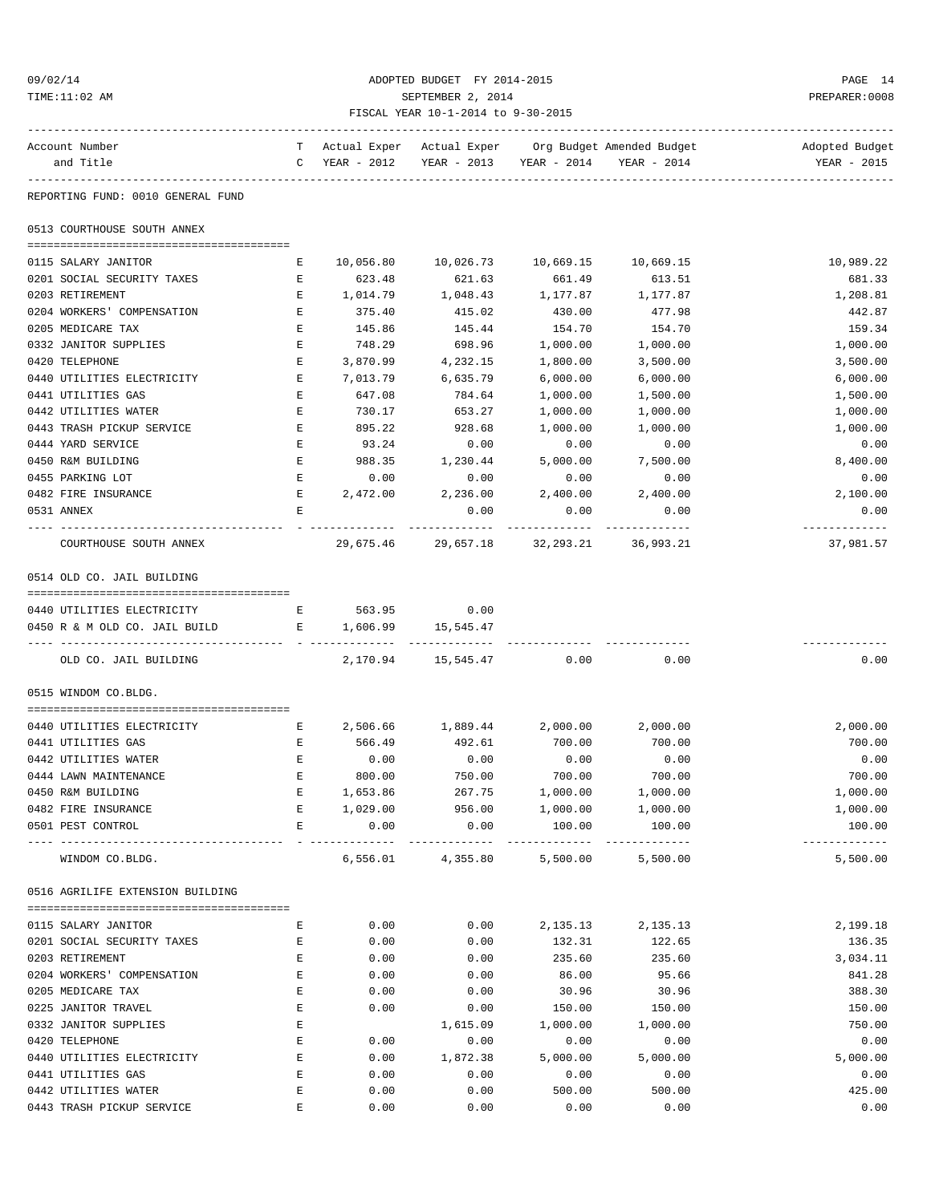ADOPTED BUDGET FY 2014-2015
SEPTEMBER 2, 2014
FISCAL YEAR 10-1-2014 to 9-30-2015

REPORTING FUND: 0010 GENERAL FUND

## 0513 COURTHOUSE SOUTH ANNEX

| Account Number and Title | TC | Actual Exper YEAR - 2012 | Actual Exper YEAR - 2013 | Org Budget YEAR - 2014 | Amended Budget YEAR - 2014 | Adopted Budget YEAR - 2015 |
|---|---|---|---|---|---|---|
| 0115 SALARY JANITOR | E | 10,056.80 | 10,026.73 | 10,669.15 | 10,669.15 | 10,989.22 |
| 0201 SOCIAL SECURITY TAXES | E | 623.48 | 621.63 | 661.49 | 613.51 | 681.33 |
| 0203 RETIREMENT | E | 1,014.79 | 1,048.43 | 1,177.87 | 1,177.87 | 1,208.81 |
| 0204 WORKERS' COMPENSATION | E | 375.40 | 415.02 | 430.00 | 477.98 | 442.87 |
| 0205 MEDICARE TAX | E | 145.86 | 145.44 | 154.70 | 154.70 | 159.34 |
| 0332 JANITOR SUPPLIES | E | 748.29 | 698.96 | 1,000.00 | 1,000.00 | 1,000.00 |
| 0420 TELEPHONE | E | 3,870.99 | 4,232.15 | 1,800.00 | 3,500.00 | 3,500.00 |
| 0440 UTILITIES ELECTRICITY | E | 7,013.79 | 6,635.79 | 6,000.00 | 6,000.00 | 6,000.00 |
| 0441 UTILITIES GAS | E | 647.08 | 784.64 | 1,000.00 | 1,500.00 | 1,500.00 |
| 0442 UTILITIES WATER | E | 730.17 | 653.27 | 1,000.00 | 1,000.00 | 1,000.00 |
| 0443 TRASH PICKUP SERVICE | E | 895.22 | 928.68 | 1,000.00 | 1,000.00 | 1,000.00 |
| 0444 YARD SERVICE | E | 93.24 | 0.00 | 0.00 | 0.00 | 0.00 |
| 0450 R&M BUILDING | E | 988.35 | 1,230.44 | 5,000.00 | 7,500.00 | 8,400.00 |
| 0455 PARKING LOT | E | 0.00 | 0.00 | 0.00 | 0.00 | 0.00 |
| 0482 FIRE INSURANCE | E | 2,472.00 | 2,236.00 | 2,400.00 | 2,400.00 | 2,100.00 |
| 0531 ANNEX | E | | 0.00 | 0.00 | 0.00 | 0.00 |
| COURTHOUSE SOUTH ANNEX | | 29,675.46 | 29,657.18 | 32,293.21 | 36,993.21 | 37,981.57 |

## 0514 OLD CO. JAIL BUILDING

| Account Number and Title | TC | Actual Exper YEAR - 2012 | Actual Exper YEAR - 2013 | Org Budget YEAR - 2014 | Amended Budget YEAR - 2014 | Adopted Budget YEAR - 2015 |
|---|---|---|---|---|---|---|
| 0440 UTILITIES ELECTRICITY | E | 563.95 | 0.00 | | | |
| 0450 R & M OLD CO. JAIL BUILD | E | 1,606.99 | 15,545.47 | | | |
| OLD CO. JAIL BUILDING | | 2,170.94 | 15,545.47 | 0.00 | 0.00 | 0.00 |

## 0515 WINDOM CO.BLDG.

| Account Number and Title | TC | Actual Exper YEAR - 2012 | Actual Exper YEAR - 2013 | Org Budget YEAR - 2014 | Amended Budget YEAR - 2014 | Adopted Budget YEAR - 2015 |
|---|---|---|---|---|---|---|
| 0440 UTILITIES ELECTRICITY | E | 2,506.66 | 1,889.44 | 2,000.00 | 2,000.00 | 2,000.00 |
| 0441 UTILITIES GAS | E | 566.49 | 492.61 | 700.00 | 700.00 | 700.00 |
| 0442 UTILITIES WATER | E | 0.00 | 0.00 | 0.00 | 0.00 | 0.00 |
| 0444 LAWN MAINTENANCE | E | 800.00 | 750.00 | 700.00 | 700.00 | 700.00 |
| 0450 R&M BUILDING | E | 1,653.86 | 267.75 | 1,000.00 | 1,000.00 | 1,000.00 |
| 0482 FIRE INSURANCE | E | 1,029.00 | 956.00 | 1,000.00 | 1,000.00 | 1,000.00 |
| 0501 PEST CONTROL | E | 0.00 | 0.00 | 100.00 | 100.00 | 100.00 |
| WINDOM CO.BLDG. | | 6,556.01 | 4,355.80 | 5,500.00 | 5,500.00 | 5,500.00 |

## 0516 AGRILIFE EXTENSION BUILDING

| Account Number and Title | TC | Actual Exper YEAR - 2012 | Actual Exper YEAR - 2013 | Org Budget YEAR - 2014 | Amended Budget YEAR - 2014 | Adopted Budget YEAR - 2015 |
|---|---|---|---|---|---|---|
| 0115 SALARY JANITOR | E | 0.00 | 0.00 | 2,135.13 | 2,135.13 | 2,199.18 |
| 0201 SOCIAL SECURITY TAXES | E | 0.00 | 0.00 | 132.31 | 122.65 | 136.35 |
| 0203 RETIREMENT | E | 0.00 | 0.00 | 235.60 | 235.60 | 3,034.11 |
| 0204 WORKERS' COMPENSATION | E | 0.00 | 0.00 | 86.00 | 95.66 | 841.28 |
| 0205 MEDICARE TAX | E | 0.00 | 0.00 | 30.96 | 30.96 | 388.30 |
| 0225 JANITOR TRAVEL | E | 0.00 | 0.00 | 150.00 | 150.00 | 150.00 |
| 0332 JANITOR SUPPLIES | E | | 1,615.09 | 1,000.00 | 1,000.00 | 750.00 |
| 0420 TELEPHONE | E | 0.00 | 0.00 | 0.00 | 0.00 | 0.00 |
| 0440 UTILITIES ELECTRICITY | E | 0.00 | 1,872.38 | 5,000.00 | 5,000.00 | 5,000.00 |
| 0441 UTILITIES GAS | E | 0.00 | 0.00 | 0.00 | 0.00 | 0.00 |
| 0442 UTILITIES WATER | E | 0.00 | 0.00 | 500.00 | 500.00 | 425.00 |
| 0443 TRASH PICKUP SERVICE | E | 0.00 | 0.00 | 0.00 | 0.00 | 0.00 |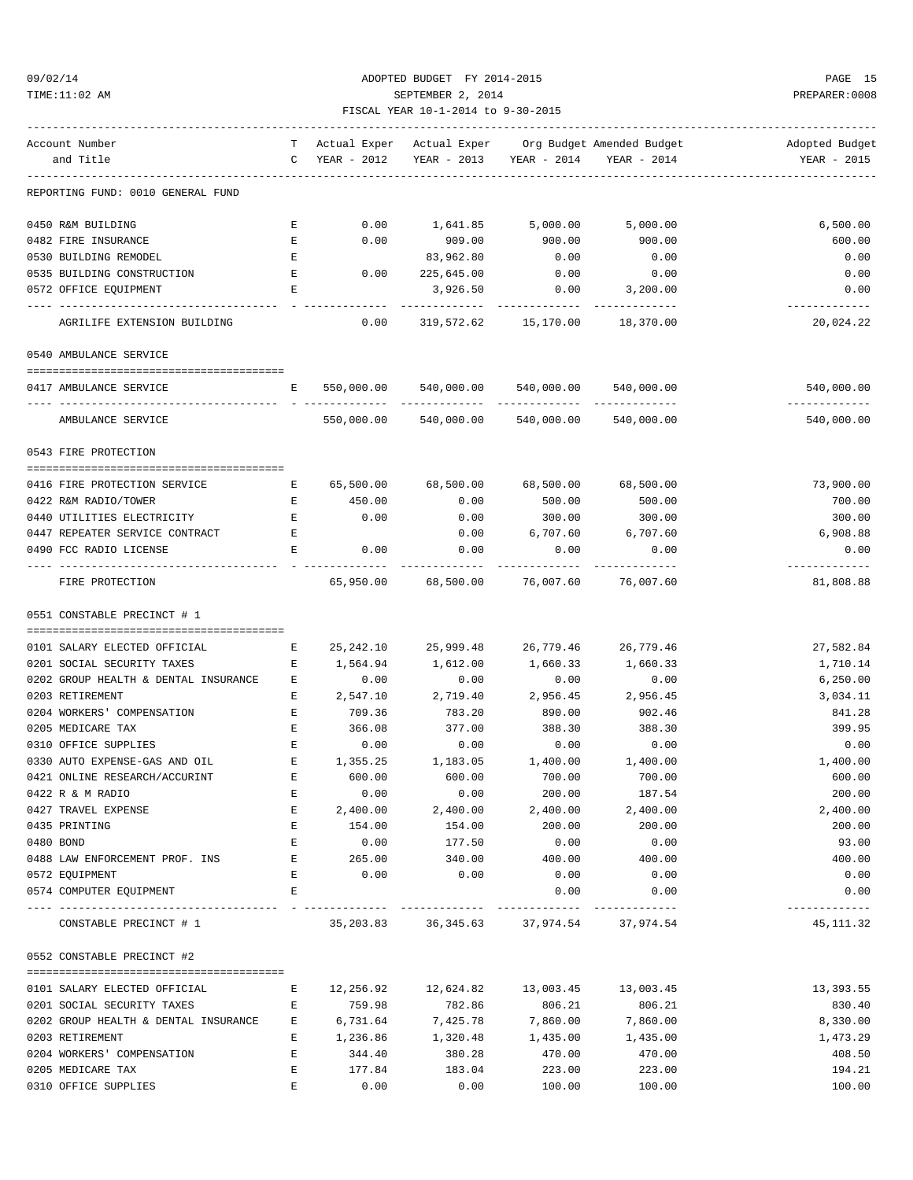ADOPTED BUDGET FY 2014-2015
SEPTEMBER 2, 2014
FISCAL YEAR 10-1-2014 to 9-30-2015

| Account Number and Title | T C | Actual Exper YEAR - 2012 | Actual Exper YEAR - 2013 | Org Budget YEAR - 2014 | Amended Budget YEAR - 2014 | Adopted Budget YEAR - 2015 |
|---|---|---|---|---|---|---|
| REPORTING FUND: 0010 GENERAL FUND | | | | | | |
| 0450 R&M BUILDING | E | 0.00 | 1,641.85 | 5,000.00 | 5,000.00 | 6,500.00 |
| 0482 FIRE INSURANCE | E | 0.00 | 909.00 | 900.00 | 900.00 | 600.00 |
| 0530 BUILDING REMODEL | E | | 83,962.80 | 0.00 | 0.00 | 0.00 |
| 0535 BUILDING CONSTRUCTION | E | 0.00 | 225,645.00 | 0.00 | 0.00 | 0.00 |
| 0572 OFFICE EQUIPMENT | E | | 3,926.50 | 0.00 | 3,200.00 | 0.00 |
| AGRILIFE EXTENSION BUILDING | | 0.00 | 319,572.62 | 15,170.00 | 18,370.00 | 20,024.22 |
| **0540 AMBULANCE SERVICE** | | | | | | |
| 0417 AMBULANCE SERVICE | E | 550,000.00 | 540,000.00 | 540,000.00 | 540,000.00 | 540,000.00 |
| AMBULANCE SERVICE | | 550,000.00 | 540,000.00 | 540,000.00 | 540,000.00 | 540,000.00 |
| **0543 FIRE PROTECTION** | | | | | | |
| 0416 FIRE PROTECTION SERVICE | E | 65,500.00 | 68,500.00 | 68,500.00 | 68,500.00 | 73,900.00 |
| 0422 R&M RADIO/TOWER | E | 450.00 | 0.00 | 500.00 | 500.00 | 700.00 |
| 0440 UTILITIES ELECTRICITY | E | 0.00 | 0.00 | 300.00 | 300.00 | 300.00 |
| 0447 REPEATER SERVICE CONTRACT | E | | 0.00 | 6,707.60 | 6,707.60 | 6,908.88 |
| 0490 FCC RADIO LICENSE | E | 0.00 | 0.00 | 0.00 | 0.00 | 0.00 |
| FIRE PROTECTION | | 65,950.00 | 68,500.00 | 76,007.60 | 76,007.60 | 81,808.88 |
| **0551 CONSTABLE PRECINCT # 1** | | | | | | |
| 0101 SALARY ELECTED OFFICIAL | E | 25,242.10 | 25,999.48 | 26,779.46 | 26,779.46 | 27,582.84 |
| 0201 SOCIAL SECURITY TAXES | E | 1,564.94 | 1,612.00 | 1,660.33 | 1,660.33 | 1,710.14 |
| 0202 GROUP HEALTH & DENTAL INSURANCE | E | 0.00 | 0.00 | 0.00 | 0.00 | 6,250.00 |
| 0203 RETIREMENT | E | 2,547.10 | 2,719.40 | 2,956.45 | 2,956.45 | 3,034.11 |
| 0204 WORKERS' COMPENSATION | E | 709.36 | 783.20 | 890.00 | 902.46 | 841.28 |
| 0205 MEDICARE TAX | E | 366.08 | 377.00 | 388.30 | 388.30 | 399.95 |
| 0310 OFFICE SUPPLIES | E | 0.00 | 0.00 | 0.00 | 0.00 | 0.00 |
| 0330 AUTO EXPENSE-GAS AND OIL | E | 1,355.25 | 1,183.05 | 1,400.00 | 1,400.00 | 1,400.00 |
| 0421 ONLINE RESEARCH/ACCURINT | E | 600.00 | 600.00 | 700.00 | 700.00 | 600.00 |
| 0422 R & M RADIO | E | 0.00 | 0.00 | 200.00 | 187.54 | 200.00 |
| 0427 TRAVEL EXPENSE | E | 2,400.00 | 2,400.00 | 2,400.00 | 2,400.00 | 2,400.00 |
| 0435 PRINTING | E | 154.00 | 154.00 | 200.00 | 200.00 | 200.00 |
| 0480 BOND | E | 0.00 | 177.50 | 0.00 | 0.00 | 93.00 |
| 0488 LAW ENFORCEMENT PROF. INS | E | 265.00 | 340.00 | 400.00 | 400.00 | 400.00 |
| 0572 EQUIPMENT | E | 0.00 | 0.00 | 0.00 | 0.00 | 0.00 |
| 0574 COMPUTER EQUIPMENT | E | | | 0.00 | 0.00 | 0.00 |
| CONSTABLE PRECINCT # 1 | | 35,203.83 | 36,345.63 | 37,974.54 | 37,974.54 | 45,111.32 |
| **0552 CONSTABLE PRECINCT #2** | | | | | | |
| 0101 SALARY ELECTED OFFICIAL | E | 12,256.92 | 12,624.82 | 13,003.45 | 13,003.45 | 13,393.55 |
| 0201 SOCIAL SECURITY TAXES | E | 759.98 | 782.86 | 806.21 | 806.21 | 830.40 |
| 0202 GROUP HEALTH & DENTAL INSURANCE | E | 6,731.64 | 7,425.78 | 7,860.00 | 7,860.00 | 8,330.00 |
| 0203 RETIREMENT | E | 1,236.86 | 1,320.48 | 1,435.00 | 1,435.00 | 1,473.29 |
| 0204 WORKERS' COMPENSATION | E | 344.40 | 380.28 | 470.00 | 470.00 | 408.50 |
| 0205 MEDICARE TAX | E | 177.84 | 183.04 | 223.00 | 223.00 | 194.21 |
| 0310 OFFICE SUPPLIES | E | 0.00 | 0.00 | 100.00 | 100.00 | 100.00 |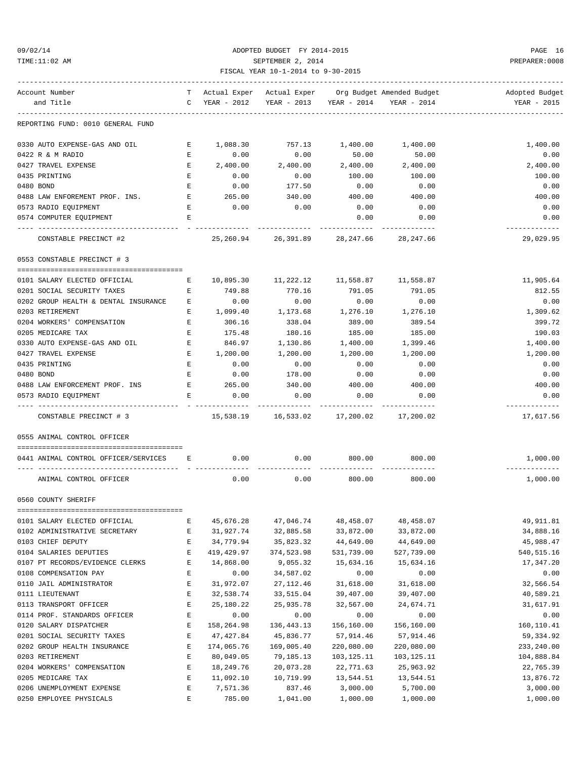ADOPTED BUDGET FY 2014-2015
SEPTEMBER 2, 2014
FISCAL YEAR 10-1-2014 to 9-30-2015

| Account Number and Title | TC | Actual Exper YEAR - 2012 | Actual Exper YEAR - 2013 | Org Budget YEAR - 2014 | Amended Budget YEAR - 2014 | Adopted Budget YEAR - 2015 |
|---|---|---|---|---|---|---|
| REPORTING FUND: 0010 GENERAL FUND | | | | | | |
| 0330 AUTO EXPENSE-GAS AND OIL | E | 1,088.30 | 757.13 | 1,400.00 | 1,400.00 | 1,400.00 |
| 0422 R & M RADIO | E | 0.00 | 0.00 | 50.00 | 50.00 | 0.00 |
| 0427 TRAVEL EXPENSE | E | 2,400.00 | 2,400.00 | 2,400.00 | 2,400.00 | 2,400.00 |
| 0435 PRINTING | E | 0.00 | 0.00 | 100.00 | 100.00 | 100.00 |
| 0480 BOND | E | 0.00 | 177.50 | 0.00 | 0.00 | 0.00 |
| 0488 LAW ENFOREMENT PROF. INS. | E | 265.00 | 340.00 | 400.00 | 400.00 | 400.00 |
| 0573 RADIO EQUIPMENT | E | 0.00 | 0.00 | 0.00 | 0.00 | 0.00 |
| 0574 COMPUTER EQUIPMENT | E | | | 0.00 | 0.00 | 0.00 |
| CONSTABLE PRECINCT #2 | | 25,260.94 | 26,391.89 | 28,247.66 | 28,247.66 | 29,029.95 |
| **0553 CONSTABLE PRECINCT # 3** | | | | | | |
| 0101 SALARY ELECTED OFFICIAL | E | 10,895.30 | 11,222.12 | 11,558.87 | 11,558.87 | 11,905.64 |
| 0201 SOCIAL SECURITY TAXES | E | 749.88 | 770.16 | 791.05 | 791.05 | 812.55 |
| 0202 GROUP HEALTH & DENTAL INSURANCE | E | 0.00 | 0.00 | 0.00 | 0.00 | 0.00 |
| 0203 RETIREMENT | E | 1,099.40 | 1,173.68 | 1,276.10 | 1,276.10 | 1,309.62 |
| 0204 WORKERS' COMPENSATION | E | 306.16 | 338.04 | 389.00 | 389.54 | 399.72 |
| 0205 MEDICARE TAX | E | 175.48 | 180.16 | 185.00 | 185.00 | 190.03 |
| 0330 AUTO EXPENSE-GAS AND OIL | E | 846.97 | 1,130.86 | 1,400.00 | 1,399.46 | 1,400.00 |
| 0427 TRAVEL EXPENSE | E | 1,200.00 | 1,200.00 | 1,200.00 | 1,200.00 | 1,200.00 |
| 0435 PRINTING | E | 0.00 | 0.00 | 0.00 | 0.00 | 0.00 |
| 0480 BOND | E | 0.00 | 178.00 | 0.00 | 0.00 | 0.00 |
| 0488 LAW ENFORCEMENT PROF. INS | E | 265.00 | 340.00 | 400.00 | 400.00 | 400.00 |
| 0573 RADIO EQUIPMENT | E | 0.00 | 0.00 | 0.00 | 0.00 | 0.00 |
| CONSTABLE PRECINCT # 3 | | 15,538.19 | 16,533.02 | 17,200.02 | 17,200.02 | 17,617.56 |
| **0555 ANIMAL CONTROL OFFICER** | | | | | | |
| 0441 ANIMAL CONTROL OFFICER/SERVICES | E | 0.00 | 0.00 | 800.00 | 800.00 | 1,000.00 |
| ANIMAL CONTROL OFFICER | | 0.00 | 0.00 | 800.00 | 800.00 | 1,000.00 |
| **0560 COUNTY SHERIFF** | | | | | | |
| 0101 SALARY ELECTED OFFICIAL | E | 45,676.28 | 47,046.74 | 48,458.07 | 48,458.07 | 49,911.81 |
| 0102 ADMINISTRATIVE SECRETARY | E | 31,927.74 | 32,885.58 | 33,872.00 | 33,872.00 | 34,888.16 |
| 0103 CHIEF DEPUTY | E | 34,779.94 | 35,823.32 | 44,649.00 | 44,649.00 | 45,988.47 |
| 0104 SALARIES DEPUTIES | E | 419,429.97 | 374,523.98 | 531,739.00 | 527,739.00 | 540,515.16 |
| 0107 PT RECORDS/EVIDENCE CLERKS | E | 14,868.00 | 9,055.32 | 15,634.16 | 15,634.16 | 17,347.20 |
| 0108 COMPENSATION PAY | E | 0.00 | 34,587.02 | 0.00 | 0.00 | 0.00 |
| 0110 JAIL ADMINISTRATOR | E | 31,972.07 | 27,112.46 | 31,618.00 | 31,618.00 | 32,566.54 |
| 0111 LIEUTENANT | E | 32,538.74 | 33,515.04 | 39,407.00 | 39,407.00 | 40,589.21 |
| 0113 TRANSPORT OFFICER | E | 25,180.22 | 25,935.78 | 32,567.00 | 24,674.71 | 31,617.91 |
| 0114 PROF. STANDARDS OFFICER | E | 0.00 | 0.00 | 0.00 | 0.00 | 0.00 |
| 0120 SALARY DISPATCHER | E | 158,264.98 | 136,443.13 | 156,160.00 | 156,160.00 | 160,110.41 |
| 0201 SOCIAL SECURITY TAXES | E | 47,427.84 | 45,836.77 | 57,914.46 | 57,914.46 | 59,334.92 |
| 0202 GROUP HEALTH INSURANCE | E | 174,065.76 | 169,005.40 | 220,080.00 | 220,080.00 | 233,240.00 |
| 0203 RETIREMENT | E | 80,049.05 | 79,185.13 | 103,125.11 | 103,125.11 | 104,888.84 |
| 0204 WORKERS' COMPENSATION | E | 18,249.76 | 20,073.28 | 22,771.63 | 25,963.92 | 22,765.39 |
| 0205 MEDICARE TAX | E | 11,092.10 | 10,719.99 | 13,544.51 | 13,544.51 | 13,876.72 |
| 0206 UNEMPLOYMENT EXPENSE | E | 7,571.36 | 837.46 | 3,000.00 | 5,700.00 | 3,000.00 |
| 0250 EMPLOYEE PHYSICALS | E | 785.00 | 1,041.00 | 1,000.00 | 1,000.00 | 1,000.00 |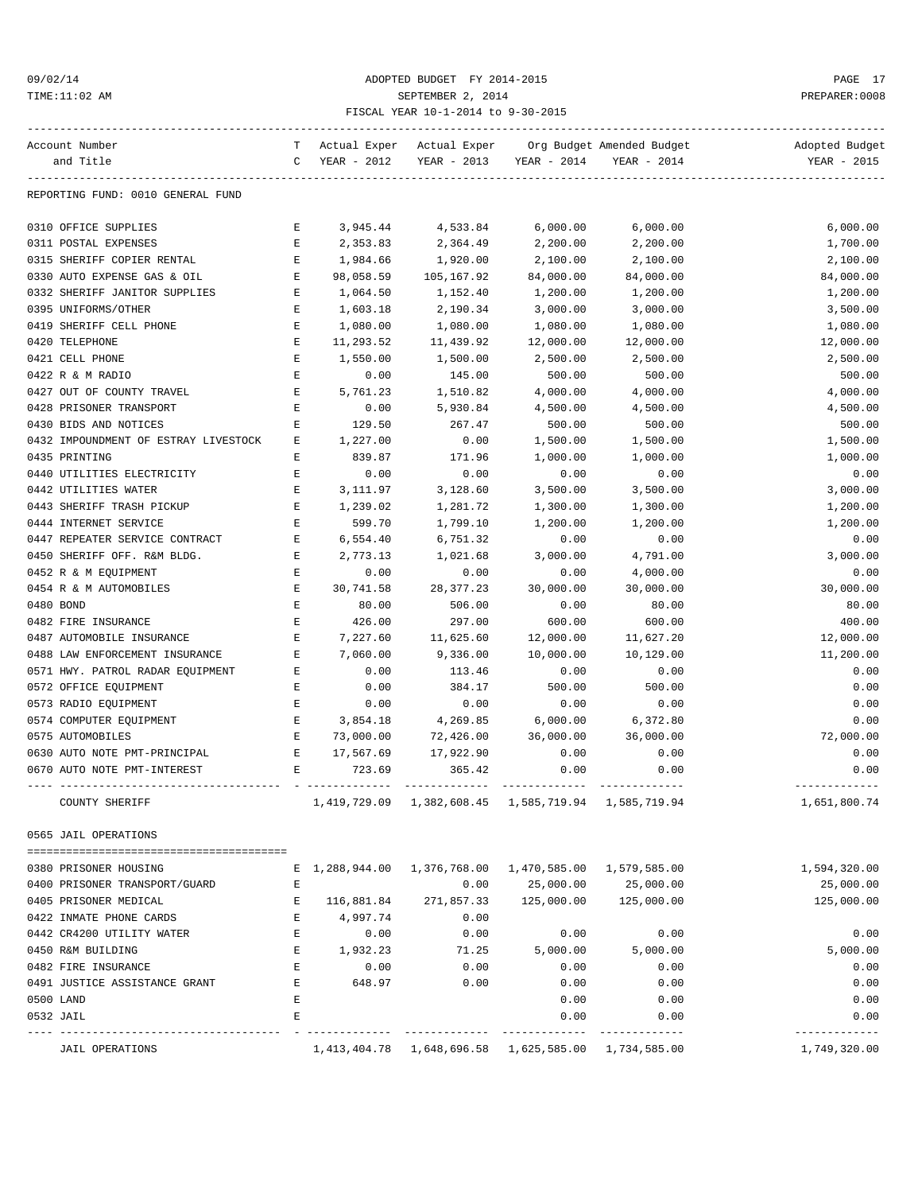ADOPTED BUDGET FY 2014-2015

SEPTEMBER 2, 2014

FISCAL YEAR 10-1-2014 to 9-30-2015

| Account Number and Title | T C | Actual Exper YEAR - 2012 | Actual Exper YEAR - 2013 | Org Budget YEAR - 2014 | Amended Budget YEAR - 2014 | Adopted Budget YEAR - 2015 |
|---|---|---|---|---|---|---|
| REPORTING FUND: 0010 GENERAL FUND | | | | | | |
| 0310 OFFICE SUPPLIES | E | 3,945.44 | 4,533.84 | 6,000.00 | 6,000.00 | 6,000.00 |
| 0311 POSTAL EXPENSES | E | 2,353.83 | 2,364.49 | 2,200.00 | 2,200.00 | 1,700.00 |
| 0315 SHERIFF COPIER RENTAL | E | 1,984.66 | 1,920.00 | 2,100.00 | 2,100.00 | 2,100.00 |
| 0330 AUTO EXPENSE GAS & OIL | E | 98,058.59 | 105,167.92 | 84,000.00 | 84,000.00 | 84,000.00 |
| 0332 SHERIFF JANITOR SUPPLIES | E | 1,064.50 | 1,152.40 | 1,200.00 | 1,200.00 | 1,200.00 |
| 0395 UNIFORMS/OTHER | E | 1,603.18 | 2,190.34 | 3,000.00 | 3,000.00 | 3,500.00 |
| 0419 SHERIFF CELL PHONE | E | 1,080.00 | 1,080.00 | 1,080.00 | 1,080.00 | 1,080.00 |
| 0420 TELEPHONE | E | 11,293.52 | 11,439.92 | 12,000.00 | 12,000.00 | 12,000.00 |
| 0421 CELL PHONE | E | 1,550.00 | 1,500.00 | 2,500.00 | 2,500.00 | 2,500.00 |
| 0422 R & M RADIO | E | 0.00 | 145.00 | 500.00 | 500.00 | 500.00 |
| 0427 OUT OF COUNTY TRAVEL | E | 5,761.23 | 1,510.82 | 4,000.00 | 4,000.00 | 4,000.00 |
| 0428 PRISONER TRANSPORT | E | 0.00 | 5,930.84 | 4,500.00 | 4,500.00 | 4,500.00 |
| 0430 BIDS AND NOTICES | E | 129.50 | 267.47 | 500.00 | 500.00 | 500.00 |
| 0432 IMPOUNDMENT OF ESTRAY LIVESTOCK | E | 1,227.00 | 0.00 | 1,500.00 | 1,500.00 | 1,500.00 |
| 0435 PRINTING | E | 839.87 | 171.96 | 1,000.00 | 1,000.00 | 1,000.00 |
| 0440 UTILITIES ELECTRICITY | E | 0.00 | 0.00 | 0.00 | 0.00 | 0.00 |
| 0442 UTILITIES WATER | E | 3,111.97 | 3,128.60 | 3,500.00 | 3,500.00 | 3,000.00 |
| 0443 SHERIFF TRASH PICKUP | E | 1,239.02 | 1,281.72 | 1,300.00 | 1,300.00 | 1,200.00 |
| 0444 INTERNET SERVICE | E | 599.70 | 1,799.10 | 1,200.00 | 1,200.00 | 1,200.00 |
| 0447 REPEATER SERVICE CONTRACT | E | 6,554.40 | 6,751.32 | 0.00 | 0.00 | 0.00 |
| 0450 SHERIFF OFF. R&M BLDG. | E | 2,773.13 | 1,021.68 | 3,000.00 | 4,791.00 | 3,000.00 |
| 0452 R & M EQUIPMENT | E | 0.00 | 0.00 | 0.00 | 4,000.00 | 0.00 |
| 0454 R & M AUTOMOBILES | E | 30,741.58 | 28,377.23 | 30,000.00 | 30,000.00 | 30,000.00 |
| 0480 BOND | E | 80.00 | 506.00 | 0.00 | 80.00 | 80.00 |
| 0482 FIRE INSURANCE | E | 426.00 | 297.00 | 600.00 | 600.00 | 400.00 |
| 0487 AUTOMOBILE INSURANCE | E | 7,227.60 | 11,625.60 | 12,000.00 | 11,627.20 | 12,000.00 |
| 0488 LAW ENFORCEMENT INSURANCE | E | 7,060.00 | 9,336.00 | 10,000.00 | 10,129.00 | 11,200.00 |
| 0571 HWY. PATROL RADAR EQUIPMENT | E | 0.00 | 113.46 | 0.00 | 0.00 | 0.00 |
| 0572 OFFICE EQUIPMENT | E | 0.00 | 384.17 | 500.00 | 500.00 | 0.00 |
| 0573 RADIO EQUIPMENT | E | 0.00 | 0.00 | 0.00 | 0.00 | 0.00 |
| 0574 COMPUTER EQUIPMENT | E | 3,854.18 | 4,269.85 | 6,000.00 | 6,372.80 | 0.00 |
| 0575 AUTOMOBILES | E | 73,000.00 | 72,426.00 | 36,000.00 | 36,000.00 | 72,000.00 |
| 0630 AUTO NOTE PMT-PRINCIPAL | E | 17,567.69 | 17,922.90 | 0.00 | 0.00 | 0.00 |
| 0670 AUTO NOTE PMT-INTEREST | E | 723.69 | 365.42 | 0.00 | 0.00 | 0.00 |
| COUNTY SHERIFF | | 1,419,729.09 | 1,382,608.45 | 1,585,719.94 | 1,585,719.94 | 1,651,800.74 |
| 0565 JAIL OPERATIONS | | | | | | |
| 0380 PRISONER HOUSING | E | 1,288,944.00 | 1,376,768.00 | 1,470,585.00 | 1,579,585.00 | 1,594,320.00 |
| 0400 PRISONER TRANSPORT/GUARD | E | | 0.00 | 25,000.00 | 25,000.00 | 25,000.00 |
| 0405 PRISONER MEDICAL | E | 116,881.84 | 271,857.33 | 125,000.00 | 125,000.00 | 125,000.00 |
| 0422 INMATE PHONE CARDS | E | 4,997.74 | 0.00 | | | |
| 0442 CR4200 UTILITY WATER | E | 0.00 | 0.00 | 0.00 | 0.00 | 0.00 |
| 0450 R&M BUILDING | E | 1,932.23 | 71.25 | 5,000.00 | 5,000.00 | 5,000.00 |
| 0482 FIRE INSURANCE | E | 0.00 | 0.00 | 0.00 | 0.00 | 0.00 |
| 0491 JUSTICE ASSISTANCE GRANT | E | 648.97 | 0.00 | 0.00 | 0.00 | 0.00 |
| 0500 LAND | E | | | 0.00 | 0.00 | 0.00 |
| 0532 JAIL | E | | | 0.00 | 0.00 | 0.00 |
| JAIL OPERATIONS | | 1,413,404.78 | 1,648,696.58 | 1,625,585.00 | 1,734,585.00 | 1,749,320.00 |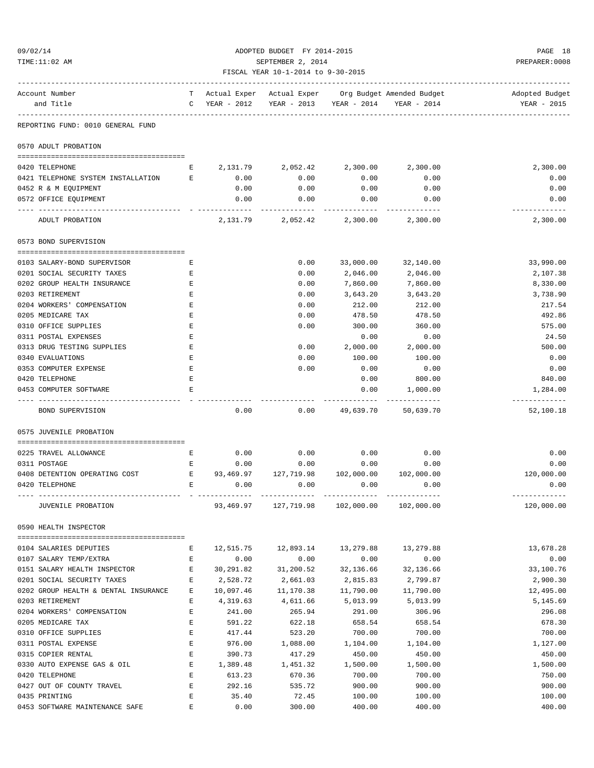REPORTING FUND: 0010 GENERAL FUND

| Account Number and Title | TC | Actual Exper YEAR - 2012 | Actual Exper YEAR - 2013 | Org Budget YEAR - 2014 | Amended Budget YEAR - 2014 | Adopted Budget YEAR - 2015 |
|---|---|---|---|---|---|---|
| **0570 ADULT PROBATION** | | | | | | |
| 0420 TELEPHONE | E | 2,131.79 | 2,052.42 | 2,300.00 | 2,300.00 | 2,300.00 |
| 0421 TELEPHONE SYSTEM INSTALLATION | E | 0.00 | 0.00 | 0.00 | 0.00 | 0.00 |
| 0452 R & M EQUIPMENT | | 0.00 | 0.00 | 0.00 | 0.00 | 0.00 |
| 0572 OFFICE EQUIPMENT | | 0.00 | 0.00 | 0.00 | 0.00 | 0.00 |
| ADULT PROBATION | | 2,131.79 | 2,052.42 | 2,300.00 | 2,300.00 | 2,300.00 |
| **0573 BOND SUPERVISION** | | | | | | |
| 0103 SALARY-BOND SUPERVISOR | E | | 0.00 | 33,000.00 | 32,140.00 | 33,990.00 |
| 0201 SOCIAL SECURITY TAXES | E | | 0.00 | 2,046.00 | 2,046.00 | 2,107.38 |
| 0202 GROUP HEALTH INSURANCE | E | | 0.00 | 7,860.00 | 7,860.00 | 8,330.00 |
| 0203 RETIREMENT | E | | 0.00 | 3,643.20 | 3,643.20 | 3,738.90 |
| 0204 WORKERS' COMPENSATION | E | | 0.00 | 212.00 | 212.00 | 217.54 |
| 0205 MEDICARE TAX | E | | 0.00 | 478.50 | 478.50 | 492.86 |
| 0310 OFFICE SUPPLIES | E | | 0.00 | 300.00 | 360.00 | 575.00 |
| 0311 POSTAL EXPENSES | E | | | 0.00 | 0.00 | 24.50 |
| 0313 DRUG TESTING SUPPLIES | E | | 0.00 | 2,000.00 | 2,000.00 | 500.00 |
| 0340 EVALUATIONS | E | | 0.00 | 100.00 | 100.00 | 0.00 |
| 0353 COMPUTER EXPENSE | E | | 0.00 | 0.00 | 0.00 | 0.00 |
| 0420 TELEPHONE | E | | | 0.00 | 800.00 | 840.00 |
| 0453 COMPUTER SOFTWARE | E | | | 0.00 | 1,000.00 | 1,284.00 |
| BOND SUPERVISION | | 0.00 | 0.00 | 49,639.70 | 50,639.70 | 52,100.18 |
| **0575 JUVENILE PROBATION** | | | | | | |
| 0225 TRAVEL ALLOWANCE | E | 0.00 | 0.00 | 0.00 | 0.00 | 0.00 |
| 0311 POSTAGE | E | 0.00 | 0.00 | 0.00 | 0.00 | 0.00 |
| 0408 DETENTION OPERATING COST | E | 93,469.97 | 127,719.98 | 102,000.00 | 102,000.00 | 120,000.00 |
| 0420 TELEPHONE | E | 0.00 | 0.00 | 0.00 | 0.00 | 0.00 |
| JUVENILE PROBATION | | 93,469.97 | 127,719.98 | 102,000.00 | 102,000.00 | 120,000.00 |
| **0590 HEALTH INSPECTOR** | | | | | | |
| 0104 SALARIES DEPUTIES | E | 12,515.75 | 12,893.14 | 13,279.88 | 13,279.88 | 13,678.28 |
| 0107 SALARY TEMP/EXTRA | E | 0.00 | 0.00 | 0.00 | 0.00 | 0.00 |
| 0151 SALARY HEALTH INSPECTOR | E | 30,291.82 | 31,200.52 | 32,136.66 | 32,136.66 | 33,100.76 |
| 0201 SOCIAL SECURITY TAXES | E | 2,528.72 | 2,661.03 | 2,815.83 | 2,799.87 | 2,900.30 |
| 0202 GROUP HEALTH & DENTAL INSURANCE | E | 10,097.46 | 11,170.38 | 11,790.00 | 11,790.00 | 12,495.00 |
| 0203 RETIREMENT | E | 4,319.63 | 4,611.66 | 5,013.99 | 5,013.99 | 5,145.69 |
| 0204 WORKERS' COMPENSATION | E | 241.00 | 265.94 | 291.00 | 306.96 | 296.08 |
| 0205 MEDICARE TAX | E | 591.22 | 622.18 | 658.54 | 658.54 | 678.30 |
| 0310 OFFICE SUPPLIES | E | 417.44 | 523.20 | 700.00 | 700.00 | 700.00 |
| 0311 POSTAL EXPENSE | E | 976.00 | 1,088.00 | 1,104.00 | 1,104.00 | 1,127.00 |
| 0315 COPIER RENTAL | E | 390.73 | 417.29 | 450.00 | 450.00 | 450.00 |
| 0330 AUTO EXPENSE GAS & OIL | E | 1,389.48 | 1,451.32 | 1,500.00 | 1,500.00 | 1,500.00 |
| 0420 TELEPHONE | E | 613.23 | 670.36 | 700.00 | 700.00 | 750.00 |
| 0427 OUT OF COUNTY TRAVEL | E | 292.16 | 535.72 | 900.00 | 900.00 | 900.00 |
| 0435 PRINTING | E | 35.40 | 72.45 | 100.00 | 100.00 | 100.00 |
| 0453 SOFTWARE MAINTENANCE SAFE | E | 0.00 | 300.00 | 400.00 | 400.00 | 400.00 |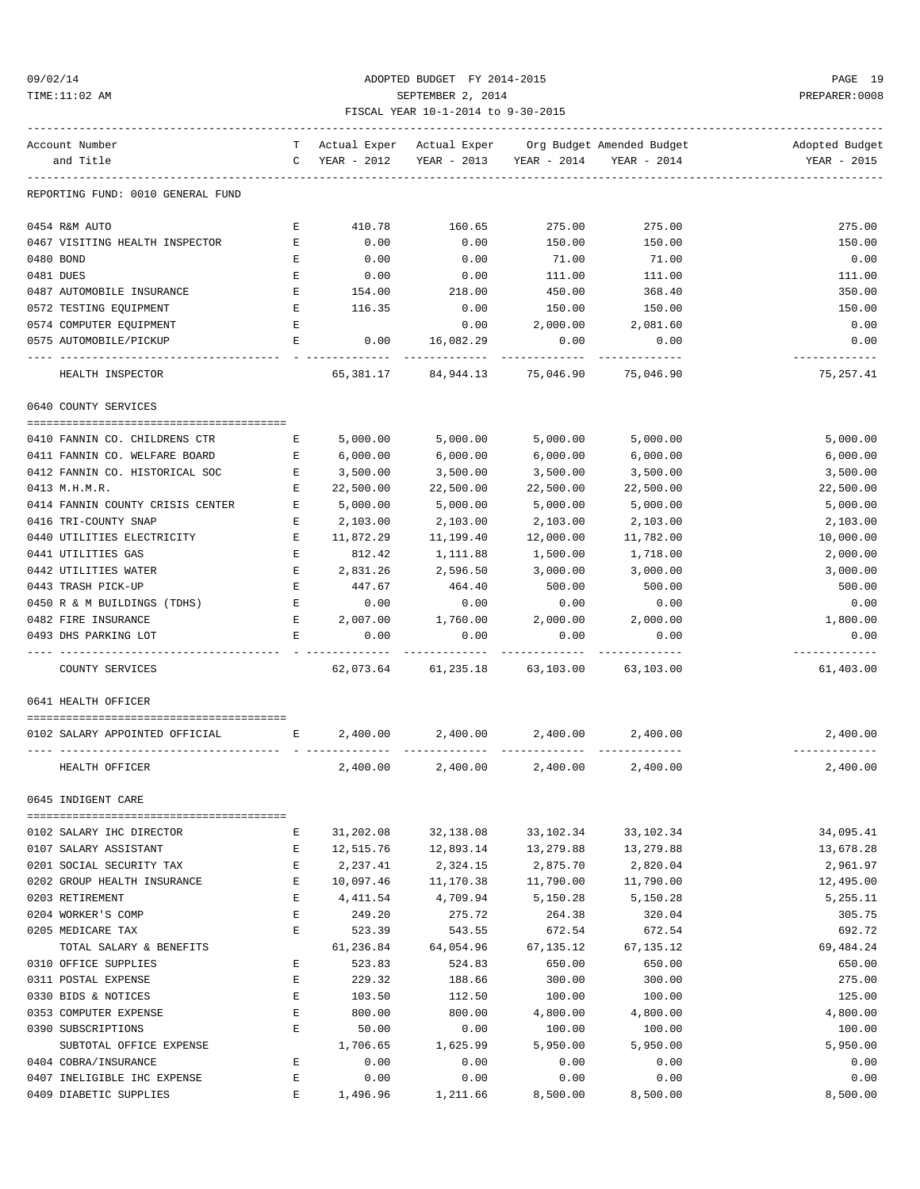ADOPTED BUDGET FY 2014-2015
SEPTEMBER 2, 2014
FISCAL YEAR 10-1-2014 to 9-30-2015

| Account Number and Title | T C | Actual Exper YEAR - 2012 | Actual Exper YEAR - 2013 | Org Budget YEAR - 2014 | Amended Budget YEAR - 2014 | Adopted Budget YEAR - 2015 |
|---|---|---|---|---|---|---|
| REPORTING FUND: 0010 GENERAL FUND | | | | | | |
| 0454 R&M AUTO | E | 410.78 | 160.65 | 275.00 | 275.00 | 275.00 |
| 0467 VISITING HEALTH INSPECTOR | E | 0.00 | 0.00 | 150.00 | 150.00 | 150.00 |
| 0480 BOND | E | 0.00 | 0.00 | 71.00 | 71.00 | 0.00 |
| 0481 DUES | E | 0.00 | 0.00 | 111.00 | 111.00 | 111.00 |
| 0487 AUTOMOBILE INSURANCE | E | 154.00 | 218.00 | 450.00 | 368.40 | 350.00 |
| 0572 TESTING EQUIPMENT | E | 116.35 | 0.00 | 150.00 | 150.00 | 150.00 |
| 0574 COMPUTER EQUIPMENT | E | | 0.00 | 2,000.00 | 2,081.60 | 0.00 |
| 0575 AUTOMOBILE/PICKUP | E | 0.00 | 16,082.29 | 0.00 | 0.00 | 0.00 |
| HEALTH INSPECTOR | | 65,381.17 | 84,944.13 | 75,046.90 | 75,046.90 | 75,257.41 |
| **0640 COUNTY SERVICES** | | | | | | |
| 0410 FANNIN CO. CHILDRENS CTR | E | 5,000.00 | 5,000.00 | 5,000.00 | 5,000.00 | 5,000.00 |
| 0411 FANNIN CO. WELFARE BOARD | E | 6,000.00 | 6,000.00 | 6,000.00 | 6,000.00 | 6,000.00 |
| 0412 FANNIN CO. HISTORICAL SOC | E | 3,500.00 | 3,500.00 | 3,500.00 | 3,500.00 | 3,500.00 |
| 0413 M.H.M.R. | E | 22,500.00 | 22,500.00 | 22,500.00 | 22,500.00 | 22,500.00 |
| 0414 FANNIN COUNTY CRISIS CENTER | E | 5,000.00 | 5,000.00 | 5,000.00 | 5,000.00 | 5,000.00 |
| 0416 TRI-COUNTY SNAP | E | 2,103.00 | 2,103.00 | 2,103.00 | 2,103.00 | 2,103.00 |
| 0440 UTILITIES ELECTRICITY | E | 11,872.29 | 11,199.40 | 12,000.00 | 11,782.00 | 10,000.00 |
| 0441 UTILITIES GAS | E | 812.42 | 1,111.88 | 1,500.00 | 1,718.00 | 2,000.00 |
| 0442 UTILITIES WATER | E | 2,831.26 | 2,596.50 | 3,000.00 | 3,000.00 | 3,000.00 |
| 0443 TRASH PICK-UP | E | 447.67 | 464.40 | 500.00 | 500.00 | 500.00 |
| 0450 R & M BUILDINGS (TDHS) | E | 0.00 | 0.00 | 0.00 | 0.00 | 0.00 |
| 0482 FIRE INSURANCE | E | 2,007.00 | 1,760.00 | 2,000.00 | 2,000.00 | 1,800.00 |
| 0493 DHS PARKING LOT | E | 0.00 | 0.00 | 0.00 | 0.00 | 0.00 |
| COUNTY SERVICES | | 62,073.64 | 61,235.18 | 63,103.00 | 63,103.00 | 61,403.00 |
| **0641 HEALTH OFFICER** | | | | | | |
| 0102 SALARY APPOINTED OFFICIAL | E | 2,400.00 | 2,400.00 | 2,400.00 | 2,400.00 | 2,400.00 |
| HEALTH OFFICER | | 2,400.00 | 2,400.00 | 2,400.00 | 2,400.00 | 2,400.00 |
| **0645 INDIGENT CARE** | | | | | | |
| 0102 SALARY IHC DIRECTOR | E | 31,202.08 | 32,138.08 | 33,102.34 | 33,102.34 | 34,095.41 |
| 0107 SALARY ASSISTANT | E | 12,515.76 | 12,893.14 | 13,279.88 | 13,279.88 | 13,678.28 |
| 0201 SOCIAL SECURITY TAX | E | 2,237.41 | 2,324.15 | 2,875.70 | 2,820.04 | 2,961.97 |
| 0202 GROUP HEALTH INSURANCE | E | 10,097.46 | 11,170.38 | 11,790.00 | 11,790.00 | 12,495.00 |
| 0203 RETIREMENT | E | 4,411.54 | 4,709.94 | 5,150.28 | 5,150.28 | 5,255.11 |
| 0204 WORKER'S COMP | E | 249.20 | 275.72 | 264.38 | 320.04 | 305.75 |
| 0205 MEDICARE TAX | E | 523.39 | 543.55 | 672.54 | 672.54 | 692.72 |
| TOTAL SALARY & BENEFITS | | 61,236.84 | 64,054.96 | 67,135.12 | 67,135.12 | 69,484.24 |
| 0310 OFFICE SUPPLIES | E | 523.83 | 524.83 | 650.00 | 650.00 | 650.00 |
| 0311 POSTAL EXPENSE | E | 229.32 | 188.66 | 300.00 | 300.00 | 275.00 |
| 0330 BIDS & NOTICES | E | 103.50 | 112.50 | 100.00 | 100.00 | 125.00 |
| 0353 COMPUTER EXPENSE | E | 800.00 | 800.00 | 4,800.00 | 4,800.00 | 4,800.00 |
| 0390 SUBSCRIPTIONS | E | 50.00 | 0.00 | 100.00 | 100.00 | 100.00 |
| SUBTOTAL OFFICE EXPENSE | | 1,706.65 | 1,625.99 | 5,950.00 | 5,950.00 | 5,950.00 |
| 0404 COBRA/INSURANCE | E | 0.00 | 0.00 | 0.00 | 0.00 | 0.00 |
| 0407 INELIGIBLE IHC EXPENSE | E | 0.00 | 0.00 | 0.00 | 0.00 | 0.00 |
| 0409 DIABETIC SUPPLIES | E | 1,496.96 | 1,211.66 | 8,500.00 | 8,500.00 | 8,500.00 |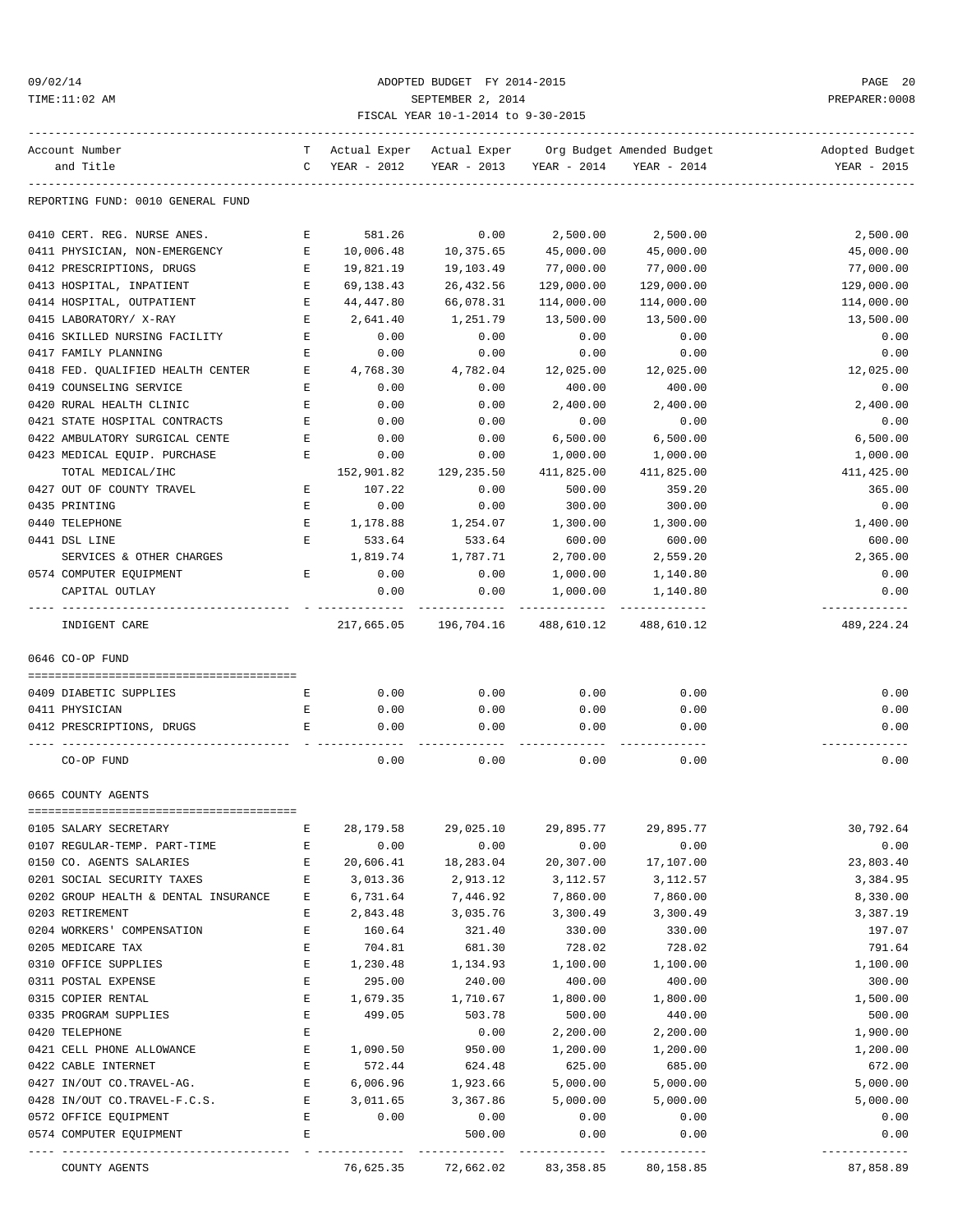REPORTING FUND: 0010 GENERAL FUND

| Account Number and Title | TC | Actual Exper YEAR - 2012 | Actual Exper YEAR - 2013 | Org Budget YEAR - 2014 | Amended Budget YEAR - 2014 | Adopted Budget YEAR - 2015 |
|---|---|---|---|---|---|---|
| 0410 CERT. REG. NURSE ANES. | E | 581.26 | 0.00 | 2,500.00 | 2,500.00 | 2,500.00 |
| 0411 PHYSICIAN, NON-EMERGENCY | E | 10,006.48 | 10,375.65 | 45,000.00 | 45,000.00 | 45,000.00 |
| 0412 PRESCRIPTIONS, DRUGS | E | 19,821.19 | 19,103.49 | 77,000.00 | 77,000.00 | 77,000.00 |
| 0413 HOSPITAL, INPATIENT | E | 69,138.43 | 26,432.56 | 129,000.00 | 129,000.00 | 129,000.00 |
| 0414 HOSPITAL, OUTPATIENT | E | 44,447.80 | 66,078.31 | 114,000.00 | 114,000.00 | 114,000.00 |
| 0415 LABORATORY/ X-RAY | E | 2,641.40 | 1,251.79 | 13,500.00 | 13,500.00 | 13,500.00 |
| 0416 SKILLED NURSING FACILITY | E | 0.00 | 0.00 | 0.00 | 0.00 | 0.00 |
| 0417 FAMILY PLANNING | E | 0.00 | 0.00 | 0.00 | 0.00 | 0.00 |
| 0418 FED. QUALIFIED HEALTH CENTER | E | 4,768.30 | 4,782.04 | 12,025.00 | 12,025.00 | 12,025.00 |
| 0419 COUNSELING SERVICE | E | 0.00 | 0.00 | 400.00 | 400.00 | 0.00 |
| 0420 RURAL HEALTH CLINIC | E | 0.00 | 0.00 | 2,400.00 | 2,400.00 | 2,400.00 |
| 0421 STATE HOSPITAL CONTRACTS | E | 0.00 | 0.00 | 0.00 | 0.00 | 0.00 |
| 0422 AMBULATORY SURGICAL CENTE | E | 0.00 | 0.00 | 6,500.00 | 6,500.00 | 6,500.00 |
| 0423 MEDICAL EQUIP. PURCHASE | E | 0.00 | 0.00 | 1,000.00 | 1,000.00 | 1,000.00 |
| TOTAL MEDICAL/IHC | | 152,901.82 | 129,235.50 | 411,825.00 | 411,825.00 | 411,425.00 |
| 0427 OUT OF COUNTY TRAVEL | E | 107.22 | 0.00 | 500.00 | 359.20 | 365.00 |
| 0435 PRINTING | E | 0.00 | 0.00 | 300.00 | 300.00 | 0.00 |
| 0440 TELEPHONE | E | 1,178.88 | 1,254.07 | 1,300.00 | 1,300.00 | 1,400.00 |
| 0441 DSL LINE | E | 533.64 | 533.64 | 600.00 | 600.00 | 600.00 |
| SERVICES & OTHER CHARGES | | 1,819.74 | 1,787.71 | 2,700.00 | 2,559.20 | 2,365.00 |
| 0574 COMPUTER EQUIPMENT | E | 0.00 | 0.00 | 1,000.00 | 1,140.80 | 0.00 |
| CAPITAL OUTLAY | | 0.00 | 0.00 | 1,000.00 | 1,140.80 | 0.00 |
| INDIGENT CARE | | 217,665.05 | 196,704.16 | 488,610.12 | 488,610.12 | 489,224.24 |

0646 CO-OP FUND

| Account Number and Title | TC | Actual Exper YEAR - 2012 | Actual Exper YEAR - 2013 | Org Budget YEAR - 2014 | Amended Budget YEAR - 2014 | Adopted Budget YEAR - 2015 |
|---|---|---|---|---|---|---|
| 0409 DIABETIC SUPPLIES | E | 0.00 | 0.00 | 0.00 | 0.00 | 0.00 |
| 0411 PHYSICIAN | E | 0.00 | 0.00 | 0.00 | 0.00 | 0.00 |
| 0412 PRESCRIPTIONS, DRUGS | E | 0.00 | 0.00 | 0.00 | 0.00 | 0.00 |
| CO-OP FUND | | 0.00 | 0.00 | 0.00 | 0.00 | 0.00 |

0665 COUNTY AGENTS

| Account Number and Title | TC | Actual Exper YEAR - 2012 | Actual Exper YEAR - 2013 | Org Budget YEAR - 2014 | Amended Budget YEAR - 2014 | Adopted Budget YEAR - 2015 |
|---|---|---|---|---|---|---|
| 0105 SALARY SECRETARY | E | 28,179.58 | 29,025.10 | 29,895.77 | 29,895.77 | 30,792.64 |
| 0107 REGULAR-TEMP. PART-TIME | E | 0.00 | 0.00 | 0.00 | 0.00 | 0.00 |
| 0150 CO. AGENTS SALARIES | E | 20,606.41 | 18,283.04 | 20,307.00 | 17,107.00 | 23,803.40 |
| 0201 SOCIAL SECURITY TAXES | E | 3,013.36 | 2,913.12 | 3,112.57 | 3,112.57 | 3,384.95 |
| 0202 GROUP HEALTH & DENTAL INSURANCE | E | 6,731.64 | 7,446.92 | 7,860.00 | 7,860.00 | 8,330.00 |
| 0203 RETIREMENT | E | 2,843.48 | 3,035.76 | 3,300.49 | 3,300.49 | 3,387.19 |
| 0204 WORKERS' COMPENSATION | E | 160.64 | 321.40 | 330.00 | 330.00 | 197.07 |
| 0205 MEDICARE TAX | E | 704.81 | 681.30 | 728.02 | 728.02 | 791.64 |
| 0310 OFFICE SUPPLIES | E | 1,230.48 | 1,134.93 | 1,100.00 | 1,100.00 | 1,100.00 |
| 0311 POSTAL EXPENSE | E | 295.00 | 240.00 | 400.00 | 400.00 | 300.00 |
| 0315 COPIER RENTAL | E | 1,679.35 | 1,710.67 | 1,800.00 | 1,800.00 | 1,500.00 |
| 0335 PROGRAM SUPPLIES | E | 499.05 | 503.78 | 500.00 | 440.00 | 500.00 |
| 0420 TELEPHONE | E | | 0.00 | 2,200.00 | 2,200.00 | 1,900.00 |
| 0421 CELL PHONE ALLOWANCE | E | 1,090.50 | 950.00 | 1,200.00 | 1,200.00 | 1,200.00 |
| 0422 CABLE INTERNET | E | 572.44 | 624.48 | 625.00 | 685.00 | 672.00 |
| 0427 IN/OUT CO.TRAVEL-AG. | E | 6,006.96 | 1,923.66 | 5,000.00 | 5,000.00 | 5,000.00 |
| 0428 IN/OUT CO.TRAVEL-F.C.S. | E | 3,011.65 | 3,367.86 | 5,000.00 | 5,000.00 | 5,000.00 |
| 0572 OFFICE EQUIPMENT | E | 0.00 | 0.00 | 0.00 | 0.00 | 0.00 |
| 0574 COMPUTER EQUIPMENT | E | | 500.00 | 0.00 | 0.00 | 0.00 |
| COUNTY AGENTS | | 76,625.35 | 72,662.02 | 83,358.85 | 80,158.85 | 87,858.89 |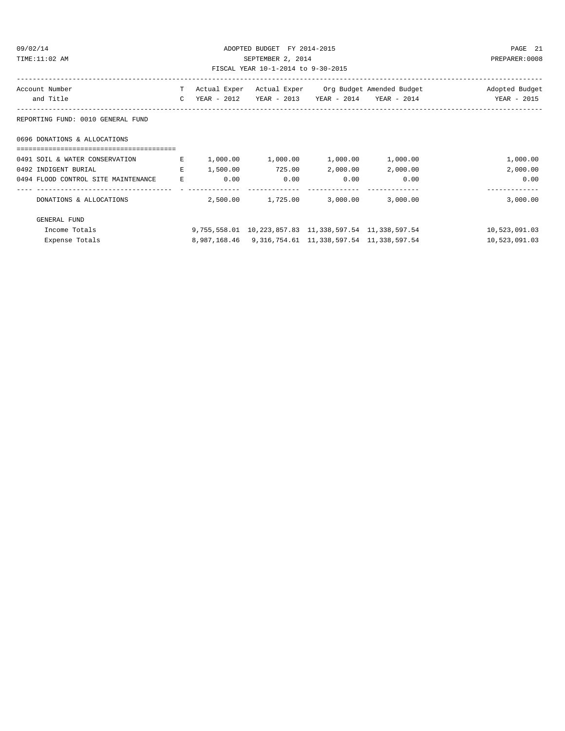ADOPTED BUDGET FY 2014-2015
SEPTEMBER 2, 2014
FISCAL YEAR 10-1-2014 to 9-30-2015

| Account Number and Title | T C | Actual Exper YEAR - 2012 | Actual Exper YEAR - 2013 | Org Budget YEAR - 2014 | Amended Budget YEAR - 2014 | Adopted Budget YEAR - 2015 |
|---|---|---|---|---|---|---|
| REPORTING FUND: 0010 GENERAL FUND | | | | | | |
| 0696 DONATIONS & ALLOCATIONS | | | | | | |
| 0491 SOIL & WATER CONSERVATION | E | 1,000.00 | 1,000.00 | 1,000.00 | 1,000.00 | 1,000.00 |
| 0492 INDIGENT BURIAL | E | 1,500.00 | 725.00 | 2,000.00 | 2,000.00 | 2,000.00 |
| 0494 FLOOD CONTROL SITE MAINTENANCE | E | 0.00 | 0.00 | 0.00 | 0.00 | 0.00 |
| DONATIONS & ALLOCATIONS | | 2,500.00 | 1,725.00 | 3,000.00 | 3,000.00 | 3,000.00 |
| GENERAL FUND | | | | | | |
| Income Totals | | 9,755,558.01 | 10,223,857.83 | 11,338,597.54 | 11,338,597.54 | 10,523,091.03 |
| Expense Totals | | 8,987,168.46 | 9,316,754.61 | 11,338,597.54 | 11,338,597.54 | 10,523,091.03 |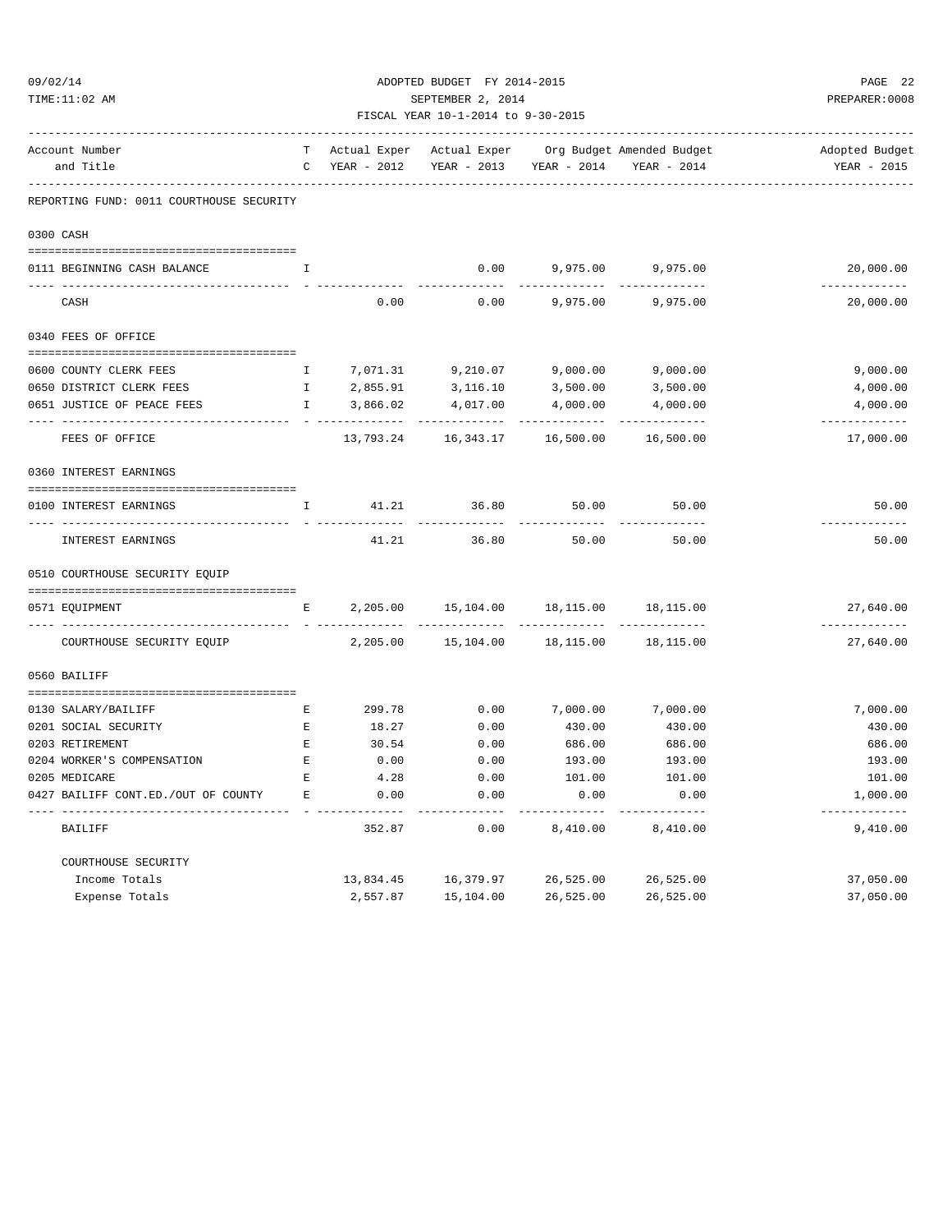ADOPTED BUDGET FY 2014-2015
SEPTEMBER 2, 2014
FISCAL YEAR 10-1-2014 to 9-30-2015

| Account Number and Title | TC | Actual Exper YEAR - 2012 | Actual Exper YEAR - 2013 | Org Budget YEAR - 2014 | Amended Budget YEAR - 2014 | Adopted Budget YEAR - 2015 |
|---|---|---|---|---|---|---|
| **REPORTING FUND: 0011 COURTHOUSE SECURITY** | | | | | | |
| **0300 CASH** | | | | | | |
| 0111 BEGINNING CASH BALANCE | I | | 0.00 | 9,975.00 | 9,975.00 | 20,000.00 |
| CASH | | 0.00 | 0.00 | 9,975.00 | 9,975.00 | 20,000.00 |
| **0340 FEES OF OFFICE** | | | | | | |
| 0600 COUNTY CLERK FEES | I | 7,071.31 | 9,210.07 | 9,000.00 | 9,000.00 | 9,000.00 |
| 0650 DISTRICT CLERK FEES | I | 2,855.91 | 3,116.10 | 3,500.00 | 3,500.00 | 4,000.00 |
| 0651 JUSTICE OF PEACE FEES | I | 3,866.02 | 4,017.00 | 4,000.00 | 4,000.00 | 4,000.00 |
| FEES OF OFFICE | | 13,793.24 | 16,343.17 | 16,500.00 | 16,500.00 | 17,000.00 |
| **0360 INTEREST EARNINGS** | | | | | | |
| 0100 INTEREST EARNINGS | I | 41.21 | 36.80 | 50.00 | 50.00 | 50.00 |
| INTEREST EARNINGS | | 41.21 | 36.80 | 50.00 | 50.00 | 50.00 |
| **0510 COURTHOUSE SECURITY EQUIP** | | | | | | |
| 0571 EQUIPMENT | E | 2,205.00 | 15,104.00 | 18,115.00 | 18,115.00 | 27,640.00 |
| COURTHOUSE SECURITY EQUIP | | 2,205.00 | 15,104.00 | 18,115.00 | 18,115.00 | 27,640.00 |
| **0560 BAILIFF** | | | | | | |
| 0130 SALARY/BAILIFF | E | 299.78 | 0.00 | 7,000.00 | 7,000.00 | 7,000.00 |
| 0201 SOCIAL SECURITY | E | 18.27 | 0.00 | 430.00 | 430.00 | 430.00 |
| 0203 RETIREMENT | E | 30.54 | 0.00 | 686.00 | 686.00 | 686.00 |
| 0204 WORKER'S COMPENSATION | E | 0.00 | 0.00 | 193.00 | 193.00 | 193.00 |
| 0205 MEDICARE | E | 4.28 | 0.00 | 101.00 | 101.00 | 101.00 |
| 0427 BAILIFF CONT.ED./OUT OF COUNTY | E | 0.00 | 0.00 | 0.00 | 0.00 | 1,000.00 |
| BAILIFF | | 352.87 | 0.00 | 8,410.00 | 8,410.00 | 9,410.00 |
| **COURTHOUSE SECURITY** | | | | | | |
| Income Totals | | 13,834.45 | 16,379.97 | 26,525.00 | 26,525.00 | 37,050.00 |
| Expense Totals | | 2,557.87 | 15,104.00 | 26,525.00 | 26,525.00 | 37,050.00 |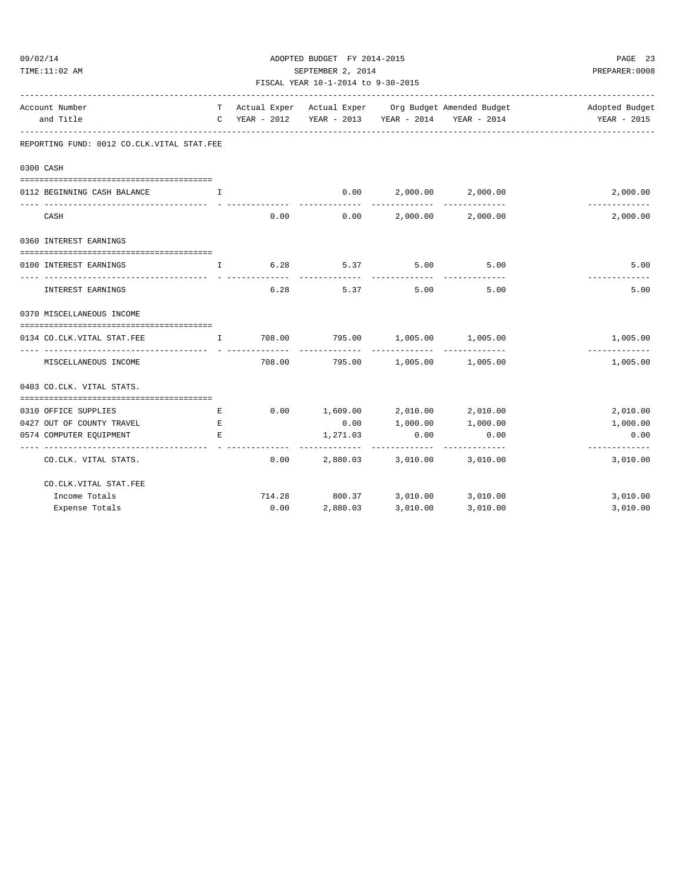ADOPTED BUDGET FY 2014-2015
SEPTEMBER 2, 2014
FISCAL YEAR 10-1-2014 to 9-30-2015

| Account Number and Title | TC | Actual Exper YEAR - 2012 | Actual Exper YEAR - 2013 | Org Budget YEAR - 2014 | Amended Budget YEAR - 2014 | Adopted Budget YEAR - 2015 |
|---|---|---|---|---|---|---|
| **REPORTING FUND: 0012 CO.CLK.VITAL STAT.FEE** | | | | | | |
| **0300 CASH** | | | | | | |
| 0112 BEGINNING CASH BALANCE | I | | 0.00 | 2,000.00 | 2,000.00 | 2,000.00 |
| CASH | | 0.00 | 0.00 | 2,000.00 | 2,000.00 | 2,000.00 |
| **0360 INTEREST EARNINGS** | | | | | | |
| 0100 INTEREST EARNINGS | I | 6.28 | 5.37 | 5.00 | 5.00 | 5.00 |
| INTEREST EARNINGS | | 6.28 | 5.37 | 5.00 | 5.00 | 5.00 |
| **0370 MISCELLANEOUS INCOME** | | | | | | |
| 0134 CO.CLK.VITAL STAT.FEE | I | 708.00 | 795.00 | 1,005.00 | 1,005.00 | 1,005.00 |
| MISCELLANEOUS INCOME | | 708.00 | 795.00 | 1,005.00 | 1,005.00 | 1,005.00 |
| **0403 CO.CLK. VITAL STATS.** | | | | | | |
| 0310 OFFICE SUPPLIES | E | 0.00 | 1,609.00 | 2,010.00 | 2,010.00 | 2,010.00 |
| 0427 OUT OF COUNTY TRAVEL | E | | 0.00 | 1,000.00 | 1,000.00 | 1,000.00 |
| 0574 COMPUTER EQUIPMENT | E | | 1,271.03 | 0.00 | 0.00 | 0.00 |
| CO.CLK. VITAL STATS. | | 0.00 | 2,880.03 | 3,010.00 | 3,010.00 | 3,010.00 |
| CO.CLK.VITAL STAT.FEE | | | | | | |
| Income Totals | | 714.28 | 800.37 | 3,010.00 | 3,010.00 | 3,010.00 |
| Expense Totals | | 0.00 | 2,880.03 | 3,010.00 | 3,010.00 | 3,010.00 |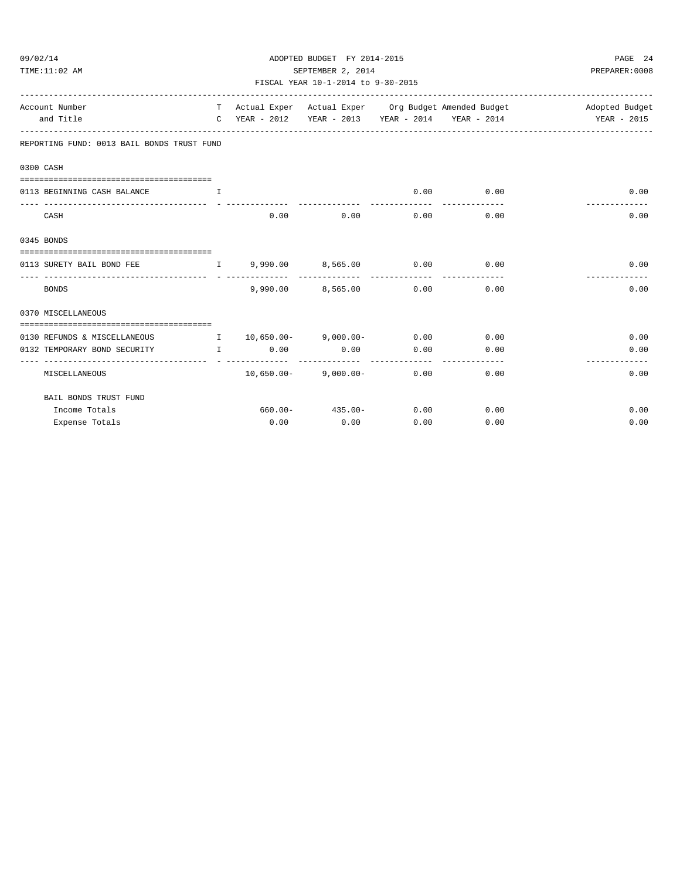ADOPTED BUDGET FY 2014-2015
SEPTEMBER 2, 2014
FISCAL YEAR 10-1-2014 to 9-30-2015

| Account Number and Title | T C | Actual Exper YEAR - 2012 | Actual Exper YEAR - 2013 | Org Budget YEAR - 2014 | Amended Budget YEAR - 2014 | Adopted Budget YEAR - 2015 |
|---|---|---|---|---|---|---|
| REPORTING FUND: 0013 BAIL BONDS TRUST FUND | | | | | | |
| 0300 CASH | | | | | | |
| 0113 BEGINNING CASH BALANCE | I | | | 0.00 | 0.00 | 0.00 |
| CASH | | 0.00 | 0.00 | 0.00 | 0.00 | 0.00 |
| 0345 BONDS | | | | | | |
| 0113 SURETY BAIL BOND FEE | I | 9,990.00 | 8,565.00 | 0.00 | 0.00 | 0.00 |
| BONDS | | 9,990.00 | 8,565.00 | 0.00 | 0.00 | 0.00 |
| 0370 MISCELLANEOUS | | | | | | |
| 0130 REFUNDS & MISCELLANEOUS | I | 10,650.00- | 9,000.00- | 0.00 | 0.00 | 0.00 |
| 0132 TEMPORARY BOND SECURITY | I | 0.00 | 0.00 | 0.00 | 0.00 | 0.00 |
| MISCELLANEOUS | | 10,650.00- | 9,000.00- | 0.00 | 0.00 | 0.00 |
| BAIL BONDS TRUST FUND | | | | | | |
| Income Totals | | 660.00- | 435.00- | 0.00 | 0.00 | 0.00 |
| Expense Totals | | 0.00 | 0.00 | 0.00 | 0.00 | 0.00 |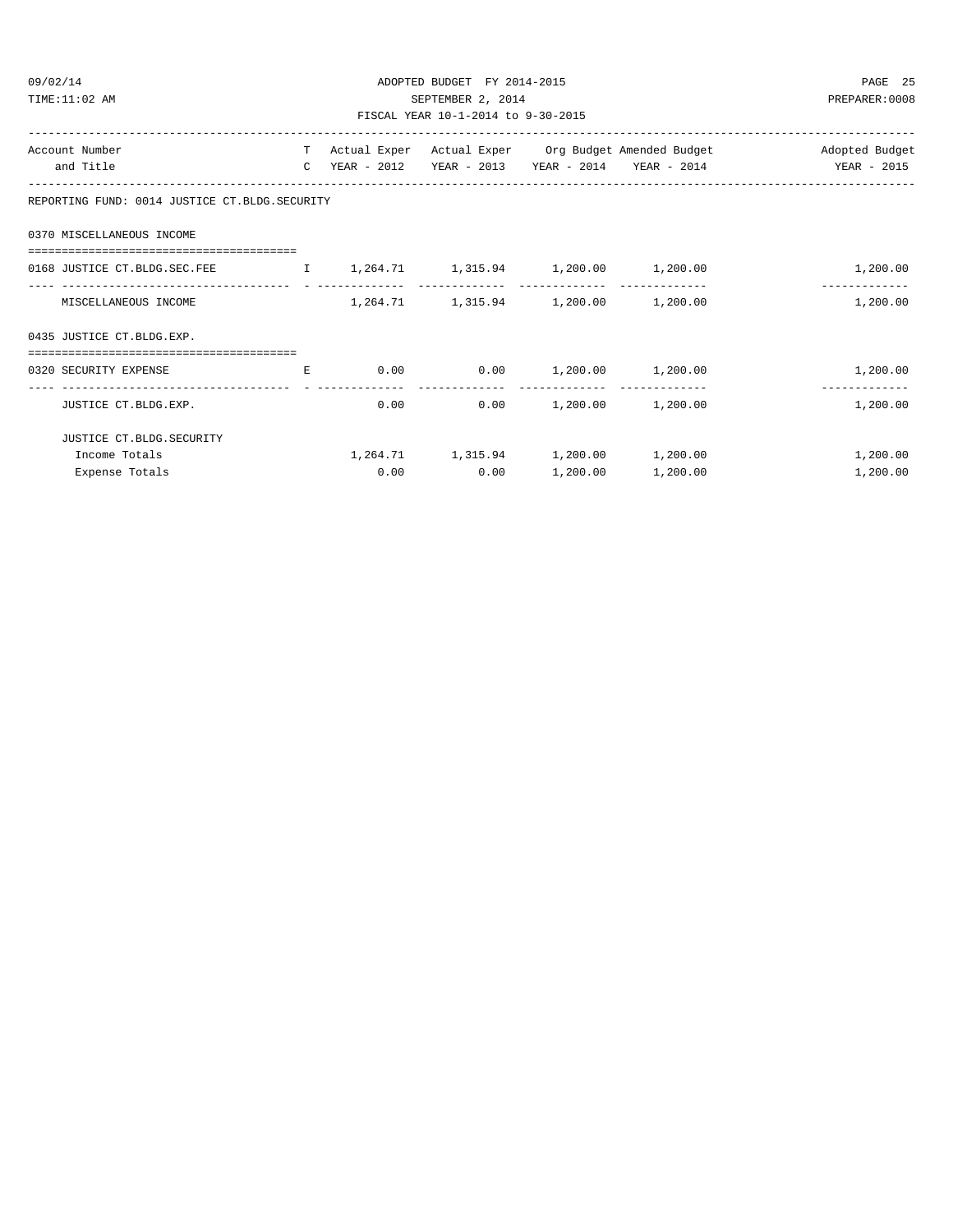ADOPTED BUDGET FY 2014-2015

SEPTEMBER 2, 2014

FISCAL YEAR 10-1-2014 to 9-30-2015

| Account Number and Title | T C | Actual Exper YEAR - 2012 | Actual Exper YEAR - 2013 | Org Budget YEAR - 2014 | Amended Budget YEAR - 2014 | Adopted Budget YEAR - 2015 |
|---|---|---|---|---|---|---|
| REPORTING FUND: 0014 JUSTICE CT.BLDG.SECURITY | | | | | | |
| 0370 MISCELLANEOUS INCOME | | | | | | |
| 0168 JUSTICE CT.BLDG.SEC.FEE | I | 1,264.71 | 1,315.94 | 1,200.00 | 1,200.00 | 1,200.00 |
| MISCELLANEOUS INCOME | | 1,264.71 | 1,315.94 | 1,200.00 | 1,200.00 | 1,200.00 |
| 0435 JUSTICE CT.BLDG.EXP. | | | | | | |
| 0320 SECURITY EXPENSE | E | 0.00 | 0.00 | 1,200.00 | 1,200.00 | 1,200.00 |
| JUSTICE CT.BLDG.EXP. | | 0.00 | 0.00 | 1,200.00 | 1,200.00 | 1,200.00 |
| JUSTICE CT.BLDG.SECURITY | | | | | | |
| Income Totals | | 1,264.71 | 1,315.94 | 1,200.00 | 1,200.00 | 1,200.00 |
| Expense Totals | | 0.00 | 0.00 | 1,200.00 | 1,200.00 | 1,200.00 |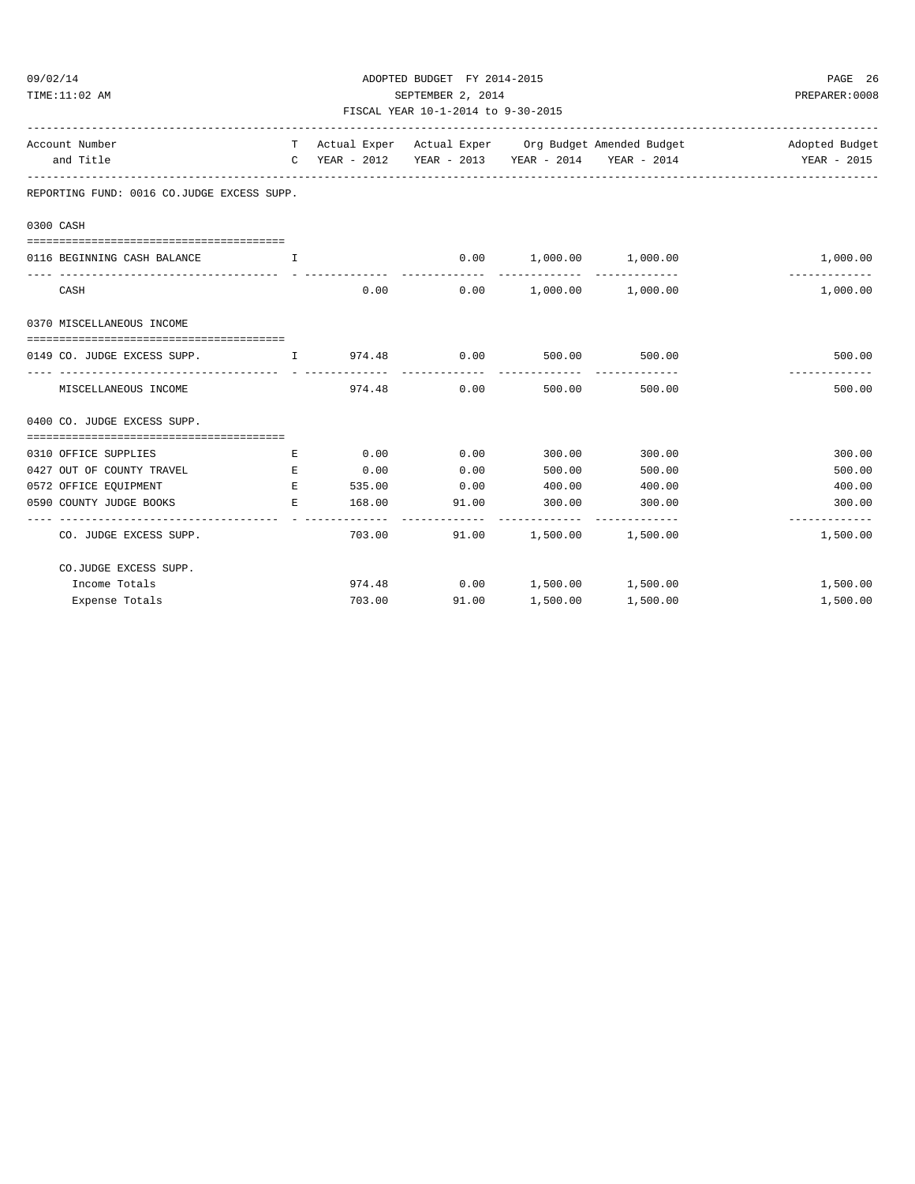ADOPTED BUDGET FY 2014-2015

SEPTEMBER 2, 2014

FISCAL YEAR 10-1-2014 to 9-30-2015

| Account Number and Title | T C | Actual Exper YEAR - 2012 | Actual Exper YEAR - 2013 | Org Budget YEAR - 2014 | Amended Budget YEAR - 2014 | Adopted Budget YEAR - 2015 |
|---|---|---|---|---|---|---|
| **REPORTING FUND: 0016 CO.JUDGE EXCESS SUPP.** | | | | | | |
| **0300 CASH** | | | | | | |
| 0116 BEGINNING CASH BALANCE | I | | 0.00 | 1,000.00 | 1,000.00 | 1,000.00 |
| CASH | | 0.00 | 0.00 | 1,000.00 | 1,000.00 | 1,000.00 |
| **0370 MISCELLANEOUS INCOME** | | | | | | |
| 0149 CO. JUDGE EXCESS SUPP. | I | 974.48 | 0.00 | 500.00 | 500.00 | 500.00 |
| MISCELLANEOUS INCOME | | 974.48 | 0.00 | 500.00 | 500.00 | 500.00 |
| **0400 CO. JUDGE EXCESS SUPP.** | | | | | | |
| 0310 OFFICE SUPPLIES | E | 0.00 | 0.00 | 300.00 | 300.00 | 300.00 |
| 0427 OUT OF COUNTY TRAVEL | E | 0.00 | 0.00 | 500.00 | 500.00 | 500.00 |
| 0572 OFFICE EQUIPMENT | E | 535.00 | 0.00 | 400.00 | 400.00 | 400.00 |
| 0590 COUNTY JUDGE BOOKS | E | 168.00 | 91.00 | 300.00 | 300.00 | 300.00 |
| CO. JUDGE EXCESS SUPP. | | 703.00 | 91.00 | 1,500.00 | 1,500.00 | 1,500.00 |
| CO.JUDGE EXCESS SUPP. | | | | | | |
| Income Totals | | 974.48 | 0.00 | 1,500.00 | 1,500.00 | 1,500.00 |
| Expense Totals | | 703.00 | 91.00 | 1,500.00 | 1,500.00 | 1,500.00 |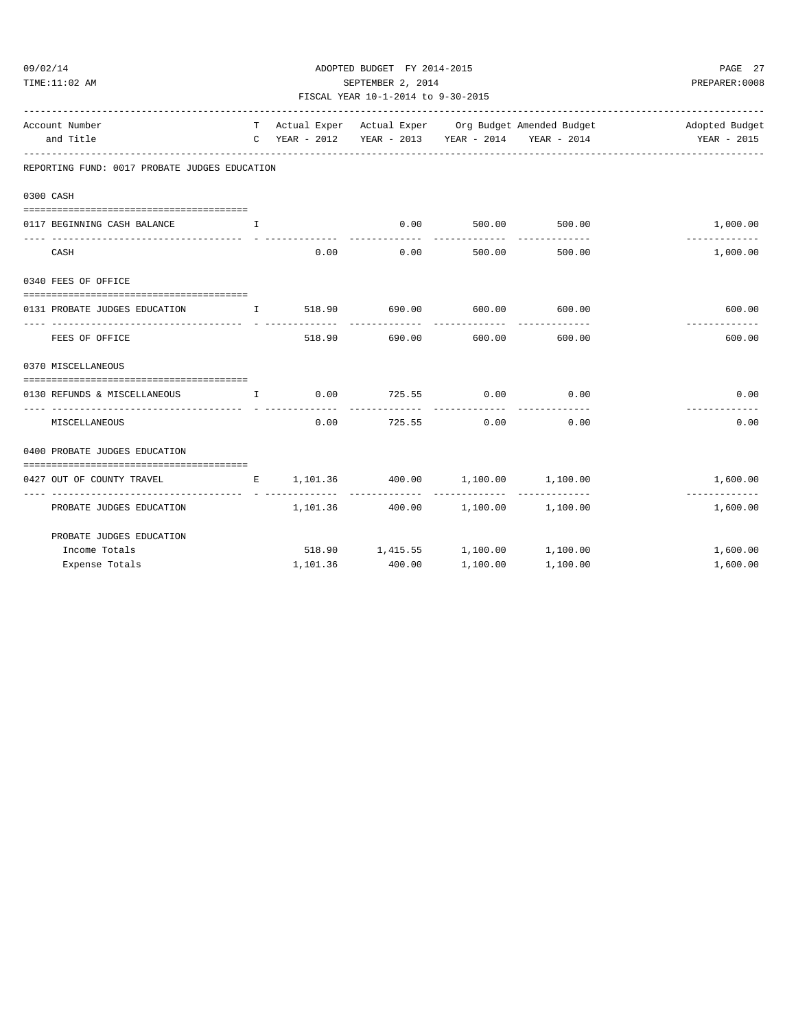ADOPTED BUDGET FY 2014-2015
SEPTEMBER 2, 2014
FISCAL YEAR 10-1-2014 to 9-30-2015

| Account Number and Title | TC | Actual Exper YEAR - 2012 | Actual Exper YEAR - 2013 | Org Budget YEAR - 2014 | Amended Budget YEAR - 2014 | Adopted Budget YEAR - 2015 |
|---|---|---|---|---|---|---|
| **REPORTING FUND: 0017 PROBATE JUDGES EDUCATION** | | | | | | |
| **0300 CASH** | | | | | | |
| 0117 BEGINNING CASH BALANCE | I | | 0.00 | 500.00 | 500.00 | 1,000.00 |
| CASH | | 0.00 | 0.00 | 500.00 | 500.00 | 1,000.00 |
| **0340 FEES OF OFFICE** | | | | | | |
| 0131 PROBATE JUDGES EDUCATION | I | 518.90 | 690.00 | 600.00 | 600.00 | 600.00 |
| FEES OF OFFICE | | 518.90 | 690.00 | 600.00 | 600.00 | 600.00 |
| **0370 MISCELLANEOUS** | | | | | | |
| 0130 REFUNDS & MISCELLANEOUS | I | 0.00 | 725.55 | 0.00 | 0.00 | 0.00 |
| MISCELLANEOUS | | 0.00 | 725.55 | 0.00 | 0.00 | 0.00 |
| **0400 PROBATE JUDGES EDUCATION** | | | | | | |
| 0427 OUT OF COUNTY TRAVEL | E | 1,101.36 | 400.00 | 1,100.00 | 1,100.00 | 1,600.00 |
| PROBATE JUDGES EDUCATION | | 1,101.36 | 400.00 | 1,100.00 | 1,100.00 | 1,600.00 |
| **PROBATE JUDGES EDUCATION** | | | | | | |
| Income Totals | | 518.90 | 1,415.55 | 1,100.00 | 1,100.00 | 1,600.00 |
| Expense Totals | | 1,101.36 | 400.00 | 1,100.00 | 1,100.00 | 1,600.00 |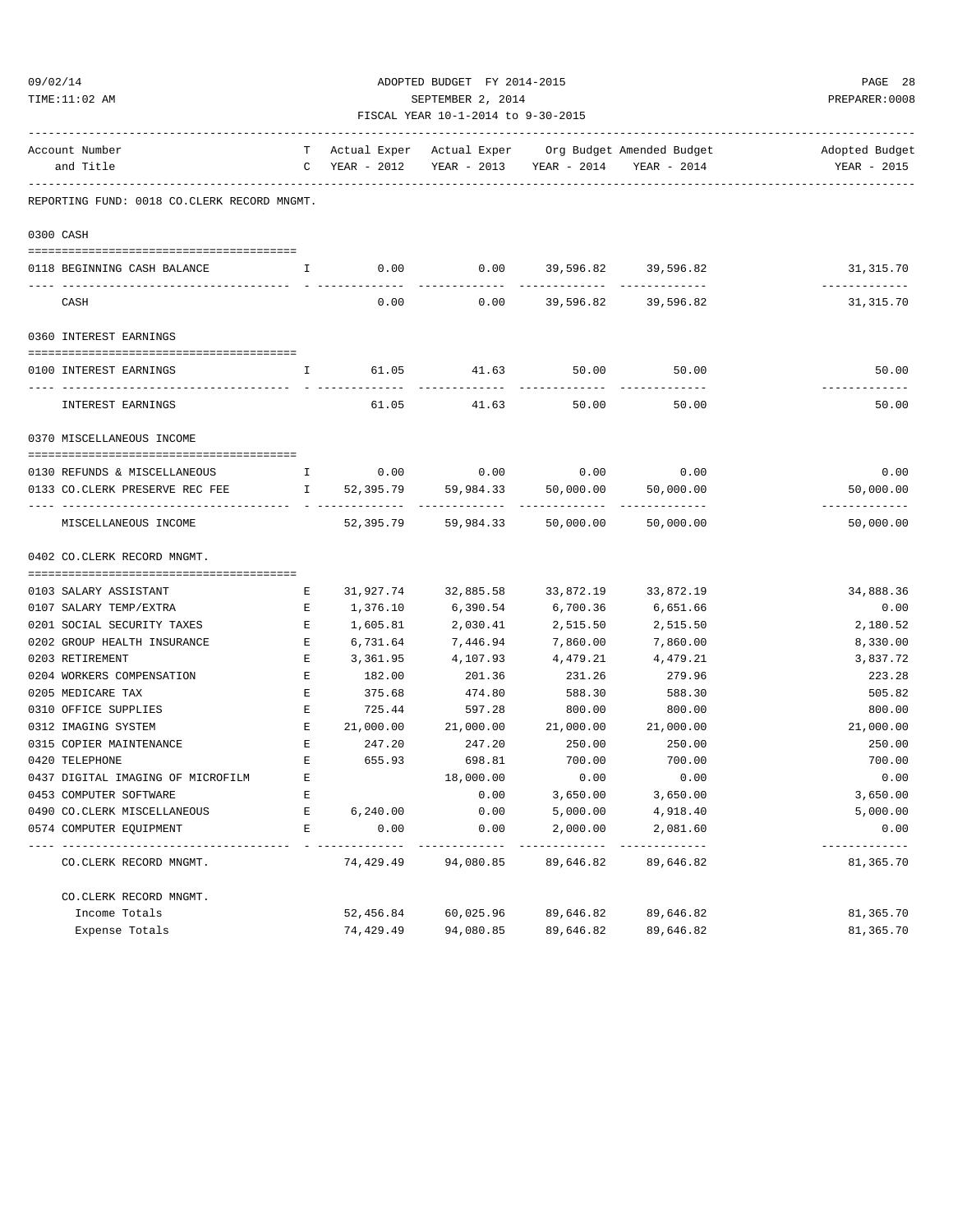ADOPTED BUDGET FY 2014-2015
SEPTEMBER 2, 2014
FISCAL YEAR 10-1-2014 to 9-30-2015

| Account Number and Title | T C | Actual Exper YEAR - 2012 | Actual Exper YEAR - 2013 | Org Budget YEAR - 2014 | Amended Budget YEAR - 2014 | Adopted Budget YEAR - 2015 |
|---|---|---|---|---|---|---|
| **REPORTING FUND: 0018 CO.CLERK RECORD MNGMT.** | | | | | | |
| **0300 CASH** | | | | | | |
| 0118 BEGINNING CASH BALANCE | I | 0.00 | 0.00 | 39,596.82 | 39,596.82 | 31,315.70 |
| CASH | | 0.00 | 0.00 | 39,596.82 | 39,596.82 | 31,315.70 |
| **0360 INTEREST EARNINGS** | | | | | | |
| 0100 INTEREST EARNINGS | I | 61.05 | 41.63 | 50.00 | 50.00 | 50.00 |
| INTEREST EARNINGS | | 61.05 | 41.63 | 50.00 | 50.00 | 50.00 |
| **0370 MISCELLANEOUS INCOME** | | | | | | |
| 0130 REFUNDS & MISCELLANEOUS | I | 0.00 | 0.00 | 0.00 | 0.00 | 0.00 |
| 0133 CO.CLERK PRESERVE REC FEE | I | 52,395.79 | 59,984.33 | 50,000.00 | 50,000.00 | 50,000.00 |
| MISCELLANEOUS INCOME | | 52,395.79 | 59,984.33 | 50,000.00 | 50,000.00 | 50,000.00 |
| **0402 CO.CLERK RECORD MNGMT.** | | | | | | |
| 0103 SALARY ASSISTANT | E | 31,927.74 | 32,885.58 | 33,872.19 | 33,872.19 | 34,888.36 |
| 0107 SALARY TEMP/EXTRA | E | 1,376.10 | 6,390.54 | 6,700.36 | 6,651.66 | 0.00 |
| 0201 SOCIAL SECURITY TAXES | E | 1,605.81 | 2,030.41 | 2,515.50 | 2,515.50 | 2,180.52 |
| 0202 GROUP HEALTH INSURANCE | E | 6,731.64 | 7,446.94 | 7,860.00 | 7,860.00 | 8,330.00 |
| 0203 RETIREMENT | E | 3,361.95 | 4,107.93 | 4,479.21 | 4,479.21 | 3,837.72 |
| 0204 WORKERS COMPENSATION | E | 182.00 | 201.36 | 231.26 | 279.96 | 223.28 |
| 0205 MEDICARE TAX | E | 375.68 | 474.80 | 588.30 | 588.30 | 505.82 |
| 0310 OFFICE SUPPLIES | E | 725.44 | 597.28 | 800.00 | 800.00 | 800.00 |
| 0312 IMAGING SYSTEM | E | 21,000.00 | 21,000.00 | 21,000.00 | 21,000.00 | 21,000.00 |
| 0315 COPIER MAINTENANCE | E | 247.20 | 247.20 | 250.00 | 250.00 | 250.00 |
| 0420 TELEPHONE | E | 655.93 | 698.81 | 700.00 | 700.00 | 700.00 |
| 0437 DIGITAL IMAGING OF MICROFILM | E | | 18,000.00 | 0.00 | 0.00 | 0.00 |
| 0453 COMPUTER SOFTWARE | E | | 0.00 | 3,650.00 | 3,650.00 | 3,650.00 |
| 0490 CO.CLERK MISCELLANEOUS | E | 6,240.00 | 0.00 | 5,000.00 | 4,918.40 | 5,000.00 |
| 0574 COMPUTER EQUIPMENT | E | 0.00 | 0.00 | 2,000.00 | 2,081.60 | 0.00 |
| CO.CLERK RECORD MNGMT. | | 74,429.49 | 94,080.85 | 89,646.82 | 89,646.82 | 81,365.70 |
| **CO.CLERK RECORD MNGMT.** | | | | | | |
| Income Totals | | 52,456.84 | 60,025.96 | 89,646.82 | 89,646.82 | 81,365.70 |
| Expense Totals | | 74,429.49 | 94,080.85 | 89,646.82 | 89,646.82 | 81,365.70 |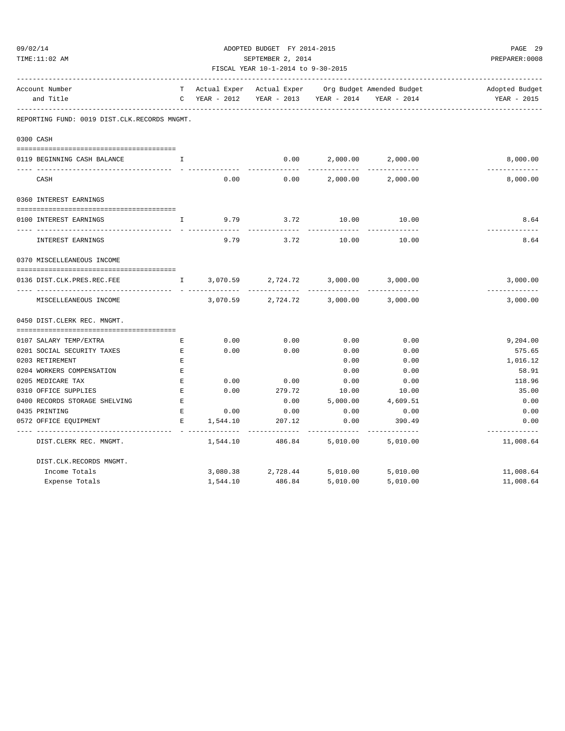ADOPTED BUDGET FY 2014-2015
SEPTEMBER 2, 2014
FISCAL YEAR 10-1-2014 to 9-30-2015

| Account Number and Title | TC | Actual Exper YEAR - 2012 | Actual Exper YEAR - 2013 | Org Budget YEAR - 2014 | Amended Budget YEAR - 2014 | Adopted Budget YEAR - 2015 |
|---|---|---|---|---|---|---|
| REPORTING FUND: 0019 DIST.CLK.RECORDS MNGMT. | | | | | | |
| **0300 CASH** | | | | | | |
| 0119 BEGINNING CASH BALANCE | I | | 0.00 | 2,000.00 | 2,000.00 | 8,000.00 |
| CASH | | 0.00 | 0.00 | 2,000.00 | 2,000.00 | 8,000.00 |
| **0360 INTEREST EARNINGS** | | | | | | |
| 0100 INTEREST EARNINGS | I | 9.79 | 3.72 | 10.00 | 10.00 | 8.64 |
| INTEREST EARNINGS | | 9.79 | 3.72 | 10.00 | 10.00 | 8.64 |
| **0370 MISCELLEANEOUS INCOME** | | | | | | |
| 0136 DIST.CLK.PRES.REC.FEE | I | 3,070.59 | 2,724.72 | 3,000.00 | 3,000.00 | 3,000.00 |
| MISCELLEANEOUS INCOME | | 3,070.59 | 2,724.72 | 3,000.00 | 3,000.00 | 3,000.00 |
| **0450 DIST.CLERK REC. MNGMT.** | | | | | | |
| 0107 SALARY TEMP/EXTRA | E | 0.00 | 0.00 | 0.00 | 0.00 | 9,204.00 |
| 0201 SOCIAL SECURITY TAXES | E | 0.00 | 0.00 | 0.00 | 0.00 | 575.65 |
| 0203 RETIREMENT | E | | | 0.00 | 0.00 | 1,016.12 |
| 0204 WORKERS COMPENSATION | E | | | 0.00 | 0.00 | 58.91 |
| 0205 MEDICARE TAX | E | 0.00 | 0.00 | 0.00 | 0.00 | 118.96 |
| 0310 OFFICE SUPPLIES | E | 0.00 | 279.72 | 10.00 | 10.00 | 35.00 |
| 0400 RECORDS STORAGE SHELVING | E | | 0.00 | 5,000.00 | 4,609.51 | 0.00 |
| 0435 PRINTING | E | 0.00 | 0.00 | 0.00 | 0.00 | 0.00 |
| 0572 OFFICE EQUIPMENT | E | 1,544.10 | 207.12 | 0.00 | 390.49 | 0.00 |
| DIST.CLERK REC. MNGMT. | | 1,544.10 | 486.84 | 5,010.00 | 5,010.00 | 11,008.64 |
| DIST.CLK.RECORDS MNGMT. | | | | | | |
| Income Totals | | 3,080.38 | 2,728.44 | 5,010.00 | 5,010.00 | 11,008.64 |
| Expense Totals | | 1,544.10 | 486.84 | 5,010.00 | 5,010.00 | 11,008.64 |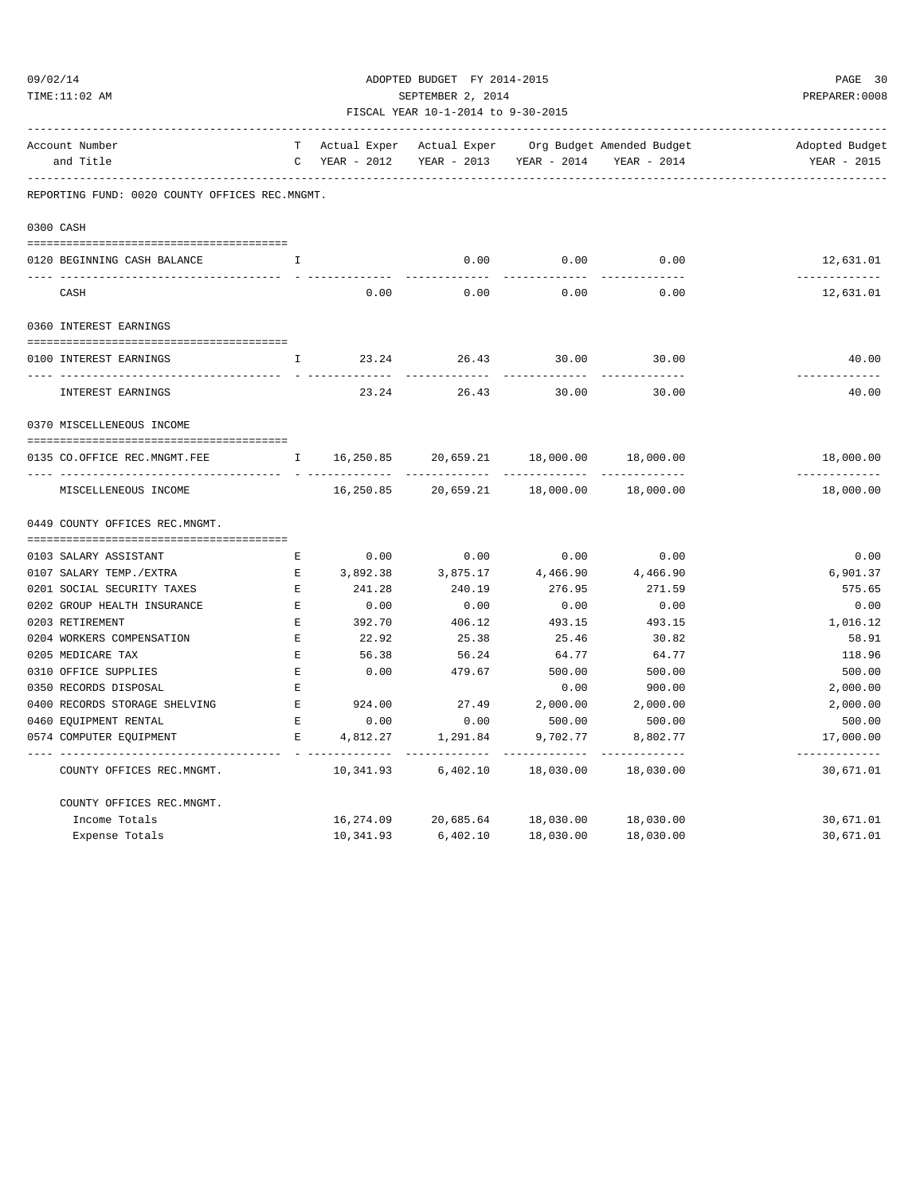ADOPTED BUDGET FY 2014-2015
SEPTEMBER 2, 2014
FISCAL YEAR 10-1-2014 to 9-30-2015

REPORTING FUND: 0020 COUNTY OFFICES REC.MNGMT.

| Account Number and Title | TC | Actual Exper YEAR - 2012 | Actual Exper YEAR - 2013 | Org Budget YEAR - 2014 | Amended Budget YEAR - 2014 | Adopted Budget YEAR - 2015 |
|---|---|---|---|---|---|---|
| **0300 CASH** | | | | | | |
| 0120 BEGINNING CASH BALANCE | I | | 0.00 | 0.00 | 0.00 | 12,631.01 |
| CASH | | 0.00 | 0.00 | 0.00 | 0.00 | 12,631.01 |
| **0360 INTEREST EARNINGS** | | | | | | |
| 0100 INTEREST EARNINGS | I | 23.24 | 26.43 | 30.00 | 30.00 | 40.00 |
| INTEREST EARNINGS | | 23.24 | 26.43 | 30.00 | 30.00 | 40.00 |
| **0370 MISCELLENEOUS INCOME** | | | | | | |
| 0135 CO.OFFICE REC.MNGMT.FEE | I | 16,250.85 | 20,659.21 | 18,000.00 | 18,000.00 | 18,000.00 |
| MISCELLENEOUS INCOME | | 16,250.85 | 20,659.21 | 18,000.00 | 18,000.00 | 18,000.00 |
| **0449 COUNTY OFFICES REC.MNGMT.** | | | | | | |
| 0103 SALARY ASSISTANT | E | 0.00 | 0.00 | 0.00 | 0.00 | 0.00 |
| 0107 SALARY TEMP./EXTRA | E | 3,892.38 | 3,875.17 | 4,466.90 | 4,466.90 | 6,901.37 |
| 0201 SOCIAL SECURITY TAXES | E | 241.28 | 240.19 | 276.95 | 271.59 | 575.65 |
| 0202 GROUP HEALTH INSURANCE | E | 0.00 | 0.00 | 0.00 | 0.00 | 0.00 |
| 0203 RETIREMENT | E | 392.70 | 406.12 | 493.15 | 493.15 | 1,016.12 |
| 0204 WORKERS COMPENSATION | E | 22.92 | 25.38 | 25.46 | 30.82 | 58.91 |
| 0205 MEDICARE TAX | E | 56.38 | 56.24 | 64.77 | 64.77 | 118.96 |
| 0310 OFFICE SUPPLIES | E | 0.00 | 479.67 | 500.00 | 500.00 | 500.00 |
| 0350 RECORDS DISPOSAL | E | | | 0.00 | 900.00 | 2,000.00 |
| 0400 RECORDS STORAGE SHELVING | E | 924.00 | 27.49 | 2,000.00 | 2,000.00 | 2,000.00 |
| 0460 EQUIPMENT RENTAL | E | 0.00 | 0.00 | 500.00 | 500.00 | 500.00 |
| 0574 COMPUTER EQUIPMENT | E | 4,812.27 | 1,291.84 | 9,702.77 | 8,802.77 | 17,000.00 |
| COUNTY OFFICES REC.MNGMT. | | 10,341.93 | 6,402.10 | 18,030.00 | 18,030.00 | 30,671.01 |
| **COUNTY OFFICES REC.MNGMT.** | | | | | | |
| Income Totals | | 16,274.09 | 20,685.64 | 18,030.00 | 18,030.00 | 30,671.01 |
| Expense Totals | | 10,341.93 | 6,402.10 | 18,030.00 | 18,030.00 | 30,671.01 |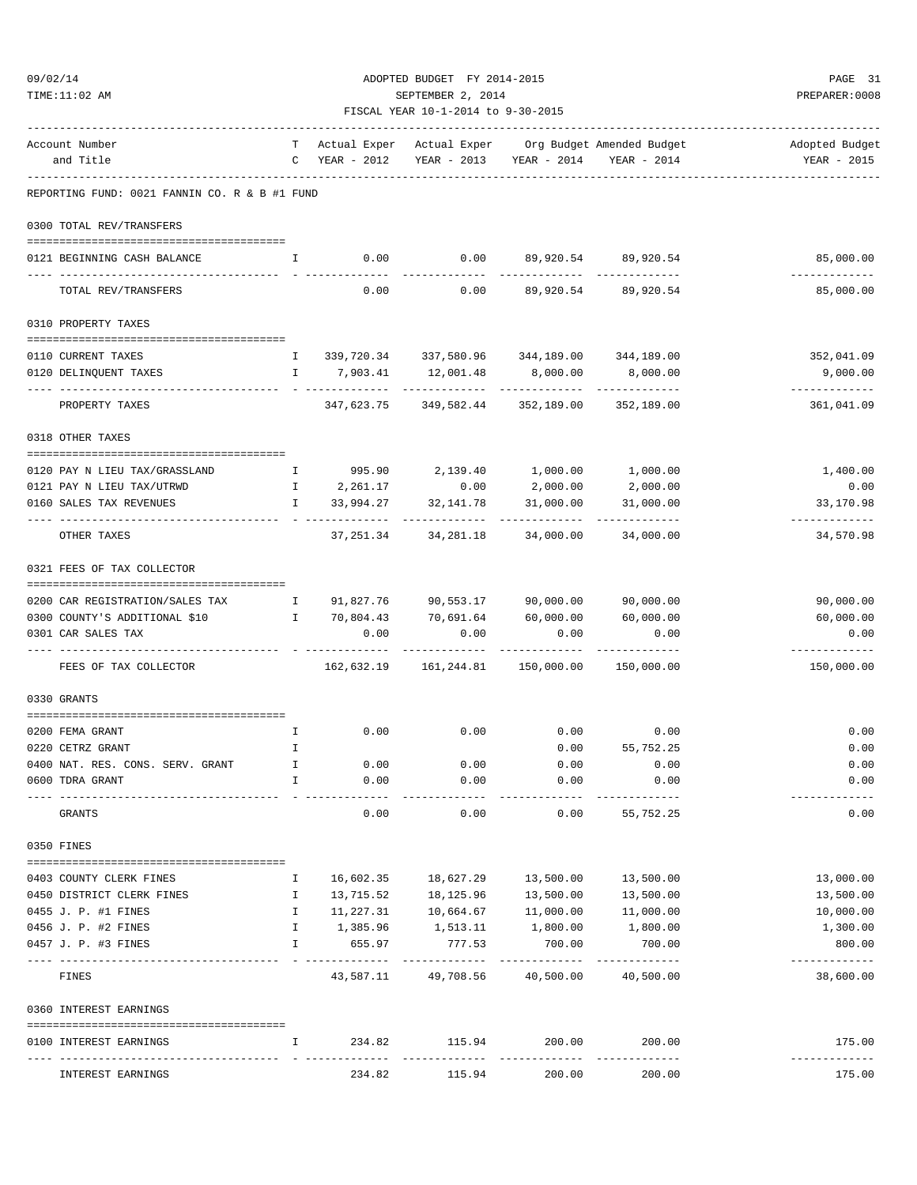ADOPTED BUDGET FY 2014-2015
SEPTEMBER 2, 2014
FISCAL YEAR 10-1-2014 to 9-30-2015

| Account Number and Title | T C | Actual Exper YEAR - 2012 | Actual Exper YEAR - 2013 | Org Budget YEAR - 2014 | Amended Budget YEAR - 2014 | Adopted Budget YEAR - 2015 |
|---|---|---|---|---|---|---|
| REPORTING FUND: 0021 FANNIN CO. R & B #1 FUND | | | | | | |
| **0300 TOTAL REV/TRANSFERS** | | | | | | |
| 0121 BEGINNING CASH BALANCE | I | 0.00 | 0.00 | 89,920.54 | 89,920.54 | 85,000.00 |
| TOTAL REV/TRANSFERS | | 0.00 | 0.00 | 89,920.54 | 89,920.54 | 85,000.00 |
| **0310 PROPERTY TAXES** | | | | | | |
| 0110 CURRENT TAXES | I | 339,720.34 | 337,580.96 | 344,189.00 | 344,189.00 | 352,041.09 |
| 0120 DELINQUENT TAXES | I | 7,903.41 | 12,001.48 | 8,000.00 | 8,000.00 | 9,000.00 |
| PROPERTY TAXES | | 347,623.75 | 349,582.44 | 352,189.00 | 352,189.00 | 361,041.09 |
| **0318 OTHER TAXES** | | | | | | |
| 0120 PAY N LIEU TAX/GRASSLAND | I | 995.90 | 2,139.40 | 1,000.00 | 1,000.00 | 1,400.00 |
| 0121 PAY N LIEU TAX/UTRWD | I | 2,261.17 | 0.00 | 2,000.00 | 2,000.00 | 0.00 |
| 0160 SALES TAX REVENUES | I | 33,994.27 | 32,141.78 | 31,000.00 | 31,000.00 | 33,170.98 |
| OTHER TAXES | | 37,251.34 | 34,281.18 | 34,000.00 | 34,000.00 | 34,570.98 |
| **0321 FEES OF TAX COLLECTOR** | | | | | | |
| 0200 CAR REGISTRATION/SALES TAX | I | 91,827.76 | 90,553.17 | 90,000.00 | 90,000.00 | 90,000.00 |
| 0300 COUNTY'S ADDITIONAL $10 | I | 70,804.43 | 70,691.64 | 60,000.00 | 60,000.00 | 60,000.00 |
| 0301 CAR SALES TAX | | 0.00 | 0.00 | 0.00 | 0.00 | 0.00 |
| FEES OF TAX COLLECTOR | | 162,632.19 | 161,244.81 | 150,000.00 | 150,000.00 | 150,000.00 |
| **0330 GRANTS** | | | | | | |
| 0200 FEMA GRANT | I | 0.00 | 0.00 | 0.00 | 0.00 | 0.00 |
| 0220 CETRZ GRANT | I | | | 0.00 | 55,752.25 | 0.00 |
| 0400 NAT. RES. CONS. SERV. GRANT | I | 0.00 | 0.00 | 0.00 | 0.00 | 0.00 |
| 0600 TDRA GRANT | I | 0.00 | 0.00 | 0.00 | 0.00 | 0.00 |
| GRANTS | | 0.00 | 0.00 | 0.00 | 55,752.25 | 0.00 |
| **0350 FINES** | | | | | | |
| 0403 COUNTY CLERK FINES | I | 16,602.35 | 18,627.29 | 13,500.00 | 13,500.00 | 13,000.00 |
| 0450 DISTRICT CLERK FINES | I | 13,715.52 | 18,125.96 | 13,500.00 | 13,500.00 | 13,500.00 |
| 0455 J. P. #1 FINES | I | 11,227.31 | 10,664.67 | 11,000.00 | 11,000.00 | 10,000.00 |
| 0456 J. P. #2 FINES | I | 1,385.96 | 1,513.11 | 1,800.00 | 1,800.00 | 1,300.00 |
| 0457 J. P. #3 FINES | I | 655.97 | 777.53 | 700.00 | 700.00 | 800.00 |
| FINES | | 43,587.11 | 49,708.56 | 40,500.00 | 40,500.00 | 38,600.00 |
| **0360 INTEREST EARNINGS** | | | | | | |
| 0100 INTEREST EARNINGS | I | 234.82 | 115.94 | 200.00 | 200.00 | 175.00 |
| INTEREST EARNINGS | | 234.82 | 115.94 | 200.00 | 200.00 | 175.00 |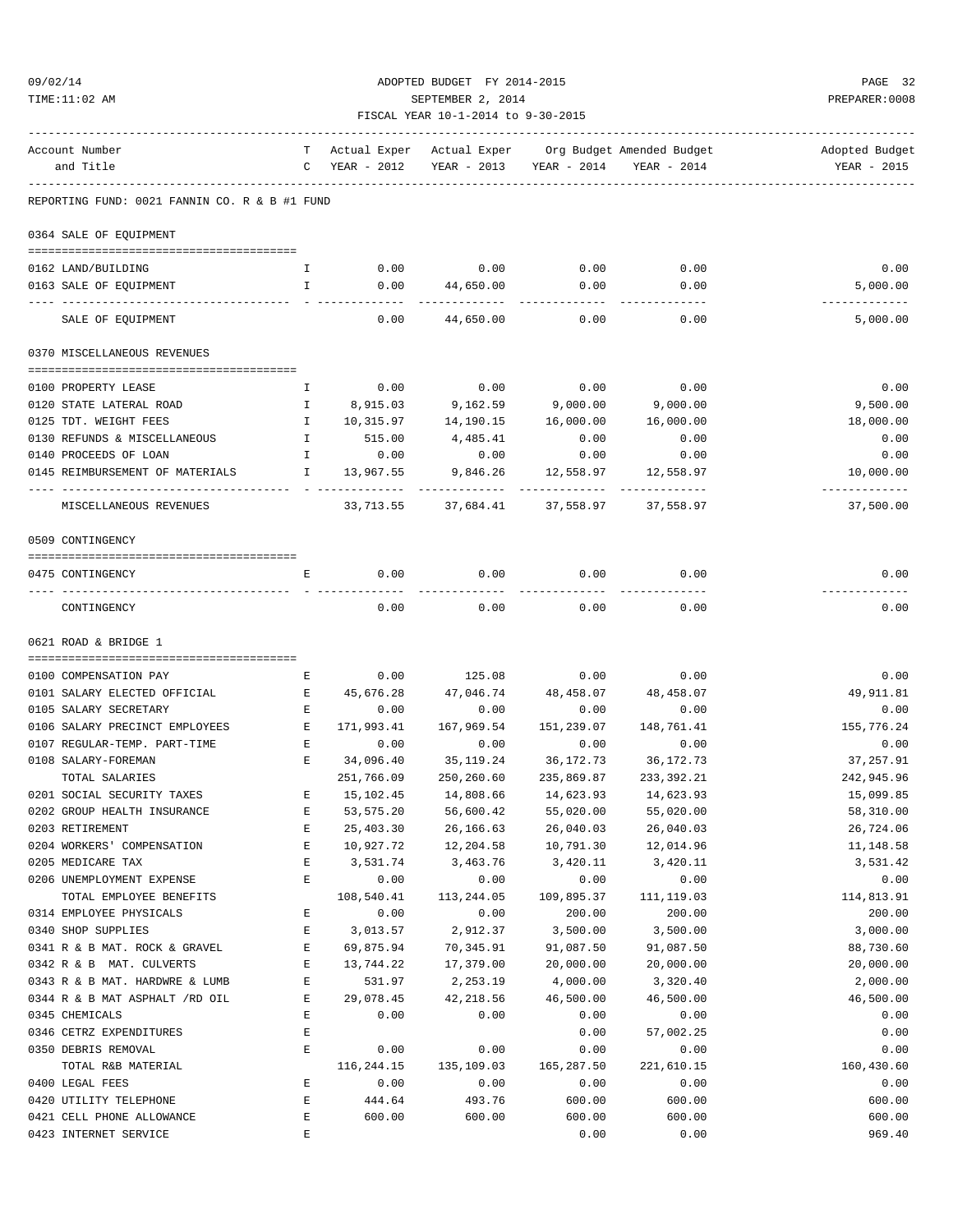REPORTING FUND: 0021 FANNIN CO. R & B #1 FUND

| Account Number and Title | T C | Actual Exper YEAR - 2012 | Actual Exper YEAR - 2013 | Org Budget YEAR - 2014 | Amended Budget YEAR - 2014 | Adopted Budget YEAR - 2015 |
|---|---|---|---|---|---|---|
| **0364 SALE OF EQUIPMENT** | | | | | | |
| 0162 LAND/BUILDING | I | 0.00 | 0.00 | 0.00 | 0.00 | 0.00 |
| 0163 SALE OF EQUIPMENT | I | 0.00 | 44,650.00 | 0.00 | 0.00 | 5,000.00 |
| SALE OF EQUIPMENT | | 0.00 | 44,650.00 | 0.00 | 0.00 | 5,000.00 |
| **0370 MISCELLANEOUS REVENUES** | | | | | | |
| 0100 PROPERTY LEASE | I | 0.00 | 0.00 | 0.00 | 0.00 | 0.00 |
| 0120 STATE LATERAL ROAD | I | 8,915.03 | 9,162.59 | 9,000.00 | 9,000.00 | 9,500.00 |
| 0125 TDT. WEIGHT FEES | I | 10,315.97 | 14,190.15 | 16,000.00 | 16,000.00 | 18,000.00 |
| 0130 REFUNDS & MISCELLANEOUS | I | 515.00 | 4,485.41 | 0.00 | 0.00 | 0.00 |
| 0140 PROCEEDS OF LOAN | I | 0.00 | 0.00 | 0.00 | 0.00 | 0.00 |
| 0145 REIMBURSEMENT OF MATERIALS | I | 13,967.55 | 9,846.26 | 12,558.97 | 12,558.97 | 10,000.00 |
| MISCELLANEOUS REVENUES | | 33,713.55 | 37,684.41 | 37,558.97 | 37,558.97 | 37,500.00 |
| **0509 CONTINGENCY** | | | | | | |
| 0475 CONTINGENCY | E | 0.00 | 0.00 | 0.00 | 0.00 | 0.00 |
| CONTINGENCY | | 0.00 | 0.00 | 0.00 | 0.00 | 0.00 |
| **0621 ROAD & BRIDGE 1** | | | | | | |
| 0100 COMPENSATION PAY | E | 0.00 | 125.08 | 0.00 | 0.00 | 0.00 |
| 0101 SALARY ELECTED OFFICIAL | E | 45,676.28 | 47,046.74 | 48,458.07 | 48,458.07 | 49,911.81 |
| 0105 SALARY SECRETARY | E | 0.00 | 0.00 | 0.00 | 0.00 | 0.00 |
| 0106 SALARY PRECINCT EMPLOYEES | E | 171,993.41 | 167,969.54 | 151,239.07 | 148,761.41 | 155,776.24 |
| 0107 REGULAR-TEMP. PART-TIME | E | 0.00 | 0.00 | 0.00 | 0.00 | 0.00 |
| 0108 SALARY-FOREMAN | E | 34,096.40 | 35,119.24 | 36,172.73 | 36,172.73 | 37,257.91 |
| TOTAL SALARIES | | 251,766.09 | 250,260.60 | 235,869.87 | 233,392.21 | 242,945.96 |
| 0201 SOCIAL SECURITY TAXES | E | 15,102.45 | 14,808.66 | 14,623.93 | 14,623.93 | 15,099.85 |
| 0202 GROUP HEALTH INSURANCE | E | 53,575.20 | 56,600.42 | 55,020.00 | 55,020.00 | 58,310.00 |
| 0203 RETIREMENT | E | 25,403.30 | 26,166.63 | 26,040.03 | 26,040.03 | 26,724.06 |
| 0204 WORKERS' COMPENSATION | E | 10,927.72 | 12,204.58 | 10,791.30 | 12,014.96 | 11,148.58 |
| 0205 MEDICARE TAX | E | 3,531.74 | 3,463.76 | 3,420.11 | 3,420.11 | 3,531.42 |
| 0206 UNEMPLOYMENT EXPENSE | E | 0.00 | 0.00 | 0.00 | 0.00 | 0.00 |
| TOTAL EMPLOYEE BENEFITS | | 108,540.41 | 113,244.05 | 109,895.37 | 111,119.03 | 114,813.91 |
| 0314 EMPLOYEE PHYSICALS | E | 0.00 | 0.00 | 200.00 | 200.00 | 200.00 |
| 0340 SHOP SUPPLIES | E | 3,013.57 | 2,912.37 | 3,500.00 | 3,500.00 | 3,000.00 |
| 0341 R & B MAT. ROCK & GRAVEL | E | 69,875.94 | 70,345.91 | 91,087.50 | 91,087.50 | 88,730.60 |
| 0342 R & B MAT. CULVERTS | E | 13,744.22 | 17,379.00 | 20,000.00 | 20,000.00 | 20,000.00 |
| 0343 R & B MAT. HARDWRE & LUMB | E | 531.97 | 2,253.19 | 4,000.00 | 3,320.40 | 2,000.00 |
| 0344 R & B MAT ASPHALT /RD OIL | E | 29,078.45 | 42,218.56 | 46,500.00 | 46,500.00 | 46,500.00 |
| 0345 CHEMICALS | E | 0.00 | 0.00 | 0.00 | 0.00 | 0.00 |
| 0346 CETRZ EXPENDITURES | E | | | 0.00 | 57,002.25 | 0.00 |
| 0350 DEBRIS REMOVAL | E | 0.00 | 0.00 | 0.00 | 0.00 | 0.00 |
| TOTAL R&B MATERIAL | | 116,244.15 | 135,109.03 | 165,287.50 | 221,610.15 | 160,430.60 |
| 0400 LEGAL FEES | E | 0.00 | 0.00 | 0.00 | 0.00 | 0.00 |
| 0420 UTILITY TELEPHONE | E | 444.64 | 493.76 | 600.00 | 600.00 | 600.00 |
| 0421 CELL PHONE ALLOWANCE | E | 600.00 | 600.00 | 600.00 | 600.00 | 600.00 |
| 0423 INTERNET SERVICE | E | | | 0.00 | 0.00 | 969.40 |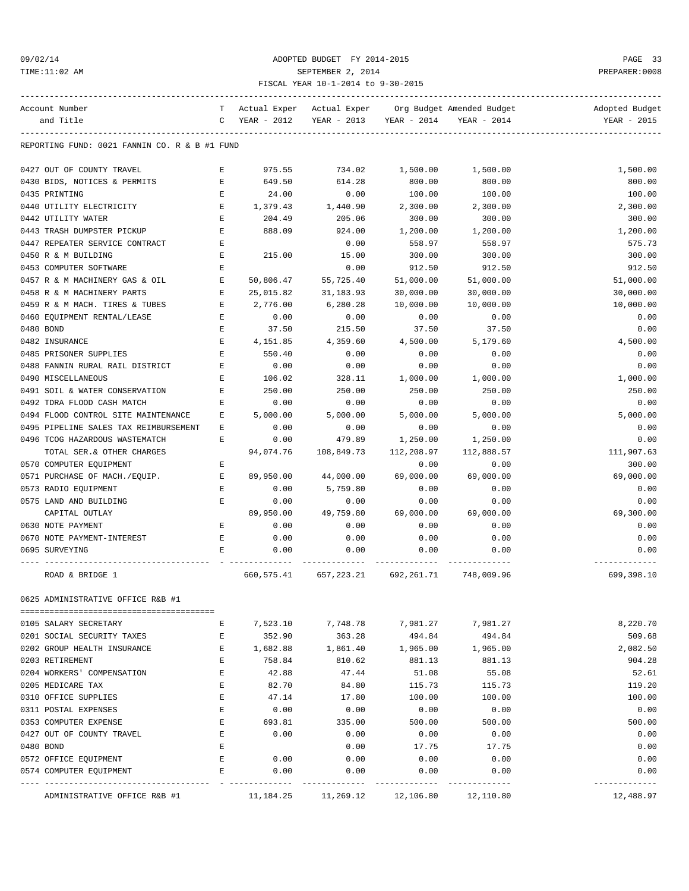ADOPTED BUDGET FY 2014-2015
SEPTEMBER 2, 2014
FISCAL YEAR 10-1-2014 to 9-30-2015

| Account Number and Title | T C | Actual Exper YEAR - 2012 | Actual Exper YEAR - 2013 | Org Budget YEAR - 2014 | Amended Budget YEAR - 2014 | Adopted Budget YEAR - 2015 |
|---|---|---|---|---|---|---|
| REPORTING FUND: 0021 FANNIN CO. R & B #1 FUND | | | | | | |
| 0427 OUT OF COUNTY TRAVEL | E | 975.55 | 734.02 | 1,500.00 | 1,500.00 | 1,500.00 |
| 0430 BIDS, NOTICES & PERMITS | E | 649.50 | 614.28 | 800.00 | 800.00 | 800.00 |
| 0435 PRINTING | E | 24.00 | 0.00 | 100.00 | 100.00 | 100.00 |
| 0440 UTILITY ELECTRICITY | E | 1,379.43 | 1,440.90 | 2,300.00 | 2,300.00 | 2,300.00 |
| 0442 UTILITY WATER | E | 204.49 | 205.06 | 300.00 | 300.00 | 300.00 |
| 0443 TRASH DUMPSTER PICKUP | E | 888.09 | 924.00 | 1,200.00 | 1,200.00 | 1,200.00 |
| 0447 REPEATER SERVICE CONTRACT | E | | 0.00 | 558.97 | 558.97 | 575.73 |
| 0450 R & M BUILDING | E | 215.00 | 15.00 | 300.00 | 300.00 | 300.00 |
| 0453 COMPUTER SOFTWARE | E | | 0.00 | 912.50 | 912.50 | 912.50 |
| 0457 R & M MACHINERY GAS & OIL | E | 50,806.47 | 55,725.40 | 51,000.00 | 51,000.00 | 51,000.00 |
| 0458 R & M MACHINERY PARTS | E | 25,015.82 | 31,183.93 | 30,000.00 | 30,000.00 | 30,000.00 |
| 0459 R & M MACH. TIRES & TUBES | E | 2,776.00 | 6,280.28 | 10,000.00 | 10,000.00 | 10,000.00 |
| 0460 EQUIPMENT RENTAL/LEASE | E | 0.00 | 0.00 | 0.00 | 0.00 | 0.00 |
| 0480 BOND | E | 37.50 | 215.50 | 37.50 | 37.50 | 0.00 |
| 0482 INSURANCE | E | 4,151.85 | 4,359.60 | 4,500.00 | 5,179.60 | 4,500.00 |
| 0485 PRISONER SUPPLIES | E | 550.40 | 0.00 | 0.00 | 0.00 | 0.00 |
| 0488 FANNIN RURAL RAIL DISTRICT | E | 0.00 | 0.00 | 0.00 | 0.00 | 0.00 |
| 0490 MISCELLANEOUS | E | 106.02 | 328.11 | 1,000.00 | 1,000.00 | 1,000.00 |
| 0491 SOIL & WATER CONSERVATION | E | 250.00 | 250.00 | 250.00 | 250.00 | 250.00 |
| 0492 TDRA FLOOD CASH MATCH | E | 0.00 | 0.00 | 0.00 | 0.00 | 0.00 |
| 0494 FLOOD CONTROL SITE MAINTENANCE | E | 5,000.00 | 5,000.00 | 5,000.00 | 5,000.00 | 5,000.00 |
| 0495 PIPELINE SALES TAX REIMBURSEMENT | E | 0.00 | 0.00 | 0.00 | 0.00 | 0.00 |
| 0496 TCOG HAZARDOUS WASTEMATCH | E | 0.00 | 479.89 | 1,250.00 | 1,250.00 | 0.00 |
| TOTAL SER.& OTHER CHARGES | | 94,074.76 | 108,849.73 | 112,208.97 | 112,888.57 | 111,907.63 |
| 0570 COMPUTER EQUIPMENT | E | | | 0.00 | 0.00 | 300.00 |
| 0571 PURCHASE OF MACH./EQUIP. | E | 89,950.00 | 44,000.00 | 69,000.00 | 69,000.00 | 69,000.00 |
| 0573 RADIO EQUIPMENT | E | 0.00 | 5,759.80 | 0.00 | 0.00 | 0.00 |
| 0575 LAND AND BUILDING | E | 0.00 | 0.00 | 0.00 | 0.00 | 0.00 |
| CAPITAL OUTLAY | | 89,950.00 | 49,759.80 | 69,000.00 | 69,000.00 | 69,300.00 |
| 0630 NOTE PAYMENT | E | 0.00 | 0.00 | 0.00 | 0.00 | 0.00 |
| 0670 NOTE PAYMENT-INTEREST | E | 0.00 | 0.00 | 0.00 | 0.00 | 0.00 |
| 0695 SURVEYING | E | 0.00 | 0.00 | 0.00 | 0.00 | 0.00 |
| ROAD & BRIDGE 1 | | 660,575.41 | 657,223.21 | 692,261.71 | 748,009.96 | 699,398.10 |
| 0625 ADMINISTRATIVE OFFICE R&B #1 | | | | | | |
| 0105 SALARY SECRETARY | E | 7,523.10 | 7,748.78 | 7,981.27 | 7,981.27 | 8,220.70 |
| 0201 SOCIAL SECURITY TAXES | E | 352.90 | 363.28 | 494.84 | 494.84 | 509.68 |
| 0202 GROUP HEALTH INSURANCE | E | 1,682.88 | 1,861.40 | 1,965.00 | 1,965.00 | 2,082.50 |
| 0203 RETIREMENT | E | 758.84 | 810.62 | 881.13 | 881.13 | 904.28 |
| 0204 WORKERS' COMPENSATION | E | 42.88 | 47.44 | 51.08 | 55.08 | 52.61 |
| 0205 MEDICARE TAX | E | 82.70 | 84.80 | 115.73 | 115.73 | 119.20 |
| 0310 OFFICE SUPPLIES | E | 47.14 | 17.80 | 100.00 | 100.00 | 100.00 |
| 0311 POSTAL EXPENSES | E | 0.00 | 0.00 | 0.00 | 0.00 | 0.00 |
| 0353 COMPUTER EXPENSE | E | 693.81 | 335.00 | 500.00 | 500.00 | 500.00 |
| 0427 OUT OF COUNTY TRAVEL | E | 0.00 | 0.00 | 0.00 | 0.00 | 0.00 |
| 0480 BOND | E | | 0.00 | 17.75 | 17.75 | 0.00 |
| 0572 OFFICE EQUIPMENT | E | 0.00 | 0.00 | 0.00 | 0.00 | 0.00 |
| 0574 COMPUTER EQUIPMENT | E | 0.00 | 0.00 | 0.00 | 0.00 | 0.00 |
| ADMINISTRATIVE OFFICE R&B #1 | | 11,184.25 | 11,269.12 | 12,106.80 | 12,110.80 | 12,488.97 |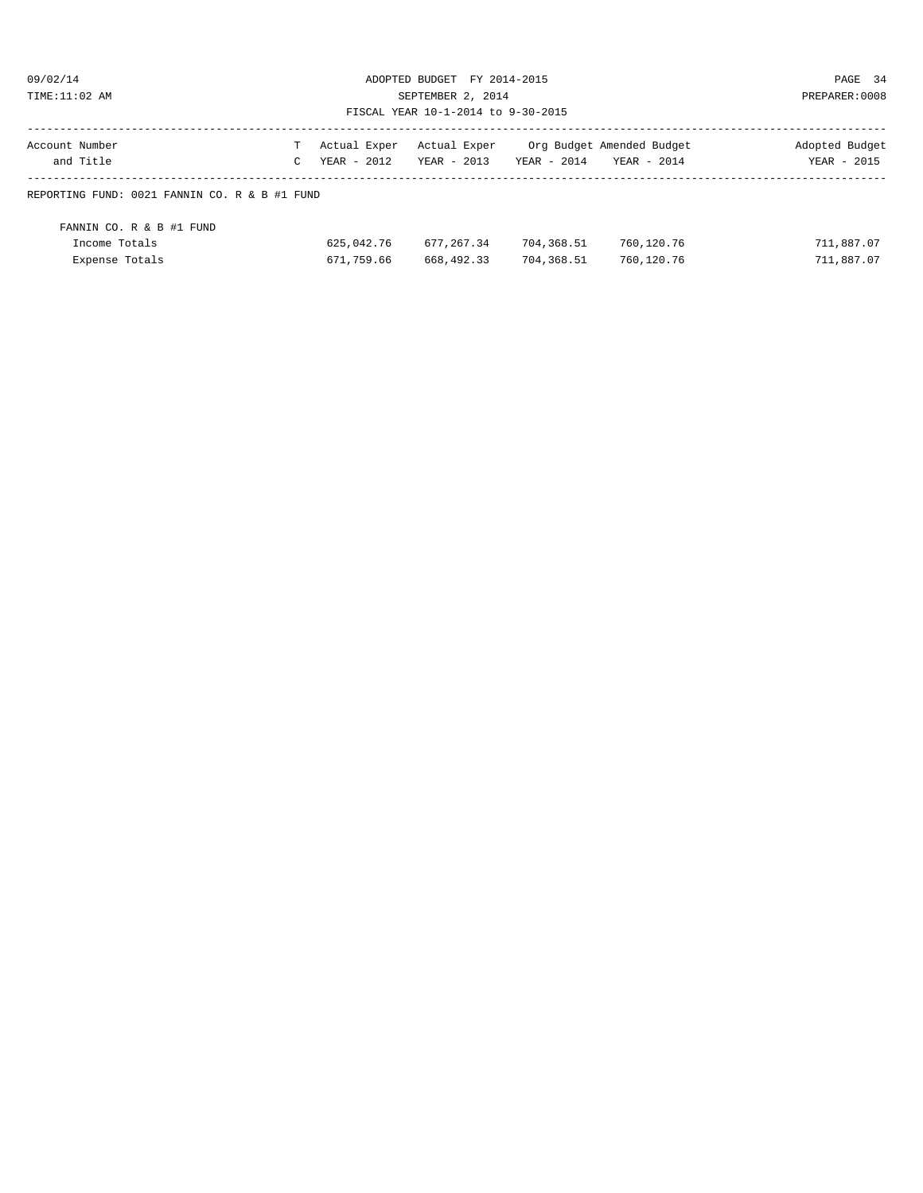ADOPTED BUDGET FY 2014-2015
SEPTEMBER 2, 2014
FISCAL YEAR 10-1-2014 to 9-30-2015

| Account Number and Title | T C | Actual Exper YEAR - 2012 | Actual Exper YEAR - 2013 | Org Budget YEAR - 2014 | Amended Budget YEAR - 2014 | Adopted Budget YEAR - 2015 |
|---|---|---|---|---|---|---|
| REPORTING FUND: 0021 FANNIN CO. R & B #1 FUND | | | | | | |
| FANNIN CO. R & B #1 FUND | | | | | | |
| Income Totals | | 625,042.76 | 677,267.34 | 704,368.51 | 760,120.76 | 711,887.07 |
| Expense Totals | | 671,759.66 | 668,492.33 | 704,368.51 | 760,120.76 | 711,887.07 |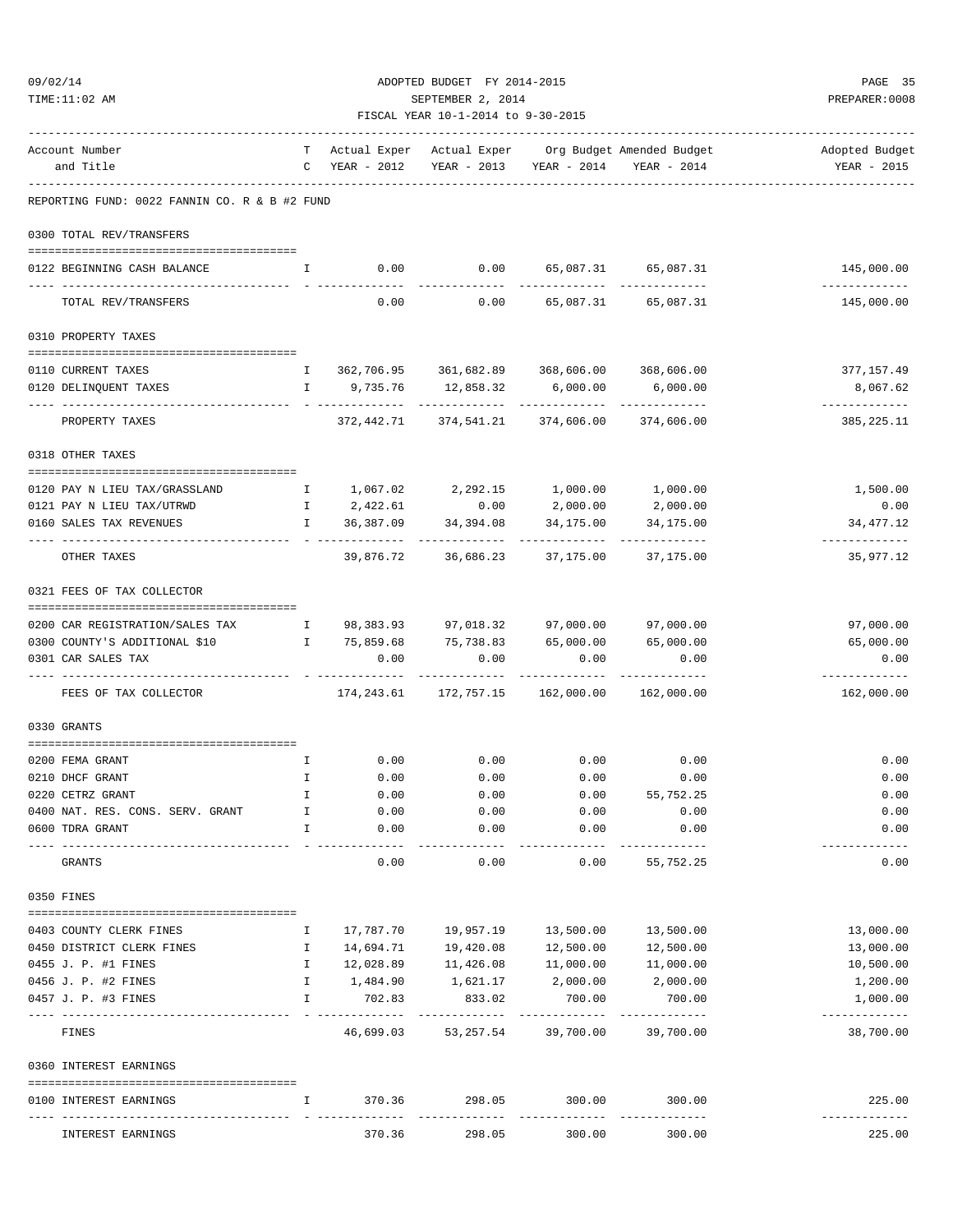ADOPTED BUDGET FY 2014-2015
SEPTEMBER 2, 2014
FISCAL YEAR 10-1-2014 to 9-30-2015

| Account Number and Title | T C | Actual Exper YEAR - 2012 | Actual Exper YEAR - 2013 | Org Budget YEAR - 2014 | Amended Budget YEAR - 2014 | Adopted Budget YEAR - 2015 |
|---|---|---|---|---|---|---|
| REPORTING FUND: 0022 FANNIN CO. R & B #2 FUND | | | | | | |
| **0300 TOTAL REV/TRANSFERS** | | | | | | |
| 0122 BEGINNING CASH BALANCE | I | 0.00 | 0.00 | 65,087.31 | 65,087.31 | 145,000.00 |
| TOTAL REV/TRANSFERS | | 0.00 | 0.00 | 65,087.31 | 65,087.31 | 145,000.00 |
| **0310 PROPERTY TAXES** | | | | | | |
| 0110 CURRENT TAXES | I | 362,706.95 | 361,682.89 | 368,606.00 | 368,606.00 | 377,157.49 |
| 0120 DELINQUENT TAXES | I | 9,735.76 | 12,858.32 | 6,000.00 | 6,000.00 | 8,067.62 |
| PROPERTY TAXES | | 372,442.71 | 374,541.21 | 374,606.00 | 374,606.00 | 385,225.11 |
| **0318 OTHER TAXES** | | | | | | |
| 0120 PAY N LIEU TAX/GRASSLAND | I | 1,067.02 | 2,292.15 | 1,000.00 | 1,000.00 | 1,500.00 |
| 0121 PAY N LIEU TAX/UTRWD | I | 2,422.61 | 0.00 | 2,000.00 | 2,000.00 | 0.00 |
| 0160 SALES TAX REVENUES | I | 36,387.09 | 34,394.08 | 34,175.00 | 34,175.00 | 34,477.12 |
| OTHER TAXES | | 39,876.72 | 36,686.23 | 37,175.00 | 37,175.00 | 35,977.12 |
| **0321 FEES OF TAX COLLECTOR** | | | | | | |
| 0200 CAR REGISTRATION/SALES TAX | I | 98,383.93 | 97,018.32 | 97,000.00 | 97,000.00 | 97,000.00 |
| 0300 COUNTY'S ADDITIONAL $10 | I | 75,859.68 | 75,738.83 | 65,000.00 | 65,000.00 | 65,000.00 |
| 0301 CAR SALES TAX | | 0.00 | 0.00 | 0.00 | 0.00 | 0.00 |
| FEES OF TAX COLLECTOR | | 174,243.61 | 172,757.15 | 162,000.00 | 162,000.00 | 162,000.00 |
| **0330 GRANTS** | | | | | | |
| 0200 FEMA GRANT | I | 0.00 | 0.00 | 0.00 | 0.00 | 0.00 |
| 0210 DHCF GRANT | I | 0.00 | 0.00 | 0.00 | 0.00 | 0.00 |
| 0220 CETRZ GRANT | I | 0.00 | 0.00 | 0.00 | 55,752.25 | 0.00 |
| 0400 NAT. RES. CONS. SERV. GRANT | I | 0.00 | 0.00 | 0.00 | 0.00 | 0.00 |
| 0600 TDRA GRANT | I | 0.00 | 0.00 | 0.00 | 0.00 | 0.00 |
| GRANTS | | 0.00 | 0.00 | 0.00 | 55,752.25 | 0.00 |
| **0350 FINES** | | | | | | |
| 0403 COUNTY CLERK FINES | I | 17,787.70 | 19,957.19 | 13,500.00 | 13,500.00 | 13,000.00 |
| 0450 DISTRICT CLERK FINES | I | 14,694.71 | 19,420.08 | 12,500.00 | 12,500.00 | 13,000.00 |
| 0455 J. P. #1 FINES | I | 12,028.89 | 11,426.08 | 11,000.00 | 11,000.00 | 10,500.00 |
| 0456 J. P. #2 FINES | I | 1,484.90 | 1,621.17 | 2,000.00 | 2,000.00 | 1,200.00 |
| 0457 J. P. #3 FINES | I | 702.83 | 833.02 | 700.00 | 700.00 | 1,000.00 |
| FINES | | 46,699.03 | 53,257.54 | 39,700.00 | 39,700.00 | 38,700.00 |
| **0360 INTEREST EARNINGS** | | | | | | |
| 0100 INTEREST EARNINGS | I | 370.36 | 298.05 | 300.00 | 300.00 | 225.00 |
| INTEREST EARNINGS | | 370.36 | 298.05 | 300.00 | 300.00 | 225.00 |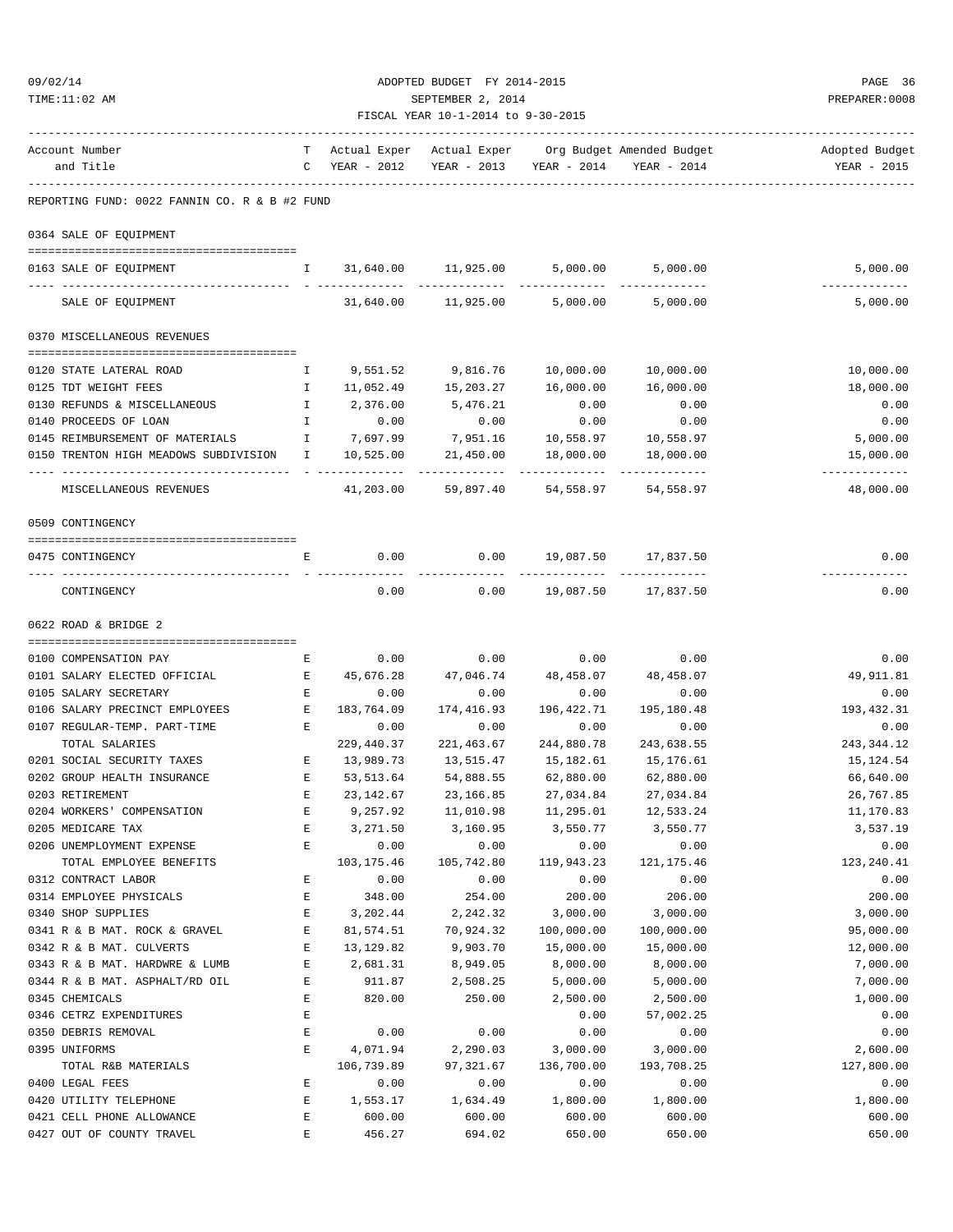ADOPTED BUDGET FY 2014-2015
SEPTEMBER 2, 2014
FISCAL YEAR 10-1-2014 to 9-30-2015

REPORTING FUND: 0022 FANNIN CO. R & B #2 FUND

| Account Number and Title | TC | Actual Exper YEAR - 2012 | Actual Exper YEAR - 2013 | Org Budget YEAR - 2014 | Amended Budget YEAR - 2014 | Adopted Budget YEAR - 2015 |
|---|---|---|---|---|---|---|
| **0364 SALE OF EQUIPMENT** | | | | | | |
| 0163 SALE OF EQUIPMENT | I | 31,640.00 | 11,925.00 | 5,000.00 | 5,000.00 | 5,000.00 |
| SALE OF EQUIPMENT | | 31,640.00 | 11,925.00 | 5,000.00 | 5,000.00 | 5,000.00 |
| **0370 MISCELLANEOUS REVENUES** | | | | | | |
| 0120 STATE LATERAL ROAD | I | 9,551.52 | 9,816.76 | 10,000.00 | 10,000.00 | 10,000.00 |
| 0125 TDT WEIGHT FEES | I | 11,052.49 | 15,203.27 | 16,000.00 | 16,000.00 | 18,000.00 |
| 0130 REFUNDS & MISCELLANEOUS | I | 2,376.00 | 5,476.21 | 0.00 | 0.00 | 0.00 |
| 0140 PROCEEDS OF LOAN | I | 0.00 | 0.00 | 0.00 | 0.00 | 0.00 |
| 0145 REIMBURSEMENT OF MATERIALS | I | 7,697.99 | 7,951.16 | 10,558.97 | 10,558.97 | 5,000.00 |
| 0150 TRENTON HIGH MEADOWS SUBDIVISION | I | 10,525.00 | 21,450.00 | 18,000.00 | 18,000.00 | 15,000.00 |
| MISCELLANEOUS REVENUES | | 41,203.00 | 59,897.40 | 54,558.97 | 54,558.97 | 48,000.00 |
| **0509 CONTINGENCY** | | | | | | |
| 0475 CONTINGENCY | E | 0.00 | 0.00 | 19,087.50 | 17,837.50 | 0.00 |
| CONTINGENCY | | 0.00 | 0.00 | 19,087.50 | 17,837.50 | 0.00 |
| **0622 ROAD & BRIDGE 2** | | | | | | |
| 0100 COMPENSATION PAY | E | 0.00 | 0.00 | 0.00 | 0.00 | 0.00 |
| 0101 SALARY ELECTED OFFICIAL | E | 45,676.28 | 47,046.74 | 48,458.07 | 48,458.07 | 49,911.81 |
| 0105 SALARY SECRETARY | E | 0.00 | 0.00 | 0.00 | 0.00 | 0.00 |
| 0106 SALARY PRECINCT EMPLOYEES | E | 183,764.09 | 174,416.93 | 196,422.71 | 195,180.48 | 193,432.31 |
| 0107 REGULAR-TEMP. PART-TIME | E | 0.00 | 0.00 | 0.00 | 0.00 | 0.00 |
| TOTAL SALARIES | | 229,440.37 | 221,463.67 | 244,880.78 | 243,638.55 | 243,344.12 |
| 0201 SOCIAL SECURITY TAXES | E | 13,989.73 | 13,515.47 | 15,182.61 | 15,176.61 | 15,124.54 |
| 0202 GROUP HEALTH INSURANCE | E | 53,513.64 | 54,888.55 | 62,880.00 | 62,880.00 | 66,640.00 |
| 0203 RETIREMENT | E | 23,142.67 | 23,166.85 | 27,034.84 | 27,034.84 | 26,767.85 |
| 0204 WORKERS' COMPENSATION | E | 9,257.92 | 11,010.98 | 11,295.01 | 12,533.24 | 11,170.83 |
| 0205 MEDICARE TAX | E | 3,271.50 | 3,160.95 | 3,550.77 | 3,550.77 | 3,537.19 |
| 0206 UNEMPLOYMENT EXPENSE | E | 0.00 | 0.00 | 0.00 | 0.00 | 0.00 |
| TOTAL EMPLOYEE BENEFITS | | 103,175.46 | 105,742.80 | 119,943.23 | 121,175.46 | 123,240.41 |
| 0312 CONTRACT LABOR | E | 0.00 | 0.00 | 0.00 | 0.00 | 0.00 |
| 0314 EMPLOYEE PHYSICALS | E | 348.00 | 254.00 | 200.00 | 206.00 | 200.00 |
| 0340 SHOP SUPPLIES | E | 3,202.44 | 2,242.32 | 3,000.00 | 3,000.00 | 3,000.00 |
| 0341 R & B MAT. ROCK & GRAVEL | E | 81,574.51 | 70,924.32 | 100,000.00 | 100,000.00 | 95,000.00 |
| 0342 R & B MAT. CULVERTS | E | 13,129.82 | 9,903.70 | 15,000.00 | 15,000.00 | 12,000.00 |
| 0343 R & B MAT. HARDWRE & LUMB | E | 2,681.31 | 8,949.05 | 8,000.00 | 8,000.00 | 7,000.00 |
| 0344 R & B MAT. ASPHALT/RD OIL | E | 911.87 | 2,508.25 | 5,000.00 | 5,000.00 | 7,000.00 |
| 0345 CHEMICALS | E | 820.00 | 250.00 | 2,500.00 | 2,500.00 | 1,000.00 |
| 0346 CETRZ EXPENDITURES | E | | | 0.00 | 57,002.25 | 0.00 |
| 0350 DEBRIS REMOVAL | E | 0.00 | 0.00 | 0.00 | 0.00 | 0.00 |
| 0395 UNIFORMS | E | 4,071.94 | 2,290.03 | 3,000.00 | 3,000.00 | 2,600.00 |
| TOTAL R&B MATERIALS | | 106,739.89 | 97,321.67 | 136,700.00 | 193,708.25 | 127,800.00 |
| 0400 LEGAL FEES | E | 0.00 | 0.00 | 0.00 | 0.00 | 0.00 |
| 0420 UTILITY TELEPHONE | E | 1,553.17 | 1,634.49 | 1,800.00 | 1,800.00 | 1,800.00 |
| 0421 CELL PHONE ALLOWANCE | E | 600.00 | 600.00 | 600.00 | 600.00 | 600.00 |
| 0427 OUT OF COUNTY TRAVEL | E | 456.27 | 694.02 | 650.00 | 650.00 | 650.00 |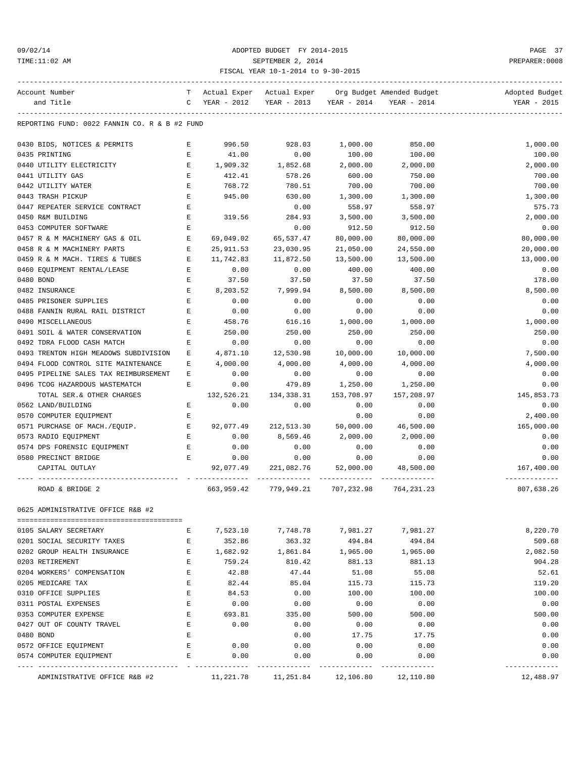ADOPTED BUDGET FY 2014-2015
SEPTEMBER 2, 2014
FISCAL YEAR 10-1-2014 to 9-30-2015

| Account Number and Title | T C | Actual Exper YEAR - 2012 | Actual Exper YEAR - 2013 | Org Budget YEAR - 2014 | Amended Budget YEAR - 2014 | Adopted Budget YEAR - 2015 |
|---|---|---|---|---|---|---|
| REPORTING FUND: 0022 FANNIN CO. R & B #2 FUND | | | | | | |
| 0430 BIDS, NOTICES & PERMITS | E | 996.50 | 928.03 | 1,000.00 | 850.00 | 1,000.00 |
| 0435 PRINTING | E | 41.00 | 0.00 | 100.00 | 100.00 | 100.00 |
| 0440 UTILITY ELECTRICITY | E | 1,909.32 | 1,852.68 | 2,000.00 | 2,000.00 | 2,000.00 |
| 0441 UTILITY GAS | E | 412.41 | 578.26 | 600.00 | 750.00 | 700.00 |
| 0442 UTILITY WATER | E | 768.72 | 780.51 | 700.00 | 700.00 | 700.00 |
| 0443 TRASH PICKUP | E | 945.00 | 630.00 | 1,300.00 | 1,300.00 | 1,300.00 |
| 0447 REPEATER SERVICE CONTRACT | E | | 0.00 | 558.97 | 558.97 | 575.73 |
| 0450 R&M BUILDING | E | 319.56 | 284.93 | 3,500.00 | 3,500.00 | 2,000.00 |
| 0453 COMPUTER SOFTWARE | E | | 0.00 | 912.50 | 912.50 | 0.00 |
| 0457 R & M MACHINERY GAS & OIL | E | 69,049.02 | 65,537.47 | 80,000.00 | 80,000.00 | 80,000.00 |
| 0458 R & M MACHINERY PARTS | E | 25,911.53 | 23,030.95 | 21,050.00 | 24,550.00 | 20,000.00 |
| 0459 R & M MACH. TIRES & TUBES | E | 11,742.83 | 11,872.50 | 13,500.00 | 13,500.00 | 13,000.00 |
| 0460 EQUIPMENT RENTAL/LEASE | E | 0.00 | 0.00 | 400.00 | 400.00 | 0.00 |
| 0480 BOND | E | 37.50 | 37.50 | 37.50 | 37.50 | 178.00 |
| 0482 INSURANCE | E | 8,203.52 | 7,999.94 | 8,500.00 | 8,500.00 | 8,500.00 |
| 0485 PRISONER SUPPLIES | E | 0.00 | 0.00 | 0.00 | 0.00 | 0.00 |
| 0488 FANNIN RURAL RAIL DISTRICT | E | 0.00 | 0.00 | 0.00 | 0.00 | 0.00 |
| 0490 MISCELLANEOUS | E | 458.76 | 616.16 | 1,000.00 | 1,000.00 | 1,000.00 |
| 0491 SOIL & WATER CONSERVATION | E | 250.00 | 250.00 | 250.00 | 250.00 | 250.00 |
| 0492 TDRA FLOOD CASH MATCH | E | 0.00 | 0.00 | 0.00 | 0.00 | 0.00 |
| 0493 TRENTON HIGH MEADOWS SUBDIVISION | E | 4,871.10 | 12,530.98 | 10,000.00 | 10,000.00 | 7,500.00 |
| 0494 FLOOD CONTROL SITE MAINTENANCE | E | 4,000.00 | 4,000.00 | 4,000.00 | 4,000.00 | 4,000.00 |
| 0495 PIPELINE SALES TAX REIMBURSEMENT | E | 0.00 | 0.00 | 0.00 | 0.00 | 0.00 |
| 0496 TCOG HAZARDOUS WASTEMATCH | E | 0.00 | 479.89 | 1,250.00 | 1,250.00 | 0.00 |
| TOTAL SER.& OTHER CHARGES | | 132,526.21 | 134,338.31 | 153,708.97 | 157,208.97 | 145,853.73 |
| 0562 LAND/BUILDING | E | 0.00 | 0.00 | 0.00 | 0.00 | 0.00 |
| 0570 COMPUTER EQUIPMENT | E | | | 0.00 | 0.00 | 2,400.00 |
| 0571 PURCHASE OF MACH./EQUIP. | E | 92,077.49 | 212,513.30 | 50,000.00 | 46,500.00 | 165,000.00 |
| 0573 RADIO EQUIPMENT | E | 0.00 | 8,569.46 | 2,000.00 | 2,000.00 | 0.00 |
| 0574 DPS FORENSIC EQUIPMENT | E | 0.00 | 0.00 | 0.00 | 0.00 | 0.00 |
| 0580 PRECINCT BRIDGE | E | 0.00 | 0.00 | 0.00 | 0.00 | 0.00 |
| CAPITAL OUTLAY | | 92,077.49 | 221,082.76 | 52,000.00 | 48,500.00 | 167,400.00 |
| ROAD & BRIDGE 2 | | 663,959.42 | 779,949.21 | 707,232.98 | 764,231.23 | 807,638.26 |
| 0625 ADMINISTRATIVE OFFICE R&B #2 | | | | | | |
| 0105 SALARY SECRETARY | E | 7,523.10 | 7,748.78 | 7,981.27 | 7,981.27 | 8,220.70 |
| 0201 SOCIAL SECURITY TAXES | E | 352.86 | 363.32 | 494.84 | 494.84 | 509.68 |
| 0202 GROUP HEALTH INSURANCE | E | 1,682.92 | 1,861.84 | 1,965.00 | 1,965.00 | 2,082.50 |
| 0203 RETIREMENT | E | 759.24 | 810.42 | 881.13 | 881.13 | 904.28 |
| 0204 WORKERS' COMPENSATION | E | 42.88 | 47.44 | 51.08 | 55.08 | 52.61 |
| 0205 MEDICARE TAX | E | 82.44 | 85.04 | 115.73 | 115.73 | 119.20 |
| 0310 OFFICE SUPPLIES | E | 84.53 | 0.00 | 100.00 | 100.00 | 100.00 |
| 0311 POSTAL EXPENSES | E | 0.00 | 0.00 | 0.00 | 0.00 | 0.00 |
| 0353 COMPUTER EXPENSE | E | 693.81 | 335.00 | 500.00 | 500.00 | 500.00 |
| 0427 OUT OF COUNTY TRAVEL | E | 0.00 | 0.00 | 0.00 | 0.00 | 0.00 |
| 0480 BOND | E | | 0.00 | 17.75 | 17.75 | 0.00 |
| 0572 OFFICE EQUIPMENT | E | 0.00 | 0.00 | 0.00 | 0.00 | 0.00 |
| 0574 COMPUTER EQUIPMENT | E | 0.00 | 0.00 | 0.00 | 0.00 | 0.00 |
| ADMINISTRATIVE OFFICE R&B #2 | | 11,221.78 | 11,251.84 | 12,106.80 | 12,110.80 | 12,488.97 |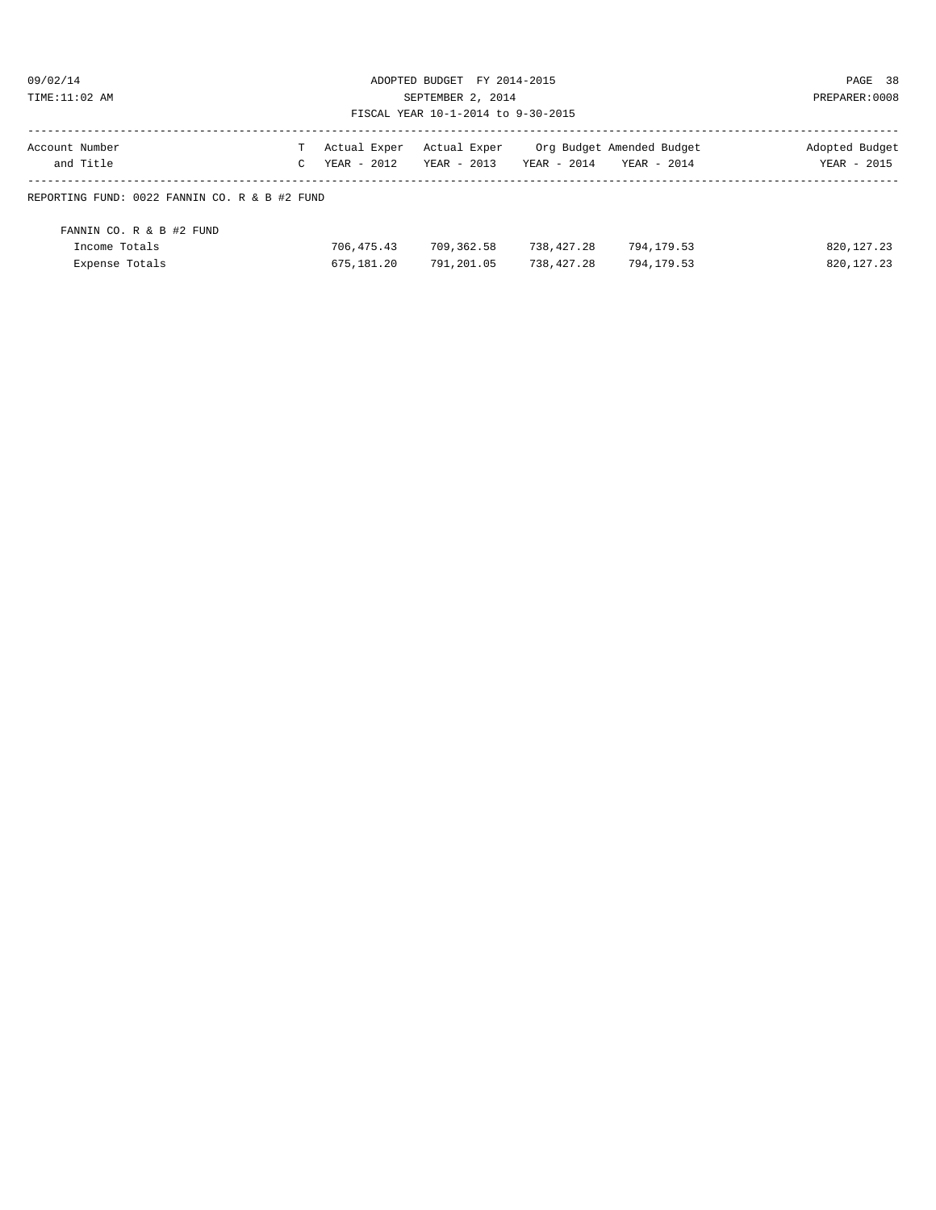ADOPTED BUDGET FY 2014-2015
SEPTEMBER 2, 2014
FISCAL YEAR 10-1-2014 to 9-30-2015

| Account Number and Title | T C | Actual Exper YEAR - 2012 | Actual Exper YEAR - 2013 | Org Budget YEAR - 2014 | Amended Budget YEAR - 2014 | Adopted Budget YEAR - 2015 |
|---|---|---|---|---|---|---|
| REPORTING FUND: 0022 FANNIN CO. R & B #2 FUND | | | | | | |
| FANNIN CO. R & B #2 FUND | | | | | | |
| Income Totals | | 706,475.43 | 709,362.58 | 738,427.28 | 794,179.53 | 820,127.23 |
| Expense Totals | | 675,181.20 | 791,201.05 | 738,427.28 | 794,179.53 | 820,127.23 |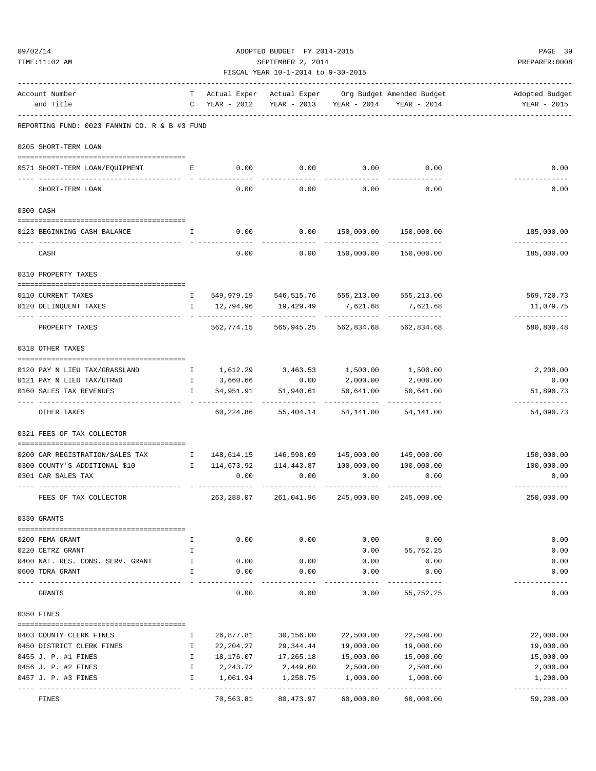ADOPTED BUDGET FY 2014-2015
SEPTEMBER 2, 2014
FISCAL YEAR 10-1-2014 to 9-30-2015

| Account Number and Title | T C | Actual Exper YEAR - 2012 | Actual Exper YEAR - 2013 | Org Budget YEAR - 2014 | Amended Budget YEAR - 2014 | Adopted Budget YEAR - 2015 |
|---|---|---|---|---|---|---|
| REPORTING FUND: 0023 FANNIN CO. R & B #3 FUND | | | | | | |
| **0205 SHORT-TERM LOAN** | | | | | | |
| 0571 SHORT-TERM LOAN/EQUIPMENT | E | 0.00 | 0.00 | 0.00 | 0.00 | 0.00 |
| SHORT-TERM LOAN | | 0.00 | 0.00 | 0.00 | 0.00 | 0.00 |
| **0300 CASH** | | | | | | |
| 0123 BEGINNING CASH BALANCE | I | 0.00 | 0.00 | 150,000.00 | 150,000.00 | 185,000.00 |
| CASH | | 0.00 | 0.00 | 150,000.00 | 150,000.00 | 185,000.00 |
| **0310 PROPERTY TAXES** | | | | | | |
| 0110 CURRENT TAXES | I | 549,979.19 | 546,515.76 | 555,213.00 | 555,213.00 | 569,720.73 |
| 0120 DELINQUENT TAXES | I | 12,794.96 | 19,429.49 | 7,621.68 | 7,621.68 | 11,079.75 |
| PROPERTY TAXES | | 562,774.15 | 565,945.25 | 562,834.68 | 562,834.68 | 580,800.48 |
| **0318 OTHER TAXES** | | | | | | |
| 0120 PAY N LIEU TAX/GRASSLAND | I | 1,612.29 | 3,463.53 | 1,500.00 | 1,500.00 | 2,200.00 |
| 0121 PAY N LIEU TAX/UTRWD | I | 3,660.66 | 0.00 | 2,000.00 | 2,000.00 | 0.00 |
| 0160 SALES TAX REVENUES | I | 54,951.91 | 51,940.61 | 50,641.00 | 50,641.00 | 51,890.73 |
| OTHER TAXES | | 60,224.86 | 55,404.14 | 54,141.00 | 54,141.00 | 54,090.73 |
| **0321 FEES OF TAX COLLECTOR** | | | | | | |
| 0200 CAR REGISTRATION/SALES TAX | I | 148,614.15 | 146,598.09 | 145,000.00 | 145,000.00 | 150,000.00 |
| 0300 COUNTY'S ADDITIONAL $10 | I | 114,673.92 | 114,443.87 | 100,000.00 | 100,000.00 | 100,000.00 |
| 0301 CAR SALES TAX | | 0.00 | 0.00 | 0.00 | 0.00 | 0.00 |
| FEES OF TAX COLLECTOR | | 263,288.07 | 261,041.96 | 245,000.00 | 245,000.00 | 250,000.00 |
| **0330 GRANTS** | | | | | | |
| 0200 FEMA GRANT | I | 0.00 | 0.00 | 0.00 | 0.00 | 0.00 |
| 0220 CETRZ GRANT | I | | | 0.00 | 55,752.25 | 0.00 |
| 0400 NAT. RES. CONS. SERV. GRANT | I | 0.00 | 0.00 | 0.00 | 0.00 | 0.00 |
| 0600 TDRA GRANT | I | 0.00 | 0.00 | 0.00 | 0.00 | 0.00 |
| GRANTS | | 0.00 | 0.00 | 0.00 | 55,752.25 | 0.00 |
| **0350 FINES** | | | | | | |
| 0403 COUNTY CLERK FINES | I | 26,877.81 | 30,156.00 | 22,500.00 | 22,500.00 | 22,000.00 |
| 0450 DISTRICT CLERK FINES | I | 22,204.27 | 29,344.44 | 19,000.00 | 19,000.00 | 19,000.00 |
| 0455 J. P. #1 FINES | I | 18,176.07 | 17,265.18 | 15,000.00 | 15,000.00 | 15,000.00 |
| 0456 J. P. #2 FINES | I | 2,243.72 | 2,449.60 | 2,500.00 | 2,500.00 | 2,000.00 |
| 0457 J. P. #3 FINES | I | 1,061.94 | 1,258.75 | 1,000.00 | 1,000.00 | 1,200.00 |
| FINES | | 70,563.81 | 80,473.97 | 60,000.00 | 60,000.00 | 59,200.00 |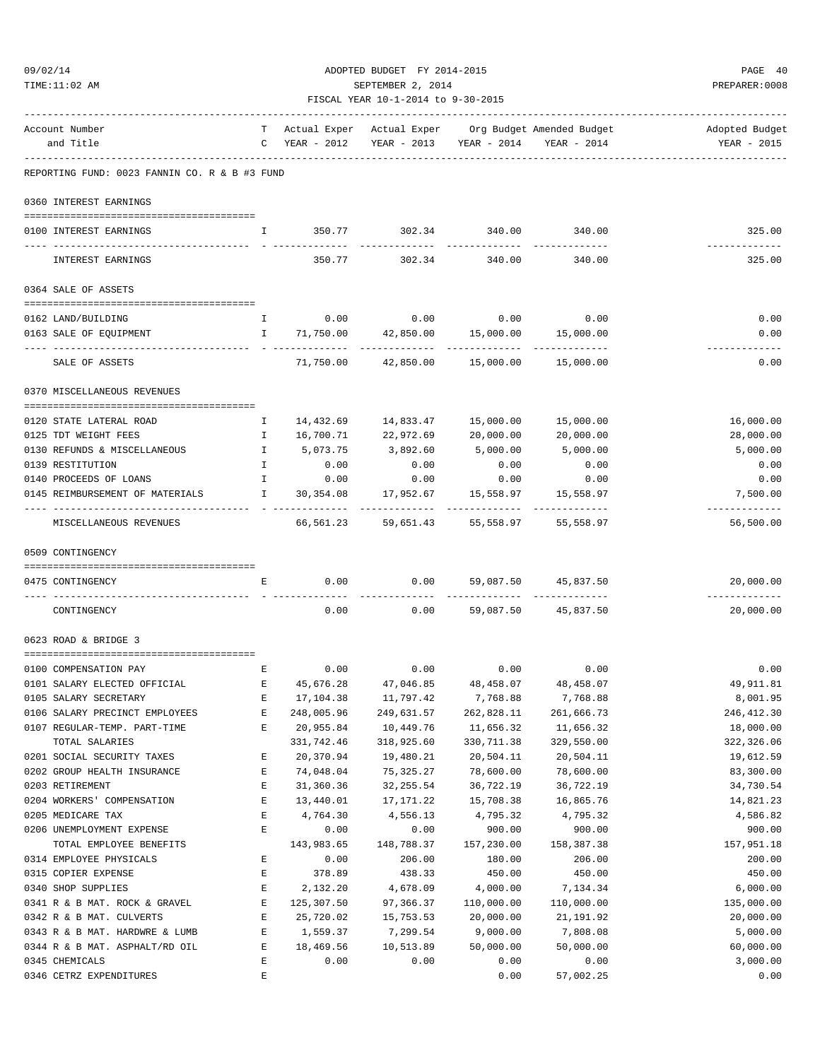ADOPTED BUDGET FY 2014-2015
SEPTEMBER 2, 2014
FISCAL YEAR 10-1-2014 to 9-30-2015

| Account Number and Title | T C | Actual Exper YEAR - 2012 | Actual Exper YEAR - 2013 | Org Budget YEAR - 2014 | Amended Budget YEAR - 2014 | Adopted Budget YEAR - 2015 |
|---|---|---|---|---|---|---|
| **REPORTING FUND: 0023 FANNIN CO. R & B #3 FUND** | | | | | | |
| **0360 INTEREST EARNINGS** | | | | | | |
| 0100 INTEREST EARNINGS | I | 350.77 | 302.34 | 340.00 | 340.00 | 325.00 |
| INTEREST EARNINGS | | 350.77 | 302.34 | 340.00 | 340.00 | 325.00 |
| **0364 SALE OF ASSETS** | | | | | | |
| 0162 LAND/BUILDING | I | 0.00 | 0.00 | 0.00 | 0.00 | 0.00 |
| 0163 SALE OF EQUIPMENT | I | 71,750.00 | 42,850.00 | 15,000.00 | 15,000.00 | 0.00 |
| SALE OF ASSETS | | 71,750.00 | 42,850.00 | 15,000.00 | 15,000.00 | 0.00 |
| **0370 MISCELLANEOUS REVENUES** | | | | | | |
| 0120 STATE LATERAL ROAD | I | 14,432.69 | 14,833.47 | 15,000.00 | 15,000.00 | 16,000.00 |
| 0125 TDT WEIGHT FEES | I | 16,700.71 | 22,972.69 | 20,000.00 | 20,000.00 | 28,000.00 |
| 0130 REFUNDS & MISCELLANEOUS | I | 5,073.75 | 3,892.60 | 5,000.00 | 5,000.00 | 5,000.00 |
| 0139 RESTITUTION | I | 0.00 | 0.00 | 0.00 | 0.00 | 0.00 |
| 0140 PROCEEDS OF LOANS | I | 0.00 | 0.00 | 0.00 | 0.00 | 0.00 |
| 0145 REIMBURSEMENT OF MATERIALS | I | 30,354.08 | 17,952.67 | 15,558.97 | 15,558.97 | 7,500.00 |
| MISCELLANEOUS REVENUES | | 66,561.23 | 59,651.43 | 55,558.97 | 55,558.97 | 56,500.00 |
| **0509 CONTINGENCY** | | | | | | |
| 0475 CONTINGENCY | E | 0.00 | 0.00 | 59,087.50 | 45,837.50 | 20,000.00 |
| CONTINGENCY | | 0.00 | 0.00 | 59,087.50 | 45,837.50 | 20,000.00 |
| **0623 ROAD & BRIDGE 3** | | | | | | |
| 0100 COMPENSATION PAY | E | 0.00 | 0.00 | 0.00 | 0.00 | 0.00 |
| 0101 SALARY ELECTED OFFICIAL | E | 45,676.28 | 47,046.85 | 48,458.07 | 48,458.07 | 49,911.81 |
| 0105 SALARY SECRETARY | E | 17,104.38 | 11,797.42 | 7,768.88 | 7,768.88 | 8,001.95 |
| 0106 SALARY PRECINCT EMPLOYEES | E | 248,005.96 | 249,631.57 | 262,828.11 | 261,666.73 | 246,412.30 |
| 0107 REGULAR-TEMP. PART-TIME | E | 20,955.84 | 10,449.76 | 11,656.32 | 11,656.32 | 18,000.00 |
| TOTAL SALARIES | | 331,742.46 | 318,925.60 | 330,711.38 | 329,550.00 | 322,326.06 |
| 0201 SOCIAL SECURITY TAXES | E | 20,370.94 | 19,480.21 | 20,504.11 | 20,504.11 | 19,612.59 |
| 0202 GROUP HEALTH INSURANCE | E | 74,048.04 | 75,325.27 | 78,600.00 | 78,600.00 | 83,300.00 |
| 0203 RETIREMENT | E | 31,360.36 | 32,255.54 | 36,722.19 | 36,722.19 | 34,730.54 |
| 0204 WORKERS' COMPENSATION | E | 13,440.01 | 17,171.22 | 15,708.38 | 16,865.76 | 14,821.23 |
| 0205 MEDICARE TAX | E | 4,764.30 | 4,556.13 | 4,795.32 | 4,795.32 | 4,586.82 |
| 0206 UNEMPLOYMENT EXPENSE | E | 0.00 | 0.00 | 900.00 | 900.00 | 900.00 |
| TOTAL EMPLOYEE BENEFITS | | 143,983.65 | 148,788.37 | 157,230.00 | 158,387.38 | 157,951.18 |
| 0314 EMPLOYEE PHYSICALS | E | 0.00 | 206.00 | 180.00 | 206.00 | 200.00 |
| 0315 COPIER EXPENSE | E | 378.89 | 438.33 | 450.00 | 450.00 | 450.00 |
| 0340 SHOP SUPPLIES | E | 2,132.20 | 4,678.09 | 4,000.00 | 7,134.34 | 6,000.00 |
| 0341 R & B MAT. ROCK & GRAVEL | E | 125,307.50 | 97,366.37 | 110,000.00 | 110,000.00 | 135,000.00 |
| 0342 R & B MAT. CULVERTS | E | 25,720.02 | 15,753.53 | 20,000.00 | 21,191.92 | 20,000.00 |
| 0343 R & B MAT. HARDWRE & LUMB | E | 1,559.37 | 7,299.54 | 9,000.00 | 7,808.08 | 5,000.00 |
| 0344 R & B MAT. ASPHALT/RD OIL | E | 18,469.56 | 10,513.89 | 50,000.00 | 50,000.00 | 60,000.00 |
| 0345 CHEMICALS | E | 0.00 | 0.00 | 0.00 | 0.00 | 3,000.00 |
| 0346 CETRZ EXPENDITURES | E | | | 0.00 | 57,002.25 | 0.00 |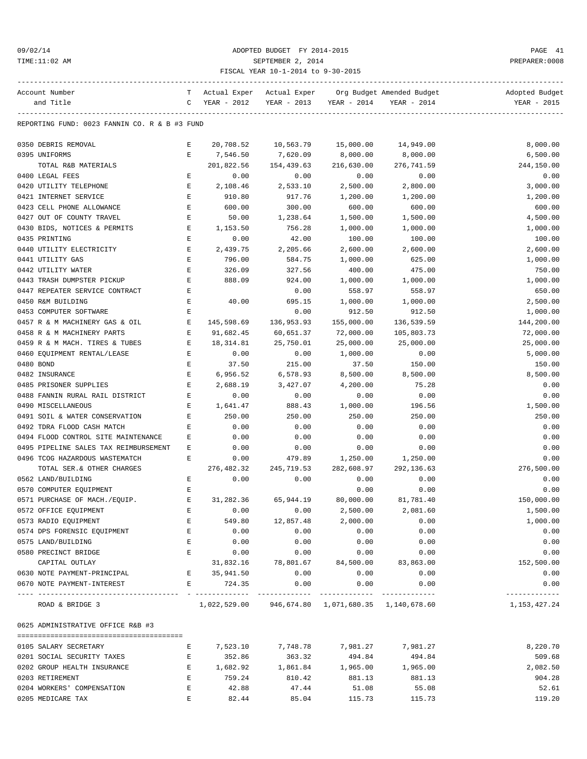ADOPTED BUDGET FY 2014-2015
SEPTEMBER 2, 2014
FISCAL YEAR 10-1-2014 to 9-30-2015

| Account Number and Title | T C | Actual Exper YEAR - 2012 | Actual Exper YEAR - 2013 | Org Budget YEAR - 2014 | Amended Budget YEAR - 2014 | Adopted Budget YEAR - 2015 |
|---|---|---|---|---|---|---|
| REPORTING FUND: 0023 FANNIN CO. R & B #3 FUND | | | | | | |
| 0350 DEBRIS REMOVAL | E | 20,708.52 | 10,563.79 | 15,000.00 | 14,949.00 | 8,000.00 |
| 0395 UNIFORMS | E | 7,546.50 | 7,620.09 | 8,000.00 | 8,000.00 | 6,500.00 |
| TOTAL R&B MATERIALS | | 201,822.56 | 154,439.63 | 216,630.00 | 276,741.59 | 244,150.00 |
| 0400 LEGAL FEES | E | 0.00 | 0.00 | 0.00 | 0.00 | 0.00 |
| 0420 UTILITY TELEPHONE | E | 2,108.46 | 2,533.10 | 2,500.00 | 2,800.00 | 3,000.00 |
| 0421 INTERNET SERVICE | E | 910.80 | 917.76 | 1,200.00 | 1,200.00 | 1,200.00 |
| 0423 CELL PHONE ALLOWANCE | E | 600.00 | 300.00 | 600.00 | 600.00 | 600.00 |
| 0427 OUT OF COUNTY TRAVEL | E | 50.00 | 1,238.64 | 1,500.00 | 1,500.00 | 4,500.00 |
| 0430 BIDS, NOTICES & PERMITS | E | 1,153.50 | 756.28 | 1,000.00 | 1,000.00 | 1,000.00 |
| 0435 PRINTING | E | 0.00 | 42.00 | 100.00 | 100.00 | 100.00 |
| 0440 UTILITY ELECTRICITY | E | 2,439.75 | 2,205.66 | 2,600.00 | 2,600.00 | 2,600.00 |
| 0441 UTILITY GAS | E | 796.00 | 584.75 | 1,000.00 | 625.00 | 1,000.00 |
| 0442 UTILITY WATER | E | 326.09 | 327.56 | 400.00 | 475.00 | 750.00 |
| 0443 TRASH DUMPSTER PICKUP | E | 888.09 | 924.00 | 1,000.00 | 1,000.00 | 1,000.00 |
| 0447 REPEATER SERVICE CONTRACT | E | | 0.00 | 558.97 | 558.97 | 650.00 |
| 0450 R&M BUILDING | E | 40.00 | 695.15 | 1,000.00 | 1,000.00 | 2,500.00 |
| 0453 COMPUTER SOFTWARE | E | | 0.00 | 912.50 | 912.50 | 1,000.00 |
| 0457 R & M MACHINERY GAS & OIL | E | 145,598.69 | 136,953.93 | 155,000.00 | 136,539.59 | 144,200.00 |
| 0458 R & M MACHINERY PARTS | E | 91,682.45 | 60,651.37 | 72,000.00 | 105,803.73 | 72,000.00 |
| 0459 R & M MACH. TIRES & TUBES | E | 18,314.81 | 25,750.01 | 25,000.00 | 25,000.00 | 25,000.00 |
| 0460 EQUIPMENT RENTAL/LEASE | E | 0.00 | 0.00 | 1,000.00 | 0.00 | 5,000.00 |
| 0480 BOND | E | 37.50 | 215.00 | 37.50 | 150.00 | 150.00 |
| 0482 INSURANCE | E | 6,956.52 | 6,578.93 | 8,500.00 | 8,500.00 | 8,500.00 |
| 0485 PRISONER SUPPLIES | E | 2,688.19 | 3,427.07 | 4,200.00 | 75.28 | 0.00 |
| 0488 FANNIN RURAL RAIL DISTRICT | E | 0.00 | 0.00 | 0.00 | 0.00 | 0.00 |
| 0490 MISCELLANEOUS | E | 1,641.47 | 888.43 | 1,000.00 | 196.56 | 1,500.00 |
| 0491 SOIL & WATER CONSERVATION | E | 250.00 | 250.00 | 250.00 | 250.00 | 250.00 |
| 0492 TDRA FLOOD CASH MATCH | E | 0.00 | 0.00 | 0.00 | 0.00 | 0.00 |
| 0494 FLOOD CONTROL SITE MAINTENANCE | E | 0.00 | 0.00 | 0.00 | 0.00 | 0.00 |
| 0495 PIPELINE SALES TAX REIMBURSEMENT | E | 0.00 | 0.00 | 0.00 | 0.00 | 0.00 |
| 0496 TCOG HAZARDOUS WASTEMATCH | E | 0.00 | 479.89 | 1,250.00 | 1,250.00 | 0.00 |
| TOTAL SER.& OTHER CHARGES | | 276,482.32 | 245,719.53 | 282,608.97 | 292,136.63 | 276,500.00 |
| 0562 LAND/BUILDING | E | 0.00 | 0.00 | 0.00 | 0.00 | 0.00 |
| 0570 COMPUTER EQUIPMENT | E | | | 0.00 | 0.00 | 0.00 |
| 0571 PURCHASE OF MACH./EQUIP. | E | 31,282.36 | 65,944.19 | 80,000.00 | 81,781.40 | 150,000.00 |
| 0572 OFFICE EQUIPMENT | E | 0.00 | 0.00 | 2,500.00 | 2,081.60 | 1,500.00 |
| 0573 RADIO EQUIPMENT | E | 549.80 | 12,857.48 | 2,000.00 | 0.00 | 1,000.00 |
| 0574 DPS FORENSIC EQUIPMENT | E | 0.00 | 0.00 | 0.00 | 0.00 | 0.00 |
| 0575 LAND/BUILDING | E | 0.00 | 0.00 | 0.00 | 0.00 | 0.00 |
| 0580 PRECINCT BRIDGE | E | 0.00 | 0.00 | 0.00 | 0.00 | 0.00 |
| CAPITAL OUTLAY | | 31,832.16 | 78,801.67 | 84,500.00 | 83,863.00 | 152,500.00 |
| 0630 NOTE PAYMENT-PRINCIPAL | E | 35,941.50 | 0.00 | 0.00 | 0.00 | 0.00 |
| 0670 NOTE PAYMENT-INTEREST | E | 724.35 | 0.00 | 0.00 | 0.00 | 0.00 |
| ROAD & BRIDGE 3 | | 1,022,529.00 | 946,674.80 | 1,071,680.35 | 1,140,678.60 | 1,153,427.24 |
| 0625 ADMINISTRATIVE OFFICE R&B #3 | | | | | | |
| 0105 SALARY SECRETARY | E | 7,523.10 | 7,748.78 | 7,981.27 | 7,981.27 | 8,220.70 |
| 0201 SOCIAL SECURITY TAXES | E | 352.86 | 363.32 | 494.84 | 494.84 | 509.68 |
| 0202 GROUP HEALTH INSURANCE | E | 1,682.92 | 1,861.84 | 1,965.00 | 1,965.00 | 2,082.50 |
| 0203 RETIREMENT | E | 759.24 | 810.42 | 881.13 | 881.13 | 904.28 |
| 0204 WORKERS' COMPENSATION | E | 42.88 | 47.44 | 51.08 | 55.08 | 52.61 |
| 0205 MEDICARE TAX | E | 82.44 | 85.04 | 115.73 | 115.73 | 119.20 |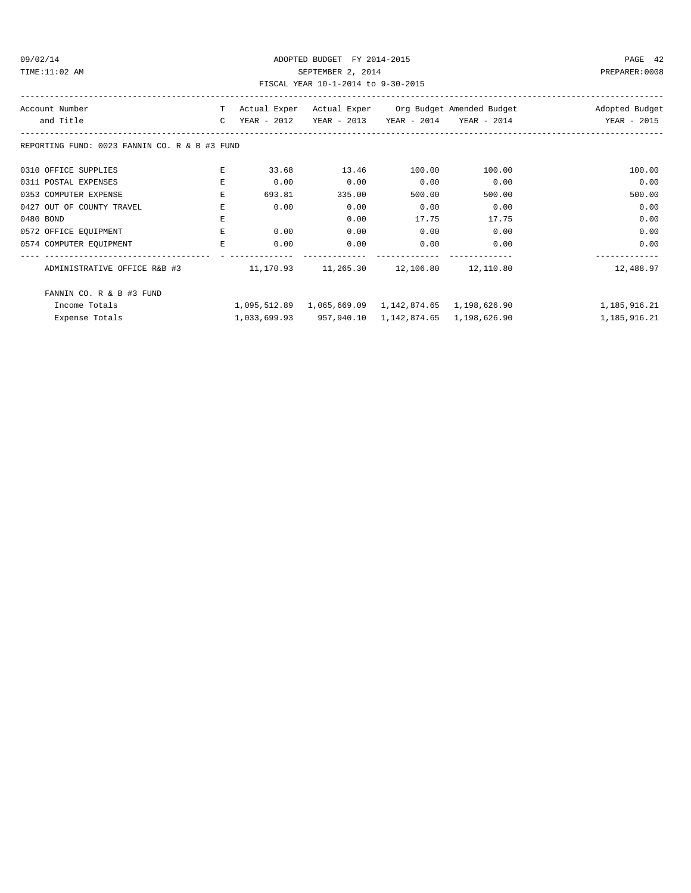ADOPTED BUDGET FY 2014-2015
SEPTEMBER 2, 2014
FISCAL YEAR 10-1-2014 to 9-30-2015

| Account Number and Title | T C | Actual Exper YEAR - 2012 | Actual Exper YEAR - 2013 | Org Budget YEAR - 2014 | Amended Budget YEAR - 2014 | Adopted Budget YEAR - 2015 |
|---|---|---|---|---|---|---|
| REPORTING FUND: 0023 FANNIN CO. R & B #3 FUND | | | | | | |
| 0310 OFFICE SUPPLIES | E | 33.68 | 13.46 | 100.00 | 100.00 | 100.00 |
| 0311 POSTAL EXPENSES | E | 0.00 | 0.00 | 0.00 | 0.00 | 0.00 |
| 0353 COMPUTER EXPENSE | E | 693.81 | 335.00 | 500.00 | 500.00 | 500.00 |
| 0427 OUT OF COUNTY TRAVEL | E | 0.00 | 0.00 | 0.00 | 0.00 | 0.00 |
| 0480 BOND | E | | 0.00 | 17.75 | 17.75 | 0.00 |
| 0572 OFFICE EQUIPMENT | E | 0.00 | 0.00 | 0.00 | 0.00 | 0.00 |
| 0574 COMPUTER EQUIPMENT | E | 0.00 | 0.00 | 0.00 | 0.00 | 0.00 |
| ADMINISTRATIVE OFFICE R&B #3 | | 11,170.93 | 11,265.30 | 12,106.80 | 12,110.80 | 12,488.97 |
| FANNIN CO. R & B #3 FUND | | | | | | |
| Income Totals | | 1,095,512.89 | 1,065,669.09 | 1,142,874.65 | 1,198,626.90 | 1,185,916.21 |
| Expense Totals | | 1,033,699.93 | 957,940.10 | 1,142,874.65 | 1,198,626.90 | 1,185,916.21 |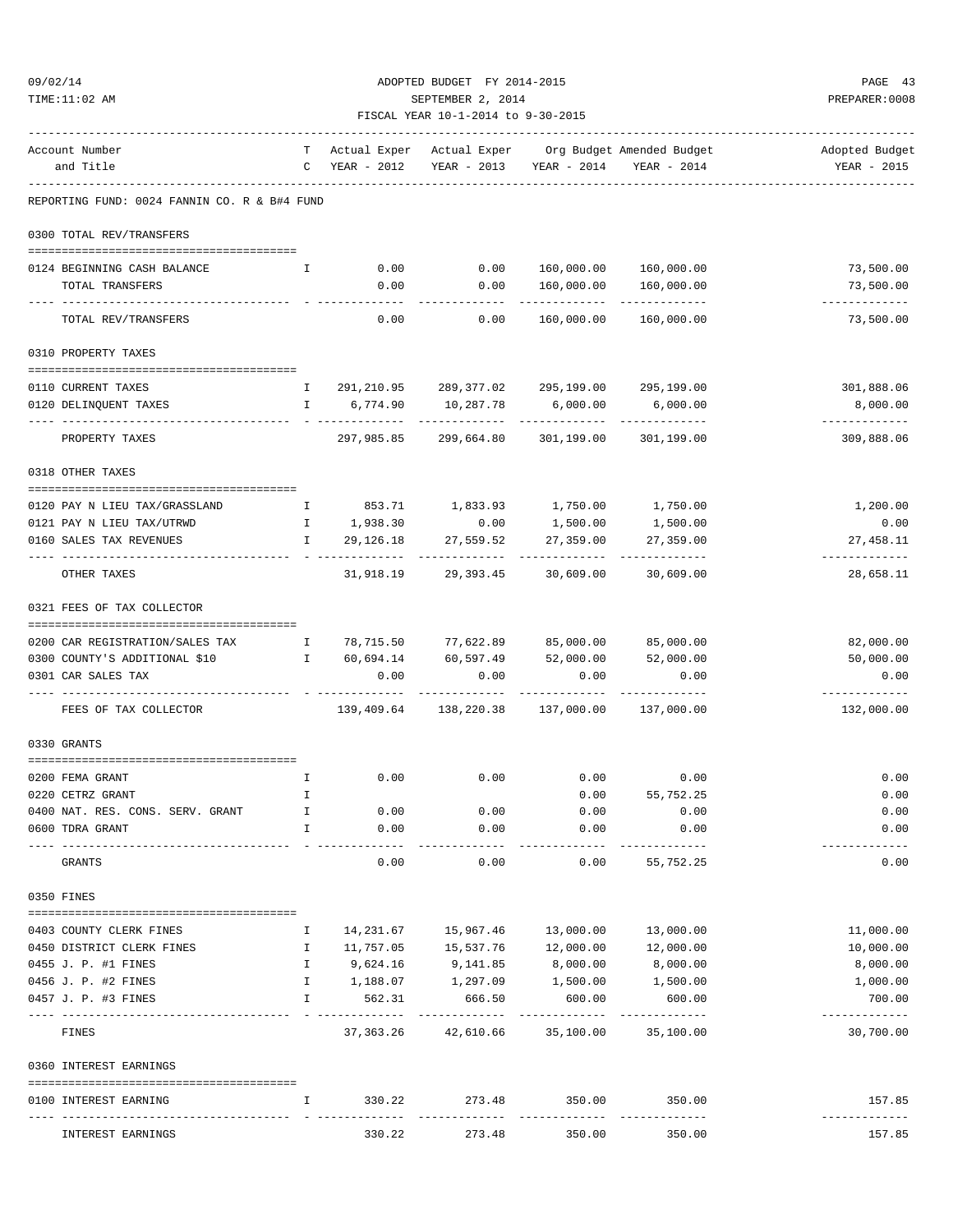ADOPTED BUDGET FY 2014-2015
SEPTEMBER 2, 2014
FISCAL YEAR 10-1-2014 to 9-30-2015

| Account Number and Title | T C | Actual Exper YEAR - 2012 | Actual Exper YEAR - 2013 | Org Budget YEAR - 2014 | Amended Budget YEAR - 2014 | Adopted Budget YEAR - 2015 |
|---|---|---|---|---|---|---|
| **REPORTING FUND: 0024 FANNIN CO. R & B#4 FUND** | | | | | | |
| **0300 TOTAL REV/TRANSFERS** | | | | | | |
| 0124 BEGINNING CASH BALANCE | I | 0.00 | 0.00 | 160,000.00 | 160,000.00 | 73,500.00 |
| TOTAL TRANSFERS | | 0.00 | 0.00 | 160,000.00 | 160,000.00 | 73,500.00 |
| TOTAL REV/TRANSFERS | | 0.00 | 0.00 | 160,000.00 | 160,000.00 | 73,500.00 |
| **0310 PROPERTY TAXES** | | | | | | |
| 0110 CURRENT TAXES | I | 291,210.95 | 289,377.02 | 295,199.00 | 295,199.00 | 301,888.06 |
| 0120 DELINQUENT TAXES | I | 6,774.90 | 10,287.78 | 6,000.00 | 6,000.00 | 8,000.00 |
| PROPERTY TAXES | | 297,985.85 | 299,664.80 | 301,199.00 | 301,199.00 | 309,888.06 |
| **0318 OTHER TAXES** | | | | | | |
| 0120 PAY N LIEU TAX/GRASSLAND | I | 853.71 | 1,833.93 | 1,750.00 | 1,750.00 | 1,200.00 |
| 0121 PAY N LIEU TAX/UTRWD | I | 1,938.30 | 0.00 | 1,500.00 | 1,500.00 | 0.00 |
| 0160 SALES TAX REVENUES | I | 29,126.18 | 27,559.52 | 27,359.00 | 27,359.00 | 27,458.11 |
| OTHER TAXES | | 31,918.19 | 29,393.45 | 30,609.00 | 30,609.00 | 28,658.11 |
| **0321 FEES OF TAX COLLECTOR** | | | | | | |
| 0200 CAR REGISTRATION/SALES TAX | I | 78,715.50 | 77,622.89 | 85,000.00 | 85,000.00 | 82,000.00 |
| 0300 COUNTY'S ADDITIONAL $10 | I | 60,694.14 | 60,597.49 | 52,000.00 | 52,000.00 | 50,000.00 |
| 0301 CAR SALES TAX | | 0.00 | 0.00 | 0.00 | 0.00 | 0.00 |
| FEES OF TAX COLLECTOR | | 139,409.64 | 138,220.38 | 137,000.00 | 137,000.00 | 132,000.00 |
| **0330 GRANTS** | | | | | | |
| 0200 FEMA GRANT | I | 0.00 | 0.00 | 0.00 | 0.00 | 0.00 |
| 0220 CETRZ GRANT | I | | | 0.00 | 55,752.25 | 0.00 |
| 0400 NAT. RES. CONS. SERV. GRANT | I | 0.00 | 0.00 | 0.00 | 0.00 | 0.00 |
| 0600 TDRA GRANT | I | 0.00 | 0.00 | 0.00 | 0.00 | 0.00 |
| GRANTS | | 0.00 | 0.00 | 0.00 | 55,752.25 | 0.00 |
| **0350 FINES** | | | | | | |
| 0403 COUNTY CLERK FINES | I | 14,231.67 | 15,967.46 | 13,000.00 | 13,000.00 | 11,000.00 |
| 0450 DISTRICT CLERK FINES | I | 11,757.05 | 15,537.76 | 12,000.00 | 12,000.00 | 10,000.00 |
| 0455 J. P. #1 FINES | I | 9,624.16 | 9,141.85 | 8,000.00 | 8,000.00 | 8,000.00 |
| 0456 J. P. #2 FINES | I | 1,188.07 | 1,297.09 | 1,500.00 | 1,500.00 | 1,000.00 |
| 0457 J. P. #3 FINES | I | 562.31 | 666.50 | 600.00 | 600.00 | 700.00 |
| FINES | | 37,363.26 | 42,610.66 | 35,100.00 | 35,100.00 | 30,700.00 |
| **0360 INTEREST EARNINGS** | | | | | | |
| 0100 INTEREST EARNING | I | 330.22 | 273.48 | 350.00 | 350.00 | 157.85 |
| INTEREST EARNINGS | | 330.22 | 273.48 | 350.00 | 350.00 | 157.85 |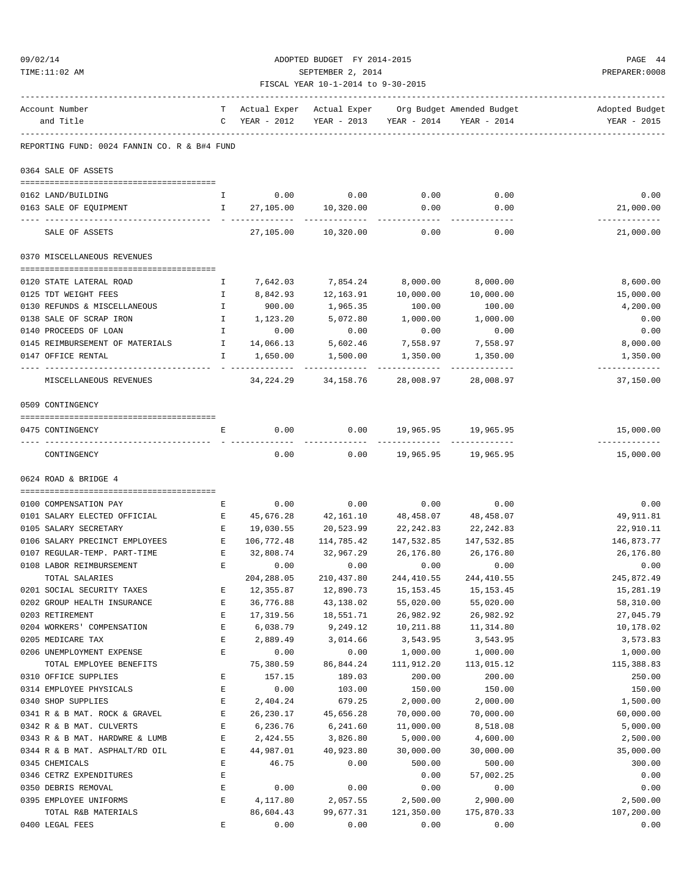ADOPTED BUDGET FY 2014-2015
SEPTEMBER 2, 2014
FISCAL YEAR 10-1-2014 to 9-30-2015

| Account Number and Title | T C | Actual Exper YEAR - 2012 | Actual Exper YEAR - 2013 | Org Budget YEAR - 2014 | Amended Budget YEAR - 2014 | Adopted Budget YEAR - 2015 |
|---|---|---|---|---|---|---|
| REPORTING FUND: 0024 FANNIN CO. R & B#4 FUND | | | | | | |
| **0364 SALE OF ASSETS** | | | | | | |
| 0162 LAND/BUILDING | I | 0.00 | 0.00 | 0.00 | 0.00 | 0.00 |
| 0163 SALE OF EQUIPMENT | I | 27,105.00 | 10,320.00 | 0.00 | 0.00 | 21,000.00 |
| SALE OF ASSETS | | 27,105.00 | 10,320.00 | 0.00 | 0.00 | 21,000.00 |
| **0370 MISCELLANEOUS REVENUES** | | | | | | |
| 0120 STATE LATERAL ROAD | I | 7,642.03 | 7,854.24 | 8,000.00 | 8,000.00 | 8,600.00 |
| 0125 TDT WEIGHT FEES | I | 8,842.93 | 12,163.91 | 10,000.00 | 10,000.00 | 15,000.00 |
| 0130 REFUNDS & MISCELLANEOUS | I | 900.00 | 1,965.35 | 100.00 | 100.00 | 4,200.00 |
| 0138 SALE OF SCRAP IRON | I | 1,123.20 | 5,072.80 | 1,000.00 | 1,000.00 | 0.00 |
| 0140 PROCEEDS OF LOAN | I | 0.00 | 0.00 | 0.00 | 0.00 | 0.00 |
| 0145 REIMBURSEMENT OF MATERIALS | I | 14,066.13 | 5,602.46 | 7,558.97 | 7,558.97 | 8,000.00 |
| 0147 OFFICE RENTAL | I | 1,650.00 | 1,500.00 | 1,350.00 | 1,350.00 | 1,350.00 |
| MISCELLANEOUS REVENUES | | 34,224.29 | 34,158.76 | 28,008.97 | 28,008.97 | 37,150.00 |
| **0509 CONTINGENCY** | | | | | | |
| 0475 CONTINGENCY | E | 0.00 | 0.00 | 19,965.95 | 19,965.95 | 15,000.00 |
| CONTINGENCY | | 0.00 | 0.00 | 19,965.95 | 19,965.95 | 15,000.00 |
| **0624 ROAD & BRIDGE 4** | | | | | | |
| 0100 COMPENSATION PAY | E | 0.00 | 0.00 | 0.00 | 0.00 | 0.00 |
| 0101 SALARY ELECTED OFFICIAL | E | 45,676.28 | 42,161.10 | 48,458.07 | 48,458.07 | 49,911.81 |
| 0105 SALARY SECRETARY | E | 19,030.55 | 20,523.99 | 22,242.83 | 22,242.83 | 22,910.11 |
| 0106 SALARY PRECINCT EMPLOYEES | E | 106,772.48 | 114,785.42 | 147,532.85 | 147,532.85 | 146,873.77 |
| 0107 REGULAR-TEMP. PART-TIME | E | 32,808.74 | 32,967.29 | 26,176.80 | 26,176.80 | 26,176.80 |
| 0108 LABOR REIMBURSEMENT | E | 0.00 | 0.00 | 0.00 | 0.00 | 0.00 |
| TOTAL SALARIES | | 204,288.05 | 210,437.80 | 244,410.55 | 244,410.55 | 245,872.49 |
| 0201 SOCIAL SECURITY TAXES | E | 12,355.87 | 12,890.73 | 15,153.45 | 15,153.45 | 15,281.19 |
| 0202 GROUP HEALTH INSURANCE | E | 36,776.88 | 43,138.02 | 55,020.00 | 55,020.00 | 58,310.00 |
| 0203 RETIREMENT | E | 17,319.56 | 18,551.71 | 26,982.92 | 26,982.92 | 27,045.79 |
| 0204 WORKERS' COMPENSATION | E | 6,038.79 | 9,249.12 | 10,211.88 | 11,314.80 | 10,178.02 |
| 0205 MEDICARE TAX | E | 2,889.49 | 3,014.66 | 3,543.95 | 3,543.95 | 3,573.83 |
| 0206 UNEMPLOYMENT EXPENSE | E | 0.00 | 0.00 | 1,000.00 | 1,000.00 | 1,000.00 |
| TOTAL EMPLOYEE BENEFITS | | 75,380.59 | 86,844.24 | 111,912.20 | 113,015.12 | 115,388.83 |
| 0310 OFFICE SUPPLIES | E | 157.15 | 189.03 | 200.00 | 200.00 | 250.00 |
| 0314 EMPLOYEE PHYSICALS | E | 0.00 | 103.00 | 150.00 | 150.00 | 150.00 |
| 0340 SHOP SUPPLIES | E | 2,404.24 | 679.25 | 2,000.00 | 2,000.00 | 1,500.00 |
| 0341 R & B MAT. ROCK & GRAVEL | E | 26,230.17 | 45,656.28 | 70,000.00 | 70,000.00 | 60,000.00 |
| 0342 R & B MAT. CULVERTS | E | 6,236.76 | 6,241.60 | 11,000.00 | 8,518.08 | 5,000.00 |
| 0343 R & B MAT. HARDWRE & LUMB | E | 2,424.55 | 3,826.80 | 5,000.00 | 4,600.00 | 2,500.00 |
| 0344 R & B MAT. ASPHALT/RD OIL | E | 44,987.01 | 40,923.80 | 30,000.00 | 30,000.00 | 35,000.00 |
| 0345 CHEMICALS | E | 46.75 | 0.00 | 500.00 | 500.00 | 300.00 |
| 0346 CETRZ EXPENDITURES | E | | | 0.00 | 57,002.25 | 0.00 |
| 0350 DEBRIS REMOVAL | E | 0.00 | 0.00 | 0.00 | 0.00 | 0.00 |
| 0395 EMPLOYEE UNIFORMS | E | 4,117.80 | 2,057.55 | 2,500.00 | 2,900.00 | 2,500.00 |
| TOTAL R&B MATERIALS | | 86,604.43 | 99,677.31 | 121,350.00 | 175,870.33 | 107,200.00 |
| 0400 LEGAL FEES | E | 0.00 | 0.00 | 0.00 | 0.00 | 0.00 |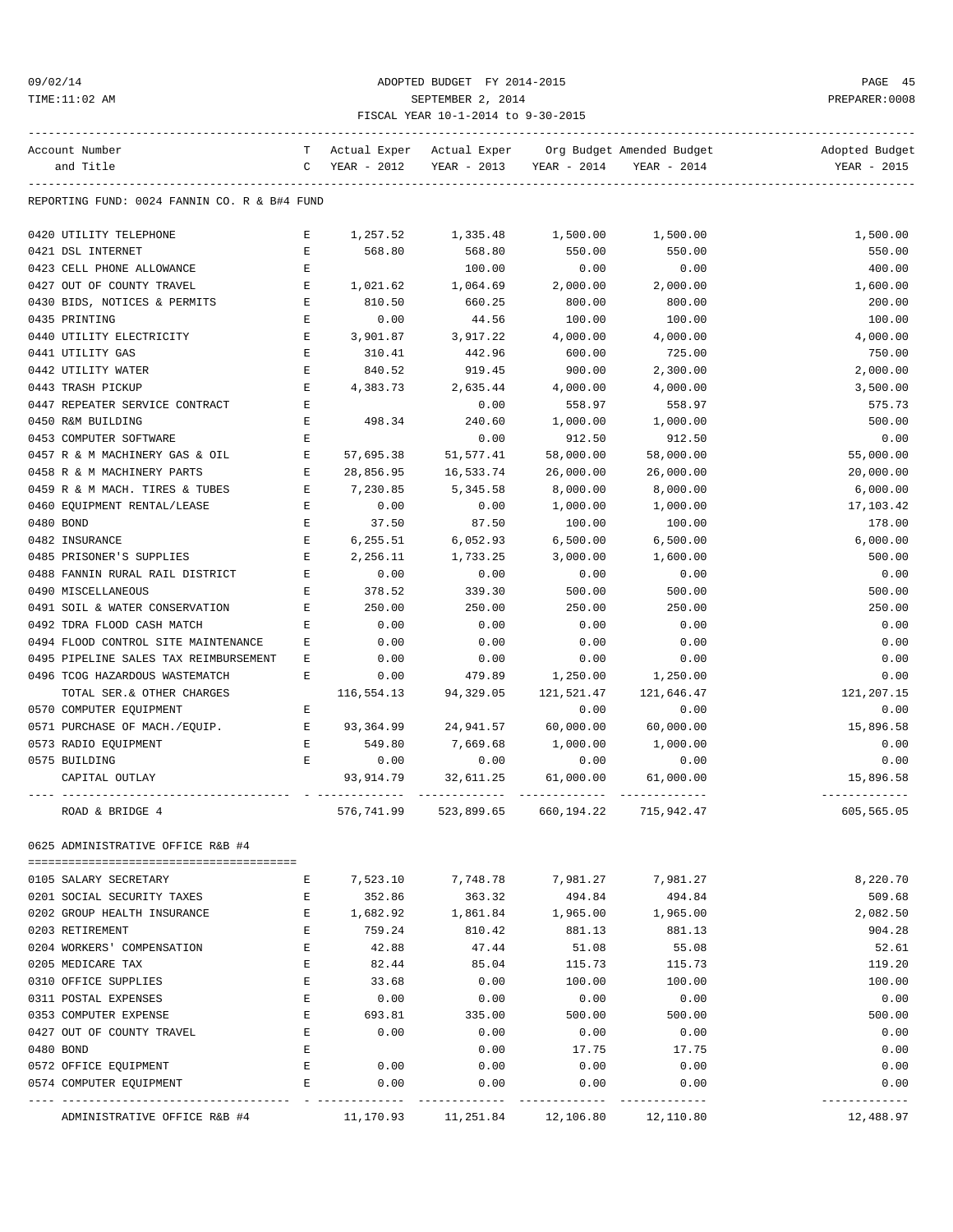ADOPTED BUDGET FY 2014-2015

SEPTEMBER 2, 2014

FISCAL YEAR 10-1-2014 to 9-30-2015

REPORTING FUND: 0024 FANNIN CO. R & B#4 FUND

| Account Number and Title | T C | Actual Exper YEAR - 2012 | Actual Exper YEAR - 2013 | Org Budget YEAR - 2014 | Amended Budget YEAR - 2014 | Adopted Budget YEAR - 2015 |
|---|---|---|---|---|---|---|
| 0420 UTILITY TELEPHONE | E | 1,257.52 | 1,335.48 | 1,500.00 | 1,500.00 | 1,500.00 |
| 0421 DSL INTERNET | E | 568.80 | 568.80 | 550.00 | 550.00 | 550.00 |
| 0423 CELL PHONE ALLOWANCE | E | | 100.00 | 0.00 | 0.00 | 400.00 |
| 0427 OUT OF COUNTY TRAVEL | E | 1,021.62 | 1,064.69 | 2,000.00 | 2,000.00 | 1,600.00 |
| 0430 BIDS, NOTICES & PERMITS | E | 810.50 | 660.25 | 800.00 | 800.00 | 200.00 |
| 0435 PRINTING | E | 0.00 | 44.56 | 100.00 | 100.00 | 100.00 |
| 0440 UTILITY ELECTRICITY | E | 3,901.87 | 3,917.22 | 4,000.00 | 4,000.00 | 4,000.00 |
| 0441 UTILITY GAS | E | 310.41 | 442.96 | 600.00 | 725.00 | 750.00 |
| 0442 UTILITY WATER | E | 840.52 | 919.45 | 900.00 | 2,300.00 | 2,000.00 |
| 0443 TRASH PICKUP | E | 4,383.73 | 2,635.44 | 4,000.00 | 4,000.00 | 3,500.00 |
| 0447 REPEATER SERVICE CONTRACT | E | | 0.00 | 558.97 | 558.97 | 575.73 |
| 0450 R&M BUILDING | E | 498.34 | 240.60 | 1,000.00 | 1,000.00 | 500.00 |
| 0453 COMPUTER SOFTWARE | E | | 0.00 | 912.50 | 912.50 | 0.00 |
| 0457 R & M MACHINERY GAS & OIL | E | 57,695.38 | 51,577.41 | 58,000.00 | 58,000.00 | 55,000.00 |
| 0458 R & M MACHINERY PARTS | E | 28,856.95 | 16,533.74 | 26,000.00 | 26,000.00 | 20,000.00 |
| 0459 R & M MACH. TIRES & TUBES | E | 7,230.85 | 5,345.58 | 8,000.00 | 8,000.00 | 6,000.00 |
| 0460 EQUIPMENT RENTAL/LEASE | E | 0.00 | 0.00 | 1,000.00 | 1,000.00 | 17,103.42 |
| 0480 BOND | E | 37.50 | 87.50 | 100.00 | 100.00 | 178.00 |
| 0482 INSURANCE | E | 6,255.51 | 6,052.93 | 6,500.00 | 6,500.00 | 6,000.00 |
| 0485 PRISONER'S SUPPLIES | E | 2,256.11 | 1,733.25 | 3,000.00 | 1,600.00 | 500.00 |
| 0488 FANNIN RURAL RAIL DISTRICT | E | 0.00 | 0.00 | 0.00 | 0.00 | 0.00 |
| 0490 MISCELLANEOUS | E | 378.52 | 339.30 | 500.00 | 500.00 | 500.00 |
| 0491 SOIL & WATER CONSERVATION | E | 250.00 | 250.00 | 250.00 | 250.00 | 250.00 |
| 0492 TDRA FLOOD CASH MATCH | E | 0.00 | 0.00 | 0.00 | 0.00 | 0.00 |
| 0494 FLOOD CONTROL SITE MAINTENANCE | E | 0.00 | 0.00 | 0.00 | 0.00 | 0.00 |
| 0495 PIPELINE SALES TAX REIMBURSEMENT | E | 0.00 | 0.00 | 0.00 | 0.00 | 0.00 |
| 0496 TCOG HAZARDOUS WASTEMATCH | E | 0.00 | 479.89 | 1,250.00 | 1,250.00 | 0.00 |
| TOTAL SER.& OTHER CHARGES | | 116,554.13 | 94,329.05 | 121,521.47 | 121,646.47 | 121,207.15 |
| 0570 COMPUTER EQUIPMENT | E | | | 0.00 | 0.00 | 0.00 |
| 0571 PURCHASE OF MACH./EQUIP. | E | 93,364.99 | 24,941.57 | 60,000.00 | 60,000.00 | 15,896.58 |
| 0573 RADIO EQUIPMENT | E | 549.80 | 7,669.68 | 1,000.00 | 1,000.00 | 0.00 |
| 0575 BUILDING | E | 0.00 | 0.00 | 0.00 | 0.00 | 0.00 |
| CAPITAL OUTLAY | | 93,914.79 | 32,611.25 | 61,000.00 | 61,000.00 | 15,896.58 |
| ROAD & BRIDGE 4 | | 576,741.99 | 523,899.65 | 660,194.22 | 715,942.47 | 605,565.05 |

0625 ADMINISTRATIVE OFFICE R&B #4

| Account Number and Title | T C | Actual Exper YEAR - 2012 | Actual Exper YEAR - 2013 | Org Budget YEAR - 2014 | Amended Budget YEAR - 2014 | Adopted Budget YEAR - 2015 |
|---|---|---|---|---|---|---|
| 0105 SALARY SECRETARY | E | 7,523.10 | 7,748.78 | 7,981.27 | 7,981.27 | 8,220.70 |
| 0201 SOCIAL SECURITY TAXES | E | 352.86 | 363.32 | 494.84 | 494.84 | 509.68 |
| 0202 GROUP HEALTH INSURANCE | E | 1,682.92 | 1,861.84 | 1,965.00 | 1,965.00 | 2,082.50 |
| 0203 RETIREMENT | E | 759.24 | 810.42 | 881.13 | 881.13 | 904.28 |
| 0204 WORKERS' COMPENSATION | E | 42.88 | 47.44 | 51.08 | 55.08 | 52.61 |
| 0205 MEDICARE TAX | E | 82.44 | 85.04 | 115.73 | 115.73 | 119.20 |
| 0310 OFFICE SUPPLIES | E | 33.68 | 0.00 | 100.00 | 100.00 | 100.00 |
| 0311 POSTAL EXPENSES | E | 0.00 | 0.00 | 0.00 | 0.00 | 0.00 |
| 0353 COMPUTER EXPENSE | E | 693.81 | 335.00 | 500.00 | 500.00 | 500.00 |
| 0427 OUT OF COUNTY TRAVEL | E | 0.00 | 0.00 | 0.00 | 0.00 | 0.00 |
| 0480 BOND | E | | 0.00 | 17.75 | 17.75 | 0.00 |
| 0572 OFFICE EQUIPMENT | E | 0.00 | 0.00 | 0.00 | 0.00 | 0.00 |
| 0574 COMPUTER EQUIPMENT | E | 0.00 | 0.00 | 0.00 | 0.00 | 0.00 |
| ADMINISTRATIVE OFFICE R&B #4 | | 11,170.93 | 11,251.84 | 12,106.80 | 12,110.80 | 12,488.97 |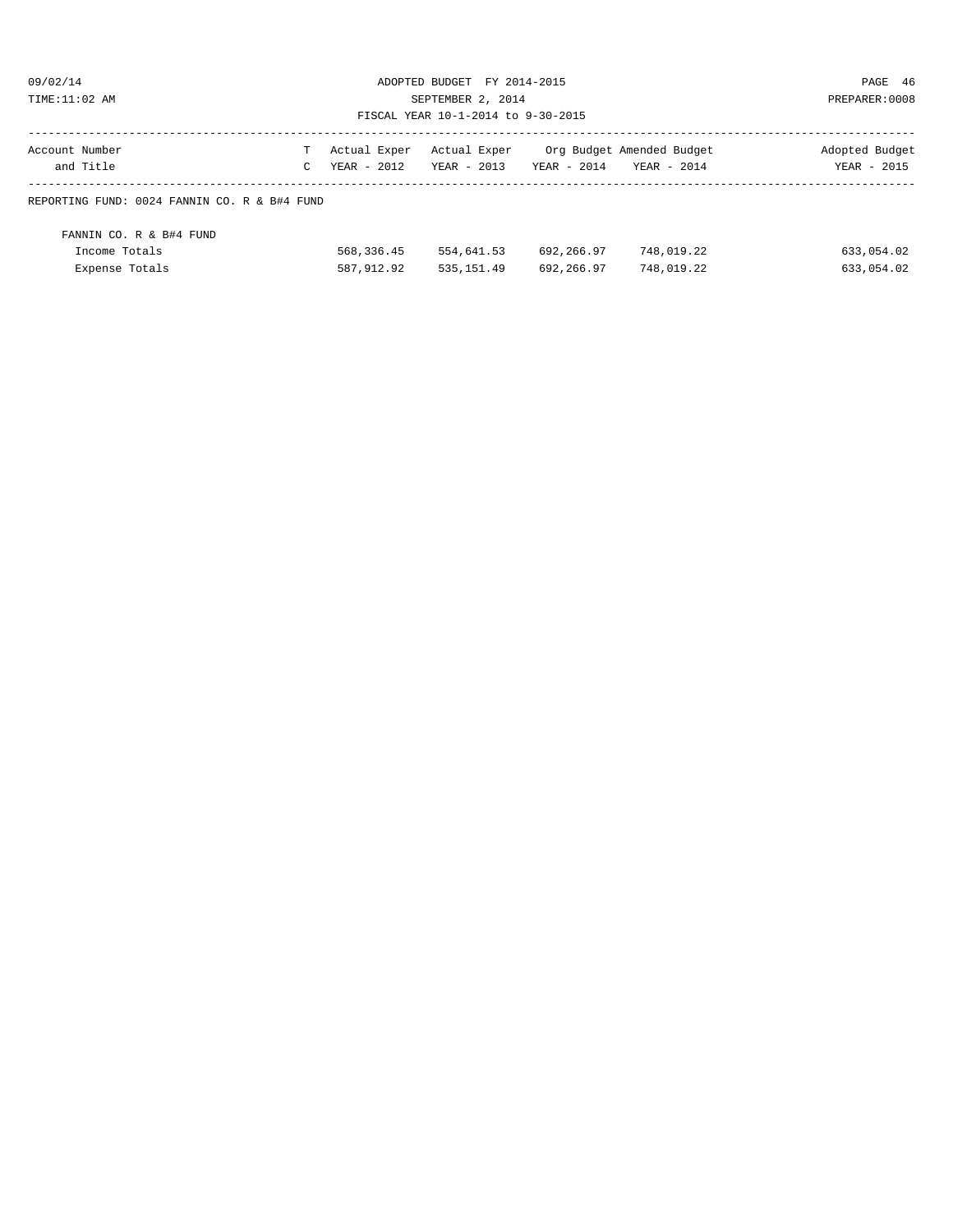ADOPTED BUDGET FY 2014-2015
SEPTEMBER 2, 2014
FISCAL YEAR 10-1-2014 to 9-30-2015

| Account Number and Title | TC | Actual Exper YEAR - 2012 | Actual Exper YEAR - 2013 | Org Budget YEAR - 2014 | Amended Budget YEAR - 2014 | Adopted Budget YEAR - 2015 |
|---|---|---|---|---|---|---|
| REPORTING FUND: 0024 FANNIN CO. R & B#4 FUND | | | | | | |
| FANNIN CO. R & B#4 FUND | | | | | | |
| Income Totals | | 568,336.45 | 554,641.53 | 692,266.97 | 748,019.22 | 633,054.02 |
| Expense Totals | | 587,912.92 | 535,151.49 | 692,266.97 | 748,019.22 | 633,054.02 |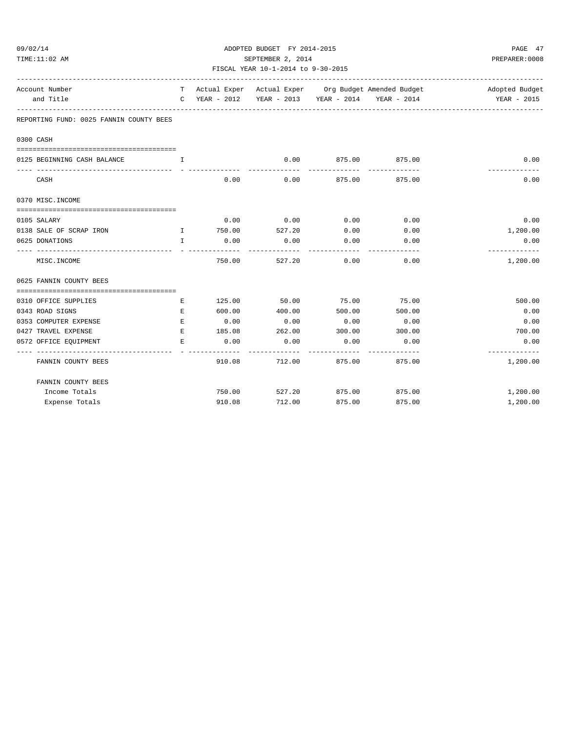ADOPTED BUDGET FY 2014-2015
SEPTEMBER 2, 2014
FISCAL YEAR 10-1-2014 to 9-30-2015

| Account Number and Title | T C | Actual Exper YEAR - 2012 | Actual Exper YEAR - 2013 | Org Budget YEAR - 2014 | Amended Budget YEAR - 2014 | Adopted Budget YEAR - 2015 |
|---|---|---|---|---|---|---|
| REPORTING FUND: 0025 FANNIN COUNTY BEES | | | | | | |
| 0300 CASH | | | | | | |
| 0125 BEGINNING CASH BALANCE | I | | 0.00 | 875.00 | 875.00 | 0.00 |
| CASH | | 0.00 | 0.00 | 875.00 | 875.00 | 0.00 |
| 0370 MISC.INCOME | | | | | | |
| 0105 SALARY | | 0.00 | 0.00 | 0.00 | 0.00 | 0.00 |
| 0138 SALE OF SCRAP IRON | I | 750.00 | 527.20 | 0.00 | 0.00 | 1,200.00 |
| 0625 DONATIONS | I | 0.00 | 0.00 | 0.00 | 0.00 | 0.00 |
| MISC.INCOME | | 750.00 | 527.20 | 0.00 | 0.00 | 1,200.00 |
| 0625 FANNIN COUNTY BEES | | | | | | |
| 0310 OFFICE SUPPLIES | E | 125.00 | 50.00 | 75.00 | 75.00 | 500.00 |
| 0343 ROAD SIGNS | E | 600.00 | 400.00 | 500.00 | 500.00 | 0.00 |
| 0353 COMPUTER EXPENSE | E | 0.00 | 0.00 | 0.00 | 0.00 | 0.00 |
| 0427 TRAVEL EXPENSE | E | 185.08 | 262.00 | 300.00 | 300.00 | 700.00 |
| 0572 OFFICE EQUIPMENT | E | 0.00 | 0.00 | 0.00 | 0.00 | 0.00 |
| FANNIN COUNTY BEES | | 910.08 | 712.00 | 875.00 | 875.00 | 1,200.00 |
| FANNIN COUNTY BEES | | | | | | |
| Income Totals | | 750.00 | 527.20 | 875.00 | 875.00 | 1,200.00 |
| Expense Totals | | 910.08 | 712.00 | 875.00 | 875.00 | 1,200.00 |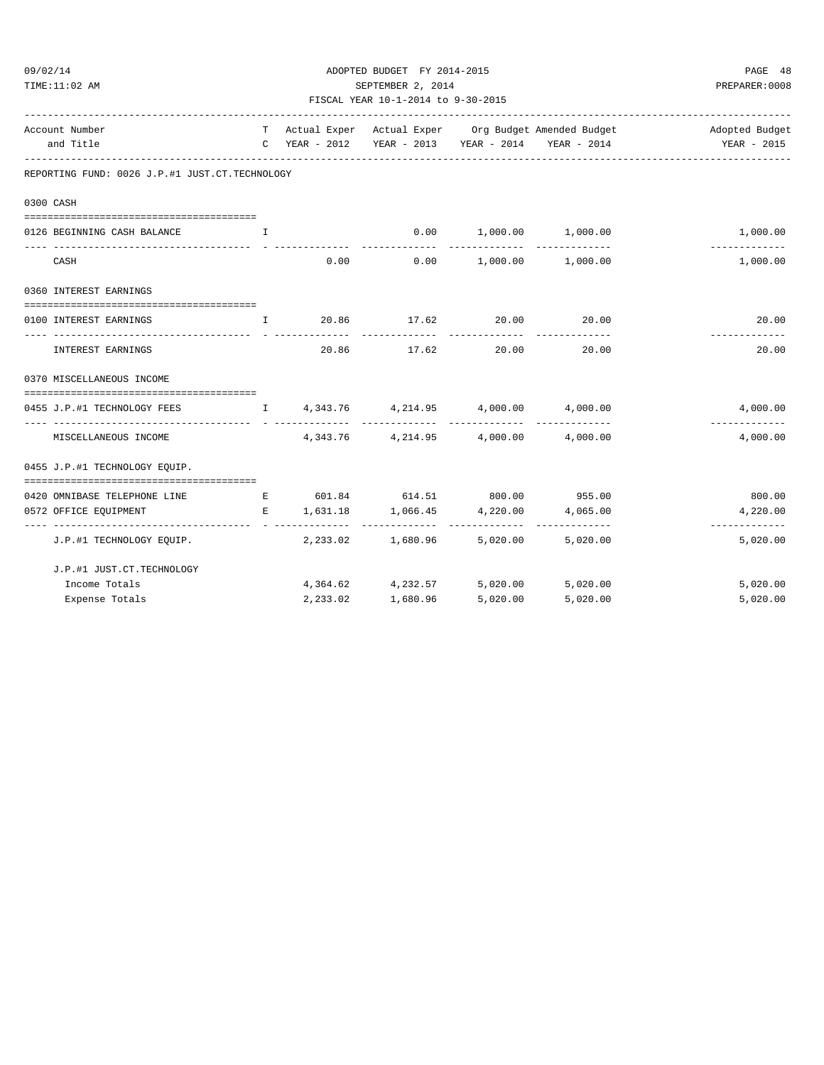ADOPTED BUDGET FY 2014-2015
SEPTEMBER 2, 2014
FISCAL YEAR 10-1-2014 to 9-30-2015

| Account Number and Title | TC | Actual Exper YEAR - 2012 | Actual Exper YEAR - 2013 | Org Budget YEAR - 2014 | Amended Budget YEAR - 2014 | Adopted Budget YEAR - 2015 |
|---|---|---|---|---|---|---|
| **REPORTING FUND: 0026 J.P.#1 JUST.CT.TECHNOLOGY** | | | | | | |
| **0300 CASH** | | | | | | |
| 0126 BEGINNING CASH BALANCE | I | | 0.00 | 1,000.00 | 1,000.00 | 1,000.00 |
| CASH | | 0.00 | 0.00 | 1,000.00 | 1,000.00 | 1,000.00 |
| **0360 INTEREST EARNINGS** | | | | | | |
| 0100 INTEREST EARNINGS | I | 20.86 | 17.62 | 20.00 | 20.00 | 20.00 |
| INTEREST EARNINGS | | 20.86 | 17.62 | 20.00 | 20.00 | 20.00 |
| **0370 MISCELLANEOUS INCOME** | | | | | | |
| 0455 J.P.#1 TECHNOLOGY FEES | I | 4,343.76 | 4,214.95 | 4,000.00 | 4,000.00 | 4,000.00 |
| MISCELLANEOUS INCOME | | 4,343.76 | 4,214.95 | 4,000.00 | 4,000.00 | 4,000.00 |
| **0455 J.P.#1 TECHNOLOGY EQUIP.** | | | | | | |
| 0420 OMNIBASE TELEPHONE LINE | E | 601.84 | 614.51 | 800.00 | 955.00 | 800.00 |
| 0572 OFFICE EQUIPMENT | E | 1,631.18 | 1,066.45 | 4,220.00 | 4,065.00 | 4,220.00 |
| J.P.#1 TECHNOLOGY EQUIP. | | 2,233.02 | 1,680.96 | 5,020.00 | 5,020.00 | 5,020.00 |
| **J.P.#1 JUST.CT.TECHNOLOGY** | | | | | | |
| Income Totals | | 4,364.62 | 4,232.57 | 5,020.00 | 5,020.00 | 5,020.00 |
| Expense Totals | | 2,233.02 | 1,680.96 | 5,020.00 | 5,020.00 | 5,020.00 |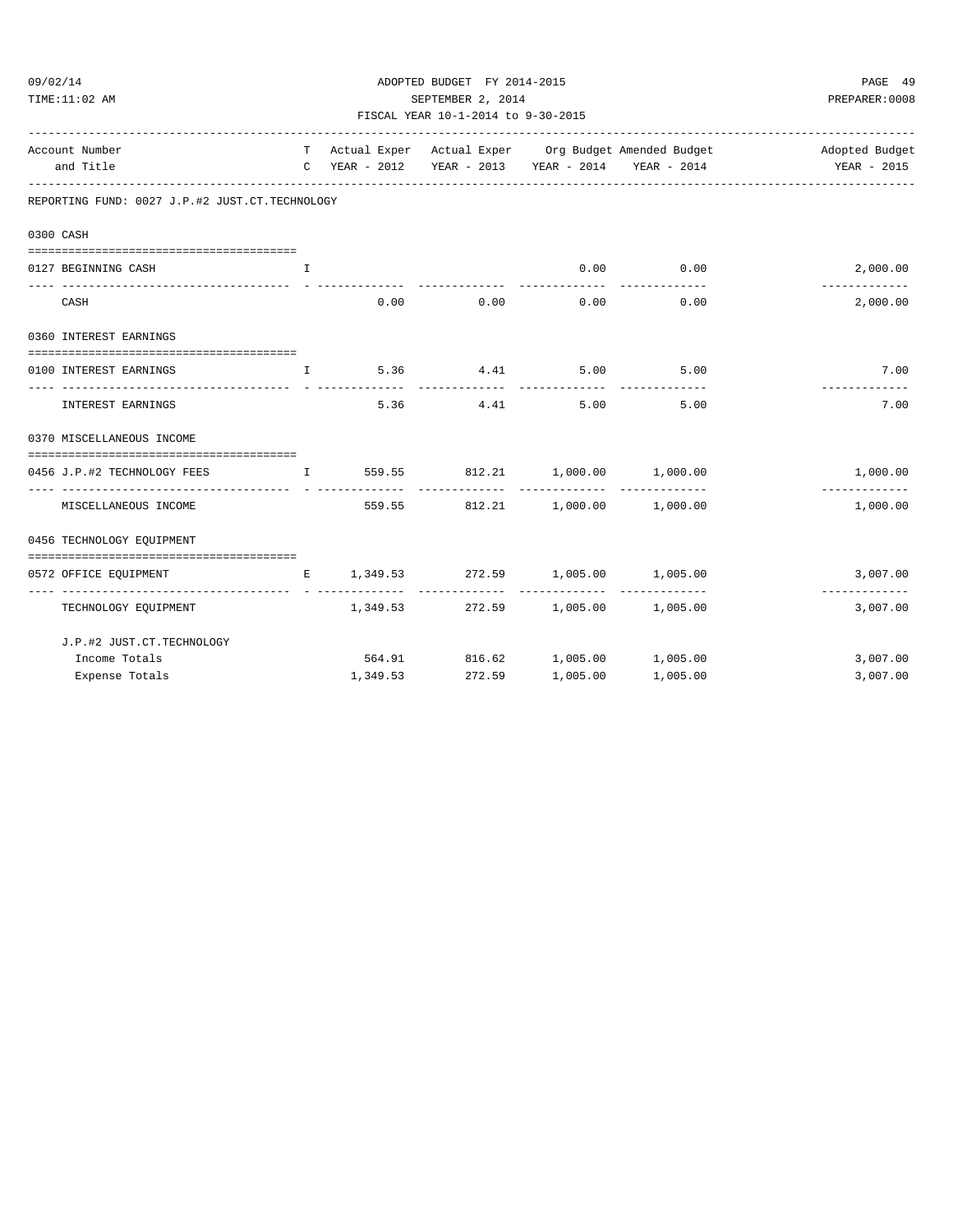ADOPTED BUDGET FY 2014-2015
SEPTEMBER 2, 2014
FISCAL YEAR 10-1-2014 to 9-30-2015

| Account Number and Title | T C | Actual Exper YEAR - 2012 | Actual Exper YEAR - 2013 | Org Budget YEAR - 2014 | Amended Budget YEAR - 2014 | Adopted Budget YEAR - 2015 |
|---|---|---|---|---|---|---|
| **REPORTING FUND: 0027 J.P.#2 JUST.CT.TECHNOLOGY** | | | | | | |
| **0300 CASH** | | | | | | |
| 0127 BEGINNING CASH | I | | | 0.00 | 0.00 | 2,000.00 |
| CASH | | 0.00 | 0.00 | 0.00 | 0.00 | 2,000.00 |
| **0360 INTEREST EARNINGS** | | | | | | |
| 0100 INTEREST EARNINGS | I | 5.36 | 4.41 | 5.00 | 5.00 | 7.00 |
| INTEREST EARNINGS | | 5.36 | 4.41 | 5.00 | 5.00 | 7.00 |
| **0370 MISCELLANEOUS INCOME** | | | | | | |
| 0456 J.P.#2 TECHNOLOGY FEES | I | 559.55 | 812.21 | 1,000.00 | 1,000.00 | 1,000.00 |
| MISCELLANEOUS INCOME | | 559.55 | 812.21 | 1,000.00 | 1,000.00 | 1,000.00 |
| **0456 TECHNOLOGY EQUIPMENT** | | | | | | |
| 0572 OFFICE EQUIPMENT | E | 1,349.53 | 272.59 | 1,005.00 | 1,005.00 | 3,007.00 |
| TECHNOLOGY EQUIPMENT | | 1,349.53 | 272.59 | 1,005.00 | 1,005.00 | 3,007.00 |
| **J.P.#2 JUST.CT.TECHNOLOGY** | | | | | | |
| Income Totals | | 564.91 | 816.62 | 1,005.00 | 1,005.00 | 3,007.00 |
| Expense Totals | | 1,349.53 | 272.59 | 1,005.00 | 1,005.00 | 3,007.00 |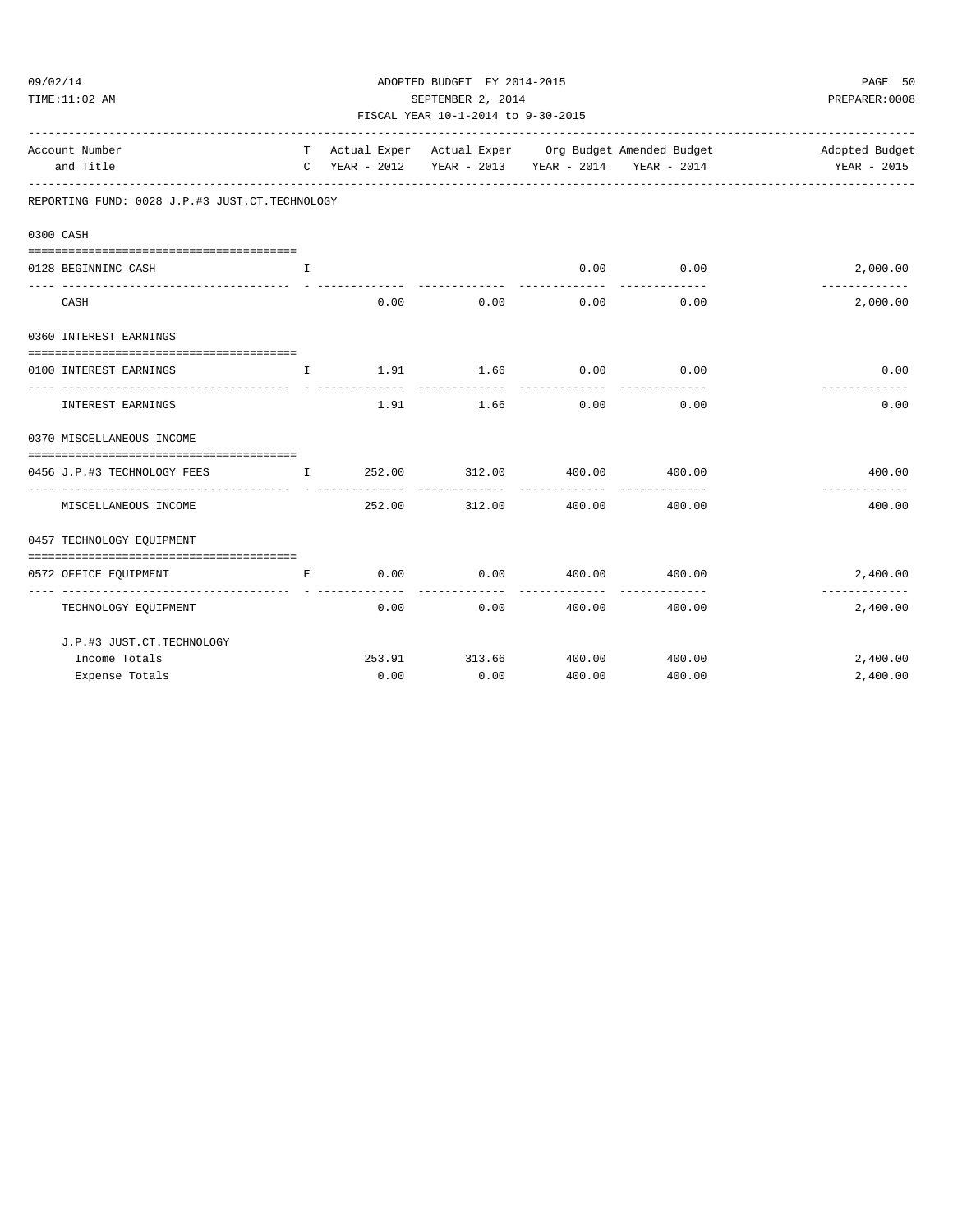ADOPTED BUDGET FY 2014-2015
SEPTEMBER 2, 2014
FISCAL YEAR 10-1-2014 to 9-30-2015

| Account Number and Title | T C | Actual Exper YEAR - 2012 | Actual Exper YEAR - 2013 | Org Budget YEAR - 2014 | Amended Budget YEAR - 2014 | Adopted Budget YEAR - 2015 |
|---|---|---|---|---|---|---|
| **REPORTING FUND: 0028 J.P.#3 JUST.CT.TECHNOLOGY** | | | | | | |
| **0300 CASH** | | | | | | |
| 0128 BEGINNINC CASH | I | | | 0.00 | 0.00 | 2,000.00 |
| CASH | | 0.00 | 0.00 | 0.00 | 0.00 | 2,000.00 |
| **0360 INTEREST EARNINGS** | | | | | | |
| 0100 INTEREST EARNINGS | I | 1.91 | 1.66 | 0.00 | 0.00 | 0.00 |
| INTEREST EARNINGS | | 1.91 | 1.66 | 0.00 | 0.00 | 0.00 |
| **0370 MISCELLANEOUS INCOME** | | | | | | |
| 0456 J.P.#3 TECHNOLOGY FEES | I | 252.00 | 312.00 | 400.00 | 400.00 | 400.00 |
| MISCELLANEOUS INCOME | | 252.00 | 312.00 | 400.00 | 400.00 | 400.00 |
| **0457 TECHNOLOGY EQUIPMENT** | | | | | | |
| 0572 OFFICE EQUIPMENT | E | 0.00 | 0.00 | 400.00 | 400.00 | 2,400.00 |
| TECHNOLOGY EQUIPMENT | | 0.00 | 0.00 | 400.00 | 400.00 | 2,400.00 |
| J.P.#3 JUST.CT.TECHNOLOGY | | | | | | |
| Income Totals | | 253.91 | 313.66 | 400.00 | 400.00 | 2,400.00 |
| Expense Totals | | 0.00 | 0.00 | 400.00 | 400.00 | 2,400.00 |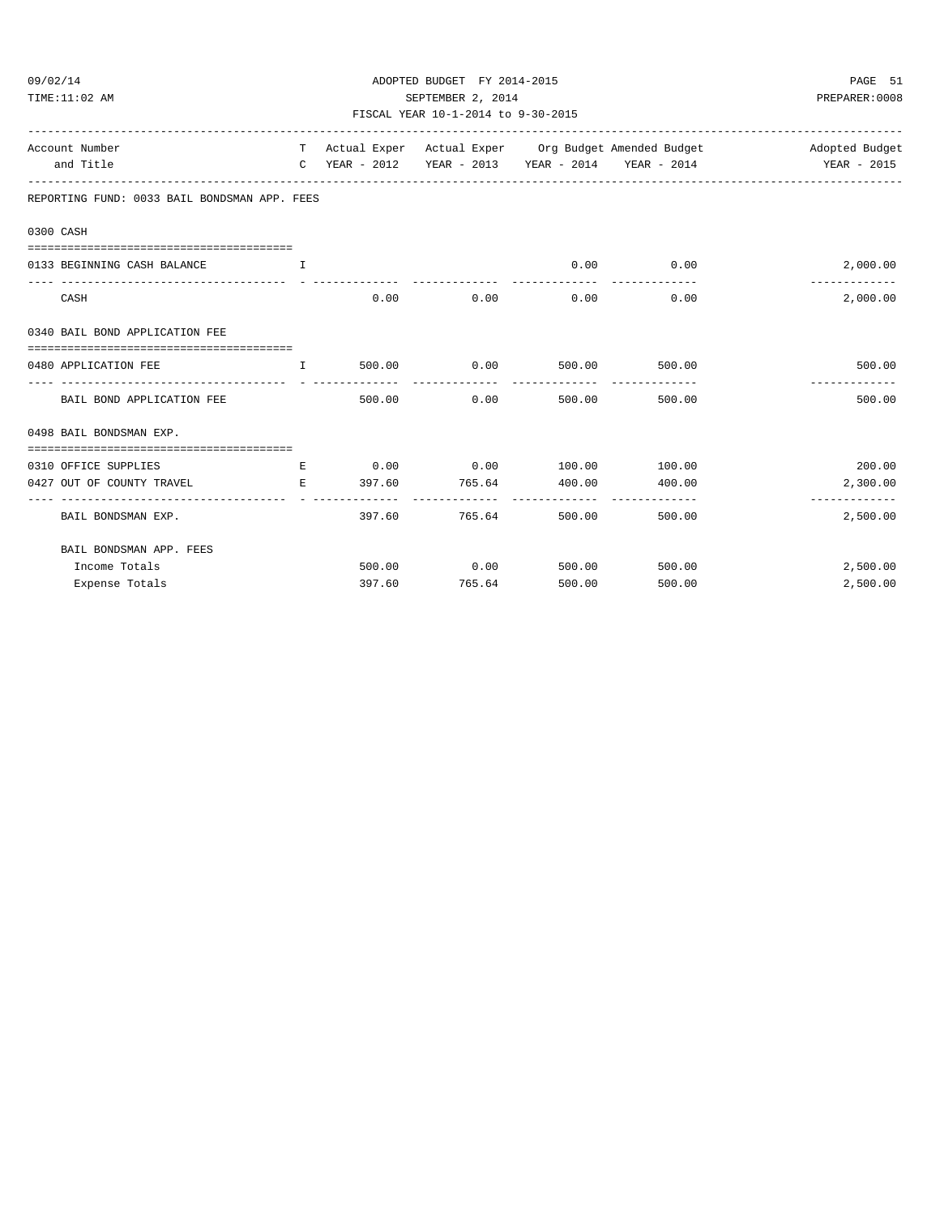ADOPTED BUDGET FY 2014-2015
SEPTEMBER 2, 2014
FISCAL YEAR 10-1-2014 to 9-30-2015

| Account Number and Title | T C | Actual Exper YEAR - 2012 | Actual Exper YEAR - 2013 | Org Budget YEAR - 2014 | Amended Budget YEAR - 2014 | Adopted Budget YEAR - 2015 |
|---|---|---|---|---|---|---|
| **REPORTING FUND: 0033 BAIL BONDSMAN APP. FEES** | | | | | | |
| **0300 CASH** | | | | | | |
| 0133 BEGINNING CASH BALANCE | I | | | 0.00 | 0.00 | 2,000.00 |
| CASH | | 0.00 | 0.00 | 0.00 | 0.00 | 2,000.00 |
| **0340 BAIL BOND APPLICATION FEE** | | | | | | |
| 0480 APPLICATION FEE | I | 500.00 | 0.00 | 500.00 | 500.00 | 500.00 |
| BAIL BOND APPLICATION FEE | | 500.00 | 0.00 | 500.00 | 500.00 | 500.00 |
| **0498 BAIL BONDSMAN EXP.** | | | | | | |
| 0310 OFFICE SUPPLIES | E | 0.00 | 0.00 | 100.00 | 100.00 | 200.00 |
| 0427 OUT OF COUNTY TRAVEL | E | 397.60 | 765.64 | 400.00 | 400.00 | 2,300.00 |
| BAIL BONDSMAN EXP. | | 397.60 | 765.64 | 500.00 | 500.00 | 2,500.00 |
| BAIL BONDSMAN APP. FEES | | | | | | |
| Income Totals | | 500.00 | 0.00 | 500.00 | 500.00 | 2,500.00 |
| Expense Totals | | 397.60 | 765.64 | 500.00 | 500.00 | 2,500.00 |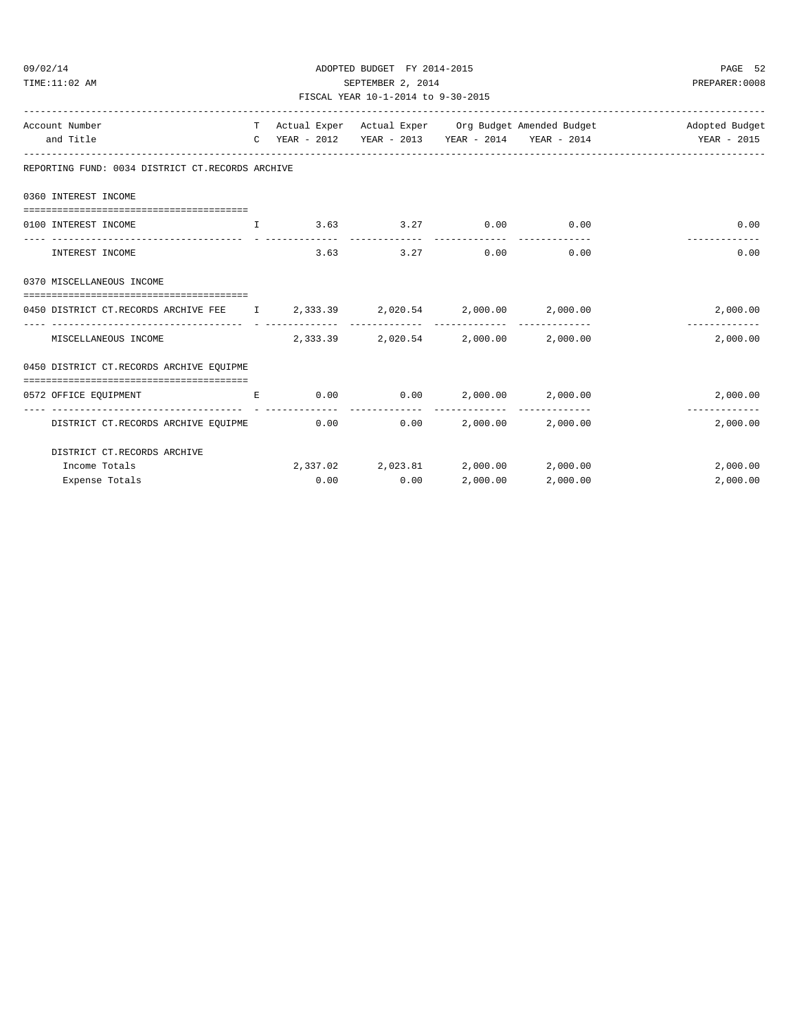ADOPTED BUDGET FY 2014-2015
SEPTEMBER 2, 2014
FISCAL YEAR 10-1-2014 to 9-30-2015

| Account Number and Title | T C | Actual Exper YEAR - 2012 | Actual Exper YEAR - 2013 | Org Budget YEAR - 2014 | Amended Budget YEAR - 2014 | Adopted Budget YEAR - 2015 |
|---|---|---|---|---|---|---|
| REPORTING FUND: 0034 DISTRICT CT.RECORDS ARCHIVE | | | | | | |
| 0360 INTEREST INCOME | | | | | | |
| 0100 INTEREST INCOME | I | 3.63 | 3.27 | 0.00 | 0.00 | 0.00 |
| INTEREST INCOME | | 3.63 | 3.27 | 0.00 | 0.00 | 0.00 |
| 0370 MISCELLANEOUS INCOME | | | | | | |
| 0450 DISTRICT CT.RECORDS ARCHIVE FEE | I | 2,333.39 | 2,020.54 | 2,000.00 | 2,000.00 | 2,000.00 |
| MISCELLANEOUS INCOME | | 2,333.39 | 2,020.54 | 2,000.00 | 2,000.00 | 2,000.00 |
| 0450 DISTRICT CT.RECORDS ARCHIVE EQUIPME | | | | | | |
| 0572 OFFICE EQUIPMENT | E | 0.00 | 0.00 | 2,000.00 | 2,000.00 | 2,000.00 |
| DISTRICT CT.RECORDS ARCHIVE EQUIPME | | 0.00 | 0.00 | 2,000.00 | 2,000.00 | 2,000.00 |
| DISTRICT CT.RECORDS ARCHIVE | | | | | | |
| Income Totals | | 2,337.02 | 2,023.81 | 2,000.00 | 2,000.00 | 2,000.00 |
| Expense Totals | | 0.00 | 0.00 | 2,000.00 | 2,000.00 | 2,000.00 |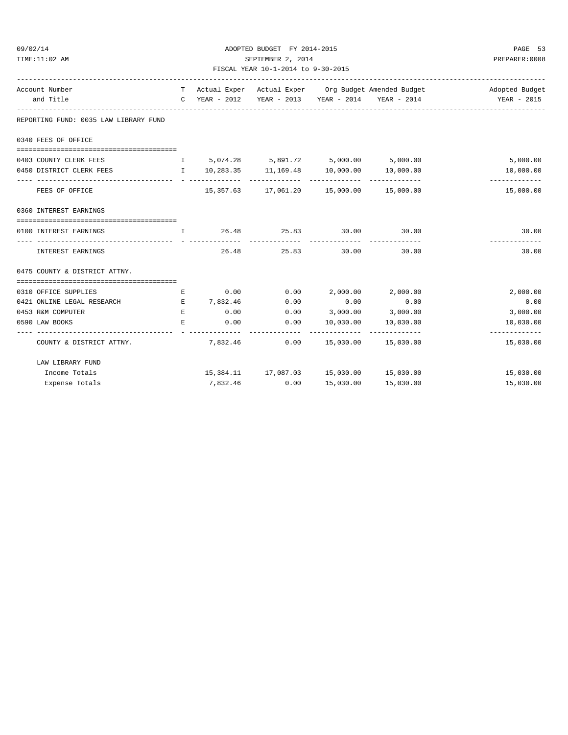ADOPTED BUDGET FY 2014-2015
SEPTEMBER 2, 2014
FISCAL YEAR 10-1-2014 to 9-30-2015

| Account Number and Title | T C | Actual Exper YEAR - 2012 | Actual Exper YEAR - 2013 | Org Budget YEAR - 2014 | Amended Budget YEAR - 2014 | Adopted Budget YEAR - 2015 |
|---|---|---|---|---|---|---|
| **REPORTING FUND: 0035 LAW LIBRARY FUND** | | | | | | |
| **0340 FEES OF OFFICE** | | | | | | |
| 0403 COUNTY CLERK FEES | I | 5,074.28 | 5,891.72 | 5,000.00 | 5,000.00 | 5,000.00 |
| 0450 DISTRICT CLERK FEES | I | 10,283.35 | 11,169.48 | 10,000.00 | 10,000.00 | 10,000.00 |
| FEES OF OFFICE | | 15,357.63 | 17,061.20 | 15,000.00 | 15,000.00 | 15,000.00 |
| **0360 INTEREST EARNINGS** | | | | | | |
| 0100 INTEREST EARNINGS | I | 26.48 | 25.83 | 30.00 | 30.00 | 30.00 |
| INTEREST EARNINGS | | 26.48 | 25.83 | 30.00 | 30.00 | 30.00 |
| **0475 COUNTY & DISTRICT ATTNY.** | | | | | | |
| 0310 OFFICE SUPPLIES | E | 0.00 | 0.00 | 2,000.00 | 2,000.00 | 2,000.00 |
| 0421 ONLINE LEGAL RESEARCH | E | 7,832.46 | 0.00 | 0.00 | 0.00 | 0.00 |
| 0453 R&M COMPUTER | E | 0.00 | 0.00 | 3,000.00 | 3,000.00 | 3,000.00 |
| 0590 LAW BOOKS | E | 0.00 | 0.00 | 10,030.00 | 10,030.00 | 10,030.00 |
| COUNTY & DISTRICT ATTNY. | | 7,832.46 | 0.00 | 15,030.00 | 15,030.00 | 15,030.00 |
| **LAW LIBRARY FUND** | | | | | | |
| Income Totals | | 15,384.11 | 17,087.03 | 15,030.00 | 15,030.00 | 15,030.00 |
| Expense Totals | | 7,832.46 | 0.00 | 15,030.00 | 15,030.00 | 15,030.00 |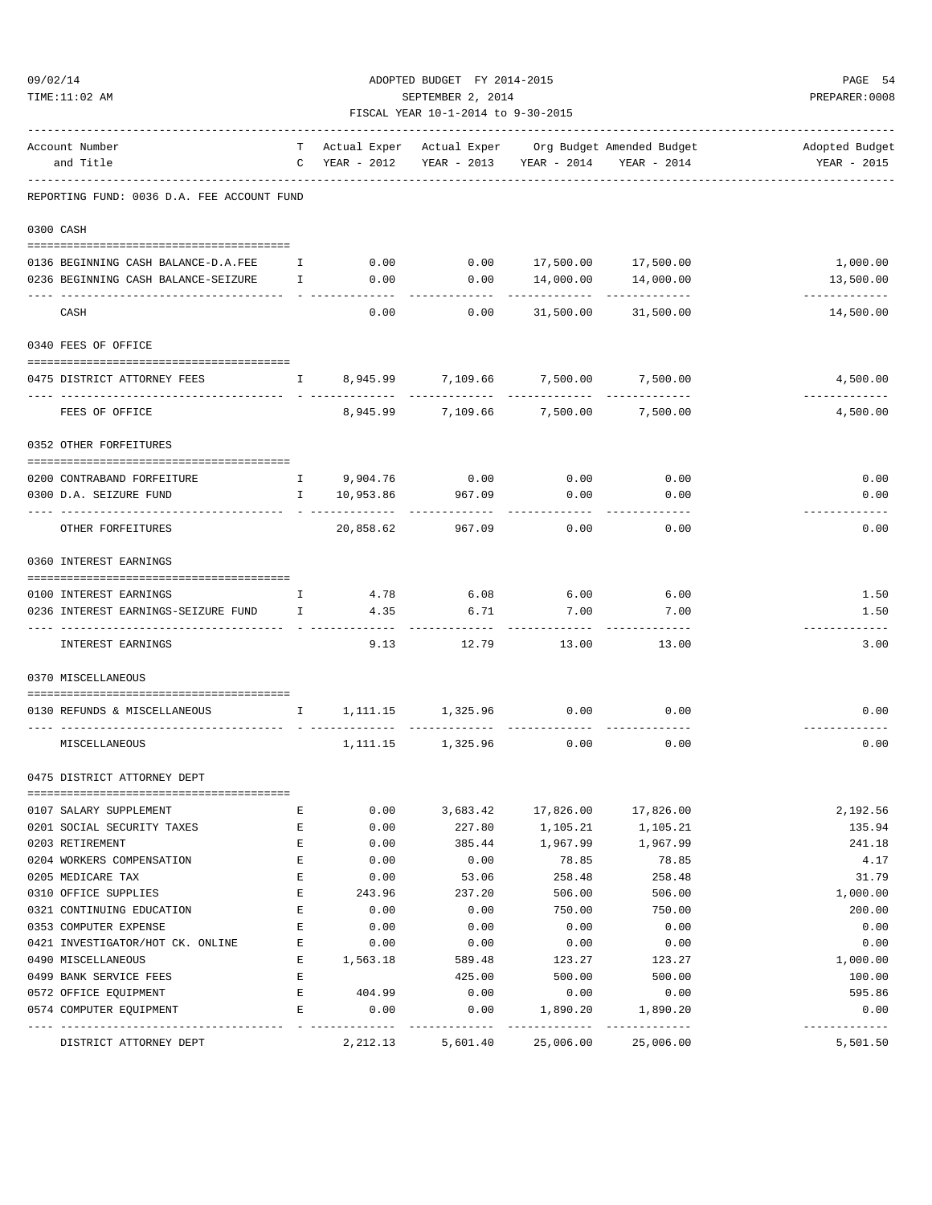09/02/14 ADOPTED BUDGET FY 2014-2015 PAGE 54
TIME:11:02 AM SEPTEMBER 2, 2014 PREPARER:0008
FISCAL YEAR 10-1-2014 to 9-30-2015

| Account Number and Title | TC | Actual Exper YEAR - 2012 | Actual Exper YEAR - 2013 | Org Budget YEAR - 2014 | Amended Budget YEAR - 2014 | Adopted Budget YEAR - 2015 |
|---|---|---|---|---|---|---|
| **REPORTING FUND: 0036 D.A. FEE ACCOUNT FUND** | | | | | | |
| **0300 CASH** | | | | | | |
| 0136 BEGINNING CASH BALANCE-D.A.FEE | I | 0.00 | 0.00 | 17,500.00 | 17,500.00 | 1,000.00 |
| 0236 BEGINNING CASH BALANCE-SEIZURE | I | 0.00 | 0.00 | 14,000.00 | 14,000.00 | 13,500.00 |
| CASH | | 0.00 | 0.00 | 31,500.00 | 31,500.00 | 14,500.00 |
| **0340 FEES OF OFFICE** | | | | | | |
| 0475 DISTRICT ATTORNEY FEES | I | 8,945.99 | 7,109.66 | 7,500.00 | 7,500.00 | 4,500.00 |
| FEES OF OFFICE | | 8,945.99 | 7,109.66 | 7,500.00 | 7,500.00 | 4,500.00 |
| **0352 OTHER FORFEITURES** | | | | | | |
| 0200 CONTRABAND FORFEITURE | I | 9,904.76 | 0.00 | 0.00 | 0.00 | 0.00 |
| 0300 D.A. SEIZURE FUND | I | 10,953.86 | 967.09 | 0.00 | 0.00 | 0.00 |
| OTHER FORFEITURES | | 20,858.62 | 967.09 | 0.00 | 0.00 | 0.00 |
| **0360 INTEREST EARNINGS** | | | | | | |
| 0100 INTEREST EARNINGS | I | 4.78 | 6.08 | 6.00 | 6.00 | 1.50 |
| 0236 INTEREST EARNINGS-SEIZURE FUND | I | 4.35 | 6.71 | 7.00 | 7.00 | 1.50 |
| INTEREST EARNINGS | | 9.13 | 12.79 | 13.00 | 13.00 | 3.00 |
| **0370 MISCELLANEOUS** | | | | | | |
| 0130 REFUNDS & MISCELLANEOUS | I | 1,111.15 | 1,325.96 | 0.00 | 0.00 | 0.00 |
| MISCELLANEOUS | | 1,111.15 | 1,325.96 | 0.00 | 0.00 | 0.00 |
| **0475 DISTRICT ATTORNEY DEPT** | | | | | | |
| 0107 SALARY SUPPLEMENT | E | 0.00 | 3,683.42 | 17,826.00 | 17,826.00 | 2,192.56 |
| 0201 SOCIAL SECURITY TAXES | E | 0.00 | 227.80 | 1,105.21 | 1,105.21 | 135.94 |
| 0203 RETIREMENT | E | 0.00 | 385.44 | 1,967.99 | 1,967.99 | 241.18 |
| 0204 WORKERS COMPENSATION | E | 0.00 | 0.00 | 78.85 | 78.85 | 4.17 |
| 0205 MEDICARE TAX | E | 0.00 | 53.06 | 258.48 | 258.48 | 31.79 |
| 0310 OFFICE SUPPLIES | E | 243.96 | 237.20 | 506.00 | 506.00 | 1,000.00 |
| 0321 CONTINUING EDUCATION | E | 0.00 | 0.00 | 750.00 | 750.00 | 200.00 |
| 0353 COMPUTER EXPENSE | E | 0.00 | 0.00 | 0.00 | 0.00 | 0.00 |
| 0421 INVESTIGATOR/HOT CK. ONLINE | E | 0.00 | 0.00 | 0.00 | 0.00 | 0.00 |
| 0490 MISCELLANEOUS | E | 1,563.18 | 589.48 | 123.27 | 123.27 | 1,000.00 |
| 0499 BANK SERVICE FEES | E | | 425.00 | 500.00 | 500.00 | 100.00 |
| 0572 OFFICE EQUIPMENT | E | 404.99 | 0.00 | 0.00 | 0.00 | 595.86 |
| 0574 COMPUTER EQUIPMENT | E | 0.00 | 0.00 | 1,890.20 | 1,890.20 | 0.00 |
| DISTRICT ATTORNEY DEPT | | 2,212.13 | 5,601.40 | 25,006.00 | 25,006.00 | 5,501.50 |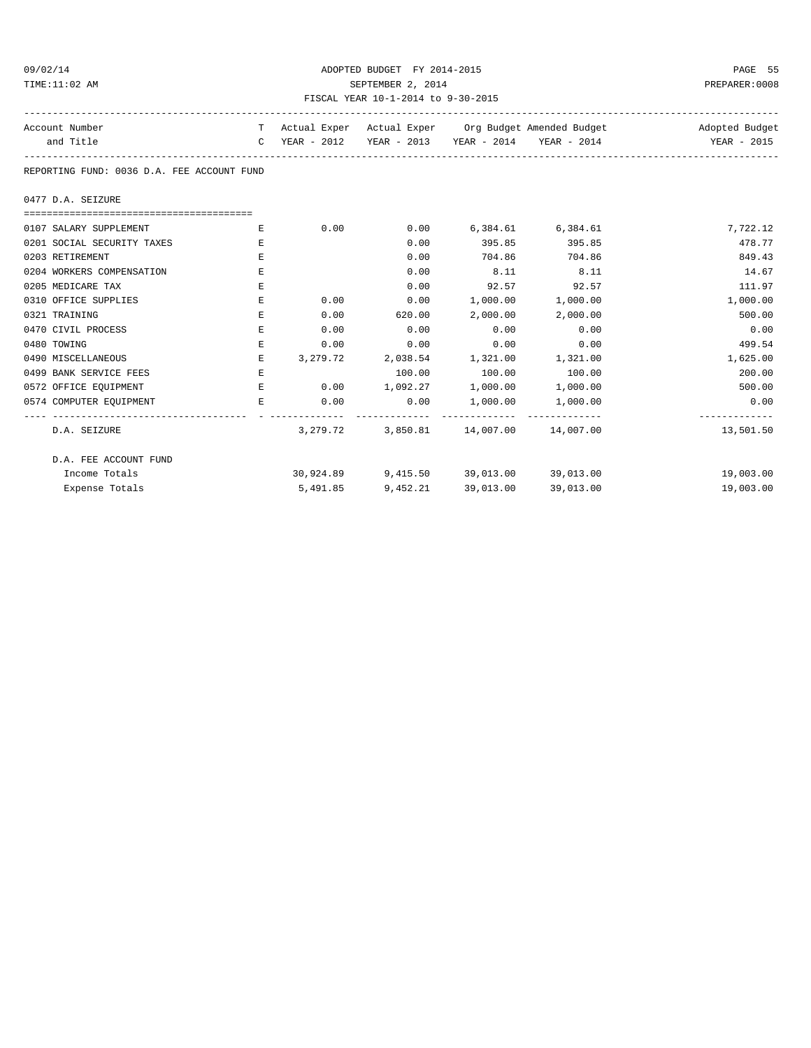ADOPTED BUDGET FY 2014-2015

SEPTEMBER 2, 2014

FISCAL YEAR 10-1-2014 to 9-30-2015

| Account Number and Title | T C | Actual Exper YEAR - 2012 | Actual Exper YEAR - 2013 | Org Budget YEAR - 2014 | Amended Budget YEAR - 2014 | Adopted Budget YEAR - 2015 |
|---|---|---|---|---|---|---|
| REPORTING FUND: 0036 D.A. FEE ACCOUNT FUND | | | | | | |
| 0477 D.A. SEIZURE | | | | | | |
| 0107 SALARY SUPPLEMENT | E | 0.00 | 0.00 | 6,384.61 | 6,384.61 | 7,722.12 |
| 0201 SOCIAL SECURITY TAXES | E | | 0.00 | 395.85 | 395.85 | 478.77 |
| 0203 RETIREMENT | E | | 0.00 | 704.86 | 704.86 | 849.43 |
| 0204 WORKERS COMPENSATION | E | | 0.00 | 8.11 | 8.11 | 14.67 |
| 0205 MEDICARE TAX | E | | 0.00 | 92.57 | 92.57 | 111.97 |
| 0310 OFFICE SUPPLIES | E | 0.00 | 0.00 | 1,000.00 | 1,000.00 | 1,000.00 |
| 0321 TRAINING | E | 0.00 | 620.00 | 2,000.00 | 2,000.00 | 500.00 |
| 0470 CIVIL PROCESS | E | 0.00 | 0.00 | 0.00 | 0.00 | 0.00 |
| 0480 TOWING | E | 0.00 | 0.00 | 0.00 | 0.00 | 499.54 |
| 0490 MISCELLANEOUS | E | 3,279.72 | 2,038.54 | 1,321.00 | 1,321.00 | 1,625.00 |
| 0499 BANK SERVICE FEES | E | | 100.00 | 100.00 | 100.00 | 200.00 |
| 0572 OFFICE EQUIPMENT | E | 0.00 | 1,092.27 | 1,000.00 | 1,000.00 | 500.00 |
| 0574 COMPUTER EQUIPMENT | E | 0.00 | 0.00 | 1,000.00 | 1,000.00 | 0.00 |
| D.A. SEIZURE | | 3,279.72 | 3,850.81 | 14,007.00 | 14,007.00 | 13,501.50 |
| D.A. FEE ACCOUNT FUND | | | | | | |
| Income Totals | | 30,924.89 | 9,415.50 | 39,013.00 | 39,013.00 | 19,003.00 |
| Expense Totals | | 5,491.85 | 9,452.21 | 39,013.00 | 39,013.00 | 19,003.00 |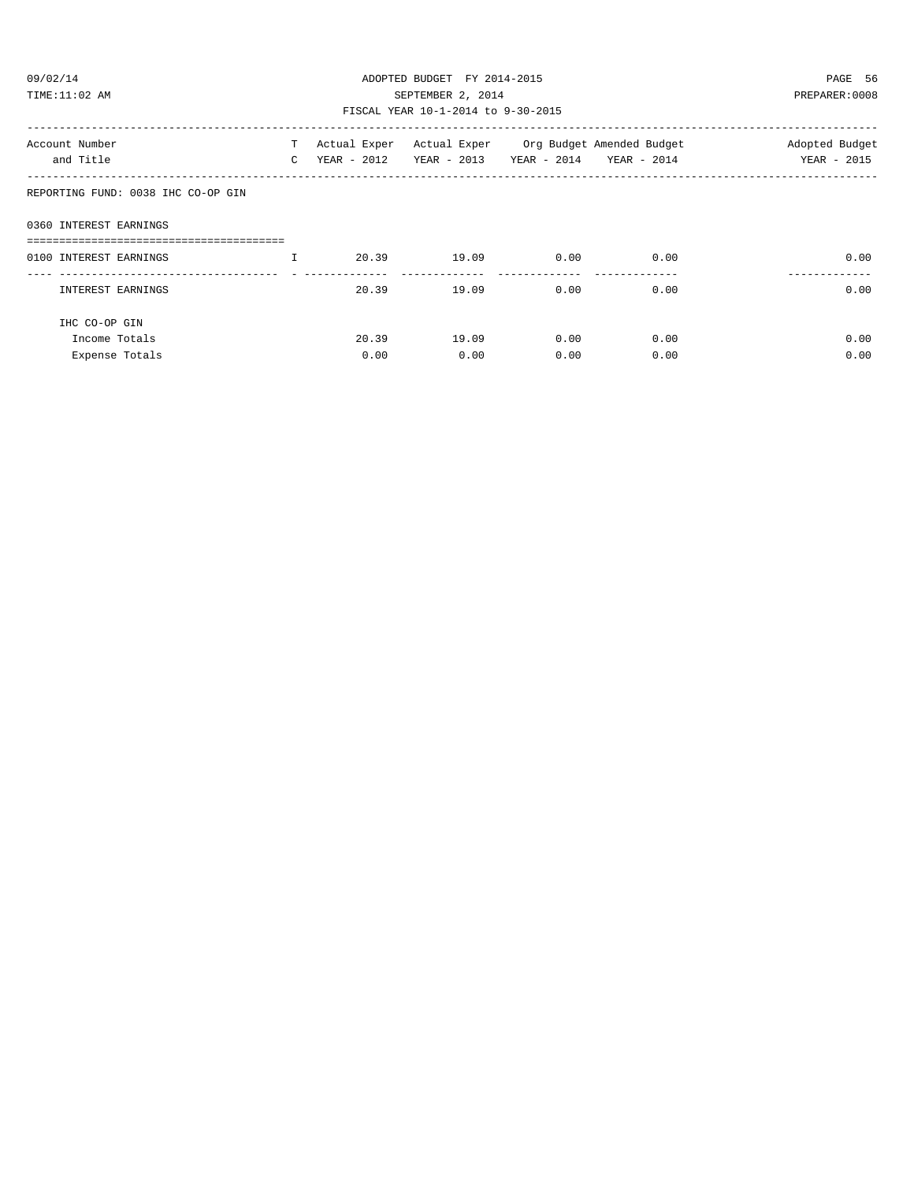ADOPTED BUDGET FY 2014-2015

SEPTEMBER 2, 2014

FISCAL YEAR 10-1-2014 to 9-30-2015

| Account Number and Title | T C | Actual Exper YEAR - 2012 | Actual Exper YEAR - 2013 | Org Budget YEAR - 2014 | Amended Budget YEAR - 2014 | Adopted Budget YEAR - 2015 |
|---|---|---|---|---|---|---|
| REPORTING FUND: 0038 IHC CO-OP GIN | | | | | | |
| 0360 INTEREST EARNINGS | | | | | | |
| 0100 INTEREST EARNINGS | I | 20.39 | 19.09 | 0.00 | 0.00 | 0.00 |
| INTEREST EARNINGS | | 20.39 | 19.09 | 0.00 | 0.00 | 0.00 |
| IHC CO-OP GIN | | | | | | |
| Income Totals | | 20.39 | 19.09 | 0.00 | 0.00 | 0.00 |
| Expense Totals | | 0.00 | 0.00 | 0.00 | 0.00 | 0.00 |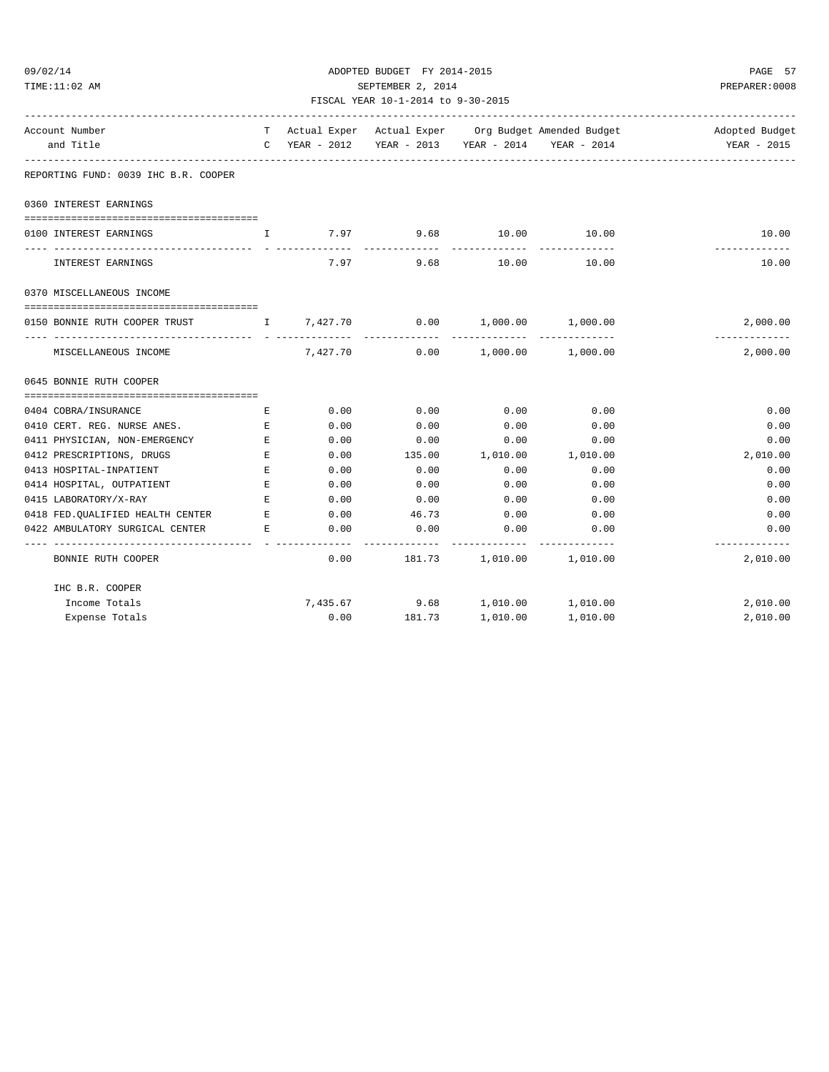ADOPTED BUDGET FY 2014-2015
SEPTEMBER 2, 2014
FISCAL YEAR 10-1-2014 to 9-30-2015

| Account Number and Title | T C | Actual Exper YEAR - 2012 | Actual Exper YEAR - 2013 | Org Budget YEAR - 2014 | Amended Budget YEAR - 2014 | Adopted Budget YEAR - 2015 |
|---|---|---|---|---|---|---|
| **REPORTING FUND: 0039 IHC B.R. COOPER** | | | | | | |
| **0360 INTEREST EARNINGS** | | | | | | |
| 0100 INTEREST EARNINGS | I | 7.97 | 9.68 | 10.00 | 10.00 | 10.00 |
| INTEREST EARNINGS | | 7.97 | 9.68 | 10.00 | 10.00 | 10.00 |
| **0370 MISCELLANEOUS INCOME** | | | | | | |
| 0150 BONNIE RUTH COOPER TRUST | I | 7,427.70 | 0.00 | 1,000.00 | 1,000.00 | 2,000.00 |
| MISCELLANEOUS INCOME | | 7,427.70 | 0.00 | 1,000.00 | 1,000.00 | 2,000.00 |
| **0645 BONNIE RUTH COOPER** | | | | | | |
| 0404 COBRA/INSURANCE | E | 0.00 | 0.00 | 0.00 | 0.00 | 0.00 |
| 0410 CERT. REG. NURSE ANES. | E | 0.00 | 0.00 | 0.00 | 0.00 | 0.00 |
| 0411 PHYSICIAN, NON-EMERGENCY | E | 0.00 | 0.00 | 0.00 | 0.00 | 0.00 |
| 0412 PRESCRIPTIONS, DRUGS | E | 0.00 | 135.00 | 1,010.00 | 1,010.00 | 2,010.00 |
| 0413 HOSPITAL-INPATIENT | E | 0.00 | 0.00 | 0.00 | 0.00 | 0.00 |
| 0414 HOSPITAL, OUTPATIENT | E | 0.00 | 0.00 | 0.00 | 0.00 | 0.00 |
| 0415 LABORATORY/X-RAY | E | 0.00 | 0.00 | 0.00 | 0.00 | 0.00 |
| 0418 FED.QUALIFIED HEALTH CENTER | E | 0.00 | 46.73 | 0.00 | 0.00 | 0.00 |
| 0422 AMBULATORY SURGICAL CENTER | E | 0.00 | 0.00 | 0.00 | 0.00 | 0.00 |
| BONNIE RUTH COOPER | | 0.00 | 181.73 | 1,010.00 | 1,010.00 | 2,010.00 |
| **IHC B.R. COOPER** | | | | | | |
| Income Totals | | 7,435.67 | 9.68 | 1,010.00 | 1,010.00 | 2,010.00 |
| Expense Totals | | 0.00 | 181.73 | 1,010.00 | 1,010.00 | 2,010.00 |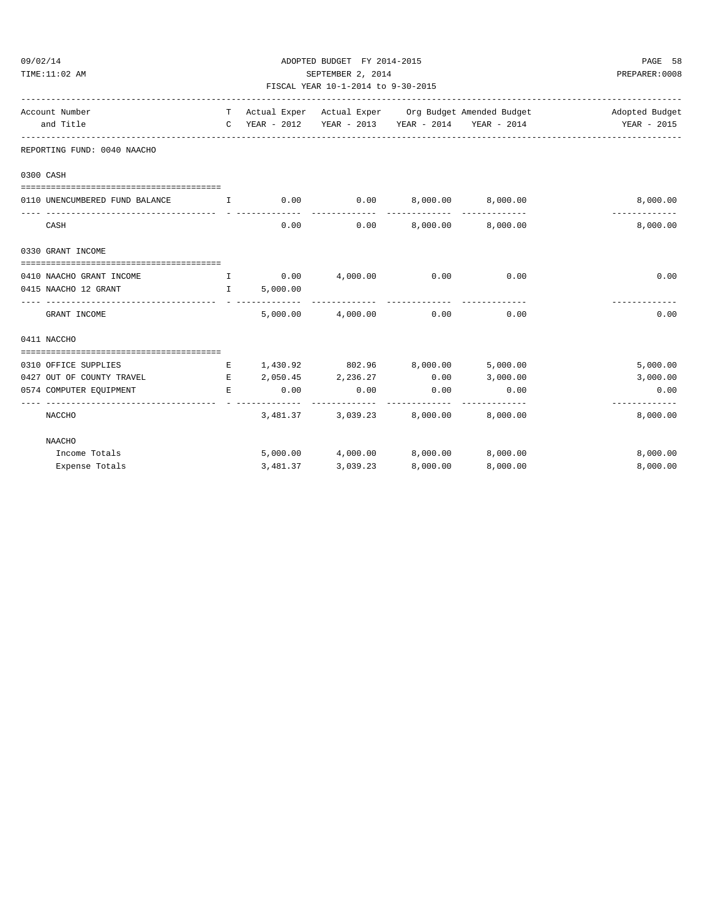ADOPTED BUDGET FY 2014-2015
SEPTEMBER 2, 2014
FISCAL YEAR 10-1-2014 to 9-30-2015

| Account Number and Title | T C | Actual Exper YEAR - 2012 | Actual Exper YEAR - 2013 | Org Budget YEAR - 2014 | Amended Budget YEAR - 2014 | Adopted Budget YEAR - 2015 |
|---|---|---|---|---|---|---|
| REPORTING FUND: 0040 NAACHO | | | | | | |
| 0300 CASH | | | | | | |
| 0110 UNENCUMBERED FUND BALANCE | I | 0.00 | 0.00 | 8,000.00 | 8,000.00 | 8,000.00 |
| CASH | | 0.00 | 0.00 | 8,000.00 | 8,000.00 | 8,000.00 |
| 0330 GRANT INCOME | | | | | | |
| 0410 NAACHO GRANT INCOME | I | 0.00 | 4,000.00 | 0.00 | 0.00 | 0.00 |
| 0415 NAACHO 12 GRANT | I | 5,000.00 | | | | |
| GRANT INCOME | | 5,000.00 | 4,000.00 | 0.00 | 0.00 | 0.00 |
| 0411 NACCHO | | | | | | |
| 0310 OFFICE SUPPLIES | E | 1,430.92 | 802.96 | 8,000.00 | 5,000.00 | 5,000.00 |
| 0427 OUT OF COUNTY TRAVEL | E | 2,050.45 | 2,236.27 | 0.00 | 3,000.00 | 3,000.00 |
| 0574 COMPUTER EQUIPMENT | E | 0.00 | 0.00 | 0.00 | 0.00 | 0.00 |
| NACCHO | | 3,481.37 | 3,039.23 | 8,000.00 | 8,000.00 | 8,000.00 |
| NAACHO | | | | | | |
| Income Totals | | 5,000.00 | 4,000.00 | 8,000.00 | 8,000.00 | 8,000.00 |
| Expense Totals | | 3,481.37 | 3,039.23 | 8,000.00 | 8,000.00 | 8,000.00 |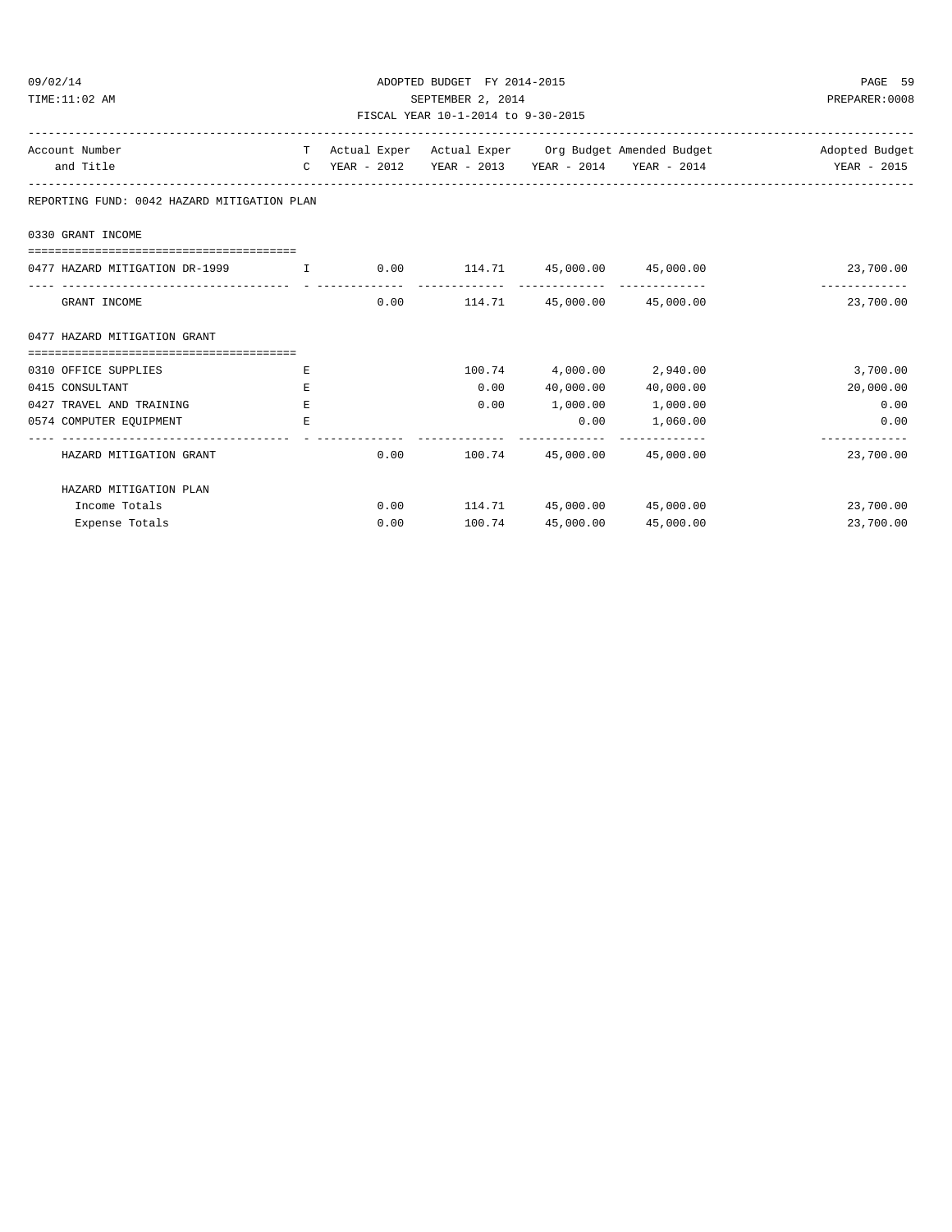ADOPTED BUDGET FY 2014-2015
SEPTEMBER 2, 2014
FISCAL YEAR 10-1-2014 to 9-30-2015

| Account Number and Title | T C | Actual Exper YEAR - 2012 | Actual Exper YEAR - 2013 | Org Budget YEAR - 2014 | Amended Budget YEAR - 2014 | Adopted Budget YEAR - 2015 |
|---|---|---|---|---|---|---|
| REPORTING FUND: 0042 HAZARD MITIGATION PLAN | | | | | | |
| 0330 GRANT INCOME | | | | | | |
| 0477 HAZARD MITIGATION DR-1999 | I | 0.00 | 114.71 | 45,000.00 | 45,000.00 | 23,700.00 |
| GRANT INCOME | | 0.00 | 114.71 | 45,000.00 | 45,000.00 | 23,700.00 |
| 0477 HAZARD MITIGATION GRANT | | | | | | |
| 0310 OFFICE SUPPLIES | E | | 100.74 | 4,000.00 | 2,940.00 | 3,700.00 |
| 0415 CONSULTANT | E | | 0.00 | 40,000.00 | 40,000.00 | 20,000.00 |
| 0427 TRAVEL AND TRAINING | E | | 0.00 | 1,000.00 | 1,000.00 | 0.00 |
| 0574 COMPUTER EQUIPMENT | E | | | 0.00 | 1,060.00 | 0.00 |
| HAZARD MITIGATION GRANT | | 0.00 | 100.74 | 45,000.00 | 45,000.00 | 23,700.00 |
| HAZARD MITIGATION PLAN | | | | | | |
| Income Totals | | 0.00 | 114.71 | 45,000.00 | 45,000.00 | 23,700.00 |
| Expense Totals | | 0.00 | 100.74 | 45,000.00 | 45,000.00 | 23,700.00 |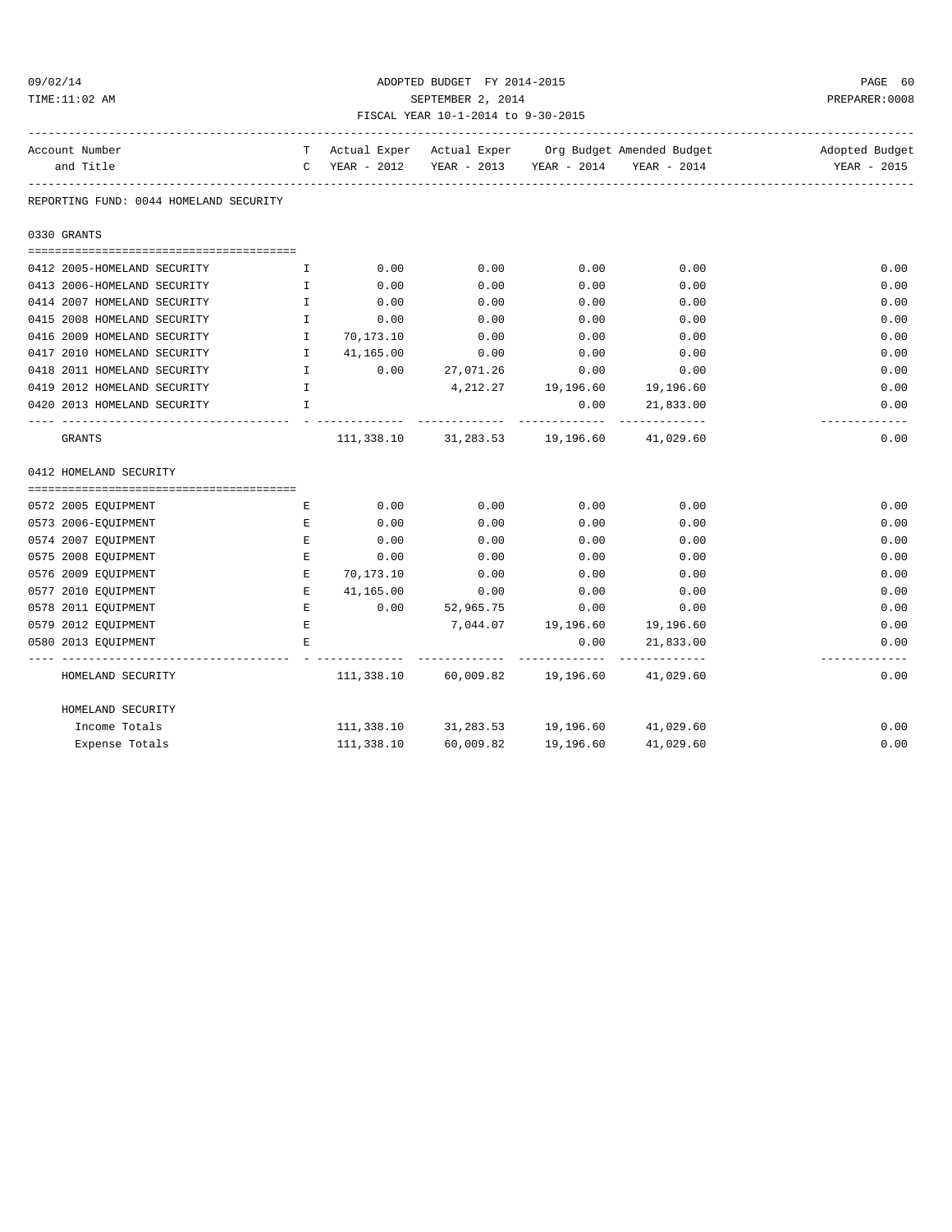ADOPTED BUDGET FY 2014-2015
SEPTEMBER 2, 2014
FISCAL YEAR 10-1-2014 to 9-30-2015

| Account Number and Title | T C | Actual Exper YEAR - 2012 | Actual Exper YEAR - 2013 | Org Budget YEAR - 2014 | Amended Budget YEAR - 2014 | Adopted Budget YEAR - 2015 |
|---|---|---|---|---|---|---|
| REPORTING FUND: 0044 HOMELAND SECURITY | | | | | | |
| 0330 GRANTS | | | | | | |
| 0412 2005-HOMELAND SECURITY | I | 0.00 | 0.00 | 0.00 | 0.00 | 0.00 |
| 0413 2006-HOMELAND SECURITY | I | 0.00 | 0.00 | 0.00 | 0.00 | 0.00 |
| 0414 2007 HOMELAND SECURITY | I | 0.00 | 0.00 | 0.00 | 0.00 | 0.00 |
| 0415 2008 HOMELAND SECURITY | I | 0.00 | 0.00 | 0.00 | 0.00 | 0.00 |
| 0416 2009 HOMELAND SECURITY | I | 70,173.10 | 0.00 | 0.00 | 0.00 | 0.00 |
| 0417 2010 HOMELAND SECURITY | I | 41,165.00 | 0.00 | 0.00 | 0.00 | 0.00 |
| 0418 2011 HOMELAND SECURITY | I | 0.00 | 27,071.26 | 0.00 | 0.00 | 0.00 |
| 0419 2012 HOMELAND SECURITY | I | | 4,212.27 | 19,196.60 | 19,196.60 | 0.00 |
| 0420 2013 HOMELAND SECURITY | I | | | 0.00 | 21,833.00 | 0.00 |
| GRANTS | | 111,338.10 | 31,283.53 | 19,196.60 | 41,029.60 | 0.00 |
| 0412 HOMELAND SECURITY | | | | | | |
| 0572 2005 EQUIPMENT | E | 0.00 | 0.00 | 0.00 | 0.00 | 0.00 |
| 0573 2006-EQUIPMENT | E | 0.00 | 0.00 | 0.00 | 0.00 | 0.00 |
| 0574 2007 EQUIPMENT | E | 0.00 | 0.00 | 0.00 | 0.00 | 0.00 |
| 0575 2008 EQUIPMENT | E | 0.00 | 0.00 | 0.00 | 0.00 | 0.00 |
| 0576 2009 EQUIPMENT | E | 70,173.10 | 0.00 | 0.00 | 0.00 | 0.00 |
| 0577 2010 EQUIPMENT | E | 41,165.00 | 0.00 | 0.00 | 0.00 | 0.00 |
| 0578 2011 EQUIPMENT | E | 0.00 | 52,965.75 | 0.00 | 0.00 | 0.00 |
| 0579 2012 EQUIPMENT | E | | 7,044.07 | 19,196.60 | 19,196.60 | 0.00 |
| 0580 2013 EQUIPMENT | E | | | 0.00 | 21,833.00 | 0.00 |
| HOMELAND SECURITY | | 111,338.10 | 60,009.82 | 19,196.60 | 41,029.60 | 0.00 |
| HOMELAND SECURITY | | | | | | |
| Income Totals | | 111,338.10 | 31,283.53 | 19,196.60 | 41,029.60 | 0.00 |
| Expense Totals | | 111,338.10 | 60,009.82 | 19,196.60 | 41,029.60 | 0.00 |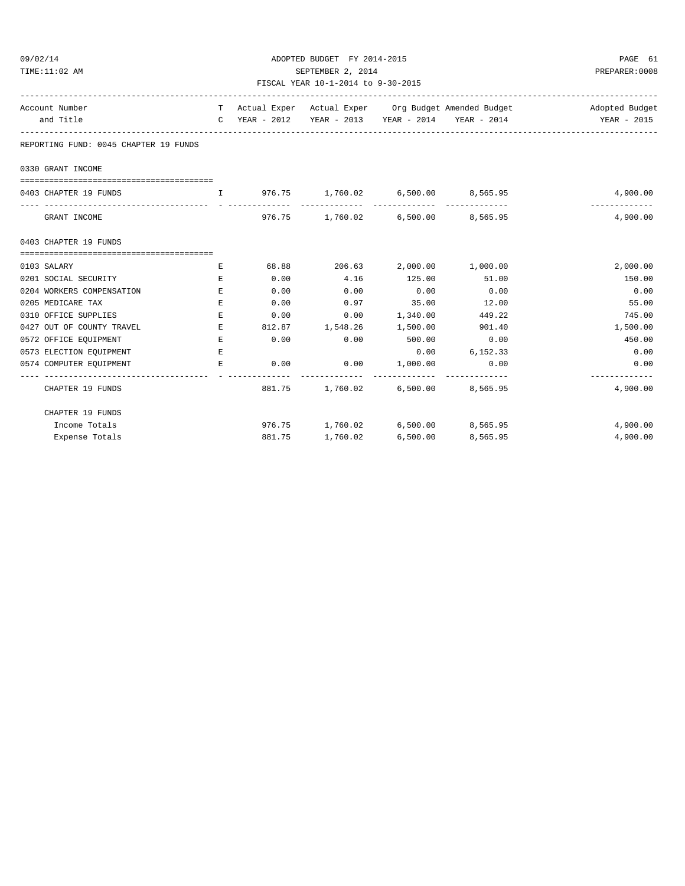ADOPTED BUDGET FY 2014-2015
SEPTEMBER 2, 2014
FISCAL YEAR 10-1-2014 to 9-30-2015

| Account Number and Title | TC | Actual Exper YEAR - 2012 | Actual Exper YEAR - 2013 | Org Budget YEAR - 2014 | Amended Budget YEAR - 2014 | Adopted Budget YEAR - 2015 |
|---|---|---|---|---|---|---|
| **REPORTING FUND: 0045 CHAPTER 19 FUNDS** | | | | | | |
| **0330 GRANT INCOME** | | | | | | |
| 0403 CHAPTER 19 FUNDS | I | 976.75 | 1,760.02 | 6,500.00 | 8,565.95 | 4,900.00 |
| GRANT INCOME | | 976.75 | 1,760.02 | 6,500.00 | 8,565.95 | 4,900.00 |
| **0403 CHAPTER 19 FUNDS** | | | | | | |
| 0103 SALARY | E | 68.88 | 206.63 | 2,000.00 | 1,000.00 | 2,000.00 |
| 0201 SOCIAL SECURITY | E | 0.00 | 4.16 | 125.00 | 51.00 | 150.00 |
| 0204 WORKERS COMPENSATION | E | 0.00 | 0.00 | 0.00 | 0.00 | 0.00 |
| 0205 MEDICARE TAX | E | 0.00 | 0.97 | 35.00 | 12.00 | 55.00 |
| 0310 OFFICE SUPPLIES | E | 0.00 | 0.00 | 1,340.00 | 449.22 | 745.00 |
| 0427 OUT OF COUNTY TRAVEL | E | 812.87 | 1,548.26 | 1,500.00 | 901.40 | 1,500.00 |
| 0572 OFFICE EQUIPMENT | E | 0.00 | 0.00 | 500.00 | 0.00 | 450.00 |
| 0573 ELECTION EQUIPMENT | E | | | 0.00 | 6,152.33 | 0.00 |
| 0574 COMPUTER EQUIPMENT | E | 0.00 | 0.00 | 1,000.00 | 0.00 | 0.00 |
| CHAPTER 19 FUNDS | | 881.75 | 1,760.02 | 6,500.00 | 8,565.95 | 4,900.00 |
| **CHAPTER 19 FUNDS** | | | | | | |
| Income Totals | | 976.75 | 1,760.02 | 6,500.00 | 8,565.95 | 4,900.00 |
| Expense Totals | | 881.75 | 1,760.02 | 6,500.00 | 8,565.95 | 4,900.00 |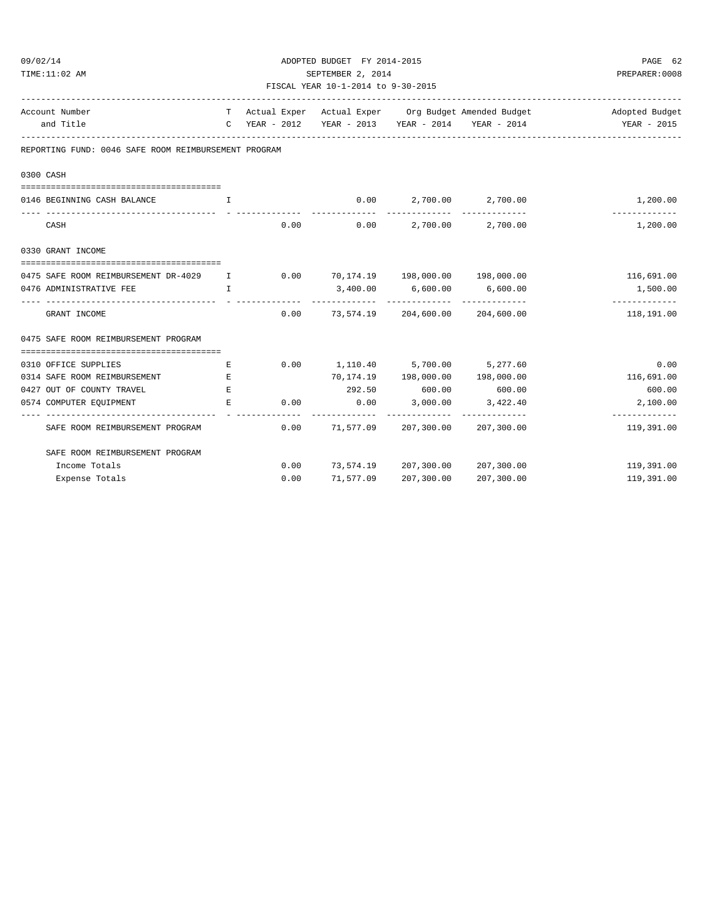ADOPTED BUDGET FY 2014-2015
SEPTEMBER 2, 2014
FISCAL YEAR 10-1-2014 to 9-30-2015

| Account Number and Title | TC | Actual Exper YEAR - 2012 | Actual Exper YEAR - 2013 | Org Budget YEAR - 2014 | Amended Budget YEAR - 2014 | Adopted Budget YEAR - 2015 |
|---|---|---|---|---|---|---|
| **REPORTING FUND: 0046 SAFE ROOM REIMBURSEMENT PROGRAM** | | | | | | |
| **0300 CASH** | | | | | | |
| 0146 BEGINNING CASH BALANCE | I | | 0.00 | 2,700.00 | 2,700.00 | 1,200.00 |
| CASH | | 0.00 | 0.00 | 2,700.00 | 2,700.00 | 1,200.00 |
| **0330 GRANT INCOME** | | | | | | |
| 0475 SAFE ROOM REIMBURSEMENT DR-4029 | I | 0.00 | 70,174.19 | 198,000.00 | 198,000.00 | 116,691.00 |
| 0476 ADMINISTRATIVE FEE | I | | 3,400.00 | 6,600.00 | 6,600.00 | 1,500.00 |
| GRANT INCOME | | 0.00 | 73,574.19 | 204,600.00 | 204,600.00 | 118,191.00 |
| **0475 SAFE ROOM REIMBURSEMENT PROGRAM** | | | | | | |
| 0310 OFFICE SUPPLIES | E | 0.00 | 1,110.40 | 5,700.00 | 5,277.60 | 0.00 |
| 0314 SAFE ROOM REIMBURSEMENT | E | | 70,174.19 | 198,000.00 | 198,000.00 | 116,691.00 |
| 0427 OUT OF COUNTY TRAVEL | E | | 292.50 | 600.00 | 600.00 | 600.00 |
| 0574 COMPUTER EQUIPMENT | E | 0.00 | 0.00 | 3,000.00 | 3,422.40 | 2,100.00 |
| SAFE ROOM REIMBURSEMENT PROGRAM | | 0.00 | 71,577.09 | 207,300.00 | 207,300.00 | 119,391.00 |
| **SAFE ROOM REIMBURSEMENT PROGRAM** | | | | | | |
| Income Totals | | 0.00 | 73,574.19 | 207,300.00 | 207,300.00 | 119,391.00 |
| Expense Totals | | 0.00 | 71,577.09 | 207,300.00 | 207,300.00 | 119,391.00 |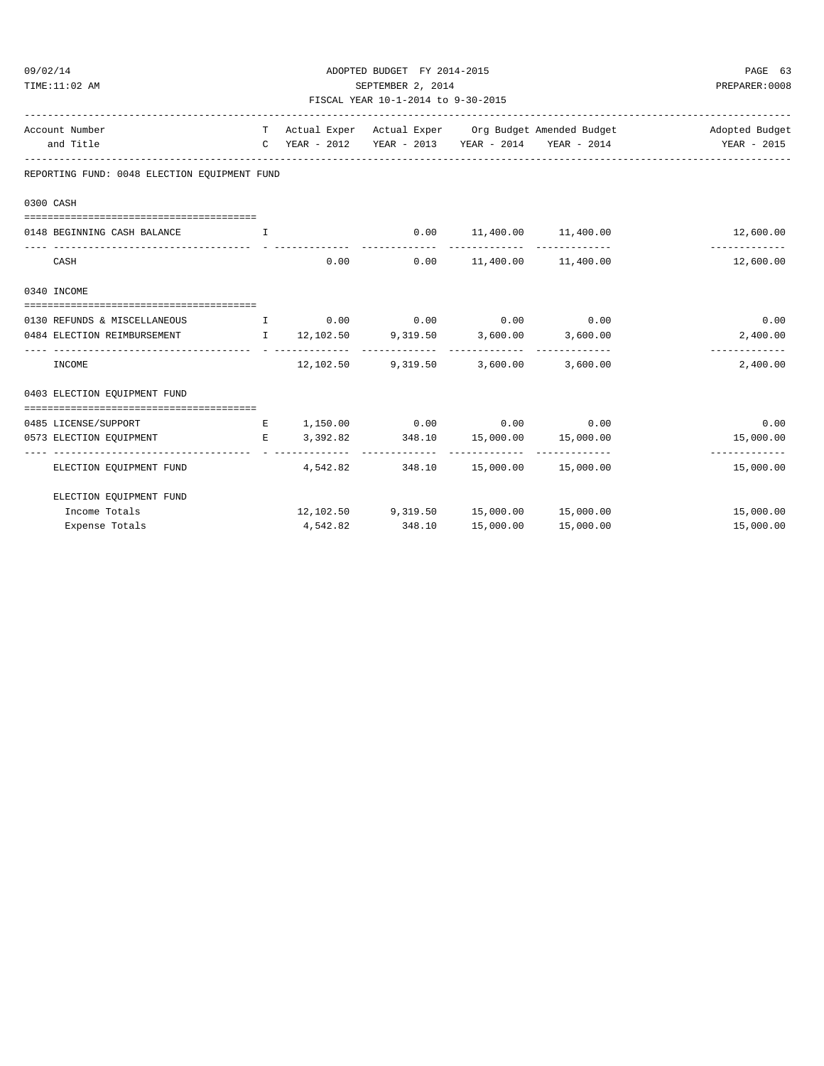REPORTING FUND: 0048 ELECTION EQUIPMENT FUND

| Account Number and Title | TC | Actual Exper YEAR - 2012 | Actual Exper YEAR - 2013 | Org Budget YEAR - 2014 | Amended Budget YEAR - 2014 | Adopted Budget YEAR - 2015 |
|---|---|---|---|---|---|---|
| **0300 CASH** | | | | | | |
| 0148 BEGINNING CASH BALANCE | I | | 0.00 | 11,400.00 | 11,400.00 | 12,600.00 |
| CASH | | 0.00 | 0.00 | 11,400.00 | 11,400.00 | 12,600.00 |
| **0340 INCOME** | | | | | | |
| 0130 REFUNDS & MISCELLANEOUS | I | 0.00 | 0.00 | 0.00 | 0.00 | 0.00 |
| 0484 ELECTION REIMBURSEMENT | I | 12,102.50 | 9,319.50 | 3,600.00 | 3,600.00 | 2,400.00 |
| INCOME | | 12,102.50 | 9,319.50 | 3,600.00 | 3,600.00 | 2,400.00 |
| **0403 ELECTION EQUIPMENT FUND** | | | | | | |
| 0485 LICENSE/SUPPORT | E | 1,150.00 | 0.00 | 0.00 | 0.00 | 0.00 |
| 0573 ELECTION EQUIPMENT | E | 3,392.82 | 348.10 | 15,000.00 | 15,000.00 | 15,000.00 |
| ELECTION EQUIPMENT FUND | | 4,542.82 | 348.10 | 15,000.00 | 15,000.00 | 15,000.00 |
| **ELECTION EQUIPMENT FUND** | | | | | | |
| Income Totals | | 12,102.50 | 9,319.50 | 15,000.00 | 15,000.00 | 15,000.00 |
| Expense Totals | | 4,542.82 | 348.10 | 15,000.00 | 15,000.00 | 15,000.00 |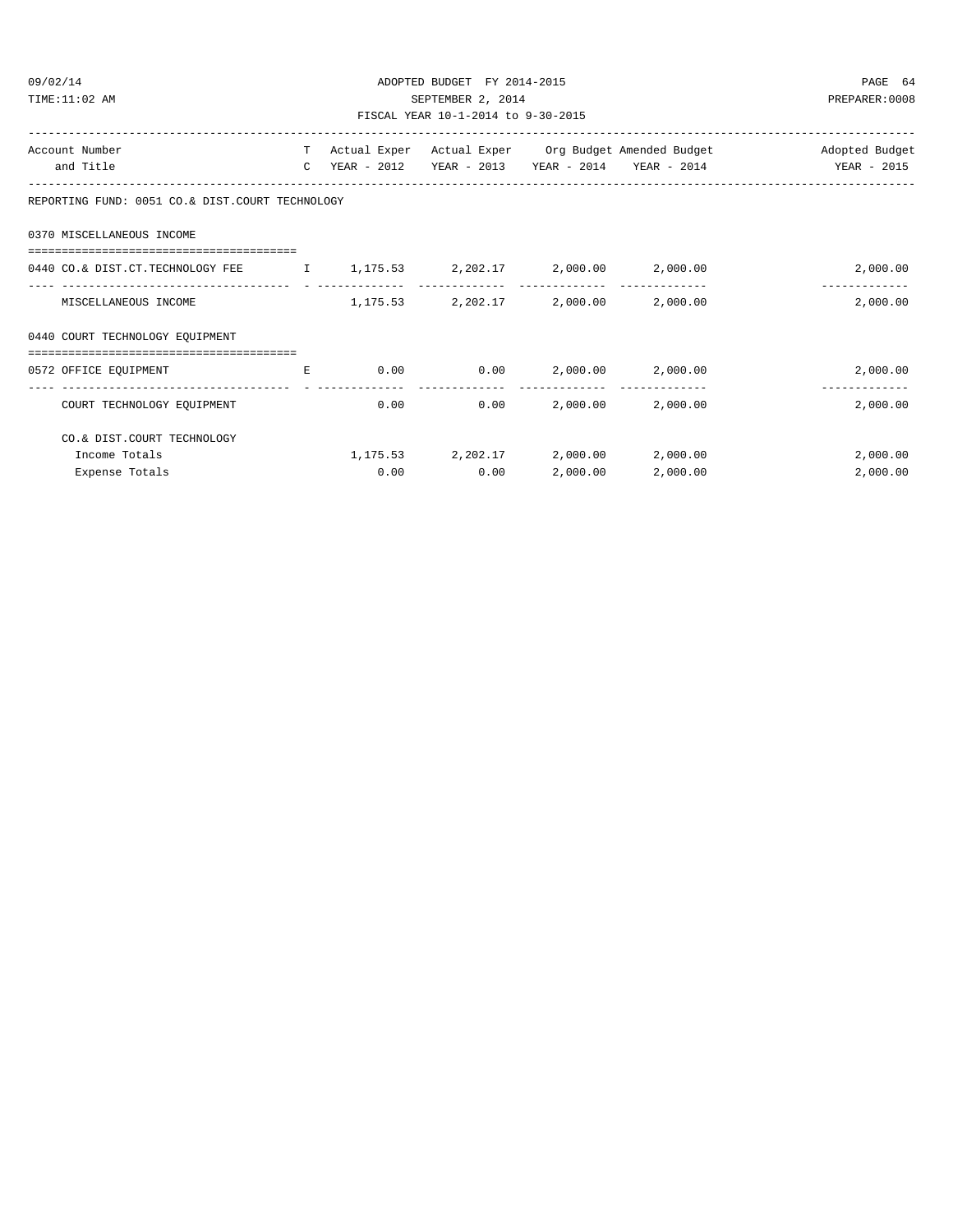ADOPTED BUDGET FY 2014-2015
SEPTEMBER 2, 2014
FISCAL YEAR 10-1-2014 to 9-30-2015

| Account Number and Title | T C | Actual Exper YEAR - 2012 | Actual Exper YEAR - 2013 | Org Budget YEAR - 2014 | Amended Budget YEAR - 2014 | Adopted Budget YEAR - 2015 |
|---|---|---|---|---|---|---|
| REPORTING FUND: 0051 CO.& DIST.COURT TECHNOLOGY | | | | | | |
| 0370 MISCELLANEOUS INCOME | | | | | | |
| 0440 CO.& DIST.CT.TECHNOLOGY FEE | I | 1,175.53 | 2,202.17 | 2,000.00 | 2,000.00 | 2,000.00 |
| MISCELLANEOUS INCOME | | 1,175.53 | 2,202.17 | 2,000.00 | 2,000.00 | 2,000.00 |
| 0440 COURT TECHNOLOGY EQUIPMENT | | | | | | |
| 0572 OFFICE EQUIPMENT | E | 0.00 | 0.00 | 2,000.00 | 2,000.00 | 2,000.00 |
| COURT TECHNOLOGY EQUIPMENT | | 0.00 | 0.00 | 2,000.00 | 2,000.00 | 2,000.00 |
| CO.& DIST.COURT TECHNOLOGY | | | | | | |
| Income Totals | | 1,175.53 | 2,202.17 | 2,000.00 | 2,000.00 | 2,000.00 |
| Expense Totals | | 0.00 | 0.00 | 2,000.00 | 2,000.00 | 2,000.00 |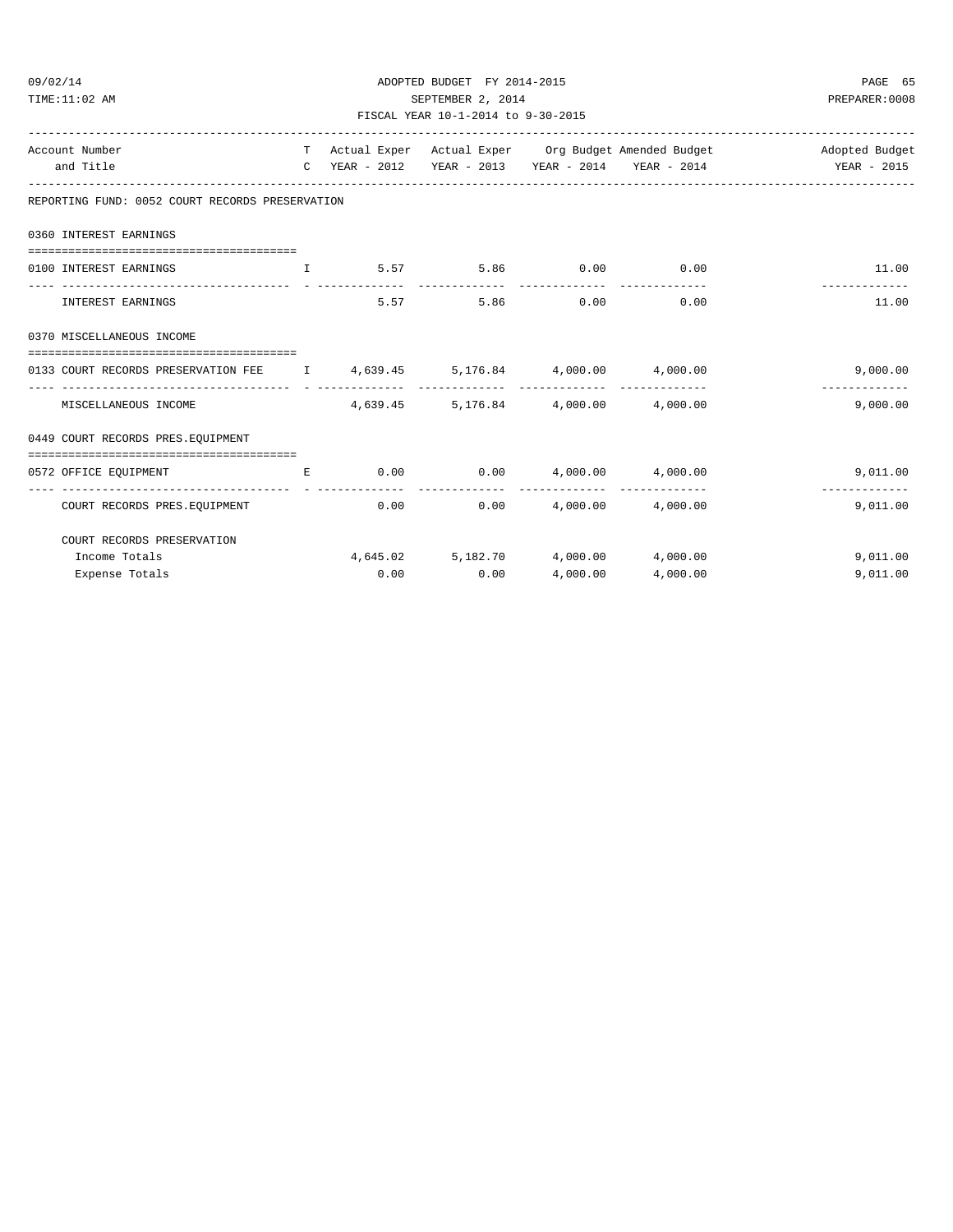ADOPTED BUDGET FY 2014-2015
SEPTEMBER 2, 2014
FISCAL YEAR 10-1-2014 to 9-30-2015

| Account Number and Title | T C | Actual Exper YEAR - 2012 | Actual Exper YEAR - 2013 | Org Budget YEAR - 2014 | Amended Budget YEAR - 2014 | Adopted Budget YEAR - 2015 |
|---|---|---|---|---|---|---|
| REPORTING FUND: 0052 COURT RECORDS PRESERVATION | | | | | | |
| 0360 INTEREST EARNINGS | | | | | | |
| 0100 INTEREST EARNINGS | I | 5.57 | 5.86 | 0.00 | 0.00 | 11.00 |
| INTEREST EARNINGS | | 5.57 | 5.86 | 0.00 | 0.00 | 11.00 |
| 0370 MISCELLANEOUS INCOME | | | | | | |
| 0133 COURT RECORDS PRESERVATION FEE | I | 4,639.45 | 5,176.84 | 4,000.00 | 4,000.00 | 9,000.00 |
| MISCELLANEOUS INCOME | | 4,639.45 | 5,176.84 | 4,000.00 | 4,000.00 | 9,000.00 |
| 0449 COURT RECORDS PRES.EQUIPMENT | | | | | | |
| 0572 OFFICE EQUIPMENT | E | 0.00 | 0.00 | 4,000.00 | 4,000.00 | 9,011.00 |
| COURT RECORDS PRES.EQUIPMENT | | 0.00 | 0.00 | 4,000.00 | 4,000.00 | 9,011.00 |
| COURT RECORDS PRESERVATION | | | | | | |
| Income Totals | | 4,645.02 | 5,182.70 | 4,000.00 | 4,000.00 | 9,011.00 |
| Expense Totals | | 0.00 | 0.00 | 4,000.00 | 4,000.00 | 9,011.00 |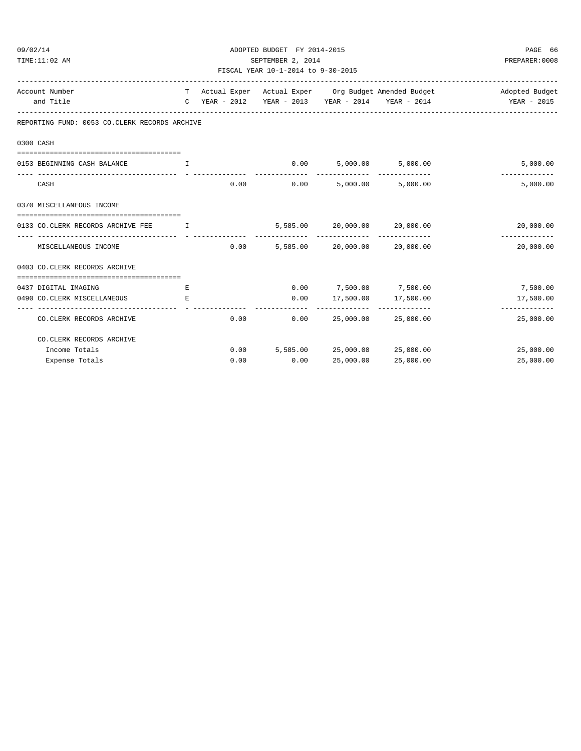ADOPTED BUDGET FY 2014-2015
SEPTEMBER 2, 2014
FISCAL YEAR 10-1-2014 to 9-30-2015

| Account Number and Title | T C | Actual Exper YEAR - 2012 | Actual Exper YEAR - 2013 | Org Budget YEAR - 2014 | Amended Budget YEAR - 2014 | Adopted Budget YEAR - 2015 |
|---|---|---|---|---|---|---|
| REPORTING FUND: 0053 CO.CLERK RECORDS ARCHIVE | | | | | | |
| 0300 CASH | | | | | | |
| 0153 BEGINNING CASH BALANCE | I | | 0.00 | 5,000.00 | 5,000.00 | 5,000.00 |
| CASH | | 0.00 | 0.00 | 5,000.00 | 5,000.00 | 5,000.00 |
| 0370 MISCELLANEOUS INCOME | | | | | | |
| 0133 CO.CLERK RECORDS ARCHIVE FEE | I | | 5,585.00 | 20,000.00 | 20,000.00 | 20,000.00 |
| MISCELLANEOUS INCOME | | 0.00 | 5,585.00 | 20,000.00 | 20,000.00 | 20,000.00 |
| 0403 CO.CLERK RECORDS ARCHIVE | | | | | | |
| 0437 DIGITAL IMAGING | E | | 0.00 | 7,500.00 | 7,500.00 | 7,500.00 |
| 0490 CO.CLERK MISCELLANEOUS | E | | 0.00 | 17,500.00 | 17,500.00 | 17,500.00 |
| CO.CLERK RECORDS ARCHIVE | | 0.00 | 0.00 | 25,000.00 | 25,000.00 | 25,000.00 |
| CO.CLERK RECORDS ARCHIVE | | | | | | |
| Income Totals | | 0.00 | 5,585.00 | 25,000.00 | 25,000.00 | 25,000.00 |
| Expense Totals | | 0.00 | 0.00 | 25,000.00 | 25,000.00 | 25,000.00 |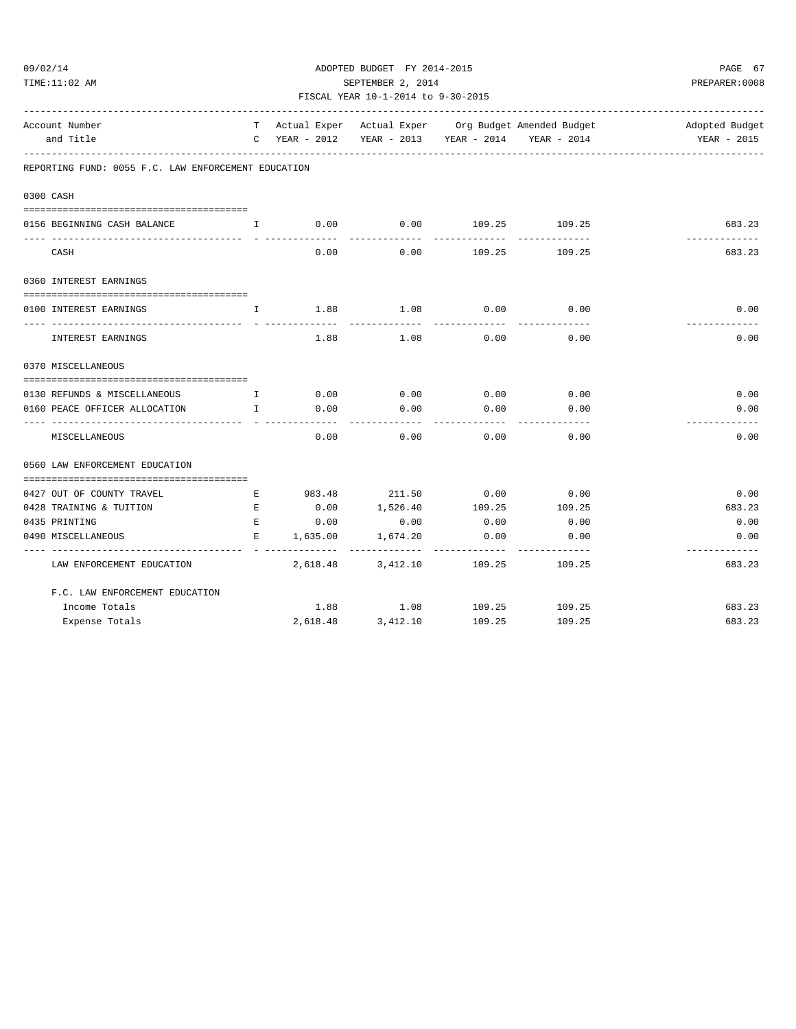ADOPTED BUDGET FY 2014-2015
SEPTEMBER 2, 2014
FISCAL YEAR 10-1-2014 to 9-30-2015

| Account Number and Title | T C | Actual Exper YEAR - 2012 | Actual Exper YEAR - 2013 | Org Budget YEAR - 2014 | Amended Budget YEAR - 2014 | Adopted Budget YEAR - 2015 |
|---|---|---|---|---|---|---|
| **REPORTING FUND: 0055 F.C. LAW ENFORCEMENT EDUCATION** | | | | | | |
| **0300 CASH** | | | | | | |
| 0156 BEGINNING CASH BALANCE | I | 0.00 | 0.00 | 109.25 | 109.25 | 683.23 |
| CASH | | 0.00 | 0.00 | 109.25 | 109.25 | 683.23 |
| **0360 INTEREST EARNINGS** | | | | | | |
| 0100 INTEREST EARNINGS | I | 1.88 | 1.08 | 0.00 | 0.00 | 0.00 |
| INTEREST EARNINGS | | 1.88 | 1.08 | 0.00 | 0.00 | 0.00 |
| **0370 MISCELLANEOUS** | | | | | | |
| 0130 REFUNDS & MISCELLANEOUS | I | 0.00 | 0.00 | 0.00 | 0.00 | 0.00 |
| 0160 PEACE OFFICER ALLOCATION | I | 0.00 | 0.00 | 0.00 | 0.00 | 0.00 |
| MISCELLANEOUS | | 0.00 | 0.00 | 0.00 | 0.00 | 0.00 |
| **0560 LAW ENFORCEMENT EDUCATION** | | | | | | |
| 0427 OUT OF COUNTY TRAVEL | E | 983.48 | 211.50 | 0.00 | 0.00 | 0.00 |
| 0428 TRAINING & TUITION | E | 0.00 | 1,526.40 | 109.25 | 109.25 | 683.23 |
| 0435 PRINTING | E | 0.00 | 0.00 | 0.00 | 0.00 | 0.00 |
| 0490 MISCELLANEOUS | E | 1,635.00 | 1,674.20 | 0.00 | 0.00 | 0.00 |
| LAW ENFORCEMENT EDUCATION | | 2,618.48 | 3,412.10 | 109.25 | 109.25 | 683.23 |
| **F.C. LAW ENFORCEMENT EDUCATION** | | | | | | |
| Income Totals | | 1.88 | 1.08 | 109.25 | 109.25 | 683.23 |
| Expense Totals | | 2,618.48 | 3,412.10 | 109.25 | 109.25 | 683.23 |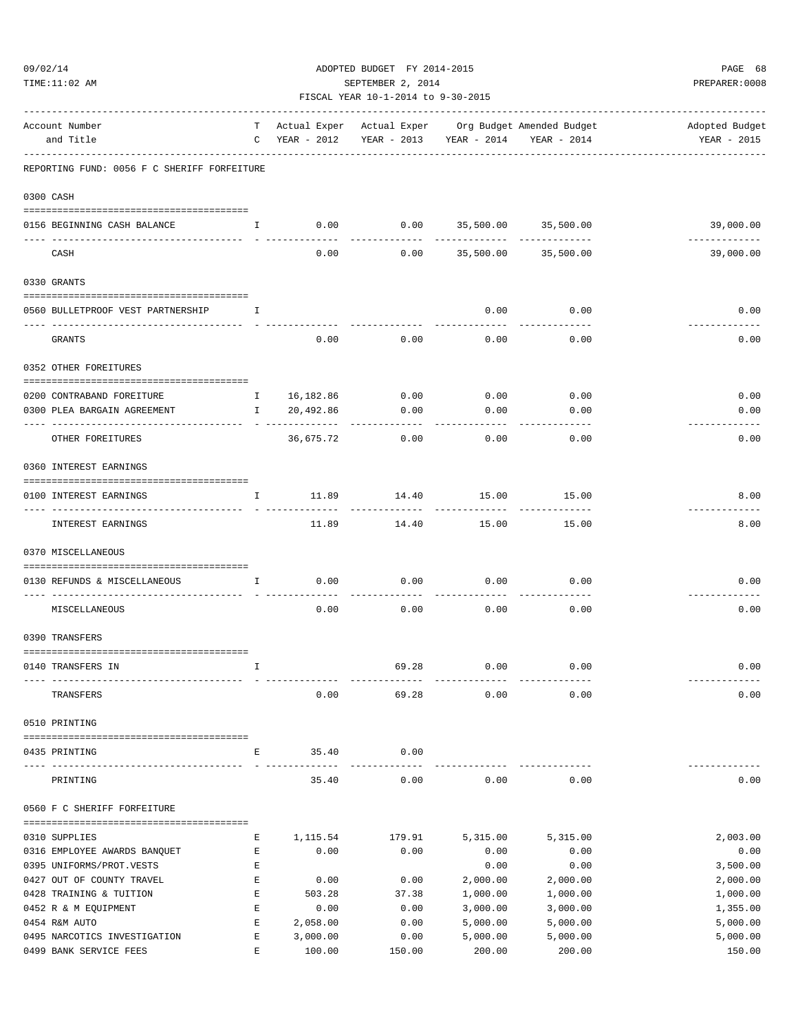ADOPTED BUDGET FY 2014-2015
SEPTEMBER 2, 2014
FISCAL YEAR 10-1-2014 to 9-30-2015

| Account Number and Title | TC | Actual Exper YEAR - 2012 | Actual Exper YEAR - 2013 | Org Budget YEAR - 2014 | Amended Budget YEAR - 2014 | Adopted Budget YEAR - 2015 |
|---|---|---|---|---|---|---|
| **REPORTING FUND: 0056 F C SHERIFF FORFEITURE** | | | | | | |
| **0300 CASH** | | | | | | |
| 0156 BEGINNING CASH BALANCE | I | 0.00 | 0.00 | 35,500.00 | 35,500.00 | 39,000.00 |
| CASH | | 0.00 | 0.00 | 35,500.00 | 35,500.00 | 39,000.00 |
| **0330 GRANTS** | | | | | | |
| 0560 BULLETPROOF VEST PARTNERSHIP | I | | | 0.00 | 0.00 | 0.00 |
| GRANTS | | 0.00 | 0.00 | 0.00 | 0.00 | 0.00 |
| **0352 OTHER FOREITURES** | | | | | | |
| 0200 CONTRABAND FOREITURE | I | 16,182.86 | 0.00 | 0.00 | 0.00 | 0.00 |
| 0300 PLEA BARGAIN AGREEMENT | I | 20,492.86 | 0.00 | 0.00 | 0.00 | 0.00 |
| OTHER FOREITURES | | 36,675.72 | 0.00 | 0.00 | 0.00 | 0.00 |
| **0360 INTEREST EARNINGS** | | | | | | |
| 0100 INTEREST EARNINGS | I | 11.89 | 14.40 | 15.00 | 15.00 | 8.00 |
| INTEREST EARNINGS | | 11.89 | 14.40 | 15.00 | 15.00 | 8.00 |
| **0370 MISCELLANEOUS** | | | | | | |
| 0130 REFUNDS & MISCELLANEOUS | I | 0.00 | 0.00 | 0.00 | 0.00 | 0.00 |
| MISCELLANEOUS | | 0.00 | 0.00 | 0.00 | 0.00 | 0.00 |
| **0390 TRANSFERS** | | | | | | |
| 0140 TRANSFERS IN | I | | 69.28 | 0.00 | 0.00 | 0.00 |
| TRANSFERS | | 0.00 | 69.28 | 0.00 | 0.00 | 0.00 |
| **0510 PRINTING** | | | | | | |
| 0435 PRINTING | E | 35.40 | 0.00 | | | |
| PRINTING | | 35.40 | 0.00 | 0.00 | 0.00 | 0.00 |
| **0560 F C SHERIFF FORFEITURE** | | | | | | |
| 0310 SUPPLIES | E | 1,115.54 | 179.91 | 5,315.00 | 5,315.00 | 2,003.00 |
| 0316 EMPLOYEE AWARDS BANQUET | E | 0.00 | 0.00 | 0.00 | 0.00 | 0.00 |
| 0395 UNIFORMS/PROT.VESTS | E | | | 0.00 | 0.00 | 3,500.00 |
| 0427 OUT OF COUNTY TRAVEL | E | 0.00 | 0.00 | 2,000.00 | 2,000.00 | 2,000.00 |
| 0428 TRAINING & TUITION | E | 503.28 | 37.38 | 1,000.00 | 1,000.00 | 1,000.00 |
| 0452 R & M EQUIPMENT | E | 0.00 | 0.00 | 3,000.00 | 3,000.00 | 1,355.00 |
| 0454 R&M AUTO | E | 2,058.00 | 0.00 | 5,000.00 | 5,000.00 | 5,000.00 |
| 0495 NARCOTICS INVESTIGATION | E | 3,000.00 | 0.00 | 5,000.00 | 5,000.00 | 5,000.00 |
| 0499 BANK SERVICE FEES | E | 100.00 | 150.00 | 200.00 | 200.00 | 150.00 |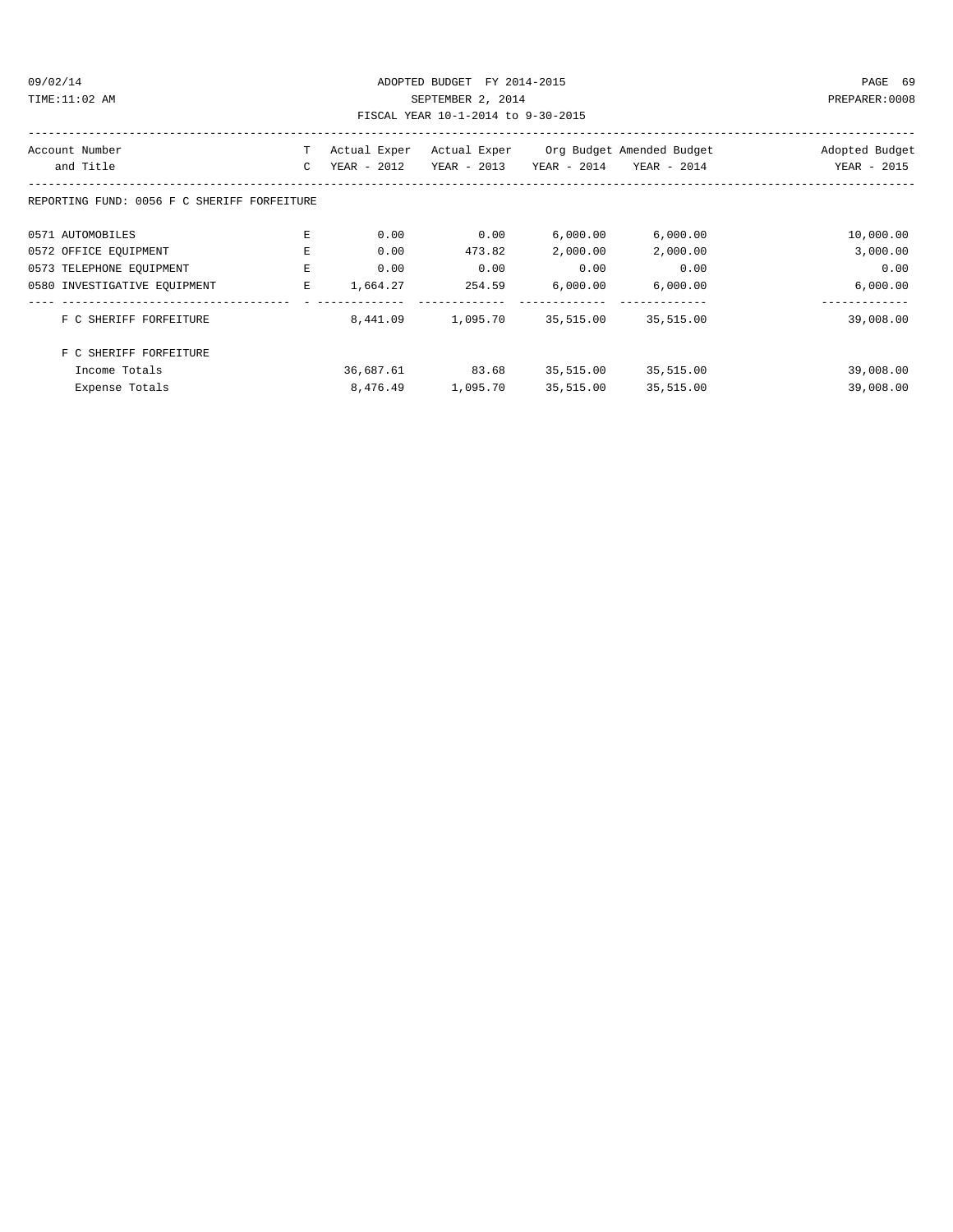ADOPTED BUDGET FY 2014-2015
SEPTEMBER 2, 2014
FISCAL YEAR 10-1-2014 to 9-30-2015

| Account Number and Title | TC | Actual Exper YEAR - 2012 | Actual Exper YEAR - 2013 | Org Budget YEAR - 2014 | Amended Budget YEAR - 2014 | Adopted Budget YEAR - 2015 |
|---|---|---|---|---|---|---|
| REPORTING FUND: 0056 F C SHERIFF FORFEITURE | | | | | | |
| 0571 AUTOMOBILES | E | 0.00 | 0.00 | 6,000.00 | 6,000.00 | 10,000.00 |
| 0572 OFFICE EQUIPMENT | E | 0.00 | 473.82 | 2,000.00 | 2,000.00 | 3,000.00 |
| 0573 TELEPHONE EQUIPMENT | E | 0.00 | 0.00 | 0.00 | 0.00 | 0.00 |
| 0580 INVESTIGATIVE EQUIPMENT | E | 1,664.27 | 254.59 | 6,000.00 | 6,000.00 | 6,000.00 |
| F C SHERIFF FORFEITURE | | 8,441.09 | 1,095.70 | 35,515.00 | 35,515.00 | 39,008.00 |
| F C SHERIFF FORFEITURE | | | | | | |
| Income Totals | | 36,687.61 | 83.68 | 35,515.00 | 35,515.00 | 39,008.00 |
| Expense Totals | | 8,476.49 | 1,095.70 | 35,515.00 | 35,515.00 | 39,008.00 |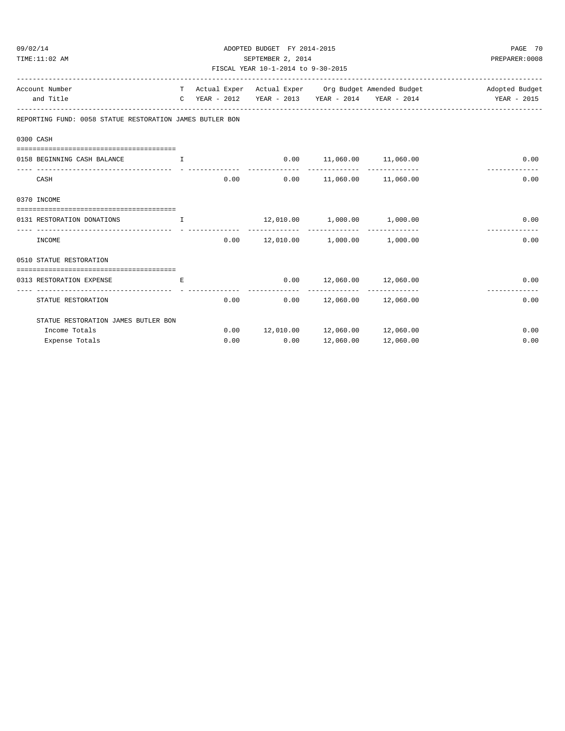REPORTING FUND: 0058 STATUE RESTORATION JAMES BUTLER BON

| Account Number and Title | T C | Actual Exper YEAR - 2012 | Actual Exper YEAR - 2013 | Org Budget YEAR - 2014 | Amended Budget YEAR - 2014 | Adopted Budget YEAR - 2015 |
|---|---|---|---|---|---|---|
| **0300 CASH** | | | | | | |
| 0158 BEGINNING CASH BALANCE | I | | 0.00 | 11,060.00 | 11,060.00 | 0.00 |
| CASH | | 0.00 | 0.00 | 11,060.00 | 11,060.00 | 0.00 |
| **0370 INCOME** | | | | | | |
| 0131 RESTORATION DONATIONS | I | | 12,010.00 | 1,000.00 | 1,000.00 | 0.00 |
| INCOME | | 0.00 | 12,010.00 | 1,000.00 | 1,000.00 | 0.00 |
| **0510 STATUE RESTORATION** | | | | | | |
| 0313 RESTORATION EXPENSE | E | | 0.00 | 12,060.00 | 12,060.00 | 0.00 |
| STATUE RESTORATION | | 0.00 | 0.00 | 12,060.00 | 12,060.00 | 0.00 |
| STATUE RESTORATION JAMES BUTLER BON | | | | | | |
| Income Totals | | 0.00 | 12,010.00 | 12,060.00 | 12,060.00 | 0.00 |
| Expense Totals | | 0.00 | 0.00 | 12,060.00 | 12,060.00 | 0.00 |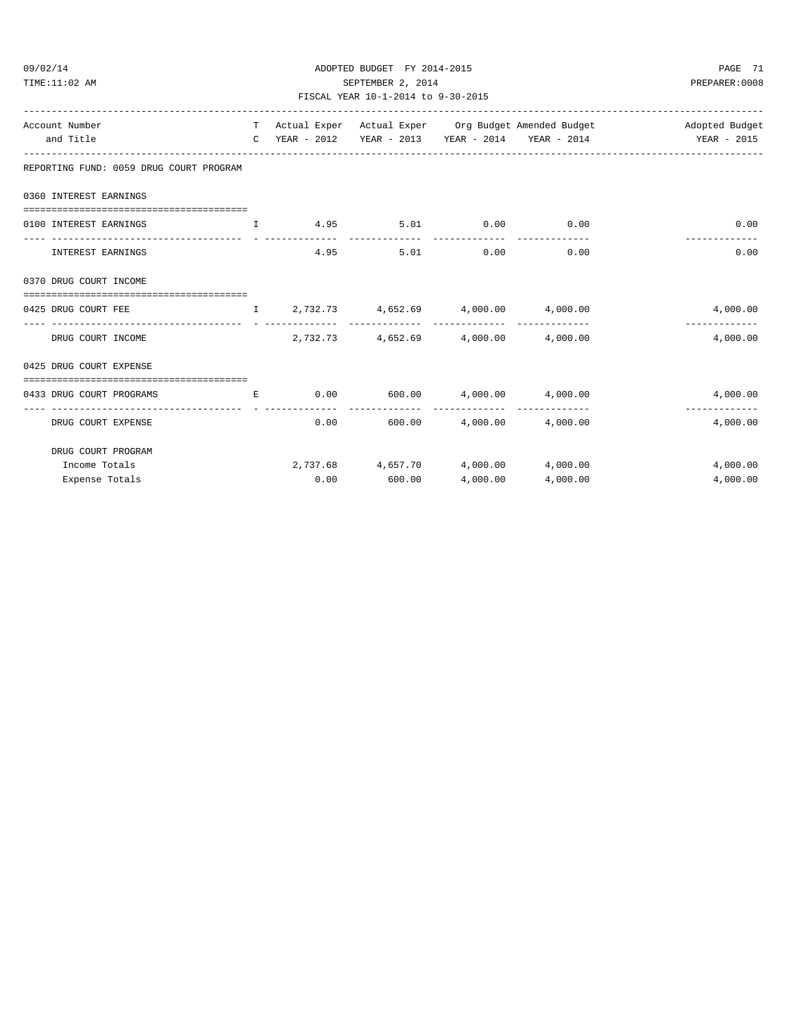ADOPTED BUDGET FY 2014-2015

SEPTEMBER 2, 2014

FISCAL YEAR 10-1-2014 to 9-30-2015

| Account Number and Title | T C | Actual Exper YEAR - 2012 | Actual Exper YEAR - 2013 | Org Budget YEAR - 2014 | Amended Budget YEAR - 2014 | Adopted Budget YEAR - 2015 |
|---|---|---|---|---|---|---|
| REPORTING FUND: 0059 DRUG COURT PROGRAM | | | | | | |
| 0360 INTEREST EARNINGS | | | | | | |
| 0100 INTEREST EARNINGS | I | 4.95 | 5.01 | 0.00 | 0.00 | 0.00 |
| INTEREST EARNINGS | | 4.95 | 5.01 | 0.00 | 0.00 | 0.00 |
| 0370 DRUG COURT INCOME | | | | | | |
| 0425 DRUG COURT FEE | I | 2,732.73 | 4,652.69 | 4,000.00 | 4,000.00 | 4,000.00 |
| DRUG COURT INCOME | | 2,732.73 | 4,652.69 | 4,000.00 | 4,000.00 | 4,000.00 |
| 0425 DRUG COURT EXPENSE | | | | | | |
| 0433 DRUG COURT PROGRAMS | E | 0.00 | 600.00 | 4,000.00 | 4,000.00 | 4,000.00 |
| DRUG COURT EXPENSE | | 0.00 | 600.00 | 4,000.00 | 4,000.00 | 4,000.00 |
| DRUG COURT PROGRAM | | | | | | |
| Income Totals | | 2,737.68 | 4,657.70 | 4,000.00 | 4,000.00 | 4,000.00 |
| Expense Totals | | 0.00 | 600.00 | 4,000.00 | 4,000.00 | 4,000.00 |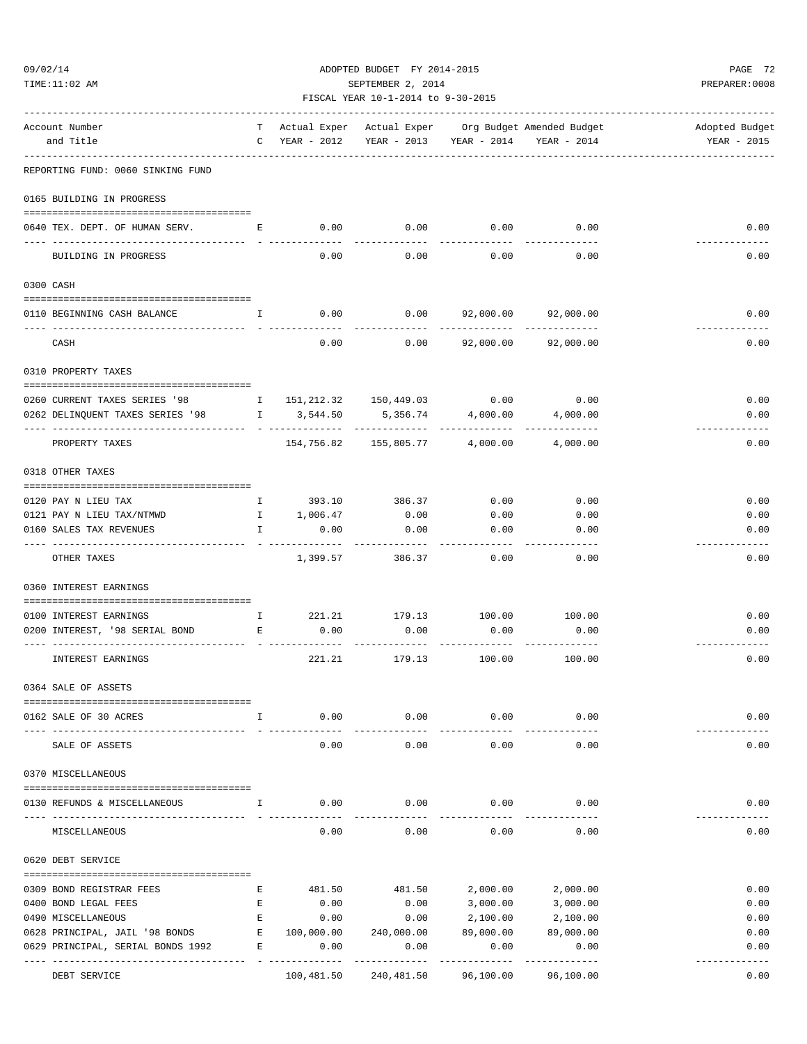ADOPTED BUDGET FY 2014-2015

SEPTEMBER 2, 2014

FISCAL YEAR 10-1-2014 to 9-30-2015

| Account Number and Title | T C | Actual Exper YEAR - 2012 | Actual Exper YEAR - 2013 | Org Budget YEAR - 2014 | Amended Budget YEAR - 2014 | Adopted Budget YEAR - 2015 |
|---|---|---|---|---|---|---|
| **REPORTING FUND: 0060 SINKING FUND** | | | | | | |
| **0165 BUILDING IN PROGRESS** | | | | | | |
| 0640 TEX. DEPT. OF HUMAN SERV. | E | 0.00 | 0.00 | 0.00 | 0.00 | 0.00 |
| BUILDING IN PROGRESS | | 0.00 | 0.00 | 0.00 | 0.00 | 0.00 |
| **0300 CASH** | | | | | | |
| 0110 BEGINNING CASH BALANCE | I | 0.00 | 0.00 | 92,000.00 | 92,000.00 | 0.00 |
| CASH | | 0.00 | 0.00 | 92,000.00 | 92,000.00 | 0.00 |
| **0310 PROPERTY TAXES** | | | | | | |
| 0260 CURRENT TAXES SERIES '98 | I | 151,212.32 | 150,449.03 | 0.00 | 0.00 | 0.00 |
| 0262 DELINQUENT TAXES SERIES '98 | I | 3,544.50 | 5,356.74 | 4,000.00 | 4,000.00 | 0.00 |
| PROPERTY TAXES | | 154,756.82 | 155,805.77 | 4,000.00 | 4,000.00 | 0.00 |
| **0318 OTHER TAXES** | | | | | | |
| 0120 PAY N LIEU TAX | I | 393.10 | 386.37 | 0.00 | 0.00 | 0.00 |
| 0121 PAY N LIEU TAX/NTMWD | I | 1,006.47 | 0.00 | 0.00 | 0.00 | 0.00 |
| 0160 SALES TAX REVENUES | I | 0.00 | 0.00 | 0.00 | 0.00 | 0.00 |
| OTHER TAXES | | 1,399.57 | 386.37 | 0.00 | 0.00 | 0.00 |
| **0360 INTEREST EARNINGS** | | | | | | |
| 0100 INTEREST EARNINGS | I | 221.21 | 179.13 | 100.00 | 100.00 | 0.00 |
| 0200 INTEREST, '98 SERIAL BOND | E | 0.00 | 0.00 | 0.00 | 0.00 | 0.00 |
| INTEREST EARNINGS | | 221.21 | 179.13 | 100.00 | 100.00 | 0.00 |
| **0364 SALE OF ASSETS** | | | | | | |
| 0162 SALE OF 30 ACRES | I | 0.00 | 0.00 | 0.00 | 0.00 | 0.00 |
| SALE OF ASSETS | | 0.00 | 0.00 | 0.00 | 0.00 | 0.00 |
| **0370 MISCELLANEOUS** | | | | | | |
| 0130 REFUNDS & MISCELLANEOUS | I | 0.00 | 0.00 | 0.00 | 0.00 | 0.00 |
| MISCELLANEOUS | | 0.00 | 0.00 | 0.00 | 0.00 | 0.00 |
| **0620 DEBT SERVICE** | | | | | | |
| 0309 BOND REGISTRAR FEES | E | 481.50 | 481.50 | 2,000.00 | 2,000.00 | 0.00 |
| 0400 BOND LEGAL FEES | E | 0.00 | 0.00 | 3,000.00 | 3,000.00 | 0.00 |
| 0490 MISCELLANEOUS | E | 0.00 | 0.00 | 2,100.00 | 2,100.00 | 0.00 |
| 0628 PRINCIPAL, JAIL '98 BONDS | E | 100,000.00 | 240,000.00 | 89,000.00 | 89,000.00 | 0.00 |
| 0629 PRINCIPAL, SERIAL BONDS 1992 | E | 0.00 | 0.00 | 0.00 | 0.00 | 0.00 |
| DEBT SERVICE | | 100,481.50 | 240,481.50 | 96,100.00 | 96,100.00 | 0.00 |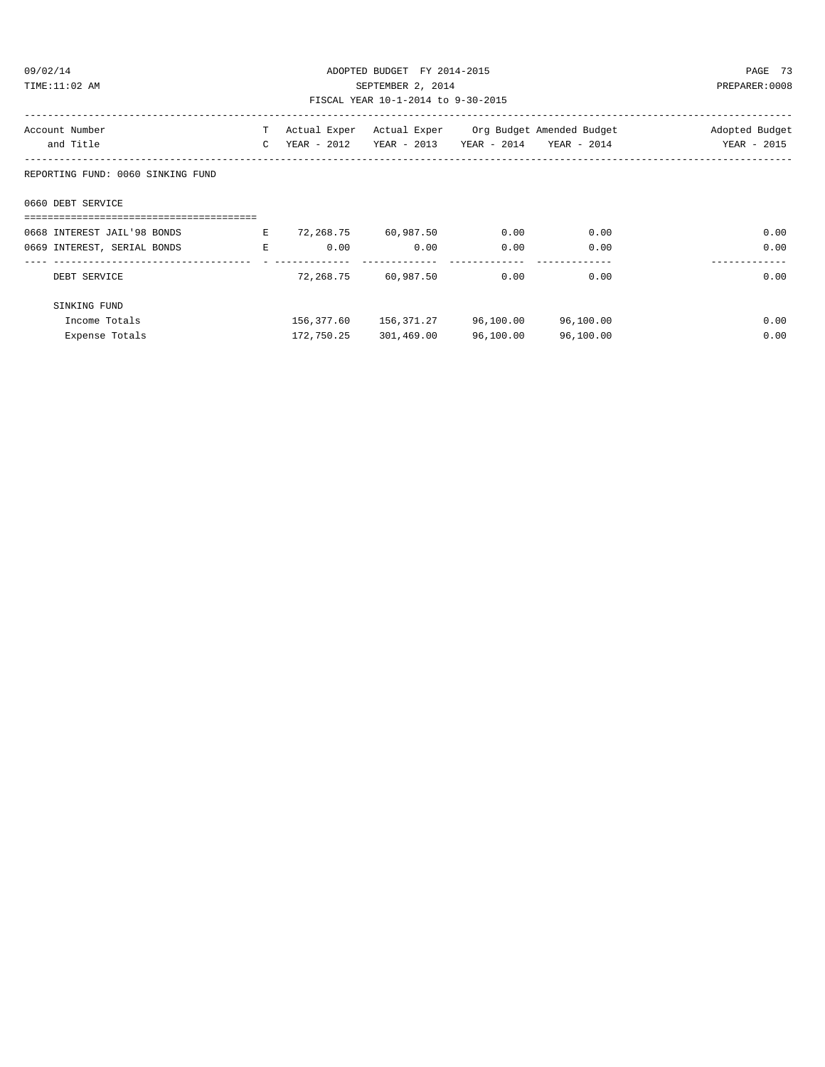ADOPTED BUDGET FY 2014-2015
SEPTEMBER 2, 2014
FISCAL YEAR 10-1-2014 to 9-30-2015

| Account Number and Title | T C | Actual Exper YEAR - 2012 | Actual Exper YEAR - 2013 | Org Budget YEAR - 2014 | Amended Budget YEAR - 2014 | Adopted Budget YEAR - 2015 |
|---|---|---|---|---|---|---|
| REPORTING FUND: 0060 SINKING FUND | | | | | | |
| 0660 DEBT SERVICE | | | | | | |
| 0668 INTEREST JAIL'98 BONDS | E | 72,268.75 | 60,987.50 | 0.00 | 0.00 | 0.00 |
| 0669 INTEREST, SERIAL BONDS | E | 0.00 | 0.00 | 0.00 | 0.00 | 0.00 |
| DEBT SERVICE | | 72,268.75 | 60,987.50 | 0.00 | 0.00 | 0.00 |
| SINKING FUND | | | | | | |
| Income Totals | | 156,377.60 | 156,371.27 | 96,100.00 | 96,100.00 | 0.00 |
| Expense Totals | | 172,750.25 | 301,469.00 | 96,100.00 | 96,100.00 | 0.00 |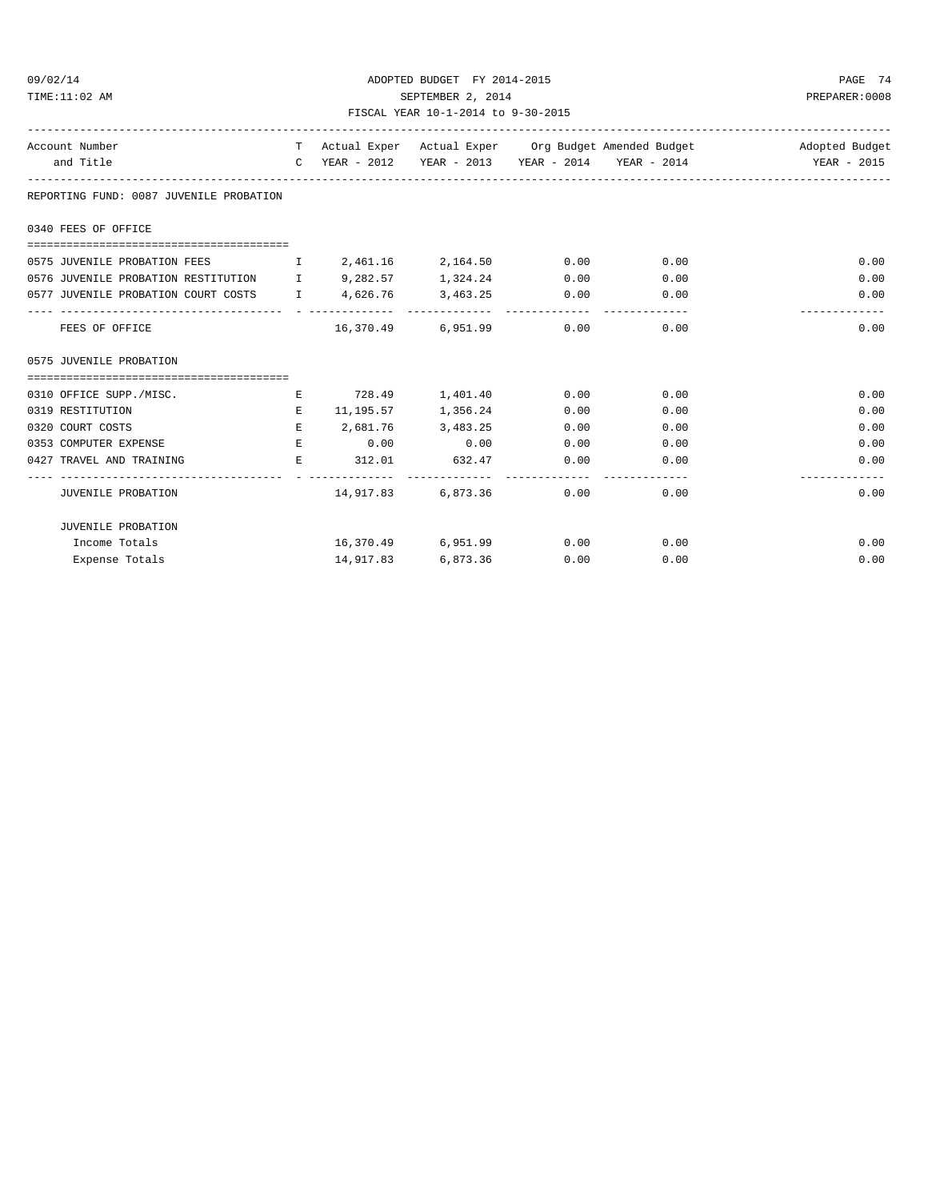ADOPTED BUDGET FY 2014-2015
SEPTEMBER 2, 2014
FISCAL YEAR 10-1-2014 to 9-30-2015

| Account Number and Title | T C | Actual Exper YEAR - 2012 | Actual Exper YEAR - 2013 | Org Budget YEAR - 2014 | Amended Budget YEAR - 2014 | Adopted Budget YEAR - 2015 |
|---|---|---|---|---|---|---|
| REPORTING FUND: 0087 JUVENILE PROBATION | | | | | | |
| 0340 FEES OF OFFICE | | | | | | |
| 0575 JUVENILE PROBATION FEES | I | 2,461.16 | 2,164.50 | 0.00 | 0.00 | 0.00 |
| 0576 JUVENILE PROBATION RESTITUTION | I | 9,282.57 | 1,324.24 | 0.00 | 0.00 | 0.00 |
| 0577 JUVENILE PROBATION COURT COSTS | I | 4,626.76 | 3,463.25 | 0.00 | 0.00 | 0.00 |
| FEES OF OFFICE | | 16,370.49 | 6,951.99 | 0.00 | 0.00 | 0.00 |
| 0575 JUVENILE PROBATION | | | | | | |
| 0310 OFFICE SUPP./MISC. | E | 728.49 | 1,401.40 | 0.00 | 0.00 | 0.00 |
| 0319 RESTITUTION | E | 11,195.57 | 1,356.24 | 0.00 | 0.00 | 0.00 |
| 0320 COURT COSTS | E | 2,681.76 | 3,483.25 | 0.00 | 0.00 | 0.00 |
| 0353 COMPUTER EXPENSE | E | 0.00 | 0.00 | 0.00 | 0.00 | 0.00 |
| 0427 TRAVEL AND TRAINING | E | 312.01 | 632.47 | 0.00 | 0.00 | 0.00 |
| JUVENILE PROBATION | | 14,917.83 | 6,873.36 | 0.00 | 0.00 | 0.00 |
| JUVENILE PROBATION | | | | | | |
| Income Totals | | 16,370.49 | 6,951.99 | 0.00 | 0.00 | 0.00 |
| Expense Totals | | 14,917.83 | 6,873.36 | 0.00 | 0.00 | 0.00 |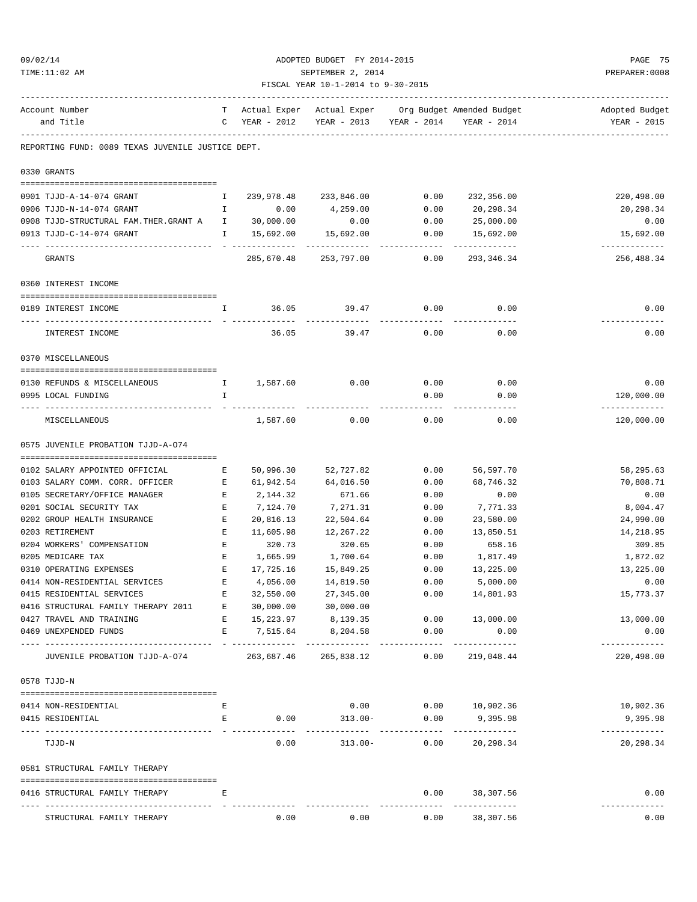09/02/14 ADOPTED BUDGET FY 2014-2015
TIME:11:02 AM SEPTEMBER 2, 2014 PREPARER:0008
FISCAL YEAR 10-1-2014 to 9-30-2015

| Account Number and Title | T C | Actual Exper YEAR - 2012 | Actual Exper YEAR - 2013 | Org Budget YEAR - 2014 | Amended Budget YEAR - 2014 | Adopted Budget YEAR - 2015 |
|---|---|---|---|---|---|---|
| REPORTING FUND: 0089 TEXAS JUVENILE JUSTICE DEPT. | | | | | | |
| **0330 GRANTS** | | | | | | |
| 0901 TJJD-A-14-074 GRANT | I | 239,978.48 | 233,846.00 | 0.00 | 232,356.00 | 220,498.00 |
| 0906 TJJD-N-14-074 GRANT | I | 0.00 | 4,259.00 | 0.00 | 20,298.34 | 20,298.34 |
| 0908 TJJD-STRUCTURAL FAM.THER.GRANT A | I | 30,000.00 | 0.00 | 0.00 | 25,000.00 | 0.00 |
| 0913 TJJD-C-14-074 GRANT | I | 15,692.00 | 15,692.00 | 0.00 | 15,692.00 | 15,692.00 |
| GRANTS | | 285,670.48 | 253,797.00 | 0.00 | 293,346.34 | 256,488.34 |
| **0360 INTEREST INCOME** | | | | | | |
| 0189 INTEREST INCOME | I | 36.05 | 39.47 | 0.00 | 0.00 | 0.00 |
| INTEREST INCOME | | 36.05 | 39.47 | 0.00 | 0.00 | 0.00 |
| **0370 MISCELLANEOUS** | | | | | | |
| 0130 REFUNDS & MISCELLANEOUS | I | 1,587.60 | 0.00 | 0.00 | 0.00 | 0.00 |
| 0995 LOCAL FUNDING | I | | | 0.00 | 0.00 | 120,000.00 |
| MISCELLANEOUS | | 1,587.60 | 0.00 | 0.00 | 0.00 | 120,000.00 |
| **0575 JUVENILE PROBATION TJJD-A-074** | | | | | | |
| 0102 SALARY APPOINTED OFFICIAL | E | 50,996.30 | 52,727.82 | 0.00 | 56,597.70 | 58,295.63 |
| 0103 SALARY COMM. CORR. OFFICER | E | 61,942.54 | 64,016.50 | 0.00 | 68,746.32 | 70,808.71 |
| 0105 SECRETARY/OFFICE MANAGER | E | 2,144.32 | 671.66 | 0.00 | 0.00 | 0.00 |
| 0201 SOCIAL SECURITY TAX | E | 7,124.70 | 7,271.31 | 0.00 | 7,771.33 | 8,004.47 |
| 0202 GROUP HEALTH INSURANCE | E | 20,816.13 | 22,504.64 | 0.00 | 23,580.00 | 24,990.00 |
| 0203 RETIREMENT | E | 11,605.98 | 12,267.22 | 0.00 | 13,850.51 | 14,218.95 |
| 0204 WORKERS' COMPENSATION | E | 320.73 | 320.65 | 0.00 | 658.16 | 309.85 |
| 0205 MEDICARE TAX | E | 1,665.99 | 1,700.64 | 0.00 | 1,817.49 | 1,872.02 |
| 0310 OPERATING EXPENSES | E | 17,725.16 | 15,849.25 | 0.00 | 13,225.00 | 13,225.00 |
| 0414 NON-RESIDENTIAL SERVICES | E | 4,056.00 | 14,819.50 | 0.00 | 5,000.00 | 0.00 |
| 0415 RESIDENTIAL SERVICES | E | 32,550.00 | 27,345.00 | 0.00 | 14,801.93 | 15,773.37 |
| 0416 STRUCTURAL FAMILY THERAPY 2011 | E | 30,000.00 | 30,000.00 | | | |
| 0427 TRAVEL AND TRAINING | E | 15,223.97 | 8,139.35 | 0.00 | 13,000.00 | 13,000.00 |
| 0469 UNEXPENDED FUNDS | E | 7,515.64 | 8,204.58 | 0.00 | 0.00 | 0.00 |
| JUVENILE PROBATION TJJD-A-074 | | 263,687.46 | 265,838.12 | 0.00 | 219,048.44 | 220,498.00 |
| **0578 TJJD-N** | | | | | | |
| 0414 NON-RESIDENTIAL | E | | 0.00 | 0.00 | 10,902.36 | 10,902.36 |
| 0415 RESIDENTIAL | E | 0.00 | 313.00- | 0.00 | 9,395.98 | 9,395.98 |
| TJJD-N | | 0.00 | 313.00- | 0.00 | 20,298.34 | 20,298.34 |
| **0581 STRUCTURAL FAMILY THERAPY** | | | | | | |
| 0416 STRUCTURAL FAMILY THERAPY | E | | | 0.00 | 38,307.56 | 0.00 |
| STRUCTURAL FAMILY THERAPY | | 0.00 | 0.00 | 0.00 | 38,307.56 | 0.00 |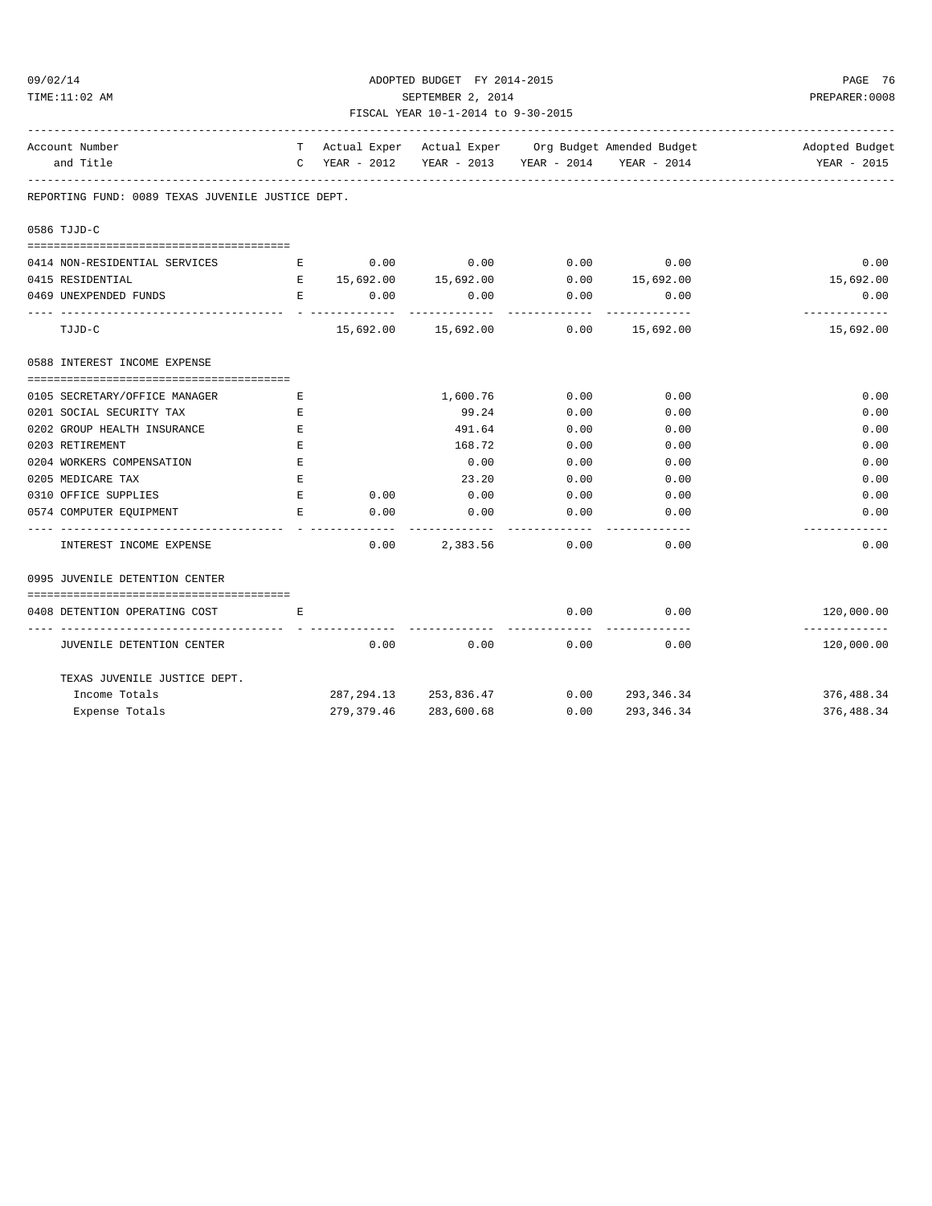ADOPTED BUDGET FY 2014-2015
SEPTEMBER 2, 2014
FISCAL YEAR 10-1-2014 to 9-30-2015

| Account Number and Title | TC | Actual Exper YEAR - 2012 | Actual Exper YEAR - 2013 | Org Budget YEAR - 2014 | Amended Budget YEAR - 2014 | Adopted Budget YEAR - 2015 |
|---|---|---|---|---|---|---|
| **REPORTING FUND: 0089 TEXAS JUVENILE JUSTICE DEPT.** | | | | | | |
| **0586 TJJD-C** | | | | | | |
| 0414 NON-RESIDENTIAL SERVICES | E | 0.00 | 0.00 | 0.00 | 0.00 | 0.00 |
| 0415 RESIDENTIAL | E | 15,692.00 | 15,692.00 | 0.00 | 15,692.00 | 15,692.00 |
| 0469 UNEXPENDED FUNDS | E | 0.00 | 0.00 | 0.00 | 0.00 | 0.00 |
| TJJD-C | | 15,692.00 | 15,692.00 | 0.00 | 15,692.00 | 15,692.00 |
| **0588 INTEREST INCOME EXPENSE** | | | | | | |
| 0105 SECRETARY/OFFICE MANAGER | E | | 1,600.76 | 0.00 | 0.00 | 0.00 |
| 0201 SOCIAL SECURITY TAX | E | | 99.24 | 0.00 | 0.00 | 0.00 |
| 0202 GROUP HEALTH INSURANCE | E | | 491.64 | 0.00 | 0.00 | 0.00 |
| 0203 RETIREMENT | E | | 168.72 | 0.00 | 0.00 | 0.00 |
| 0204 WORKERS COMPENSATION | E | | 0.00 | 0.00 | 0.00 | 0.00 |
| 0205 MEDICARE TAX | E | | 23.20 | 0.00 | 0.00 | 0.00 |
| 0310 OFFICE SUPPLIES | E | 0.00 | 0.00 | 0.00 | 0.00 | 0.00 |
| 0574 COMPUTER EQUIPMENT | E | 0.00 | 0.00 | 0.00 | 0.00 | 0.00 |
| INTEREST INCOME EXPENSE | | 0.00 | 2,383.56 | 0.00 | 0.00 | 0.00 |
| **0995 JUVENILE DETENTION CENTER** | | | | | | |
| 0408 DETENTION OPERATING COST | E | | | 0.00 | 0.00 | 120,000.00 |
| JUVENILE DETENTION CENTER | | 0.00 | 0.00 | 0.00 | 0.00 | 120,000.00 |
| **TEXAS JUVENILE JUSTICE DEPT.** | | | | | | |
| Income Totals | | 287,294.13 | 253,836.47 | 0.00 | 293,346.34 | 376,488.34 |
| Expense Totals | | 279,379.46 | 283,600.68 | 0.00 | 293,346.34 | 376,488.34 |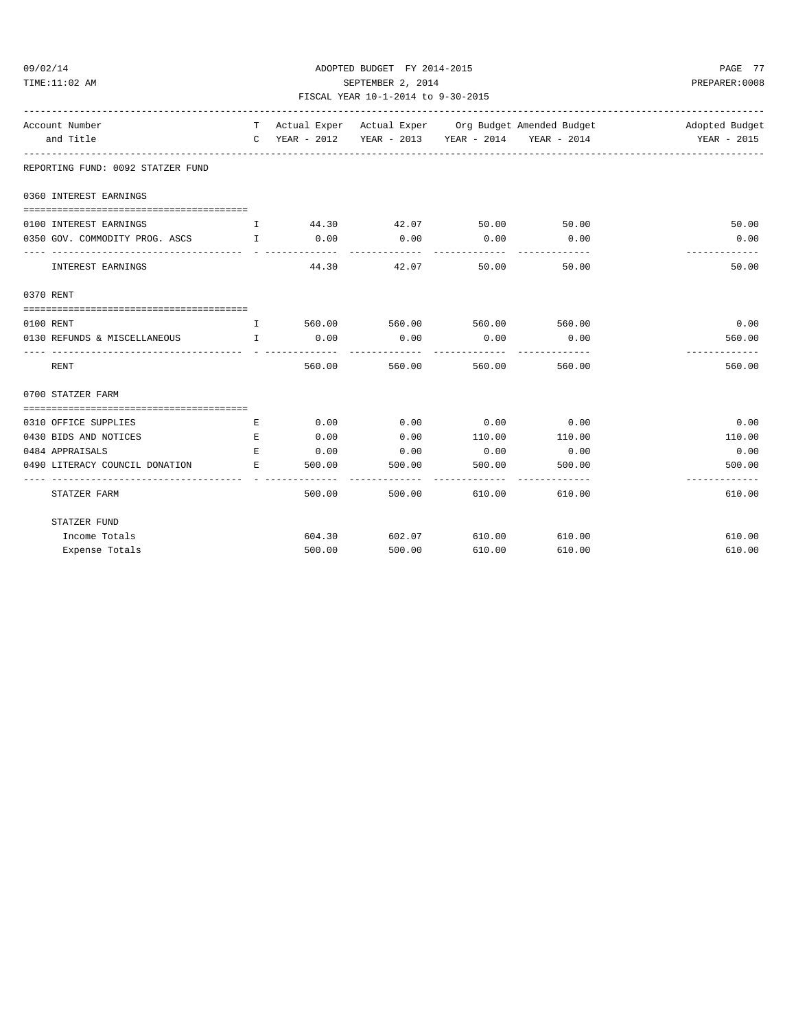ADOPTED BUDGET FY 2014-2015
SEPTEMBER 2, 2014
FISCAL YEAR 10-1-2014 to 9-30-2015

| Account Number and Title | T C | Actual Exper YEAR - 2012 | Actual Exper YEAR - 2013 | Org Budget YEAR - 2014 | Amended Budget YEAR - 2014 | Adopted Budget YEAR - 2015 |
|---|---|---|---|---|---|---|
| REPORTING FUND: 0092 STATZER FUND | | | | | | |
| **0360 INTEREST EARNINGS** | | | | | | |
| 0100 INTEREST EARNINGS | I | 44.30 | 42.07 | 50.00 | 50.00 | 50.00 |
| 0350 GOV. COMMODITY PROG. ASCS | I | 0.00 | 0.00 | 0.00 | 0.00 | 0.00 |
| INTEREST EARNINGS | | 44.30 | 42.07 | 50.00 | 50.00 | 50.00 |
| **0370 RENT** | | | | | | |
| 0100 RENT | I | 560.00 | 560.00 | 560.00 | 560.00 | 0.00 |
| 0130 REFUNDS & MISCELLANEOUS | I | 0.00 | 0.00 | 0.00 | 0.00 | 560.00 |
| RENT | | 560.00 | 560.00 | 560.00 | 560.00 | 560.00 |
| **0700 STATZER FARM** | | | | | | |
| 0310 OFFICE SUPPLIES | E | 0.00 | 0.00 | 0.00 | 0.00 | 0.00 |
| 0430 BIDS AND NOTICES | E | 0.00 | 0.00 | 110.00 | 110.00 | 110.00 |
| 0484 APPRAISALS | E | 0.00 | 0.00 | 0.00 | 0.00 | 0.00 |
| 0490 LITERACY COUNCIL DONATION | E | 500.00 | 500.00 | 500.00 | 500.00 | 500.00 |
| STATZER FARM | | 500.00 | 500.00 | 610.00 | 610.00 | 610.00 |
| STATZER FUND | | | | | | |
| Income Totals | | 604.30 | 602.07 | 610.00 | 610.00 | 610.00 |
| Expense Totals | | 500.00 | 500.00 | 610.00 | 610.00 | 610.00 |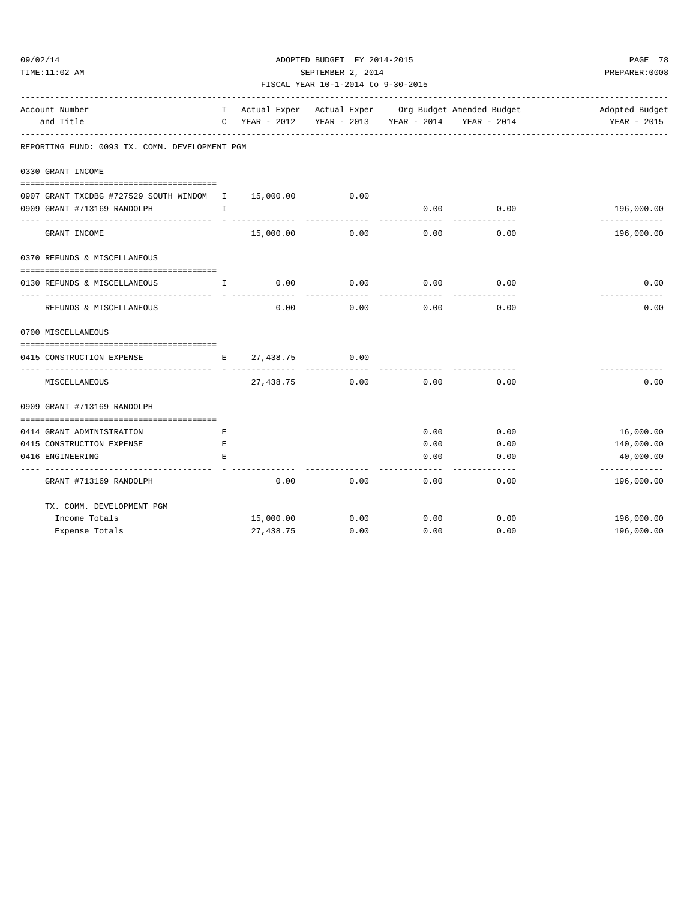ADOPTED BUDGET FY 2014-2015
SEPTEMBER 2, 2014
FISCAL YEAR 10-1-2014 to 9-30-2015

| Account Number and Title | TC | Actual Exper YEAR - 2012 | Actual Exper YEAR - 2013 | Org Budget YEAR - 2014 | Amended Budget YEAR - 2014 | Adopted Budget YEAR - 2015 |
|---|---|---|---|---|---|---|
| **REPORTING FUND: 0093 TX. COMM. DEVELOPMENT PGM** | | | | | | |
| **0330 GRANT INCOME** | | | | | | |
| 0907 GRANT TXCDBG #727529 SOUTH WINDOM | I | 15,000.00 | 0.00 | | | |
| 0909 GRANT #713169 RANDOLPH | I | | | 0.00 | 0.00 | 196,000.00 |
| GRANT INCOME | | 15,000.00 | 0.00 | 0.00 | 0.00 | 196,000.00 |
| **0370 REFUNDS & MISCELLANEOUS** | | | | | | |
| 0130 REFUNDS & MISCELLANEOUS | I | 0.00 | 0.00 | 0.00 | 0.00 | 0.00 |
| REFUNDS & MISCELLANEOUS | | 0.00 | 0.00 | 0.00 | 0.00 | 0.00 |
| **0700 MISCELLANEOUS** | | | | | | |
| 0415 CONSTRUCTION EXPENSE | E | 27,438.75 | 0.00 | | | |
| MISCELLANEOUS | | 27,438.75 | 0.00 | 0.00 | 0.00 | 0.00 |
| **0909 GRANT #713169 RANDOLPH** | | | | | | |
| 0414 GRANT ADMINISTRATION | E | | | 0.00 | 0.00 | 16,000.00 |
| 0415 CONSTRUCTION EXPENSE | E | | | 0.00 | 0.00 | 140,000.00 |
| 0416 ENGINEERING | E | | | 0.00 | 0.00 | 40,000.00 |
| GRANT #713169 RANDOLPH | | 0.00 | 0.00 | 0.00 | 0.00 | 196,000.00 |
| **TX. COMM. DEVELOPMENT PGM** | | | | | | |
| Income Totals | | 15,000.00 | 0.00 | 0.00 | 0.00 | 196,000.00 |
| Expense Totals | | 27,438.75 | 0.00 | 0.00 | 0.00 | 196,000.00 |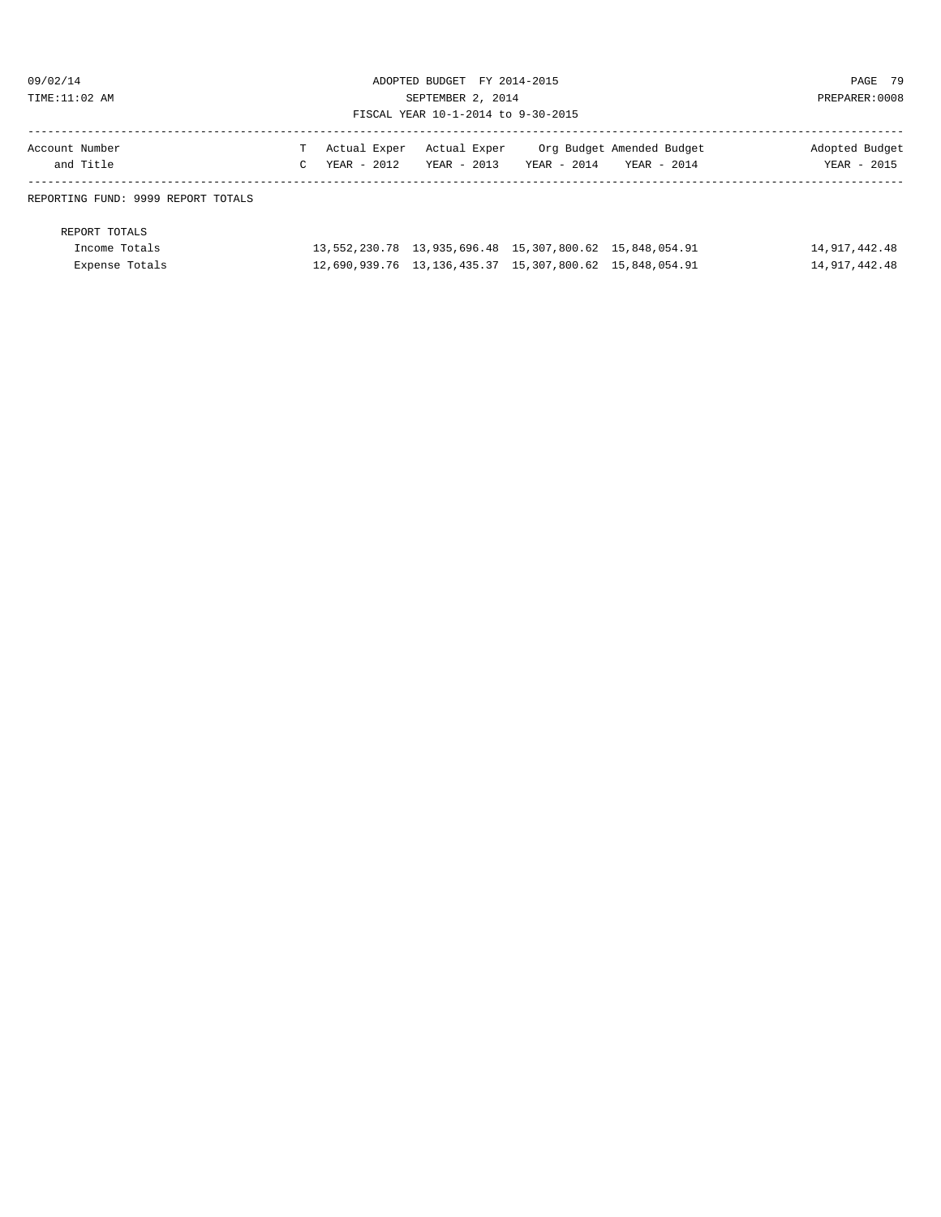ADOPTED BUDGET FY 2014-2015

SEPTEMBER 2, 2014

FISCAL YEAR 10-1-2014 to 9-30-2015

| Account Number and Title | T C | Actual Exper YEAR - 2012 | Actual Exper YEAR - 2013 | Org Budget YEAR - 2014 | Amended Budget YEAR - 2014 | Adopted Budget YEAR - 2015 |
|---|---|---|---|---|---|---|
| REPORTING FUND: 9999 REPORT TOTALS | | | | | | |
| REPORT TOTALS | | | | | | |
| Income Totals | | 13,552,230.78 | 13,935,696.48 | 15,307,800.62 | 15,848,054.91 | 14,917,442.48 |
| Expense Totals | | 12,690,939.76 | 13,136,435.37 | 15,307,800.62 | 15,848,054.91 | 14,917,442.48 |